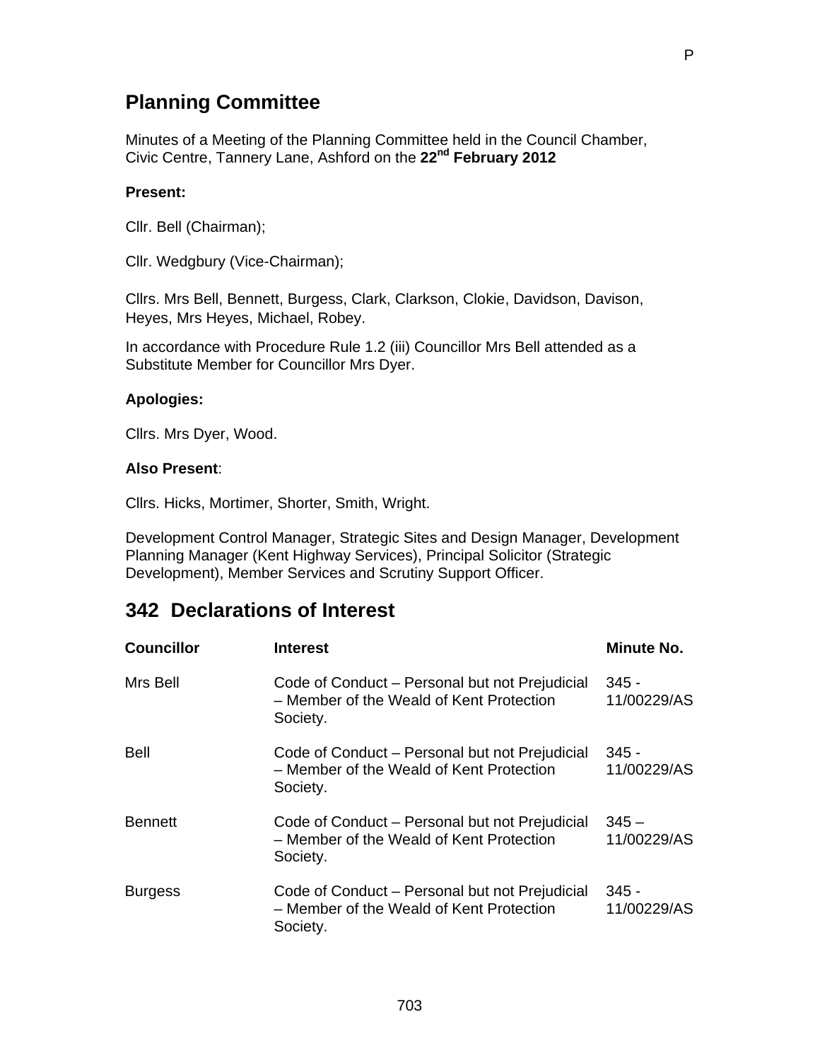# Planning Committee

Minutes of a Meeting of the Planning Committee held in the Council Chamber, Civic Centre, Tannery Lane, Ashford on the **22nd February 2012**

**Present:**

Cllr. Bell (Chairman);

Cllr. Wedgbury (Vice-Chairman);

Cllrs. Mrs Bell, Bennett, Burgess, Clark, Clarkson, Clokie, Davidson, Davison, Heyes, Mrs Heyes, Michael, Robey.

In accordance with Procedure Rule 1.2 (iii) Councillor Mrs Bell attended as a Substitute Member for Councillor Mrs Dyer.

**Apologies:**

Cllrs. Mrs Dyer, Wood.

**Also Present**:

Cllrs. Hicks, Mortimer, Shorter, Smith, Wright.

Development Control Manager, Strategic Sites and Design Manager, Development Planning Manager (Kent Highway Services), Principal Solicitor (Strategic Development), Member Services and Scrutiny Support Officer.

## 342 Declarations of Interest

| Councillor | Interest | Minute No. |
|---|---|---|
| Mrs Bell | Code of Conduct – Personal but not Prejudicial – Member of the Weald of Kent Protection Society. | 345 - 11/00229/AS |
| Bell | Code of Conduct – Personal but not Prejudicial – Member of the Weald of Kent Protection Society. | 345 - 11/00229/AS |
| Bennett | Code of Conduct – Personal but not Prejudicial – Member of the Weald of Kent Protection Society. | 345 – 11/00229/AS |
| Burgess | Code of Conduct – Personal but not Prejudicial – Member of the Weald of Kent Protection Society. | 345 - 11/00229/AS |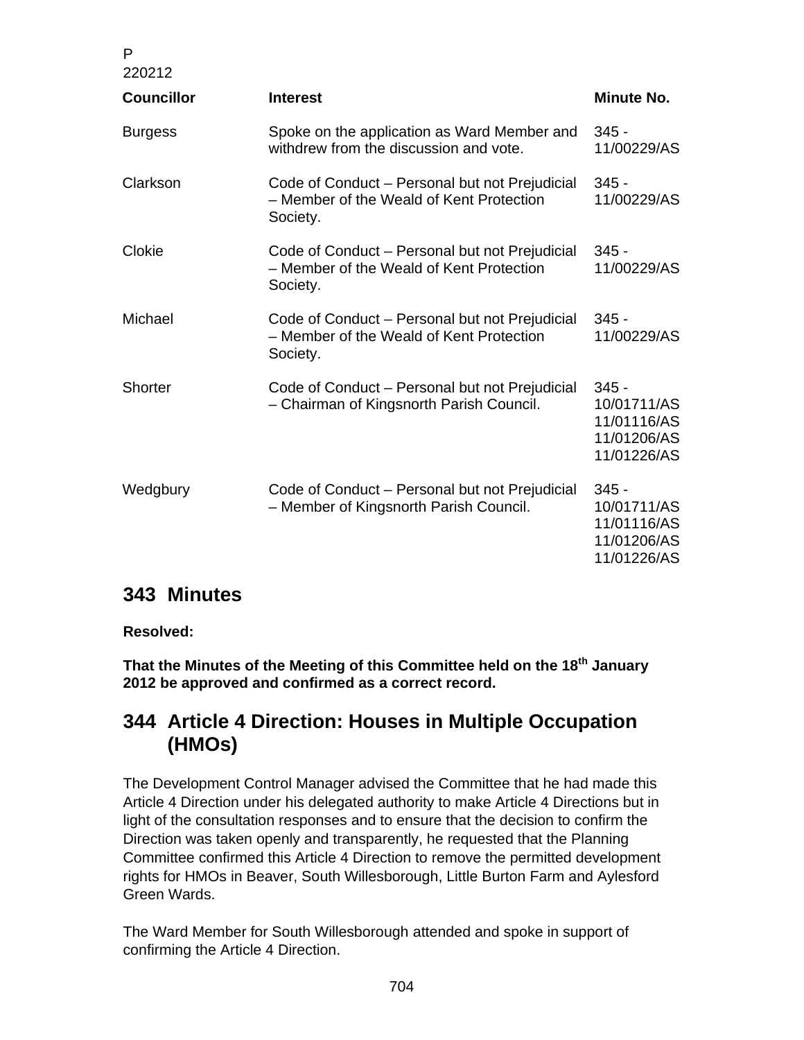| Councillor | Interest | Minute No. |
|---|---|---|
| Burgess | Spoke on the application as Ward Member and withdrew from the discussion and vote. | 345 - 11/00229/AS |
| Clarkson | Code of Conduct – Personal but not Prejudicial – Member of the Weald of Kent Protection Society. | 345 - 11/00229/AS |
| Clokie | Code of Conduct – Personal but not Prejudicial – Member of the Weald of Kent Protection Society. | 345 - 11/00229/AS |
| Michael | Code of Conduct – Personal but not Prejudicial – Member of the Weald of Kent Protection Society. | 345 - 11/00229/AS |
| Shorter | Code of Conduct – Personal but not Prejudicial – Chairman of Kingsnorth Parish Council. | 345 - 10/01711/AS 11/01116/AS 11/01206/AS 11/01226/AS |
| Wedgbury | Code of Conduct – Personal but not Prejudicial – Member of Kingsnorth Parish Council. | 345 - 10/01711/AS 11/01116/AS 11/01206/AS 11/01226/AS |

## 343 Minutes

**Resolved:**

**That the Minutes of the Meeting of this Committee held on the 18th January 2012 be approved and confirmed as a correct record.**

## 344 Article 4 Direction: Houses in Multiple Occupation (HMOs)

The Development Control Manager advised the Committee that he had made this Article 4 Direction under his delegated authority to make Article 4 Directions but in light of the consultation responses and to ensure that the decision to confirm the Direction was taken openly and transparently, he requested that the Planning Committee confirmed this Article 4 Direction to remove the permitted development rights for HMOs in Beaver, South Willesborough, Little Burton Farm and Aylesford Green Wards.

The Ward Member for South Willesborough attended and spoke in support of confirming the Article 4 Direction.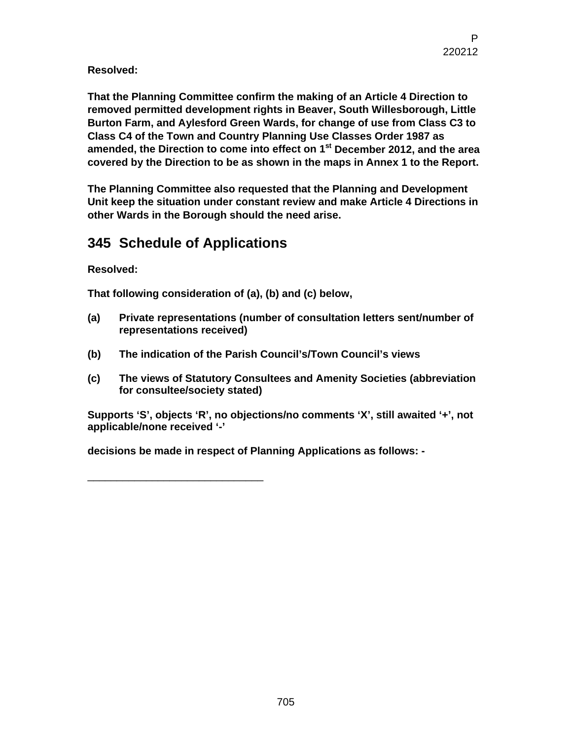**Resolved:**

**That the Planning Committee confirm the making of an Article 4 Direction to removed permitted development rights in Beaver, South Willesborough, Little Burton Farm, and Aylesford Green Wards, for change of use from Class C3 to Class C4 of the Town and Country Planning Use Classes Order 1987 as amended, the Direction to come into effect on 1st December 2012, and the area covered by the Direction to be as shown in the maps in Annex 1 to the Report.**

**The Planning Committee also requested that the Planning and Development Unit keep the situation under constant review and make Article 4 Directions in other Wards in the Borough should the need arise.**

## 345 Schedule of Applications

**Resolved:**

**That following consideration of (a), (b) and (c) below,**

**(a)** **Private representations (number of consultation letters sent/number of representations received)**

**(b)** **The indication of the Parish Council's/Town Council's views**

**(c)** **The views of Statutory Consultees and Amenity Societies (abbreviation for consultee/society stated)**

**Supports 'S', objects 'R', no objections/no comments 'X', still awaited '+', not applicable/none received '-'**

**decisions be made in respect of Planning Applications as follows: -**

______________________________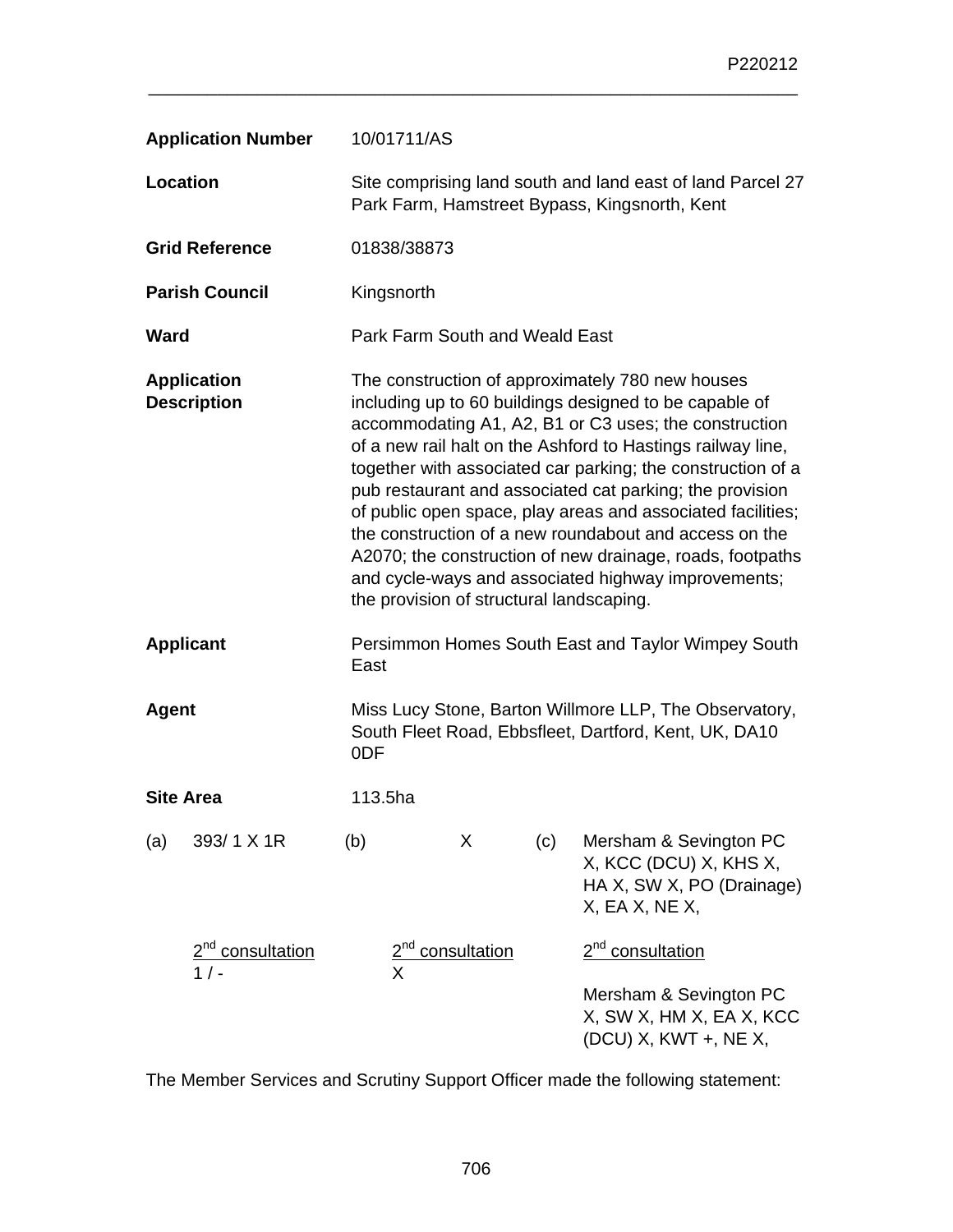| | |
|---|---|
| **Application Number** | 10/01711/AS |
| **Location** | Site comprising land south and land east of land Parcel 27 Park Farm, Hamstreet Bypass, Kingsnorth, Kent |
| **Grid Reference** | 01838/38873 |
| **Parish Council** | Kingsnorth |
| **Ward** | Park Farm South and Weald East |
| **Application Description** | The construction of approximately 780 new houses including up to 60 buildings designed to be capable of accommodating A1, A2, B1 or C3 uses; the construction of a new rail halt on the Ashford to Hastings railway line, together with associated car parking; the construction of a pub restaurant and associated cat parking; the provision of public open space, play areas and associated facilities; the construction of a new roundabout and access on the A2070; the construction of new drainage, roads, footpaths and cycle-ways and associated highway improvements; the provision of structural landscaping. |
| **Applicant** | Persimmon Homes South East and Taylor Wimpey South East |
| **Agent** | Miss Lucy Stone, Barton Willmore LLP, The Observatory, South Fleet Road, Ebbsfleet, Dartford, Kent, UK, DA10 0DF |
| **Site Area** | 113.5ha |

| (a) | (b) | (c) |
|---|---|---|
| 393/ 1 X 1R | X | Mersham & Sevington PC X, KCC (DCU) X, KHS X, HA X, SW X, PO (Drainage) X, EA X, NE X, |
| <u>2nd consultation</u> 1 / - | <u>2nd consultation</u> X | <u>2nd consultation</u> Mersham & Sevington PC X, SW X, HM X, EA X, KCC (DCU) X, KWT +, NE X, |

The Member Services and Scrutiny Support Officer made the following statement: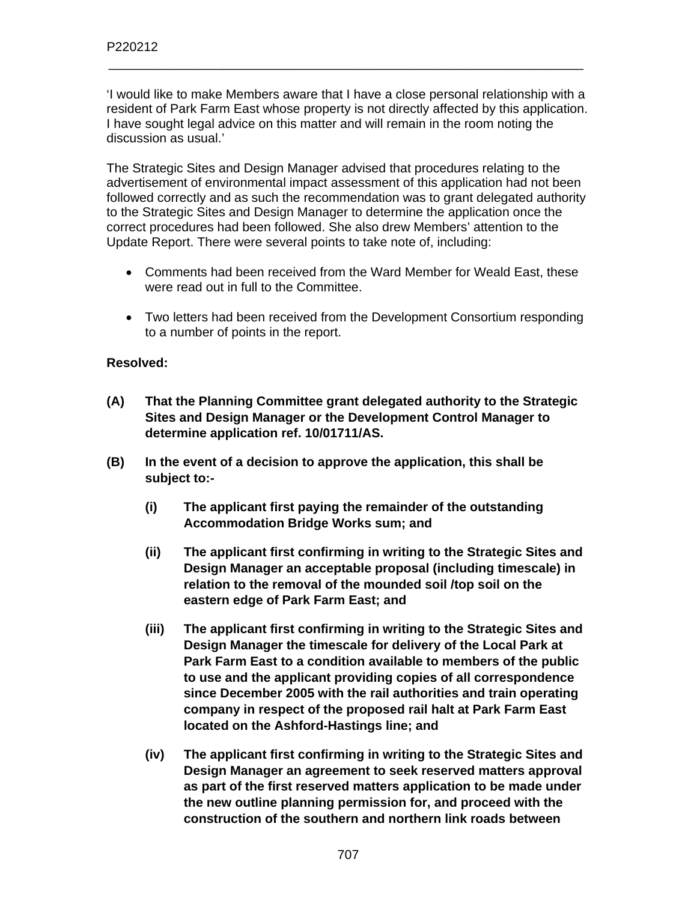'I would like to make Members aware that I have a close personal relationship with a resident of Park Farm East whose property is not directly affected by this application. I have sought legal advice on this matter and will remain in the room noting the discussion as usual.'

The Strategic Sites and Design Manager advised that procedures relating to the advertisement of environmental impact assessment of this application had not been followed correctly and as such the recommendation was to grant delegated authority to the Strategic Sites and Design Manager to determine the application once the correct procedures had been followed. She also drew Members' attention to the Update Report. There were several points to take note of, including:

- Comments had been received from the Ward Member for Weald East, these were read out in full to the Committee.
- Two letters had been received from the Development Consortium responding to a number of points in the report.

**Resolved:**

**(A) That the Planning Committee grant delegated authority to the Strategic Sites and Design Manager or the Development Control Manager to determine application ref. 10/01711/AS.**

**(B) In the event of a decision to approve the application, this shall be subject to:-**

**(i) The applicant first paying the remainder of the outstanding Accommodation Bridge Works sum; and**

**(ii) The applicant first confirming in writing to the Strategic Sites and Design Manager an acceptable proposal (including timescale) in relation to the removal of the mounded soil /top soil on the eastern edge of Park Farm East; and**

**(iii) The applicant first confirming in writing to the Strategic Sites and Design Manager the timescale for delivery of the Local Park at Park Farm East to a condition available to members of the public to use and the applicant providing copies of all correspondence since December 2005 with the rail authorities and train operating company in respect of the proposed rail halt at Park Farm East located on the Ashford-Hastings line; and**

**(iv) The applicant first confirming in writing to the Strategic Sites and Design Manager an agreement to seek reserved matters approval as part of the first reserved matters application to be made under the new outline planning permission for, and proceed with the construction of the southern and northern link roads between**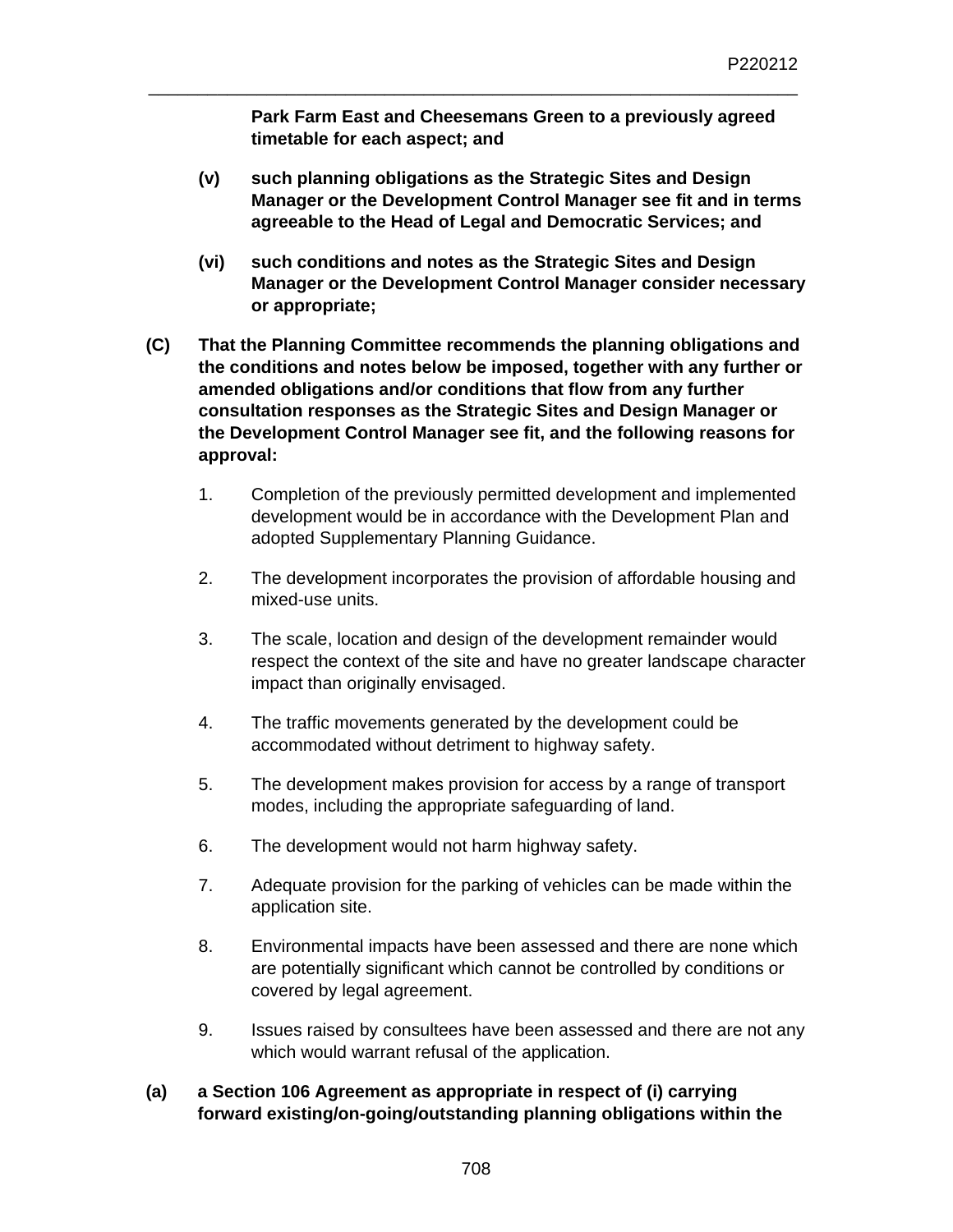**Park Farm East and Cheesemans Green to a previously agreed timetable for each aspect; and**

**(v) such planning obligations as the Strategic Sites and Design Manager or the Development Control Manager see fit and in terms agreeable to the Head of Legal and Democratic Services; and**

**(vi) such conditions and notes as the Strategic Sites and Design Manager or the Development Control Manager consider necessary or appropriate;**

**(C) That the Planning Committee recommends the planning obligations and the conditions and notes below be imposed, together with any further or amended obligations and/or conditions that flow from any further consultation responses as the Strategic Sites and Design Manager or the Development Control Manager see fit, and the following reasons for approval:**

1. Completion of the previously permitted development and implemented development would be in accordance with the Development Plan and adopted Supplementary Planning Guidance.

2. The development incorporates the provision of affordable housing and mixed-use units.

3. The scale, location and design of the development remainder would respect the context of the site and have no greater landscape character impact than originally envisaged.

4. The traffic movements generated by the development could be accommodated without detriment to highway safety.

5. The development makes provision for access by a range of transport modes, including the appropriate safeguarding of land.

6. The development would not harm highway safety.

7. Adequate provision for the parking of vehicles can be made within the application site.

8. Environmental impacts have been assessed and there are none which are potentially significant which cannot be controlled by conditions or covered by legal agreement.

9. Issues raised by consultees have been assessed and there are not any which would warrant refusal of the application.

**(a) a Section 106 Agreement as appropriate in respect of (i) carrying forward existing/on-going/outstanding planning obligations within the**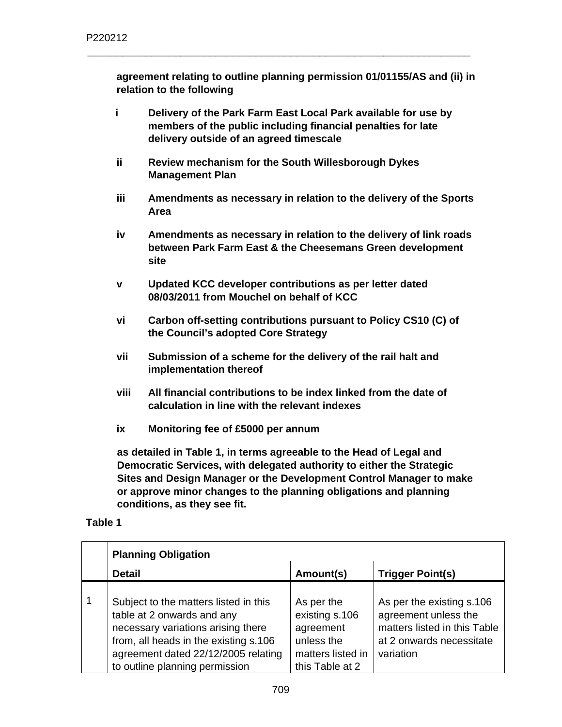**agreement relating to outline planning permission 01/01155/AS and (ii) in relation to the following**

- **i** **Delivery of the Park Farm East Local Park available for use by members of the public including financial penalties for late delivery outside of an agreed timescale**
- **ii** **Review mechanism for the South Willesborough Dykes Management Plan**
- **iii** **Amendments as necessary in relation to the delivery of the Sports Area**
- **iv** **Amendments as necessary in relation to the delivery of link roads between Park Farm East & the Cheesemans Green development site**
- **v** **Updated KCC developer contributions as per letter dated 08/03/2011 from Mouchel on behalf of KCC**
- **vi** **Carbon off-setting contributions pursuant to Policy CS10 (C) of the Council's adopted Core Strategy**
- **vii** **Submission of a scheme for the delivery of the rail halt and implementation thereof**
- **viii** **All financial contributions to be index linked from the date of calculation in line with the relevant indexes**
- **ix** **Monitoring fee of £5000 per annum**

**as detailed in Table 1, in terms agreeable to the Head of Legal and Democratic Services, with delegated authority to either the Strategic Sites and Design Manager or the Development Control Manager to make or approve minor changes to the planning obligations and planning conditions, as they see fit.**

**Table 1**

| | **Planning Obligation** | | |
|---|---|---|---|
| | **Detail** | **Amount(s)** | **Trigger Point(s)** |
| 1 | Subject to the matters listed in this table at 2 onwards and any necessary variations arising there from, all heads in the existing s.106 agreement dated 22/12/2005 relating to outline planning permission | As per the existing s.106 agreement unless the matters listed in this Table at 2 | As per the existing s.106 agreement unless the matters listed in this Table at 2 onwards necessitate variation |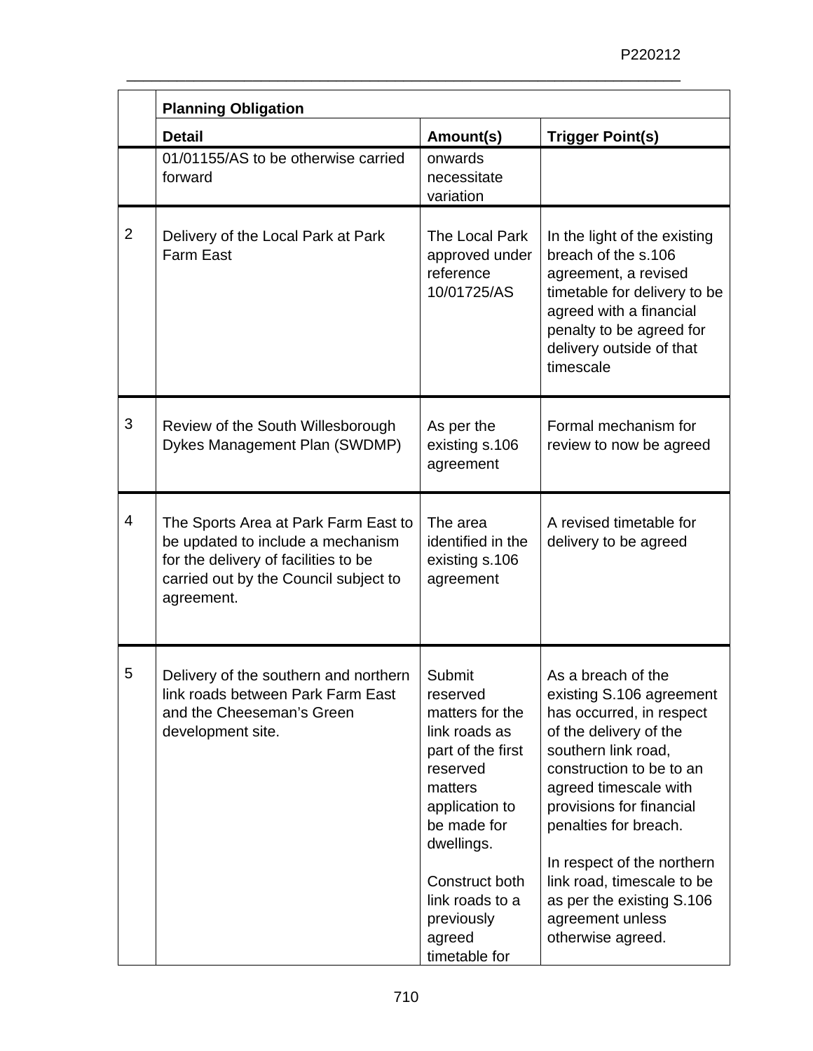| | Planning Obligation | | |
|---|---|---|---|
| | **Detail** | **Amount(s)** | **Trigger Point(s)** |
| | 01/01155/AS to be otherwise carried forward | onwards necessitate variation | |
| 2 | Delivery of the Local Park at Park Farm East | The Local Park approved under reference 10/01725/AS | In the light of the existing breach of the s.106 agreement, a revised timetable for delivery to be agreed with a financial penalty to be agreed for delivery outside of that timescale |
| 3 | Review of the South Willesborough Dykes Management Plan (SWDMP) | As per the existing s.106 agreement | Formal mechanism for review to now be agreed |
| 4 | The Sports Area at Park Farm East to be updated to include a mechanism for the delivery of facilities to be carried out by the Council subject to agreement. | The area identified in the existing s.106 agreement | A revised timetable for delivery to be agreed |
| 5 | Delivery of the southern and northern link roads between Park Farm East and the Cheeseman's Green development site. | Submit reserved matters for the link roads as part of the first reserved matters application to be made for dwellings.<br><br>Construct both link roads to a previously agreed timetable for | As a breach of the existing S.106 agreement has occurred, in respect of the delivery of the southern link road, construction to be to an agreed timescale with provisions for financial penalties for breach.<br><br>In respect of the northern link road, timescale to be as per the existing S.106 agreement unless otherwise agreed. |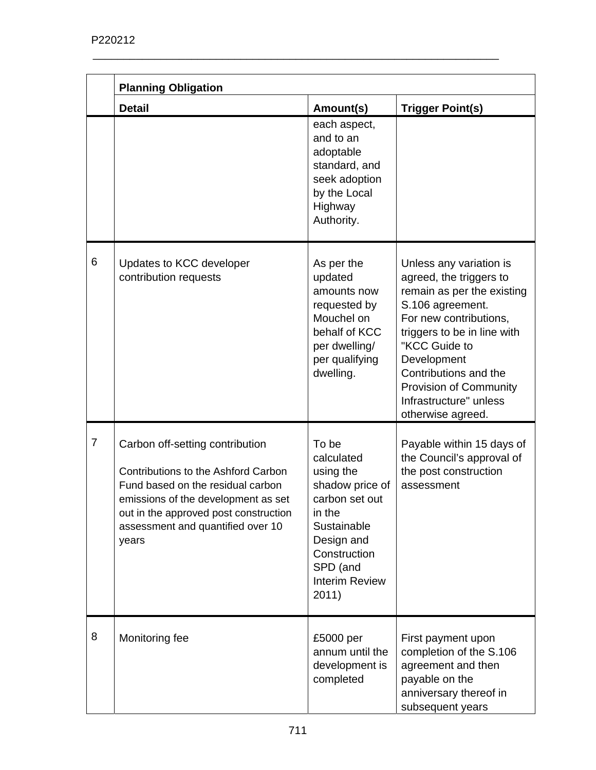| | Planning Obligation | | |
|---|---|---|---|
| | **Detail** | **Amount(s)** | **Trigger Point(s)** |
| | | each aspect, and to an adoptable standard, and seek adoption by the Local Highway Authority. | |
| 6 | Updates to KCC developer contribution requests | As per the updated amounts now requested by Mouchel on behalf of KCC per dwelling/ per qualifying dwelling. | Unless any variation is agreed, the triggers to remain as per the existing S.106 agreement. For new contributions, triggers to be in line with "KCC Guide to Development Contributions and the Provision of Community Infrastructure" unless otherwise agreed. |
| 7 | Carbon off-setting contribution<br><br>Contributions to the Ashford Carbon Fund based on the residual carbon emissions of the development as set out in the approved post construction assessment and quantified over 10 years | To be calculated using the shadow price of carbon set out in the Sustainable Design and Construction SPD (and Interim Review 2011) | Payable within 15 days of the Council's approval of the post construction assessment |
| 8 | Monitoring fee | £5000 per annum until the development is completed | First payment upon completion of the S.106 agreement and then payable on the anniversary thereof in subsequent years |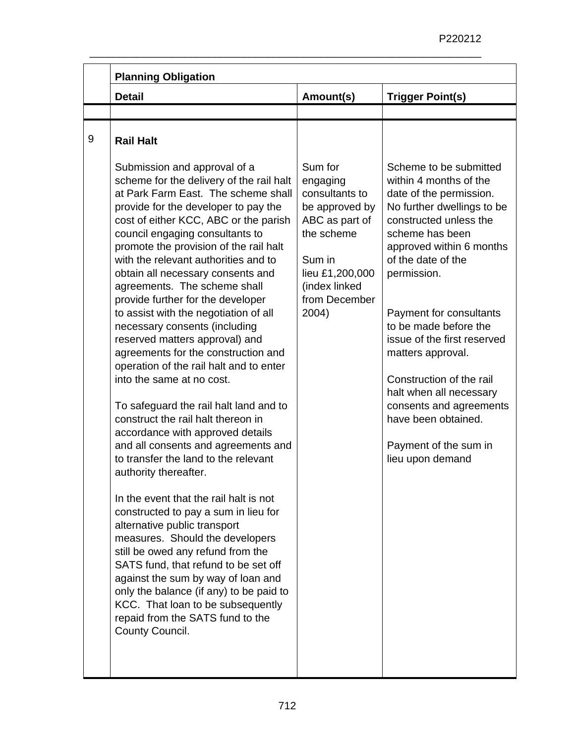| | Planning Obligation | | |
|---|---|---|---|
| | **Detail** | **Amount(s)** | **Trigger Point(s)** |
| | | | |
| 9 | **Rail Halt**<br><br>Submission and approval of a scheme for the delivery of the rail halt at Park Farm East. The scheme shall provide for the developer to pay the cost of either KCC, ABC or the parish council engaging consultants to promote the provision of the rail halt with the relevant authorities and to obtain all necessary consents and agreements. The scheme shall provide further for the developer to assist with the negotiation of all necessary consents (including reserved matters approval) and agreements for the construction and operation of the rail halt and to enter into the same at no cost.<br><br>To safeguard the rail halt land and to construct the rail halt thereon in accordance with approved details and all consents and agreements and to transfer the land to the relevant authority thereafter.<br><br>In the event that the rail halt is not constructed to pay a sum in lieu for alternative public transport measures. Should the developers still be owed any refund from the SATS fund, that refund to be set off against the sum by way of loan and only the balance (if any) to be paid to KCC. That loan to be subsequently repaid from the SATS fund to the County Council. | Sum for engaging consultants to be approved by ABC as part of the scheme<br><br>Sum in lieu £1,200,000 (index linked from December 2004) | Scheme to be submitted within 4 months of the date of the permission. No further dwellings to be constructed unless the scheme has been approved within 6 months of the date of the permission.<br><br>Payment for consultants to be made before the issue of the first reserved matters approval.<br><br>Construction of the rail halt when all necessary consents and agreements have been obtained.<br><br>Payment of the sum in lieu upon demand |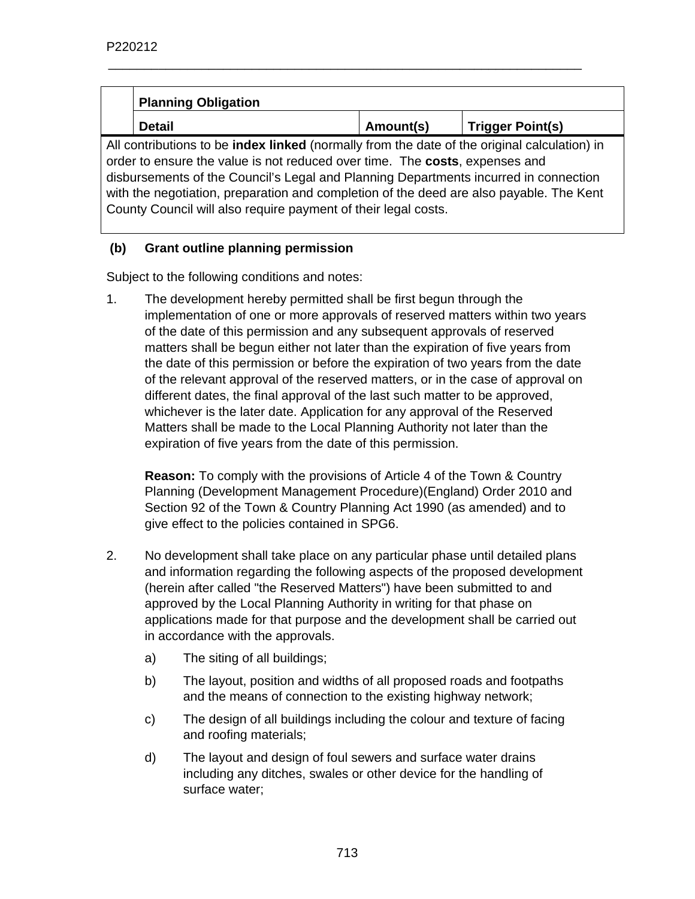| | Planning Obligation | | |
|---|---|---|---|
| | **Detail** | **Amount(s)** | **Trigger Point(s)** |
| All contributions to be **index linked** (normally from the date of the original calculation) in order to ensure the value is not reduced over time. The **costs**, expenses and disbursements of the Council's Legal and Planning Departments incurred in connection with the negotiation, preparation and completion of the deed are also payable. The Kent County Council will also require payment of their legal costs. | | | |

**(b) Grant outline planning permission**

Subject to the following conditions and notes:

1. The development hereby permitted shall be first begun through the implementation of one or more approvals of reserved matters within two years of the date of this permission and any subsequent approvals of reserved matters shall be begun either not later than the expiration of five years from the date of this permission or before the expiration of two years from the date of the relevant approval of the reserved matters, or in the case of approval on different dates, the final approval of the last such matter to be approved, whichever is the later date. Application for any approval of the Reserved Matters shall be made to the Local Planning Authority not later than the expiration of five years from the date of this permission.

   **Reason:** To comply with the provisions of Article 4 of the Town & Country Planning (Development Management Procedure)(England) Order 2010 and Section 92 of the Town & Country Planning Act 1990 (as amended) and to give effect to the policies contained in SPG6.

2. No development shall take place on any particular phase until detailed plans and information regarding the following aspects of the proposed development (herein after called "the Reserved Matters") have been submitted to and approved by the Local Planning Authority in writing for that phase on applications made for that purpose and the development shall be carried out in accordance with the approvals.

   a) The siting of all buildings;

   b) The layout, position and widths of all proposed roads and footpaths and the means of connection to the existing highway network;

   c) The design of all buildings including the colour and texture of facing and roofing materials;

   d) The layout and design of foul sewers and surface water drains including any ditches, swales or other device for the handling of surface water;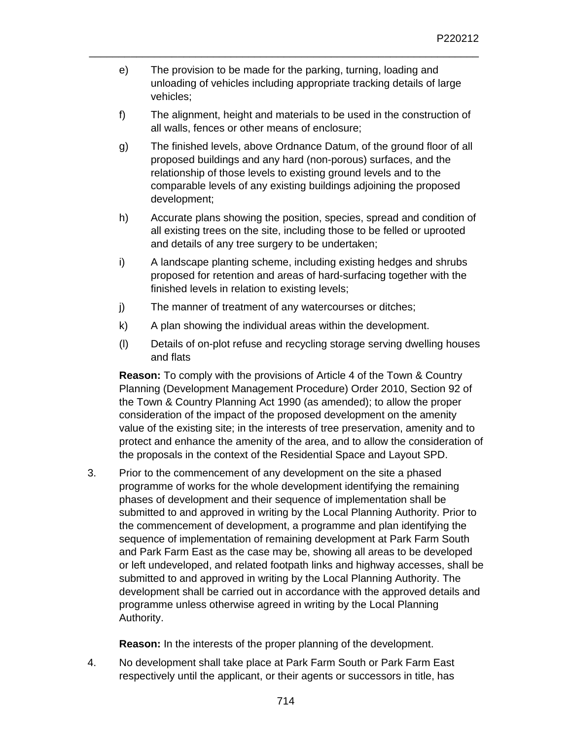e) The provision to be made for the parking, turning, loading and unloading of vehicles including appropriate tracking details of large vehicles;

f) The alignment, height and materials to be used in the construction of all walls, fences or other means of enclosure;

g) The finished levels, above Ordnance Datum, of the ground floor of all proposed buildings and any hard (non-porous) surfaces, and the relationship of those levels to existing ground levels and to the comparable levels of any existing buildings adjoining the proposed development;

h) Accurate plans showing the position, species, spread and condition of all existing trees on the site, including those to be felled or uprooted and details of any tree surgery to be undertaken;

i) A landscape planting scheme, including existing hedges and shrubs proposed for retention and areas of hard-surfacing together with the finished levels in relation to existing levels;

j) The manner of treatment of any watercourses or ditches;

k) A plan showing the individual areas within the development.

(l) Details of on-plot refuse and recycling storage serving dwelling houses and flats

**Reason:** To comply with the provisions of Article 4 of the Town & Country Planning (Development Management Procedure) Order 2010, Section 92 of the Town & Country Planning Act 1990 (as amended); to allow the proper consideration of the impact of the proposed development on the amenity value of the existing site; in the interests of tree preservation, amenity and to protect and enhance the amenity of the area, and to allow the consideration of the proposals in the context of the Residential Space and Layout SPD.

3. Prior to the commencement of any development on the site a phased programme of works for the whole development identifying the remaining phases of development and their sequence of implementation shall be submitted to and approved in writing by the Local Planning Authority. Prior to the commencement of development, a programme and plan identifying the sequence of implementation of remaining development at Park Farm South and Park Farm East as the case may be, showing all areas to be developed or left undeveloped, and related footpath links and highway accesses, shall be submitted to and approved in writing by the Local Planning Authority. The development shall be carried out in accordance with the approved details and programme unless otherwise agreed in writing by the Local Planning Authority.

   **Reason:** In the interests of the proper planning of the development.

4. No development shall take place at Park Farm South or Park Farm East respectively until the applicant, or their agents or successors in title, has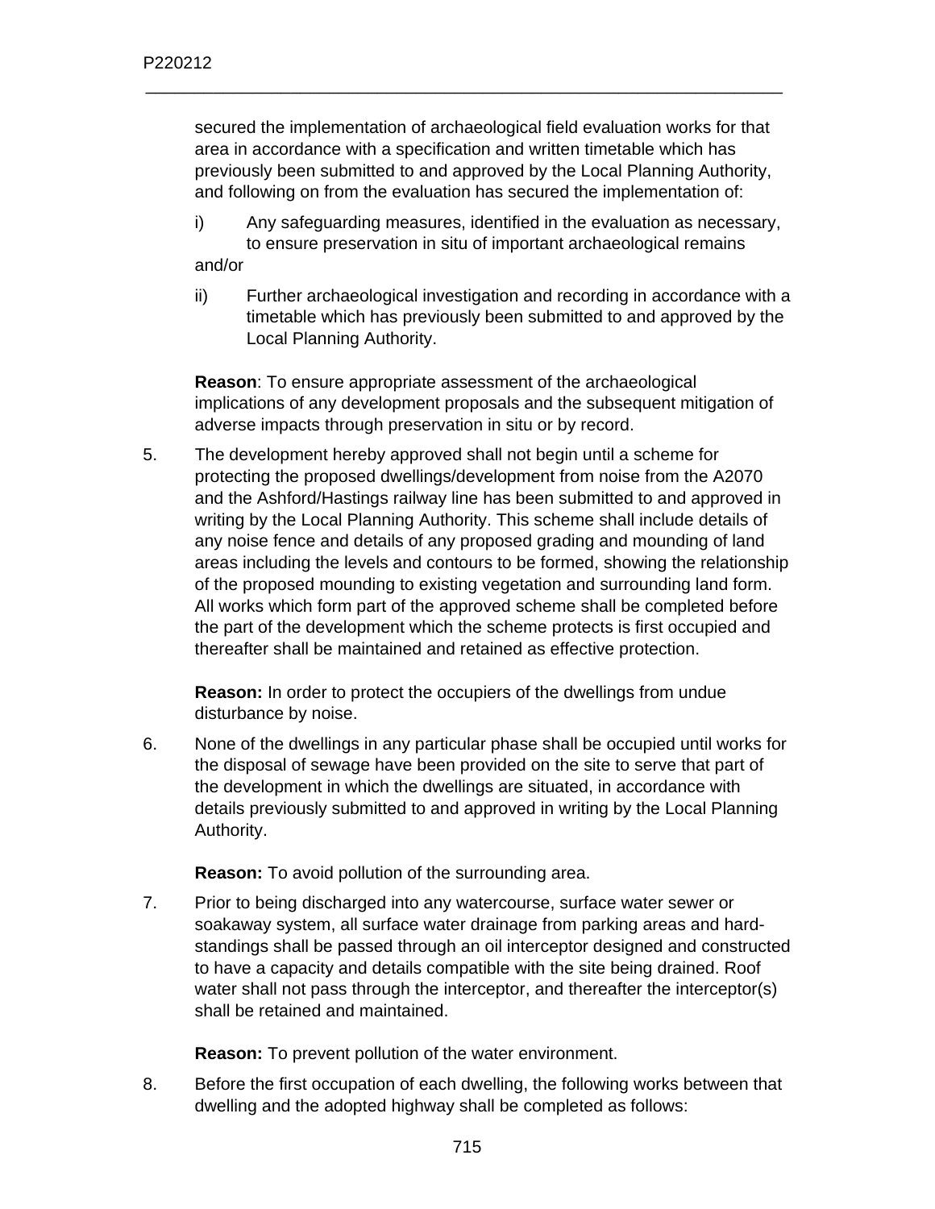secured the implementation of archaeological field evaluation works for that area in accordance with a specification and written timetable which has previously been submitted to and approved by the Local Planning Authority, and following on from the evaluation has secured the implementation of:

i) Any safeguarding measures, identified in the evaluation as necessary, to ensure preservation in situ of important archaeological remains

and/or

ii) Further archaeological investigation and recording in accordance with a timetable which has previously been submitted to and approved by the Local Planning Authority.

**Reason**: To ensure appropriate assessment of the archaeological implications of any development proposals and the subsequent mitigation of adverse impacts through preservation in situ or by record.

5. The development hereby approved shall not begin until a scheme for protecting the proposed dwellings/development from noise from the A2070 and the Ashford/Hastings railway line has been submitted to and approved in writing by the Local Planning Authority. This scheme shall include details of any noise fence and details of any proposed grading and mounding of land areas including the levels and contours to be formed, showing the relationship of the proposed mounding to existing vegetation and surrounding land form. All works which form part of the approved scheme shall be completed before the part of the development which the scheme protects is first occupied and thereafter shall be maintained and retained as effective protection.

   **Reason:** In order to protect the occupiers of the dwellings from undue disturbance by noise.

6. None of the dwellings in any particular phase shall be occupied until works for the disposal of sewage have been provided on the site to serve that part of the development in which the dwellings are situated, in accordance with details previously submitted to and approved in writing by the Local Planning Authority.

   **Reason:** To avoid pollution of the surrounding area.

7. Prior to being discharged into any watercourse, surface water sewer or soakaway system, all surface water drainage from parking areas and hard-standings shall be passed through an oil interceptor designed and constructed to have a capacity and details compatible with the site being drained. Roof water shall not pass through the interceptor, and thereafter the interceptor(s) shall be retained and maintained.

   **Reason:** To prevent pollution of the water environment.

8. Before the first occupation of each dwelling, the following works between that dwelling and the adopted highway shall be completed as follows: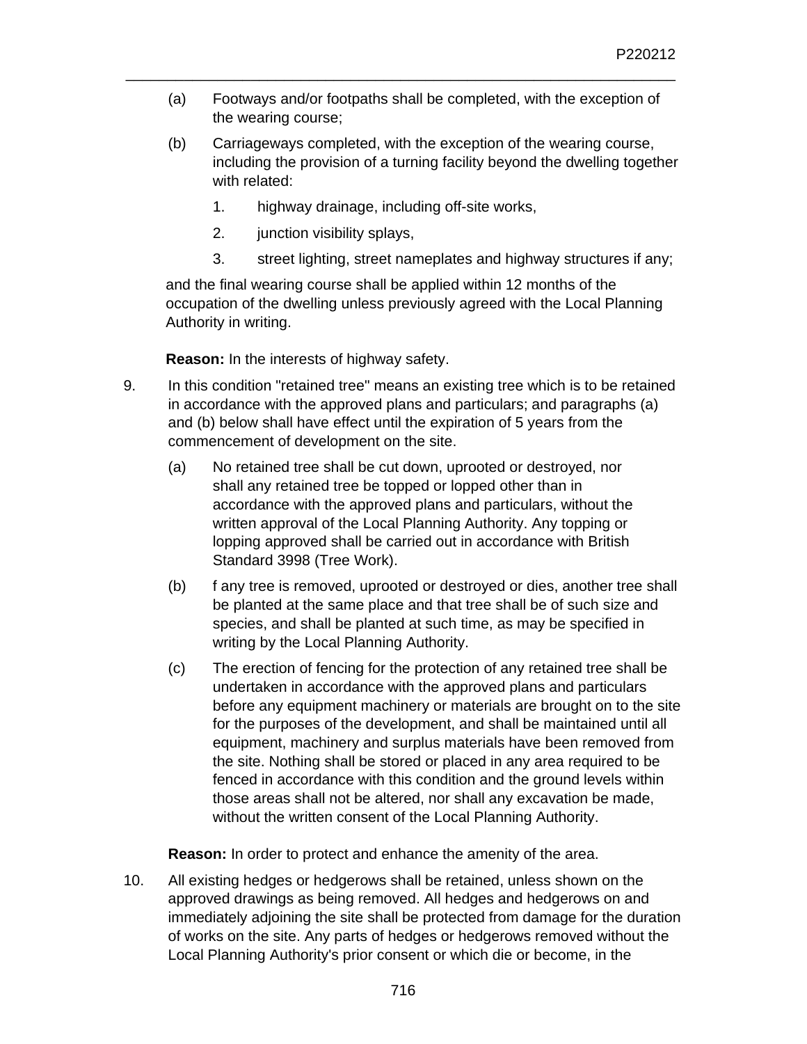(a) Footways and/or footpaths shall be completed, with the exception of the wearing course;

(b) Carriageways completed, with the exception of the wearing course, including the provision of a turning facility beyond the dwelling together with related:

   1. highway drainage, including off-site works,
   2. junction visibility splays,
   3. street lighting, street nameplates and highway structures if any;

and the final wearing course shall be applied within 12 months of the occupation of the dwelling unless previously agreed with the Local Planning Authority in writing.

**Reason:** In the interests of highway safety.

9. In this condition "retained tree" means an existing tree which is to be retained in accordance with the approved plans and particulars; and paragraphs (a) and (b) below shall have effect until the expiration of 5 years from the commencement of development on the site.

   (a) No retained tree shall be cut down, uprooted or destroyed, nor shall any retained tree be topped or lopped other than in accordance with the approved plans and particulars, without the written approval of the Local Planning Authority. Any topping or lopping approved shall be carried out in accordance with British Standard 3998 (Tree Work).

   (b) f any tree is removed, uprooted or destroyed or dies, another tree shall be planted at the same place and that tree shall be of such size and species, and shall be planted at such time, as may be specified in writing by the Local Planning Authority.

   (c) The erection of fencing for the protection of any retained tree shall be undertaken in accordance with the approved plans and particulars before any equipment machinery or materials are brought on to the site for the purposes of the development, and shall be maintained until all equipment, machinery and surplus materials have been removed from the site. Nothing shall be stored or placed in any area required to be fenced in accordance with this condition and the ground levels within those areas shall not be altered, nor shall any excavation be made, without the written consent of the Local Planning Authority.

   **Reason:** In order to protect and enhance the amenity of the area.

10. All existing hedges or hedgerows shall be retained, unless shown on the approved drawings as being removed. All hedges and hedgerows on and immediately adjoining the site shall be protected from damage for the duration of works on the site. Any parts of hedges or hedgerows removed without the Local Planning Authority's prior consent or which die or become, in the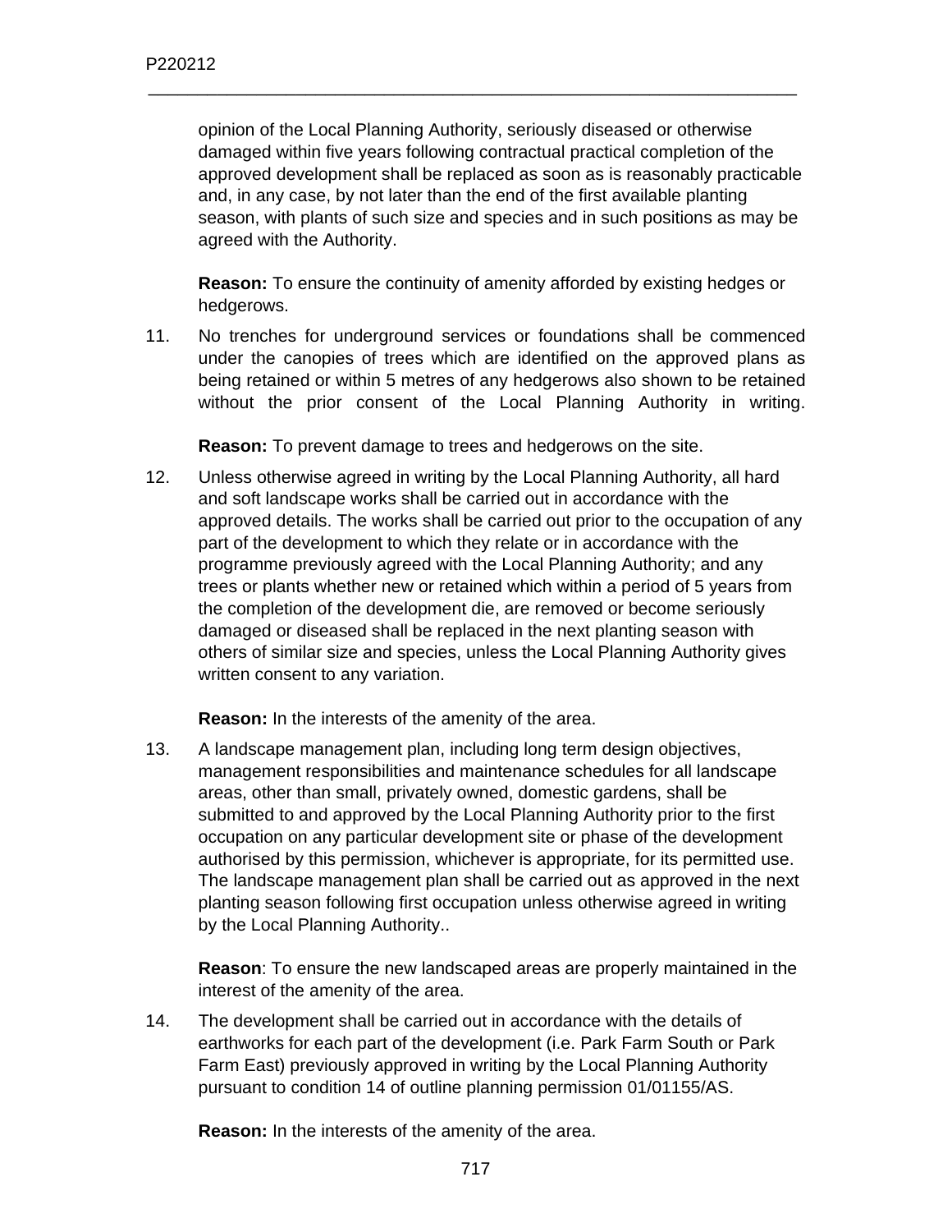opinion of the Local Planning Authority, seriously diseased or otherwise damaged within five years following contractual practical completion of the approved development shall be replaced as soon as is reasonably practicable and, in any case, by not later than the end of the first available planting season, with plants of such size and species and in such positions as may be agreed with the Authority.

**Reason:** To ensure the continuity of amenity afforded by existing hedges or hedgerows.

11. No trenches for underground services or foundations shall be commenced under the canopies of trees which are identified on the approved plans as being retained or within 5 metres of any hedgerows also shown to be retained without the prior consent of the Local Planning Authority in writing.

    **Reason:** To prevent damage to trees and hedgerows on the site.

12. Unless otherwise agreed in writing by the Local Planning Authority, all hard and soft landscape works shall be carried out in accordance with the approved details. The works shall be carried out prior to the occupation of any part of the development to which they relate or in accordance with the programme previously agreed with the Local Planning Authority; and any trees or plants whether new or retained which within a period of 5 years from the completion of the development die, are removed or become seriously damaged or diseased shall be replaced in the next planting season with others of similar size and species, unless the Local Planning Authority gives written consent to any variation.

    **Reason:** In the interests of the amenity of the area.

13. A landscape management plan, including long term design objectives, management responsibilities and maintenance schedules for all landscape areas, other than small, privately owned, domestic gardens, shall be submitted to and approved by the Local Planning Authority prior to the first occupation on any particular development site or phase of the development authorised by this permission, whichever is appropriate, for its permitted use. The landscape management plan shall be carried out as approved in the next planting season following first occupation unless otherwise agreed in writing by the Local Planning Authority..

    **Reason**: To ensure the new landscaped areas are properly maintained in the interest of the amenity of the area.

14. The development shall be carried out in accordance with the details of earthworks for each part of the development (i.e. Park Farm South or Park Farm East) previously approved in writing by the Local Planning Authority pursuant to condition 14 of outline planning permission 01/01155/AS.

    **Reason:** In the interests of the amenity of the area.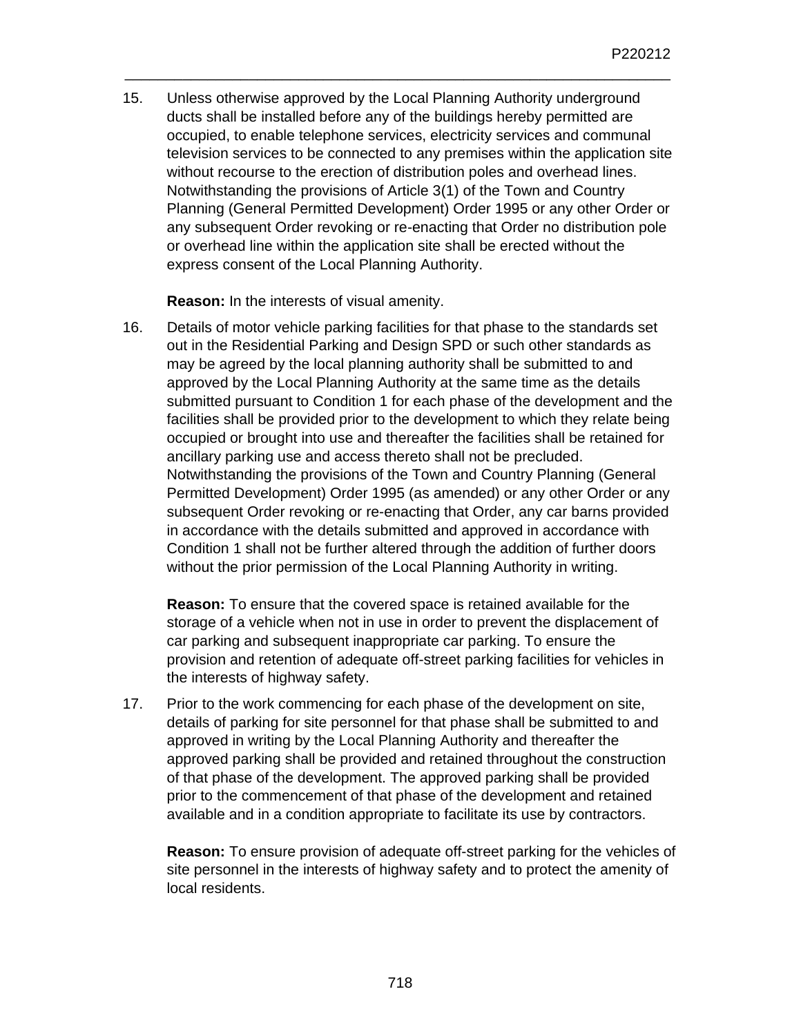15. Unless otherwise approved by the Local Planning Authority underground ducts shall be installed before any of the buildings hereby permitted are occupied, to enable telephone services, electricity services and communal television services to be connected to any premises within the application site without recourse to the erection of distribution poles and overhead lines. Notwithstanding the provisions of Article 3(1) of the Town and Country Planning (General Permitted Development) Order 1995 or any other Order or any subsequent Order revoking or re-enacting that Order no distribution pole or overhead line within the application site shall be erected without the express consent of the Local Planning Authority.

    **Reason:** In the interests of visual amenity.

16. Details of motor vehicle parking facilities for that phase to the standards set out in the Residential Parking and Design SPD or such other standards as may be agreed by the local planning authority shall be submitted to and approved by the Local Planning Authority at the same time as the details submitted pursuant to Condition 1 for each phase of the development and the facilities shall be provided prior to the development to which they relate being occupied or brought into use and thereafter the facilities shall be retained for ancillary parking use and access thereto shall not be precluded. Notwithstanding the provisions of the Town and Country Planning (General Permitted Development) Order 1995 (as amended) or any other Order or any subsequent Order revoking or re-enacting that Order, any car barns provided in accordance with the details submitted and approved in accordance with Condition 1 shall not be further altered through the addition of further doors without the prior permission of the Local Planning Authority in writing.

    **Reason:** To ensure that the covered space is retained available for the storage of a vehicle when not in use in order to prevent the displacement of car parking and subsequent inappropriate car parking. To ensure the provision and retention of adequate off-street parking facilities for vehicles in the interests of highway safety.

17. Prior to the work commencing for each phase of the development on site, details of parking for site personnel for that phase shall be submitted to and approved in writing by the Local Planning Authority and thereafter the approved parking shall be provided and retained throughout the construction of that phase of the development. The approved parking shall be provided prior to the commencement of that phase of the development and retained available and in a condition appropriate to facilitate its use by contractors.

    **Reason:** To ensure provision of adequate off-street parking for the vehicles of site personnel in the interests of highway safety and to protect the amenity of local residents.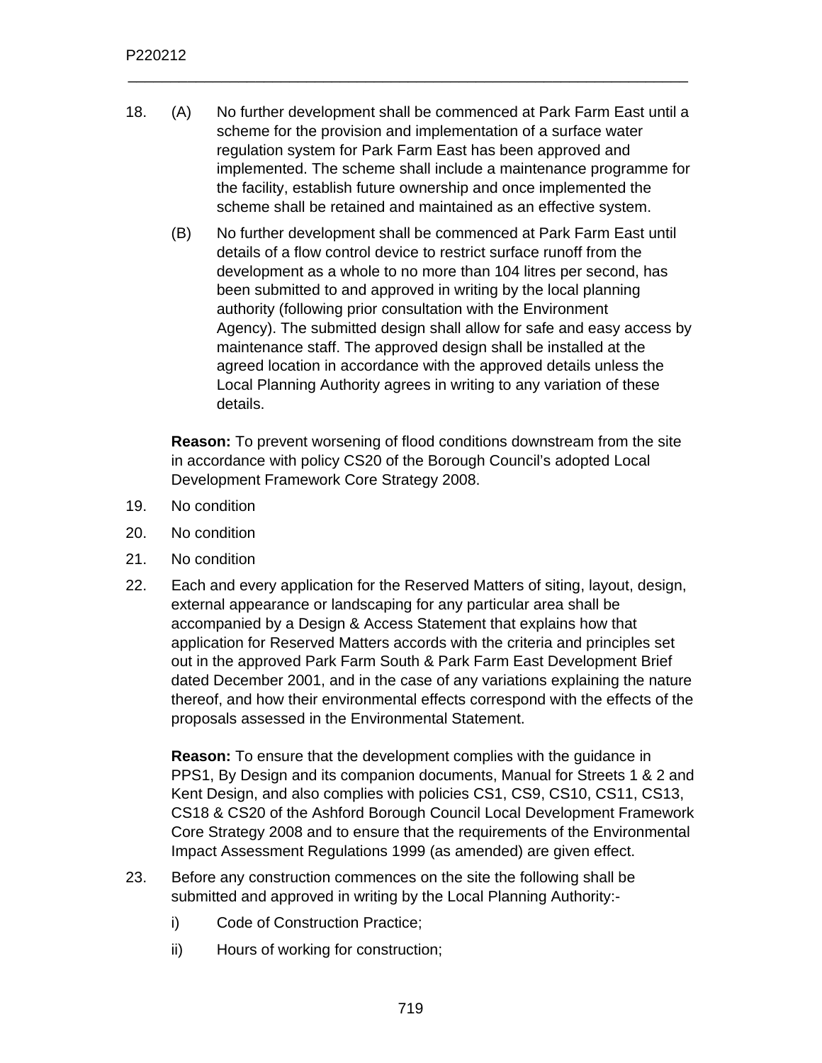18. (A) No further development shall be commenced at Park Farm East until a scheme for the provision and implementation of a surface water regulation system for Park Farm East has been approved and implemented. The scheme shall include a maintenance programme for the facility, establish future ownership and once implemented the scheme shall be retained and maintained as an effective system.

    (B) No further development shall be commenced at Park Farm East until details of a flow control device to restrict surface runoff from the development as a whole to no more than 104 litres per second, has been submitted to and approved in writing by the local planning authority (following prior consultation with the Environment Agency). The submitted design shall allow for safe and easy access by maintenance staff. The approved design shall be installed at the agreed location in accordance with the approved details unless the Local Planning Authority agrees in writing to any variation of these details.

    **Reason:** To prevent worsening of flood conditions downstream from the site in accordance with policy CS20 of the Borough Council's adopted Local Development Framework Core Strategy 2008.

19. No condition

20. No condition

21. No condition

22. Each and every application for the Reserved Matters of siting, layout, design, external appearance or landscaping for any particular area shall be accompanied by a Design & Access Statement that explains how that application for Reserved Matters accords with the criteria and principles set out in the approved Park Farm South & Park Farm East Development Brief dated December 2001, and in the case of any variations explaining the nature thereof, and how their environmental effects correspond with the effects of the proposals assessed in the Environmental Statement.

    **Reason:** To ensure that the development complies with the guidance in PPS1, By Design and its companion documents, Manual for Streets 1 & 2 and Kent Design, and also complies with policies CS1, CS9, CS10, CS11, CS13, CS18 & CS20 of the Ashford Borough Council Local Development Framework Core Strategy 2008 and to ensure that the requirements of the Environmental Impact Assessment Regulations 1999 (as amended) are given effect.

23. Before any construction commences on the site the following shall be submitted and approved in writing by the Local Planning Authority:-

    i) Code of Construction Practice;

    ii) Hours of working for construction;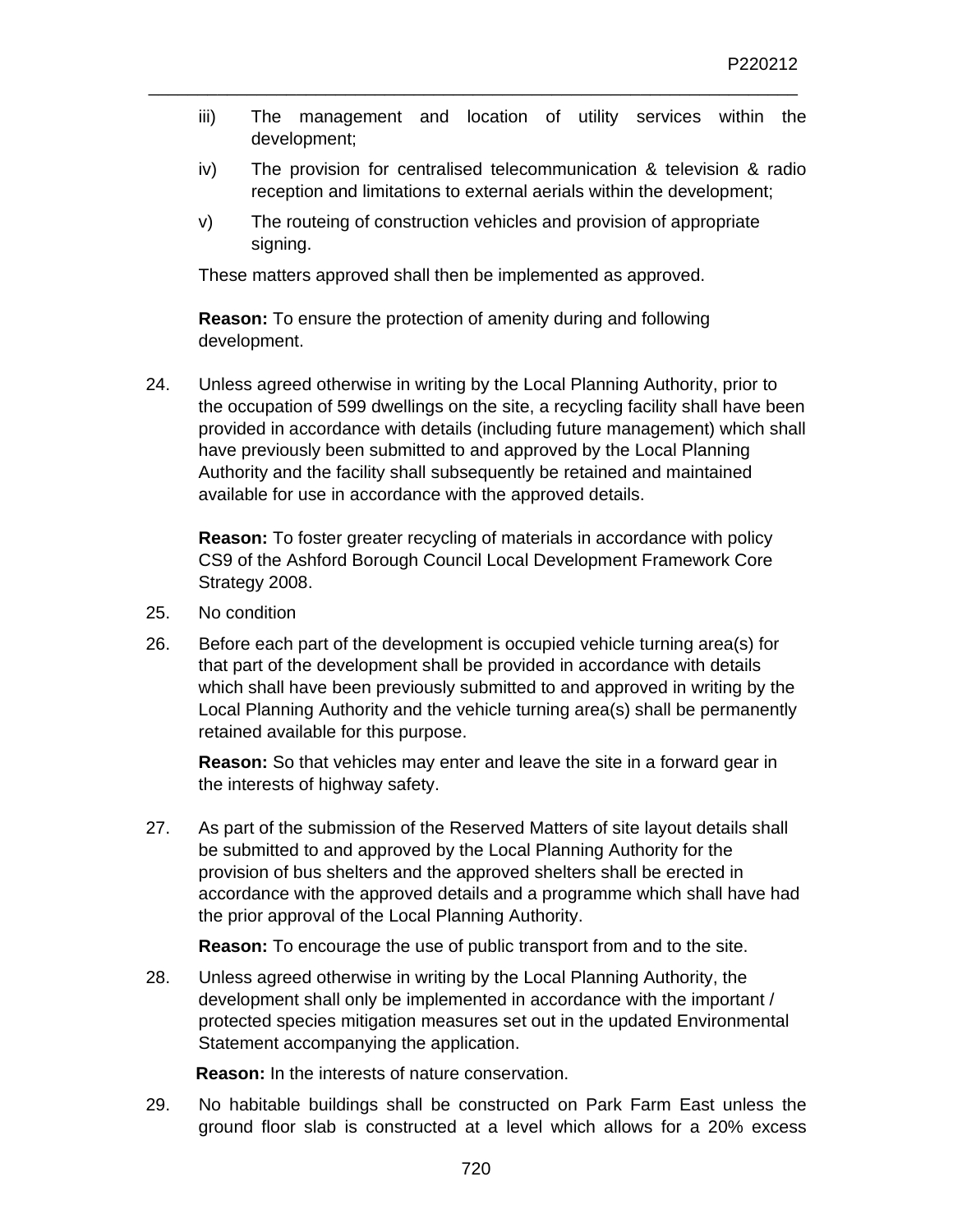iii) The management and location of utility services within the development;

iv) The provision for centralised telecommunication & television & radio reception and limitations to external aerials within the development;

v) The routeing of construction vehicles and provision of appropriate signing.

These matters approved shall then be implemented as approved.

**Reason:** To ensure the protection of amenity during and following development.

24. Unless agreed otherwise in writing by the Local Planning Authority, prior to the occupation of 599 dwellings on the site, a recycling facility shall have been provided in accordance with details (including future management) which shall have previously been submitted to and approved by the Local Planning Authority and the facility shall subsequently be retained and maintained available for use in accordance with the approved details.

    **Reason:** To foster greater recycling of materials in accordance with policy CS9 of the Ashford Borough Council Local Development Framework Core Strategy 2008.

25. No condition

26. Before each part of the development is occupied vehicle turning area(s) for that part of the development shall be provided in accordance with details which shall have been previously submitted to and approved in writing by the Local Planning Authority and the vehicle turning area(s) shall be permanently retained available for this purpose.

    **Reason:** So that vehicles may enter and leave the site in a forward gear in the interests of highway safety.

27. As part of the submission of the Reserved Matters of site layout details shall be submitted to and approved by the Local Planning Authority for the provision of bus shelters and the approved shelters shall be erected in accordance with the approved details and a programme which shall have had the prior approval of the Local Planning Authority.

    **Reason:** To encourage the use of public transport from and to the site.

28. Unless agreed otherwise in writing by the Local Planning Authority, the development shall only be implemented in accordance with the important / protected species mitigation measures set out in the updated Environmental Statement accompanying the application.

    **Reason:** In the interests of nature conservation.

29. No habitable buildings shall be constructed on Park Farm East unless the ground floor slab is constructed at a level which allows for a 20% excess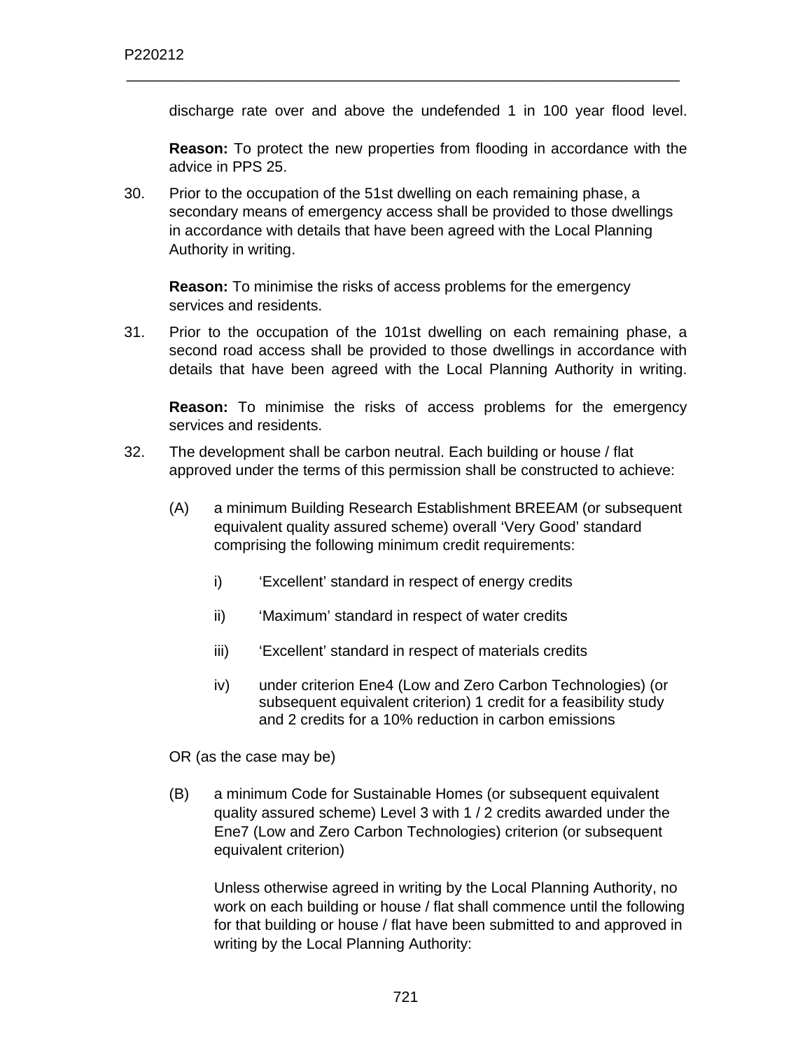discharge rate over and above the undefended 1 in 100 year flood level.

**Reason:** To protect the new properties from flooding in accordance with the advice in PPS 25.

30. Prior to the occupation of the 51st dwelling on each remaining phase, a secondary means of emergency access shall be provided to those dwellings in accordance with details that have been agreed with the Local Planning Authority in writing.

    **Reason:** To minimise the risks of access problems for the emergency services and residents.

31. Prior to the occupation of the 101st dwelling on each remaining phase, a second road access shall be provided to those dwellings in accordance with details that have been agreed with the Local Planning Authority in writing.

    **Reason:** To minimise the risks of access problems for the emergency services and residents.

32. The development shall be carbon neutral. Each building or house / flat approved under the terms of this permission shall be constructed to achieve:

    (A) a minimum Building Research Establishment BREEAM (or subsequent equivalent quality assured scheme) overall 'Very Good' standard comprising the following minimum credit requirements:

    i) 'Excellent' standard in respect of energy credits

    ii) 'Maximum' standard in respect of water credits

    iii) 'Excellent' standard in respect of materials credits

    iv) under criterion Ene4 (Low and Zero Carbon Technologies) (or subsequent equivalent criterion) 1 credit for a feasibility study and 2 credits for a 10% reduction in carbon emissions

    OR (as the case may be)

    (B) a minimum Code for Sustainable Homes (or subsequent equivalent quality assured scheme) Level 3 with 1 / 2 credits awarded under the Ene7 (Low and Zero Carbon Technologies) criterion (or subsequent equivalent criterion)

    Unless otherwise agreed in writing by the Local Planning Authority, no work on each building or house / flat shall commence until the following for that building or house / flat have been submitted to and approved in writing by the Local Planning Authority: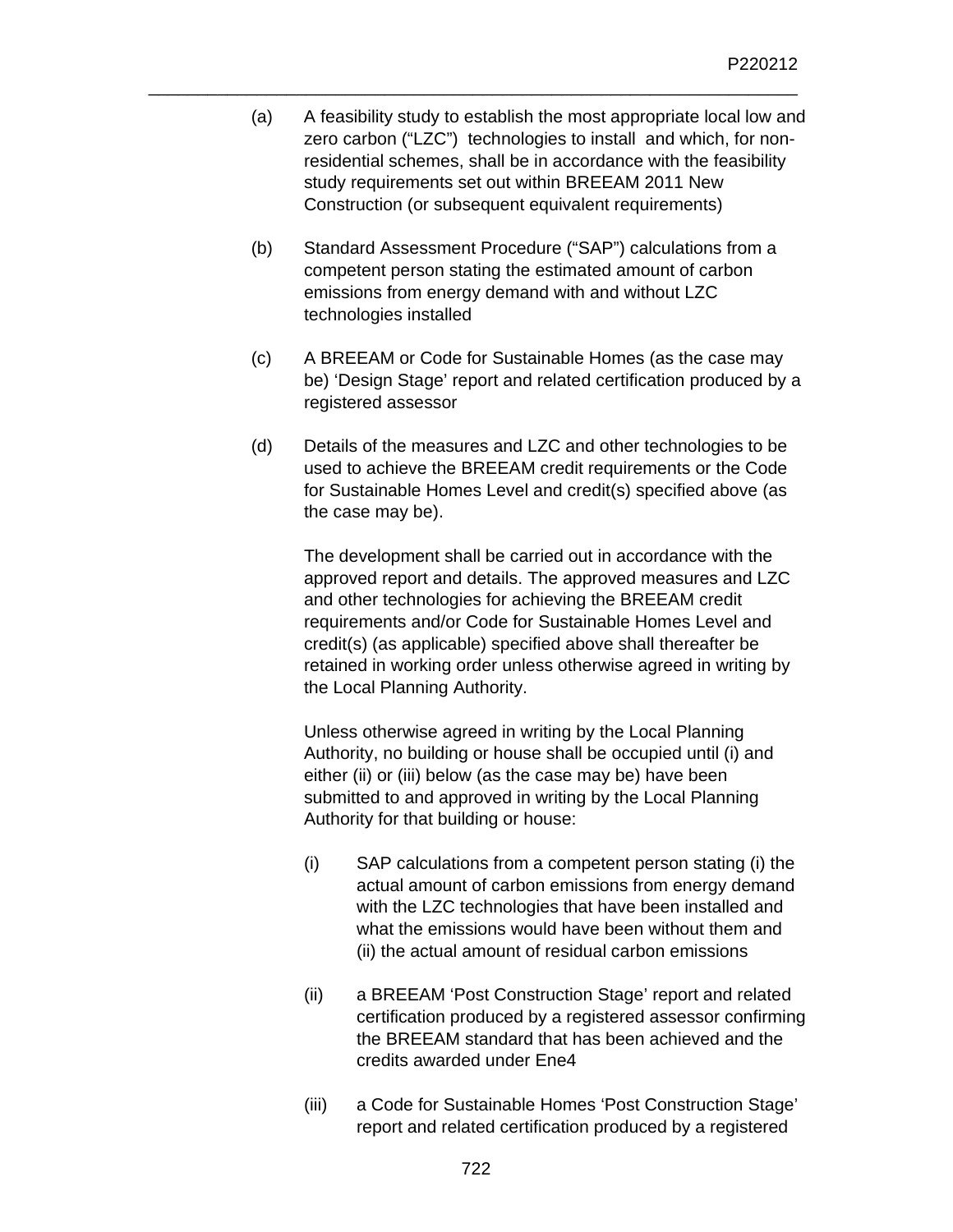(a) A feasibility study to establish the most appropriate local low and zero carbon ("LZC") technologies to install and which, for non-residential schemes, shall be in accordance with the feasibility study requirements set out within BREEAM 2011 New Construction (or subsequent equivalent requirements)

(b) Standard Assessment Procedure ("SAP") calculations from a competent person stating the estimated amount of carbon emissions from energy demand with and without LZC technologies installed

(c) A BREEAM or Code for Sustainable Homes (as the case may be) 'Design Stage' report and related certification produced by a registered assessor

(d) Details of the measures and LZC and other technologies to be used to achieve the BREEAM credit requirements or the Code for Sustainable Homes Level and credit(s) specified above (as the case may be).

The development shall be carried out in accordance with the approved report and details. The approved measures and LZC and other technologies for achieving the BREEAM credit requirements and/or Code for Sustainable Homes Level and credit(s) (as applicable) specified above shall thereafter be retained in working order unless otherwise agreed in writing by the Local Planning Authority.

Unless otherwise agreed in writing by the Local Planning Authority, no building or house shall be occupied until (i) and either (ii) or (iii) below (as the case may be) have been submitted to and approved in writing by the Local Planning Authority for that building or house:

(i) SAP calculations from a competent person stating (i) the actual amount of carbon emissions from energy demand with the LZC technologies that have been installed and what the emissions would have been without them and (ii) the actual amount of residual carbon emissions

(ii) a BREEAM 'Post Construction Stage' report and related certification produced by a registered assessor confirming the BREEAM standard that has been achieved and the credits awarded under Ene4

(iii) a Code for Sustainable Homes 'Post Construction Stage' report and related certification produced by a registered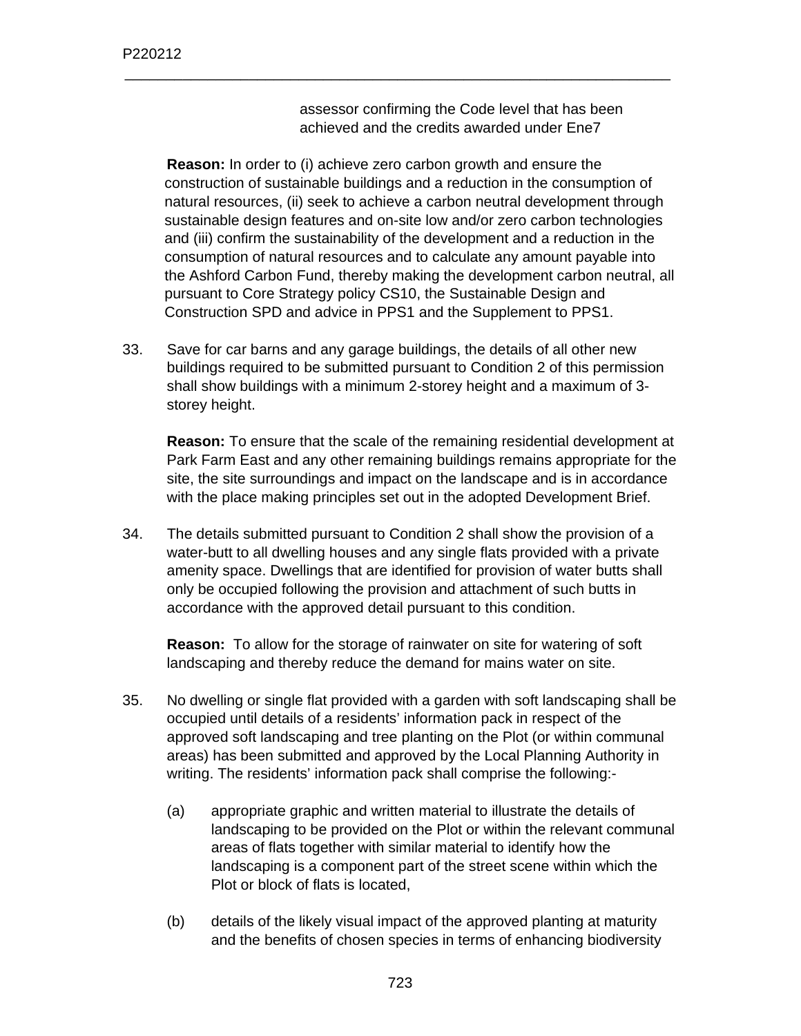assessor confirming the Code level that has been achieved and the credits awarded under Ene7

**Reason:** In order to (i) achieve zero carbon growth and ensure the construction of sustainable buildings and a reduction in the consumption of natural resources, (ii) seek to achieve a carbon neutral development through sustainable design features and on-site low and/or zero carbon technologies and (iii) confirm the sustainability of the development and a reduction in the consumption of natural resources and to calculate any amount payable into the Ashford Carbon Fund, thereby making the development carbon neutral, all pursuant to Core Strategy policy CS10, the Sustainable Design and Construction SPD and advice in PPS1 and the Supplement to PPS1.

33. Save for car barns and any garage buildings, the details of all other new buildings required to be submitted pursuant to Condition 2 of this permission shall show buildings with a minimum 2-storey height and a maximum of 3-storey height.

    **Reason:** To ensure that the scale of the remaining residential development at Park Farm East and any other remaining buildings remains appropriate for the site, the site surroundings and impact on the landscape and is in accordance with the place making principles set out in the adopted Development Brief.

34. The details submitted pursuant to Condition 2 shall show the provision of a water-butt to all dwelling houses and any single flats provided with a private amenity space. Dwellings that are identified for provision of water butts shall only be occupied following the provision and attachment of such butts in accordance with the approved detail pursuant to this condition.

    **Reason:** To allow for the storage of rainwater on site for watering of soft landscaping and thereby reduce the demand for mains water on site.

35. No dwelling or single flat provided with a garden with soft landscaping shall be occupied until details of a residents' information pack in respect of the approved soft landscaping and tree planting on the Plot (or within communal areas) has been submitted and approved by the Local Planning Authority in writing. The residents' information pack shall comprise the following:-

    (a) appropriate graphic and written material to illustrate the details of landscaping to be provided on the Plot or within the relevant communal areas of flats together with similar material to identify how the landscaping is a component part of the street scene within which the Plot or block of flats is located,

    (b) details of the likely visual impact of the approved planting at maturity and the benefits of chosen species in terms of enhancing biodiversity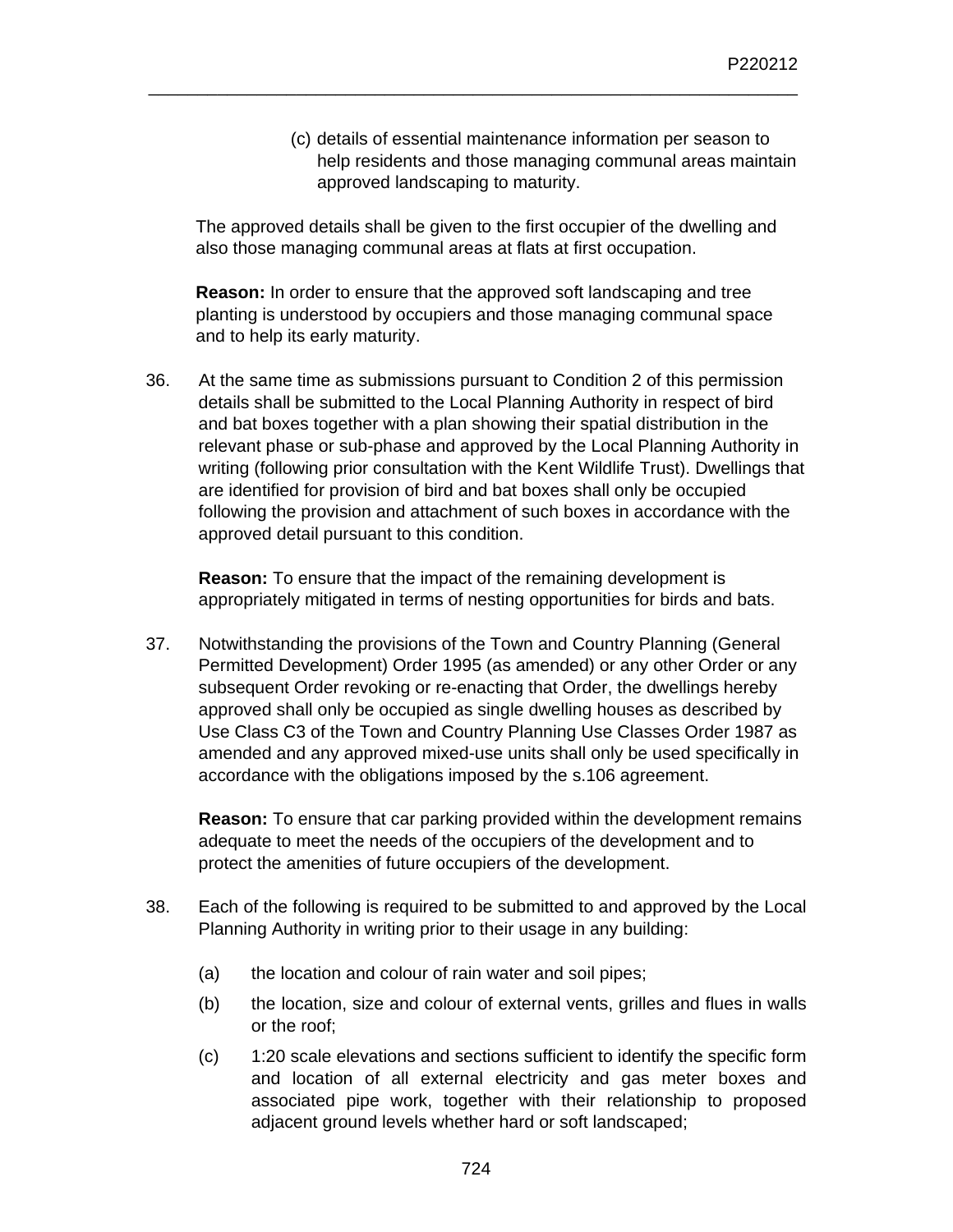(c) details of essential maintenance information per season to help residents and those managing communal areas maintain approved landscaping to maturity.

The approved details shall be given to the first occupier of the dwelling and also those managing communal areas at flats at first occupation.

**Reason:** In order to ensure that the approved soft landscaping and tree planting is understood by occupiers and those managing communal space and to help its early maturity.

36. At the same time as submissions pursuant to Condition 2 of this permission details shall be submitted to the Local Planning Authority in respect of bird and bat boxes together with a plan showing their spatial distribution in the relevant phase or sub-phase and approved by the Local Planning Authority in writing (following prior consultation with the Kent Wildlife Trust). Dwellings that are identified for provision of bird and bat boxes shall only be occupied following the provision and attachment of such boxes in accordance with the approved detail pursuant to this condition.

    **Reason:** To ensure that the impact of the remaining development is appropriately mitigated in terms of nesting opportunities for birds and bats.

37. Notwithstanding the provisions of the Town and Country Planning (General Permitted Development) Order 1995 (as amended) or any other Order or any subsequent Order revoking or re-enacting that Order, the dwellings hereby approved shall only be occupied as single dwelling houses as described by Use Class C3 of the Town and Country Planning Use Classes Order 1987 as amended and any approved mixed-use units shall only be used specifically in accordance with the obligations imposed by the s.106 agreement.

    **Reason:** To ensure that car parking provided within the development remains adequate to meet the needs of the occupiers of the development and to protect the amenities of future occupiers of the development.

38. Each of the following is required to be submitted to and approved by the Local Planning Authority in writing prior to their usage in any building:

    (a) the location and colour of rain water and soil pipes;

    (b) the location, size and colour of external vents, grilles and flues in walls or the roof;

    (c) 1:20 scale elevations and sections sufficient to identify the specific form and location of all external electricity and gas meter boxes and associated pipe work, together with their relationship to proposed adjacent ground levels whether hard or soft landscaped;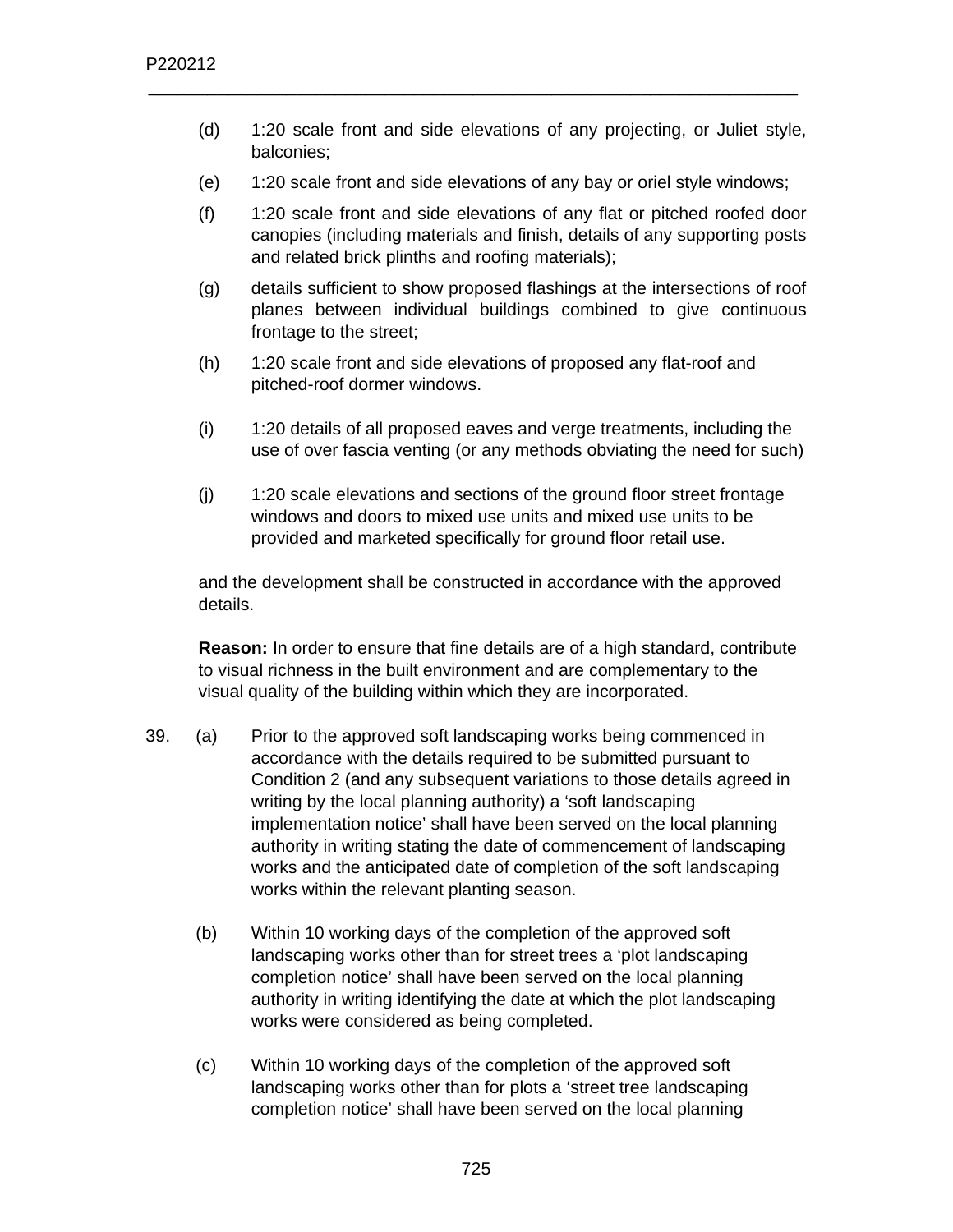(d) 1:20 scale front and side elevations of any projecting, or Juliet style, balconies;

(e) 1:20 scale front and side elevations of any bay or oriel style windows;

(f) 1:20 scale front and side elevations of any flat or pitched roofed door canopies (including materials and finish, details of any supporting posts and related brick plinths and roofing materials);

(g) details sufficient to show proposed flashings at the intersections of roof planes between individual buildings combined to give continuous frontage to the street;

(h) 1:20 scale front and side elevations of proposed any flat-roof and pitched-roof dormer windows.

(i) 1:20 details of all proposed eaves and verge treatments, including the use of over fascia venting (or any methods obviating the need for such)

(j) 1:20 scale elevations and sections of the ground floor street frontage windows and doors to mixed use units and mixed use units to be provided and marketed specifically for ground floor retail use.

and the development shall be constructed in accordance with the approved details.

**Reason:** In order to ensure that fine details are of a high standard, contribute to visual richness in the built environment and are complementary to the visual quality of the building within which they are incorporated.

39. (a) Prior to the approved soft landscaping works being commenced in accordance with the details required to be submitted pursuant to Condition 2 (and any subsequent variations to those details agreed in writing by the local planning authority) a 'soft landscaping implementation notice' shall have been served on the local planning authority in writing stating the date of commencement of landscaping works and the anticipated date of completion of the soft landscaping works within the relevant planting season.

(b) Within 10 working days of the completion of the approved soft landscaping works other than for street trees a 'plot landscaping completion notice' shall have been served on the local planning authority in writing identifying the date at which the plot landscaping works were considered as being completed.

(c) Within 10 working days of the completion of the approved soft landscaping works other than for plots a 'street tree landscaping completion notice' shall have been served on the local planning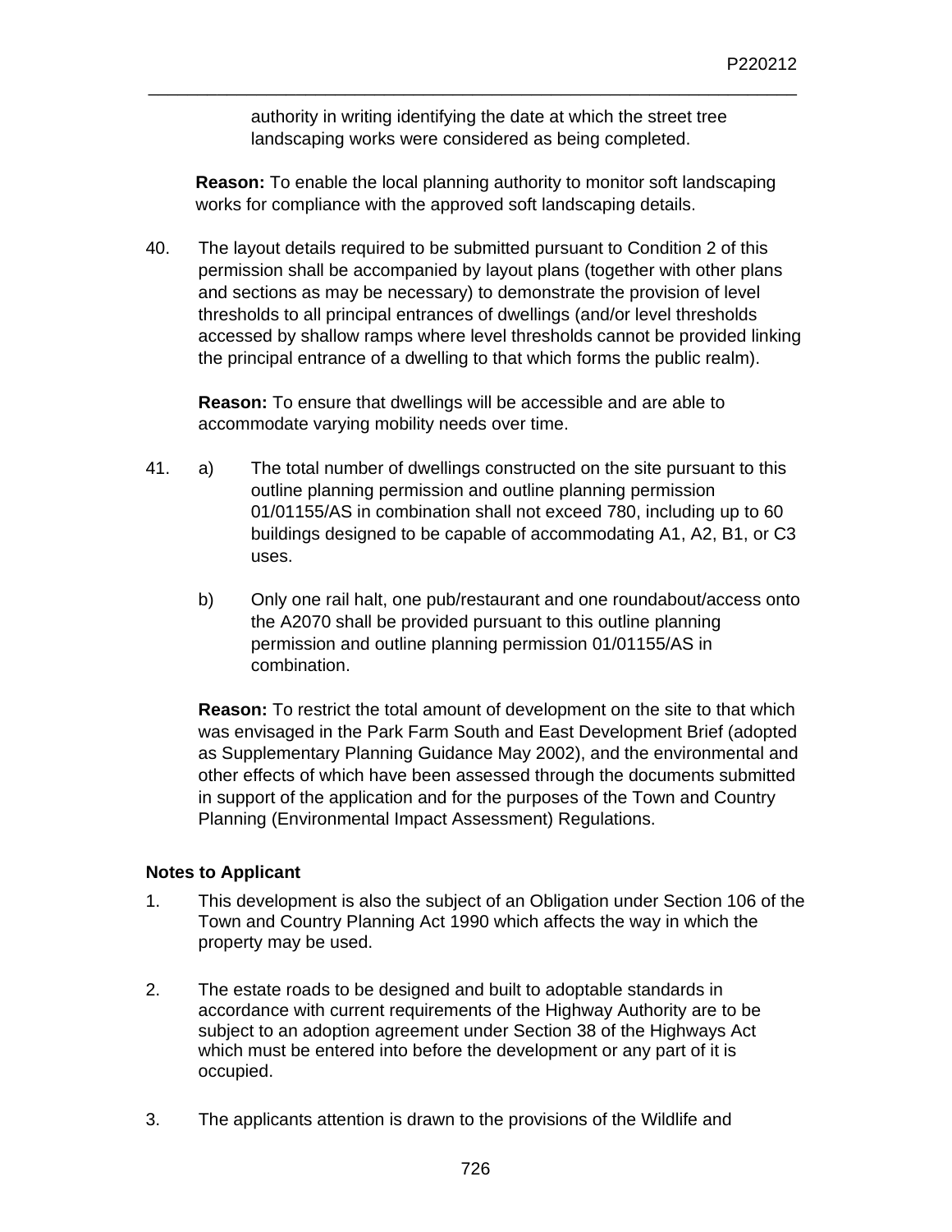authority in writing identifying the date at which the street tree landscaping works were considered as being completed.

**Reason:** To enable the local planning authority to monitor soft landscaping works for compliance with the approved soft landscaping details.

40. The layout details required to be submitted pursuant to Condition 2 of this permission shall be accompanied by layout plans (together with other plans and sections as may be necessary) to demonstrate the provision of level thresholds to all principal entrances of dwellings (and/or level thresholds accessed by shallow ramps where level thresholds cannot be provided linking the principal entrance of a dwelling to that which forms the public realm).

    **Reason:** To ensure that dwellings will be accessible and are able to accommodate varying mobility needs over time.

41. a) The total number of dwellings constructed on the site pursuant to this outline planning permission and outline planning permission 01/01155/AS in combination shall not exceed 780, including up to 60 buildings designed to be capable of accommodating A1, A2, B1, or C3 uses.

    b) Only one rail halt, one pub/restaurant and one roundabout/access onto the A2070 shall be provided pursuant to this outline planning permission and outline planning permission 01/01155/AS in combination.

    **Reason:** To restrict the total amount of development on the site to that which was envisaged in the Park Farm South and East Development Brief (adopted as Supplementary Planning Guidance May 2002), and the environmental and other effects of which have been assessed through the documents submitted in support of the application and for the purposes of the Town and Country Planning (Environmental Impact Assessment) Regulations.

**Notes to Applicant**

1. This development is also the subject of an Obligation under Section 106 of the Town and Country Planning Act 1990 which affects the way in which the property may be used.

2. The estate roads to be designed and built to adoptable standards in accordance with current requirements of the Highway Authority are to be subject to an adoption agreement under Section 38 of the Highways Act which must be entered into before the development or any part of it is occupied.

3. The applicants attention is drawn to the provisions of the Wildlife and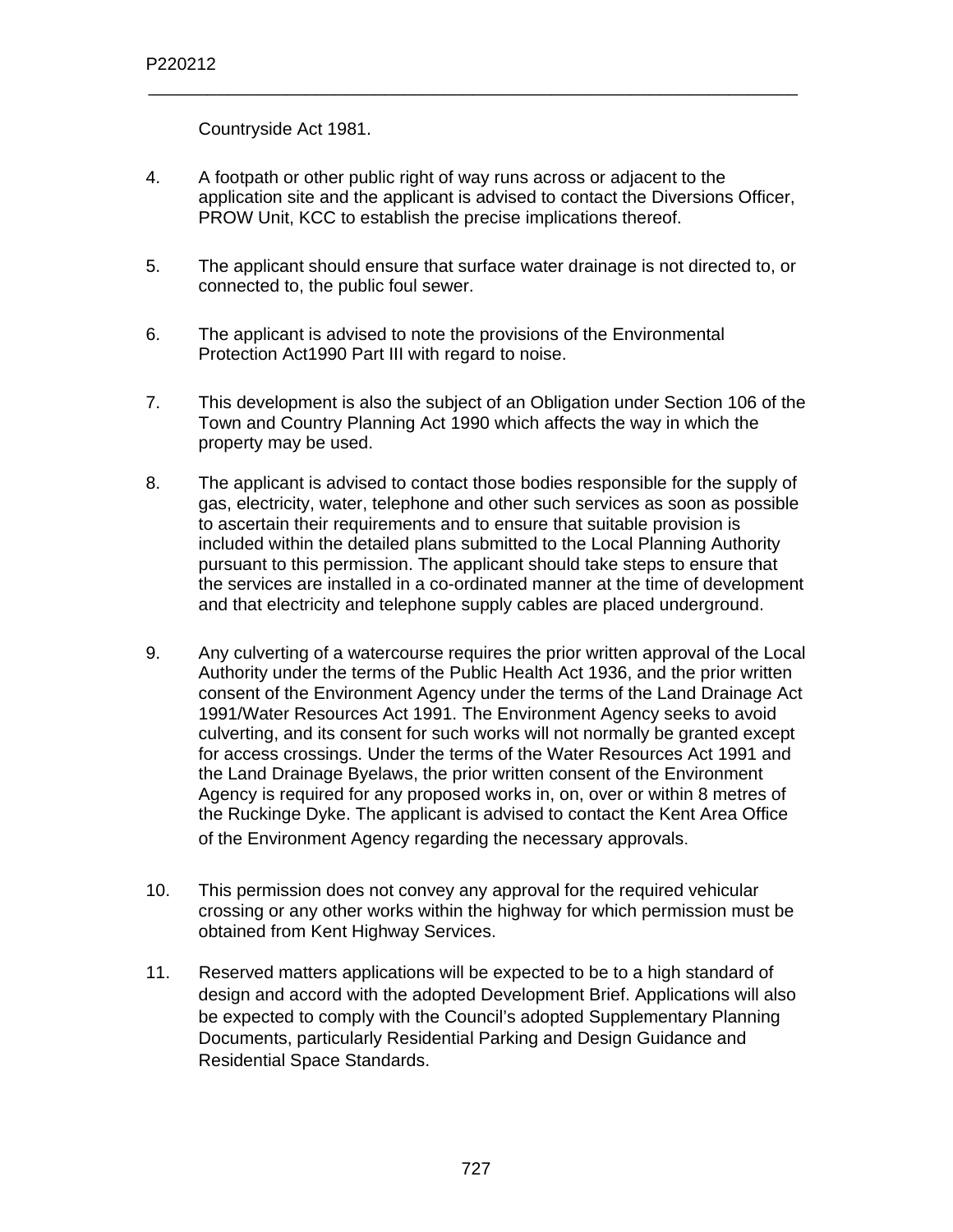Countryside Act 1981.

4. A footpath or other public right of way runs across or adjacent to the application site and the applicant is advised to contact the Diversions Officer, PROW Unit, KCC to establish the precise implications thereof.

5. The applicant should ensure that surface water drainage is not directed to, or connected to, the public foul sewer.

6. The applicant is advised to note the provisions of the Environmental Protection Act1990 Part III with regard to noise.

7. This development is also the subject of an Obligation under Section 106 of the Town and Country Planning Act 1990 which affects the way in which the property may be used.

8. The applicant is advised to contact those bodies responsible for the supply of gas, electricity, water, telephone and other such services as soon as possible to ascertain their requirements and to ensure that suitable provision is included within the detailed plans submitted to the Local Planning Authority pursuant to this permission. The applicant should take steps to ensure that the services are installed in a co-ordinated manner at the time of development and that electricity and telephone supply cables are placed underground.

9. Any culverting of a watercourse requires the prior written approval of the Local Authority under the terms of the Public Health Act 1936, and the prior written consent of the Environment Agency under the terms of the Land Drainage Act 1991/Water Resources Act 1991. The Environment Agency seeks to avoid culverting, and its consent for such works will not normally be granted except for access crossings. Under the terms of the Water Resources Act 1991 and the Land Drainage Byelaws, the prior written consent of the Environment Agency is required for any proposed works in, on, over or within 8 metres of the Ruckinge Dyke. The applicant is advised to contact the Kent Area Office of the Environment Agency regarding the necessary approvals.

10. This permission does not convey any approval for the required vehicular crossing or any other works within the highway for which permission must be obtained from Kent Highway Services.

11. Reserved matters applications will be expected to be to a high standard of design and accord with the adopted Development Brief. Applications will also be expected to comply with the Council's adopted Supplementary Planning Documents, particularly Residential Parking and Design Guidance and Residential Space Standards.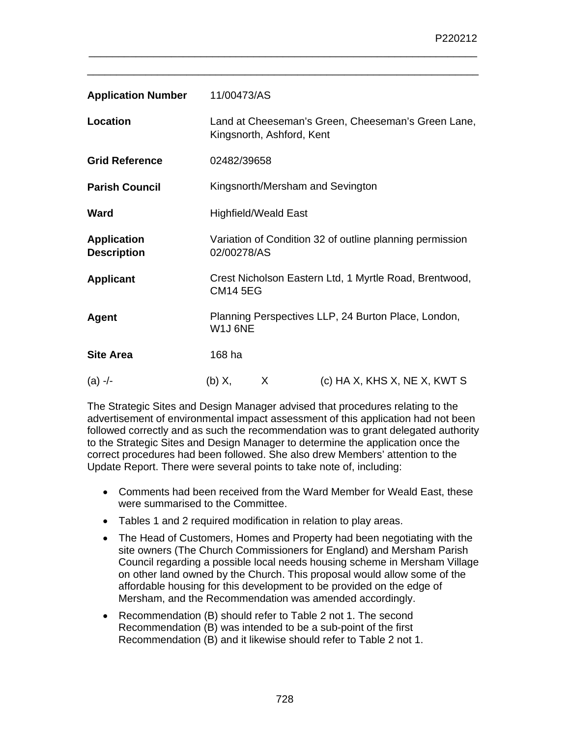| | |
|---|---|
| **Application Number** | 11/00473/AS |
| **Location** | Land at Cheeseman's Green, Cheeseman's Green Lane, Kingsnorth, Ashford, Kent |
| **Grid Reference** | 02482/39658 |
| **Parish Council** | Kingsnorth/Mersham and Sevington |
| **Ward** | Highfield/Weald East |
| **Application Description** | Variation of Condition 32 of outline planning permission 02/00278/AS |
| **Applicant** | Crest Nicholson Eastern Ltd, 1 Myrtle Road, Brentwood, CM14 5EG |
| **Agent** | Planning Perspectives LLP, 24 Burton Place, London, W1J 6NE |
| **Site Area** | 168 ha |

(a) -/-　　　(b) X,　　X　　　(c) HA X, KHS X, NE X, KWT S

The Strategic Sites and Design Manager advised that procedures relating to the advertisement of environmental impact assessment of this application had not been followed correctly and as such the recommendation was to grant delegated authority to the Strategic Sites and Design Manager to determine the application once the correct procedures had been followed. She also drew Members' attention to the Update Report. There were several points to take note of, including:

- Comments had been received from the Ward Member for Weald East, these were summarised to the Committee.
- Tables 1 and 2 required modification in relation to play areas.
- The Head of Customers, Homes and Property had been negotiating with the site owners (The Church Commissioners for England) and Mersham Parish Council regarding a possible local needs housing scheme in Mersham Village on other land owned by the Church. This proposal would allow some of the affordable housing for this development to be provided on the edge of Mersham, and the Recommendation was amended accordingly.
- Recommendation (B) should refer to Table 2 not 1. The second Recommendation (B) was intended to be a sub-point of the first Recommendation (B) and it likewise should refer to Table 2 not 1.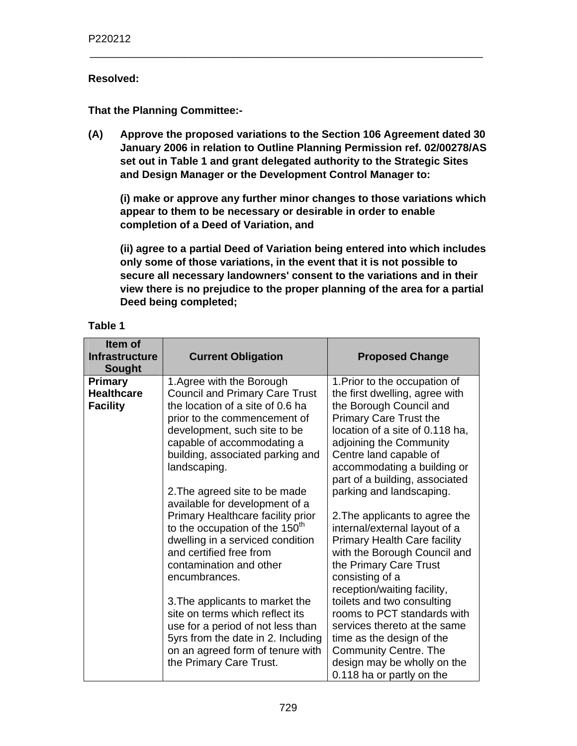**Resolved:**

**That the Planning Committee:-**

**(A) Approve the proposed variations to the Section 106 Agreement dated 30 January 2006 in relation to Outline Planning Permission ref. 02/00278/AS set out in Table 1 and grant delegated authority to the Strategic Sites and Design Manager or the Development Control Manager to:**

**(i) make or approve any further minor changes to those variations which appear to them to be necessary or desirable in order to enable completion of a Deed of Variation, and**

**(ii) agree to a partial Deed of Variation being entered into which includes only some of those variations, in the event that it is not possible to secure all necessary landowners' consent to the variations and in their view there is no prejudice to the proper planning of the area for a partial Deed being completed;**

**Table 1**

| Item of Infrastructure Sought | Current Obligation | Proposed Change |
|---|---|---|
| **Primary Healthcare Facility** | 1.Agree with the Borough Council and Primary Care Trust the location of a site of 0.6 ha prior to the commencement of development, such site to be capable of accommodating a building, associated parking and landscaping.<br><br>2.The agreed site to be made available for development of a Primary Healthcare facility prior to the occupation of the 150th dwelling in a serviced condition and certified free from contamination and other encumbrances.<br><br>3.The applicants to market the site on terms which reflect its use for a period of not less than 5yrs from the date in 2. Including on an agreed form of tenure with the Primary Care Trust. | 1.Prior to the occupation of the first dwelling, agree with the Borough Council and Primary Care Trust the location of a site of 0.118 ha, adjoining the Community Centre land capable of accommodating a building or part of a building, associated parking and landscaping.<br><br>2.The applicants to agree the internal/external layout of a Primary Health Care facility with the Borough Council and the Primary Care Trust consisting of a reception/waiting facility, toilets and two consulting rooms to PCT standards with services thereto at the same time as the design of the Community Centre. The design may be wholly on the 0.118 ha or partly on the |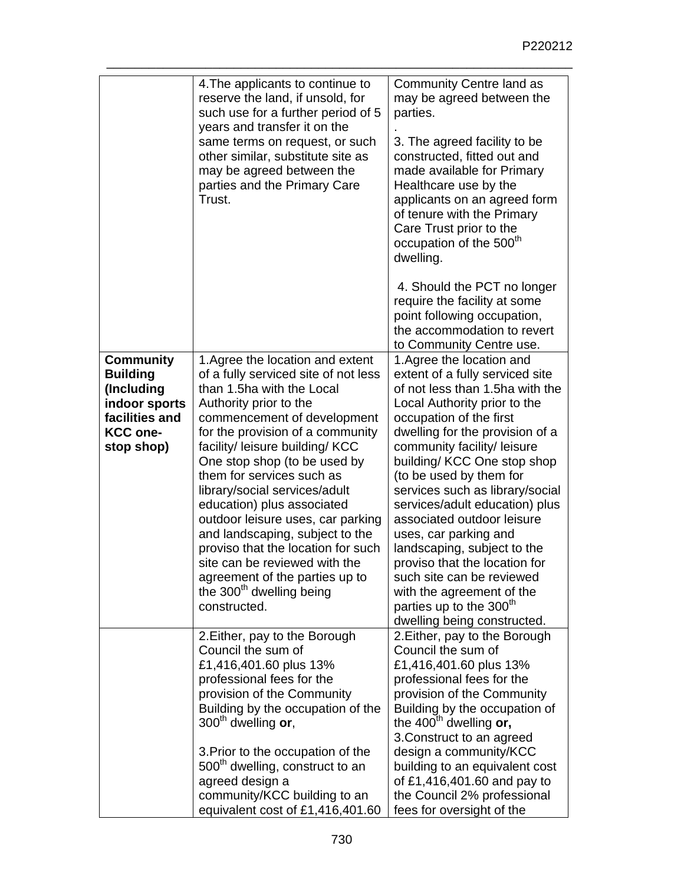| | | |
|---|---|---|
| | 4.The applicants to continue to reserve the land, if unsold, for such use for a further period of 5 years and transfer it on the same terms on request, or such other similar, substitute site as may be agreed between the parties and the Primary Care Trust. | Community Centre land as may be agreed between the parties.<br>.<br>3. The agreed facility to be constructed, fitted out and made available for Primary Healthcare use by the applicants on an agreed form of tenure with the Primary Care Trust prior to the occupation of the 500th dwelling.<br><br>4. Should the PCT no longer require the facility at some point following occupation, the accommodation to revert to Community Centre use. |
| **Community Building (Including indoor sports facilities and KCC one-stop shop)** | 1.Agree the location and extent of a fully serviced site of not less than 1.5ha with the Local Authority prior to the commencement of development for the provision of a community facility/ leisure building/ KCC One stop shop (to be used by them for services such as library/social services/adult education) plus associated outdoor leisure uses, car parking and landscaping, subject to the proviso that the location for such site can be reviewed with the agreement of the parties up to the 300th dwelling being constructed. | 1.Agree the location and extent of a fully serviced site of not less than 1.5ha with the Local Authority prior to the occupation of the first dwelling for the provision of a community facility/ leisure building/ KCC One stop shop (to be used by them for services such as library/social services/adult education) plus associated outdoor leisure uses, car parking and landscaping, subject to the proviso that the location for such site can be reviewed with the agreement of the parties up to the 300th dwelling being constructed. |
| | 2.Either, pay to the Borough Council the sum of £1,416,401.60 plus 13% professional fees for the provision of the Community Building by the occupation of the 300th dwelling **or**,<br><br>3.Prior to the occupation of the 500th dwelling, construct to an agreed design a community/KCC building to an equivalent cost of £1,416,401.60 | 2.Either, pay to the Borough Council the sum of £1,416,401.60 plus 13% professional fees for the provision of the Community Building by the occupation of the 400th dwelling **or,**<br>3.Construct to an agreed design a community/KCC building to an equivalent cost of £1,416,401.60 and pay to the Council 2% professional fees for oversight of the |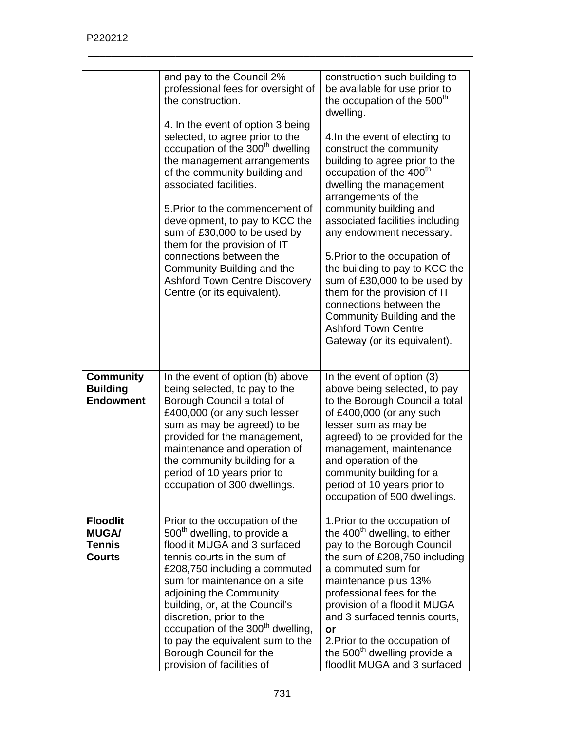| | | |
|---|---|---|
| | and pay to the Council 2% professional fees for oversight of the construction.<br><br>4. In the event of option 3 being selected, to agree prior to the occupation of the 300th dwelling the management arrangements of the community building and associated facilities.<br><br>5.Prior to the commencement of development, to pay to KCC the sum of £30,000 to be used by them for the provision of IT connections between the Community Building and the Ashford Town Centre Discovery Centre (or its equivalent). | construction such building to be available for use prior to the occupation of the 500th dwelling.<br><br>4.In the event of electing to construct the community building to agree prior to the occupation of the 400th dwelling the management arrangements of the community building and associated facilities including any endowment necessary.<br><br>5.Prior to the occupation of the building to pay to KCC the sum of £30,000 to be used by them for the provision of IT connections between the Community Building and the Ashford Town Centre Gateway (or its equivalent). |
| **Community Building Endowment** | In the event of option (b) above being selected, to pay to the Borough Council a total of £400,000 (or any such lesser sum as may be agreed) to be provided for the management, maintenance and operation of the community building for a period of 10 years prior to occupation of 300 dwellings. | In the event of option (3) above being selected, to pay to the Borough Council a total of £400,000 (or any such lesser sum as may be agreed) to be provided for the management, maintenance and operation of the community building for a period of 10 years prior to occupation of 500 dwellings. |
| **Floodlit MUGA/ Tennis Courts** | Prior to the occupation of the 500th dwelling, to provide a floodlit MUGA and 3 surfaced tennis courts in the sum of £208,750 including a commuted sum for maintenance on a site adjoining the Community building, or, at the Council's discretion, prior to the occupation of the 300th dwelling, to pay the equivalent sum to the Borough Council for the provision of facilities of | 1.Prior to the occupation of the 400th dwelling, to either pay to the Borough Council the sum of £208,750 including a commuted sum for maintenance plus 13% professional fees for the provision of a floodlit MUGA and 3 surfaced tennis courts, **or**<br>2.Prior to the occupation of the 500th dwelling provide a floodlit MUGA and 3 surfaced |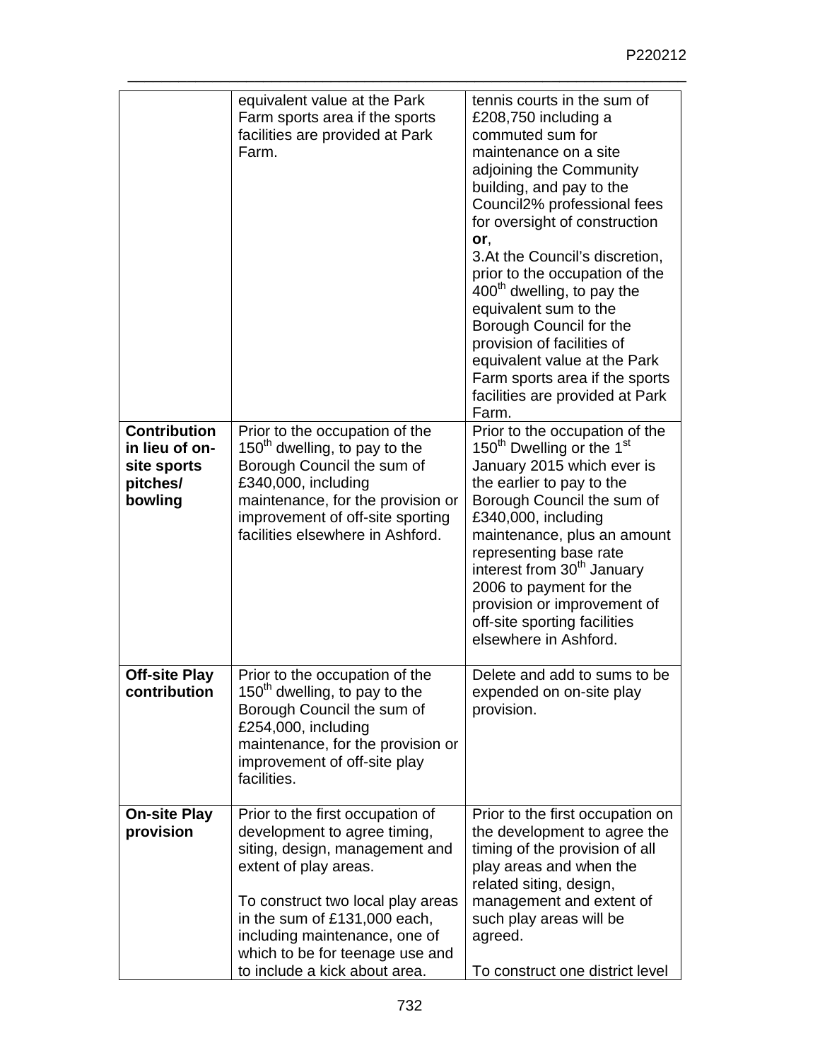| | | |
|---|---|---|
| | equivalent value at the Park Farm sports area if the sports facilities are provided at Park Farm. | tennis courts in the sum of £208,750 including a commuted sum for maintenance on a site adjoining the Community building, and pay to the Council2% professional fees for oversight of construction **or**,<br>3.At the Council's discretion, prior to the occupation of the 400th dwelling, to pay the equivalent sum to the Borough Council for the provision of facilities of equivalent value at the Park Farm sports area if the sports facilities are provided at Park Farm. |
| **Contribution in lieu of on-site sports pitches/ bowling** | Prior to the occupation of the 150th dwelling, to pay to the Borough Council the sum of £340,000, including maintenance, for the provision or improvement of off-site sporting facilities elsewhere in Ashford. | Prior to the occupation of the 150th Dwelling or the 1st January 2015 which ever is the earlier to pay to the Borough Council the sum of £340,000, including maintenance, plus an amount representing base rate interest from 30th January 2006 to payment for the provision or improvement of off-site sporting facilities elsewhere in Ashford. |
| **Off-site Play contribution** | Prior to the occupation of the 150th dwelling, to pay to the Borough Council the sum of £254,000, including maintenance, for the provision or improvement of off-site play facilities. | Delete and add to sums to be expended on on-site play provision. |
| **On-site Play provision** | Prior to the first occupation of development to agree timing, siting, design, management and extent of play areas.<br><br>To construct two local play areas in the sum of £131,000 each, including maintenance, one of which to be for teenage use and to include a kick about area. | Prior to the first occupation on the development to agree the timing of the provision of all play areas and when the related siting, design, management and extent of such play areas will be agreed.<br><br>To construct one district level |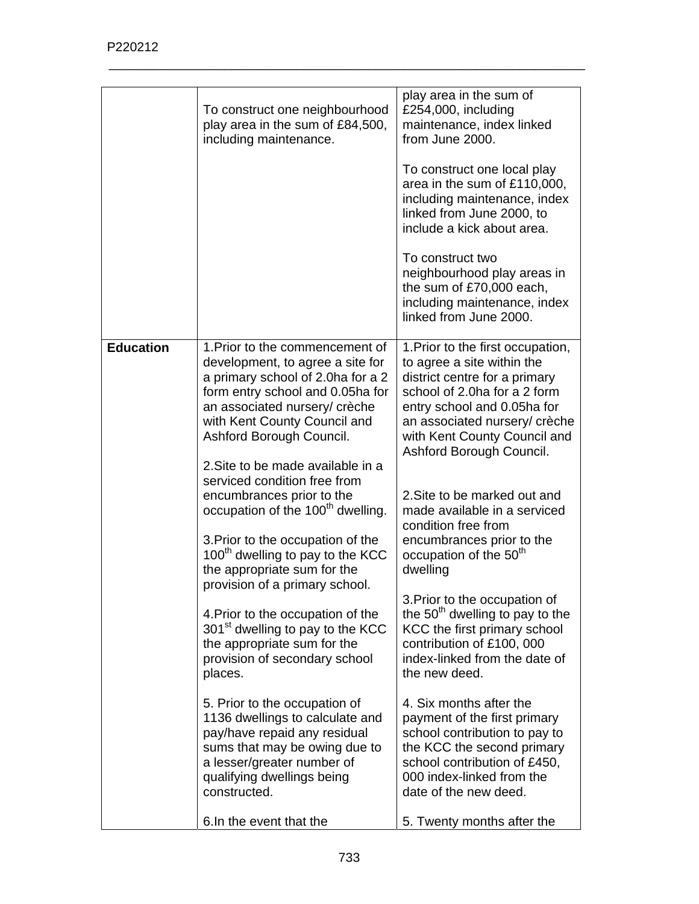| | | |
|---|---|---|
| | To construct one neighbourhood play area in the sum of £84,500, including maintenance. | play area in the sum of £254,000, including maintenance, index linked from June 2000.<br><br>To construct one local play area in the sum of £110,000, including maintenance, index linked from June 2000, to include a kick about area.<br><br>To construct two neighbourhood play areas in the sum of £70,000 each, including maintenance, index linked from June 2000. |
| **Education** | 1.Prior to the commencement of development, to agree a site for a primary school of 2.0ha for a 2 form entry school and 0.05ha for an associated nursery/ crèche with Kent County Council and Ashford Borough Council.<br><br>2.Site to be made available in a serviced condition free from encumbrances prior to the occupation of the 100th dwelling.<br><br>3.Prior to the occupation of the 100th dwelling to pay to the KCC the appropriate sum for the provision of a primary school.<br><br>4.Prior to the occupation of the 301st dwelling to pay to the KCC the appropriate sum for the provision of secondary school places.<br><br>5. Prior to the occupation of 1136 dwellings to calculate and pay/have repaid any residual sums that may be owing due to a lesser/greater number of qualifying dwellings being constructed.<br><br>6.In the event that the | 1.Prior to the first occupation, to agree a site within the district centre for a primary school of 2.0ha for a 2 form entry school and 0.05ha for an associated nursery/ crèche with Kent County Council and Ashford Borough Council.<br><br>2.Site to be marked out and made available in a serviced condition free from encumbrances prior to the occupation of the 50th dwelling<br><br>3.Prior to the occupation of the 50th dwelling to pay to the KCC the first primary school contribution of £100, 000 index-linked from the date of the new deed.<br><br>4. Six months after the payment of the first primary school contribution to pay to the KCC the second primary school contribution of £450, 000 index-linked from the date of the new deed.<br><br>5. Twenty months after the |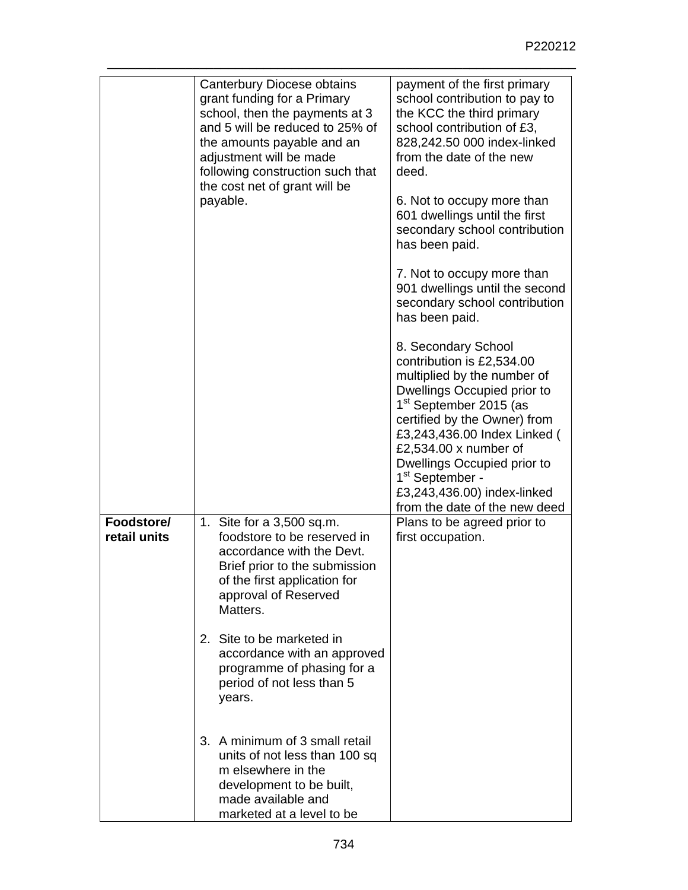| | | |
|---|---|---|
| | Canterbury Diocese obtains grant funding for a Primary school, then the payments at 3 and 5 will be reduced to 25% of the amounts payable and an adjustment will be made following construction such that the cost net of grant will be payable. | payment of the first primary school contribution to pay to the KCC the third primary school contribution of £3, 828,242.50 000 index-linked from the date of the new deed.<br><br>6. Not to occupy more than 601 dwellings until the first secondary school contribution has been paid.<br><br>7. Not to occupy more than 901 dwellings until the second secondary school contribution has been paid.<br><br>8. Secondary School contribution is £2,534.00 multiplied by the number of Dwellings Occupied prior to 1st September 2015 (as certified by the Owner) from £3,243,436.00 Index Linked ( £2,534.00 x number of Dwellings Occupied prior to 1st September - £3,243,436.00) index-linked from the date of the new deed |
| **Foodstore/ retail units** | 1. Site for a 3,500 sq.m. foodstore to be reserved in accordance with the Devt. Brief prior to the submission of the first application for approval of Reserved Matters.<br><br>2. Site to be marketed in accordance with an approved programme of phasing for a period of not less than 5 years.<br><br>3. A minimum of 3 small retail units of not less than 100 sq m elsewhere in the development to be built, made available and marketed at a level to be | Plans to be agreed prior to first occupation. |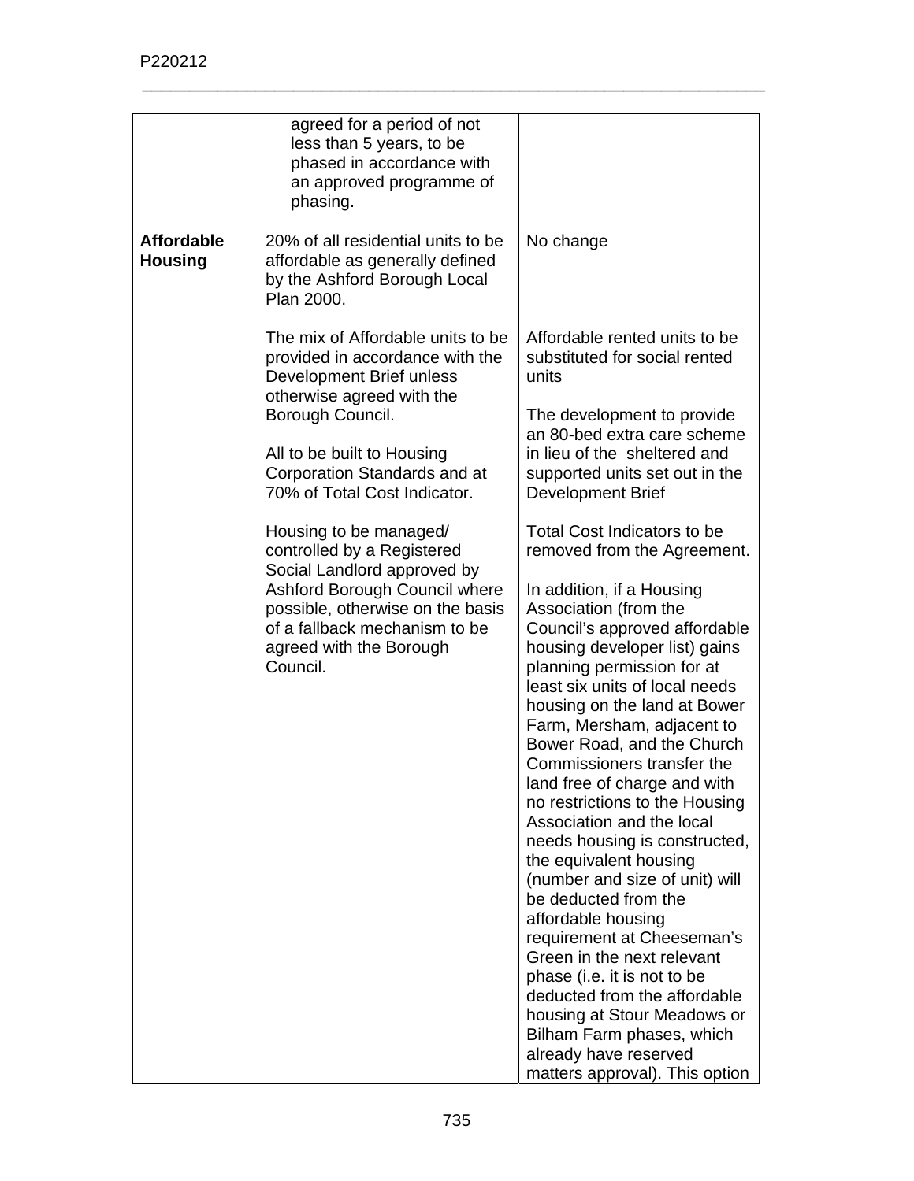| | | |
|---|---|---|
| | agreed for a period of not less than 5 years, to be phased in accordance with an approved programme of phasing. | |
| **Affordable Housing** | 20% of all residential units to be affordable as generally defined by the Ashford Borough Local Plan 2000.<br><br>The mix of Affordable units to be provided in accordance with the Development Brief unless otherwise agreed with the Borough Council.<br><br>All to be built to Housing Corporation Standards and at 70% of Total Cost Indicator.<br><br>Housing to be managed/ controlled by a Registered Social Landlord approved by Ashford Borough Council where possible, otherwise on the basis of a fallback mechanism to be agreed with the Borough Council. | No change<br><br>Affordable rented units to be substituted for social rented units<br><br>The development to provide an 80-bed extra care scheme in lieu of the sheltered and supported units set out in the Development Brief<br><br>Total Cost Indicators to be removed from the Agreement.<br><br>In addition, if a Housing Association (from the Council's approved affordable housing developer list) gains planning permission for at least six units of local needs housing on the land at Bower Farm, Mersham, adjacent to Bower Road, and the Church Commissioners transfer the land free of charge and with no restrictions to the Housing Association and the local needs housing is constructed, the equivalent housing (number and size of unit) will be deducted from the affordable housing requirement at Cheeseman's Green in the next relevant phase (i.e. it is not to be deducted from the affordable housing at Stour Meadows or Bilham Farm phases, which already have reserved matters approval). This option |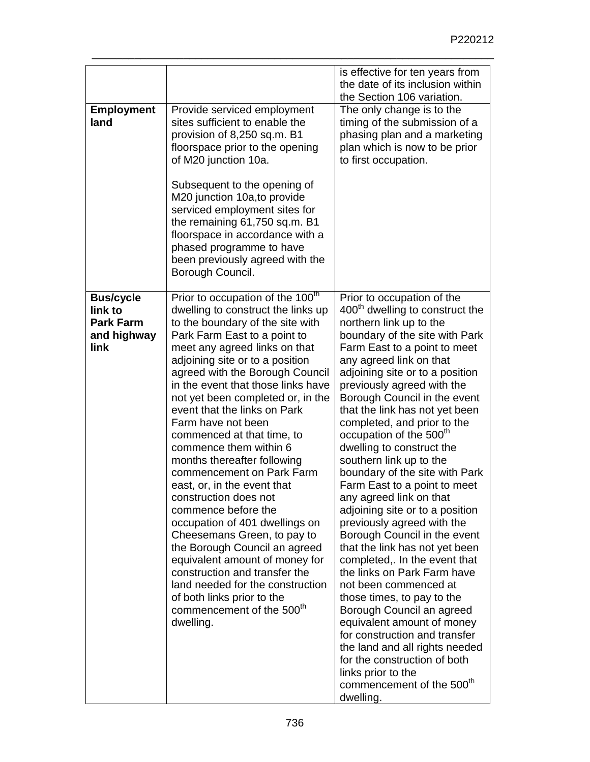| | | |
|---|---|---|
| | | is effective for ten years from the date of its inclusion within the Section 106 variation. |
| **Employment land** | Provide serviced employment sites sufficient to enable the provision of 8,250 sq.m. B1 floorspace prior to the opening of M20 junction 10a.<br><br>Subsequent to the opening of M20 junction 10a,to provide serviced employment sites for the remaining 61,750 sq.m. B1 floorspace in accordance with a phased programme to have been previously agreed with the Borough Council. | The only change is to the timing of the submission of a phasing plan and a marketing plan which is now to be prior to first occupation. |
| **Bus/cycle link to Park Farm and highway link** | Prior to occupation of the 100th dwelling to construct the links up to the boundary of the site with Park Farm East to a point to meet any agreed links on that adjoining site or to a position agreed with the Borough Council in the event that those links have not yet been completed or, in the event that the links on Park Farm have not been commenced at that time, to commence them within 6 months thereafter following commencement on Park Farm east, or, in the event that construction does not commence before the occupation of 401 dwellings on Cheesemans Green, to pay to the Borough Council an agreed equivalent amount of money for construction and transfer the land needed for the construction of both links prior to the commencement of the 500th dwelling. | Prior to occupation of the 400th dwelling to construct the northern link up to the boundary of the site with Park Farm East to a point to meet any agreed link on that adjoining site or to a position previously agreed with the Borough Council in the event that the link has not yet been completed, and prior to the occupation of the 500th dwelling to construct the southern link up to the boundary of the site with Park Farm East to a point to meet any agreed link on that adjoining site or to a position previously agreed with the Borough Council in the event that the link has not yet been completed,. In the event that the links on Park Farm have not been commenced at those times, to pay to the Borough Council an agreed equivalent amount of money for construction and transfer the land and all rights needed for the construction of both links prior to the commencement of the 500th dwelling. |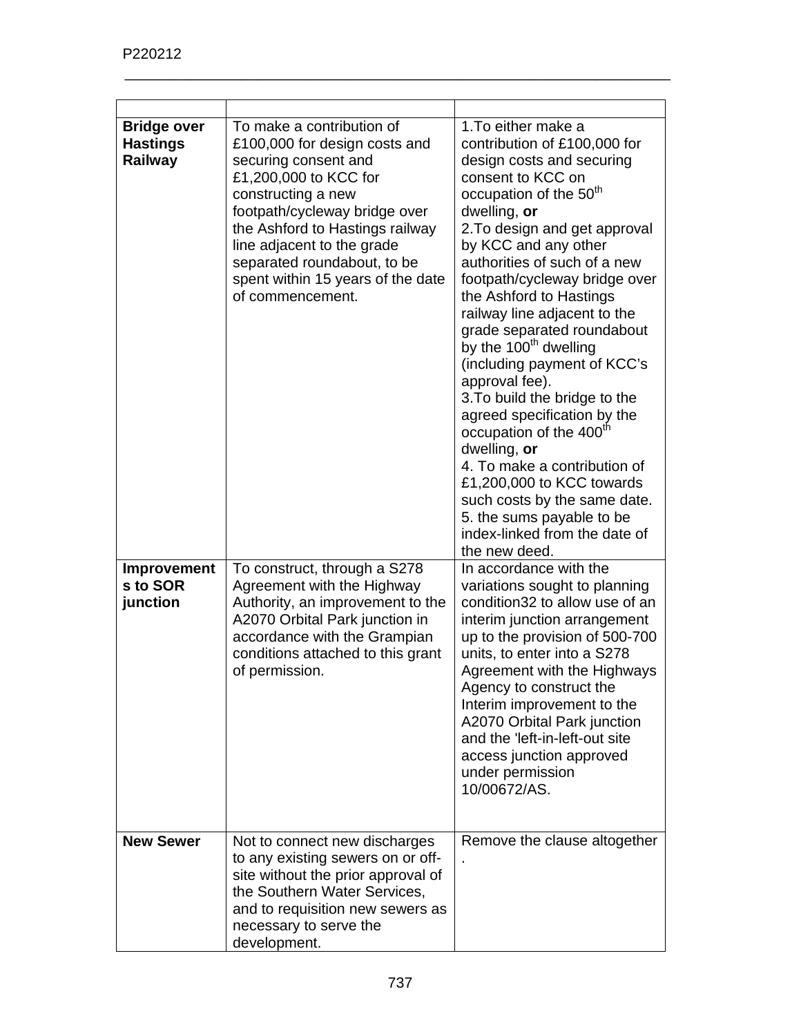| | | |
|---|---|---|
| **Bridge over Hastings Railway** | To make a contribution of £100,000 for design costs and securing consent and £1,200,000 to KCC for constructing a new footpath/cycleway bridge over the Ashford to Hastings railway line adjacent to the grade separated roundabout, to be spent within 15 years of the date of commencement. | 1.To either make a contribution of £100,000 for design costs and securing consent to KCC on occupation of the 50th dwelling, **or**<br>2.To design and get approval by KCC and any other authorities of such of a new footpath/cycleway bridge over the Ashford to Hastings railway line adjacent to the grade separated roundabout by the 100th dwelling (including payment of KCC's approval fee).<br>3.To build the bridge to the agreed specification by the occupation of the 400th dwelling, **or**<br>4. To make a contribution of £1,200,000 to KCC towards such costs by the same date.<br>5. the sums payable to be index-linked from the date of the new deed. |
| **Improvements to SOR junction** | To construct, through a S278 Agreement with the Highway Authority, an improvement to the A2070 Orbital Park junction in accordance with the Grampian conditions attached to this grant of permission. | In accordance with the variations sought to planning condition32 to allow use of an interim junction arrangement up to the provision of 500-700 units, to enter into a S278 Agreement with the Highways Agency to construct the Interim improvement to the A2070 Orbital Park junction and the 'left-in-left-out site access junction approved under permission 10/00672/AS. |
| **New Sewer** | Not to connect new discharges to any existing sewers on or off-site without the prior approval of the Southern Water Services, and to requisition new sewers as necessary to serve the development. | Remove the clause altogether . |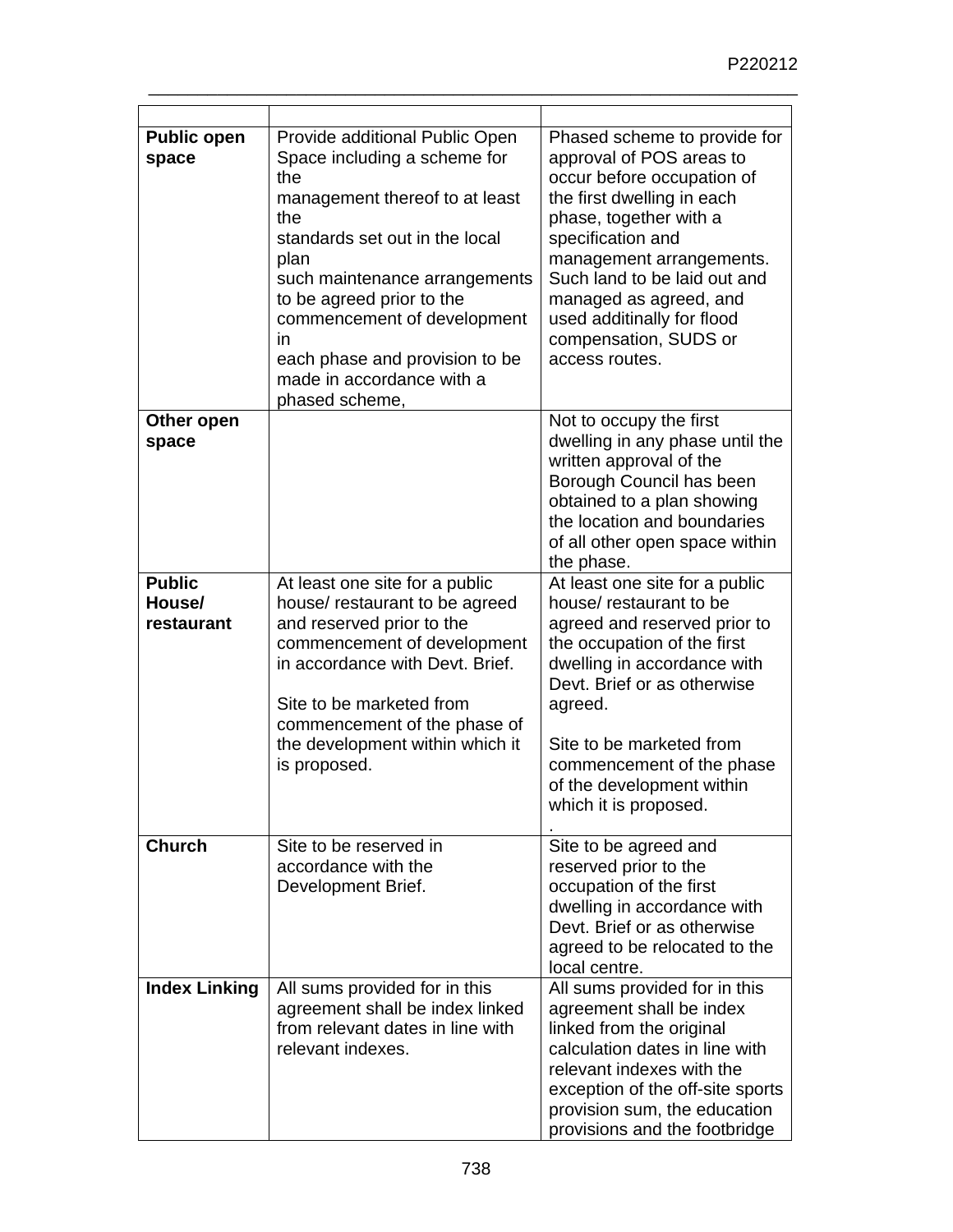| | | |
|---|---|---|
| **Public open space** | Provide additional Public Open Space including a scheme for the management thereof to at least the standards set out in the local plan such maintenance arrangements to be agreed prior to the commencement of development in each phase and provision to be made in accordance with a phased scheme, | Phased scheme to provide for approval of POS areas to occur before occupation of the first dwelling in each phase, together with a specification and management arrangements. Such land to be laid out and managed as agreed, and used additinally for flood compensation, SUDS or access routes. |
| **Other open space** | | Not to occupy the first dwelling in any phase until the written approval of the Borough Council has been obtained to a plan showing the location and boundaries of all other open space within the phase. |
| **Public House/ restaurant** | At least one site for a public house/ restaurant to be agreed and reserved prior to the commencement of development in accordance with Devt. Brief.<br><br>Site to be marketed from commencement of the phase of the development within which it is proposed. | At least one site for a public house/ restaurant to be agreed and reserved prior to the occupation of the first dwelling in accordance with Devt. Brief or as otherwise agreed.<br><br>Site to be marketed from commencement of the phase of the development within which it is proposed.<br>. |
| **Church** | Site to be reserved in accordance with the Development Brief. | Site to be agreed and reserved prior to the occupation of the first dwelling in accordance with Devt. Brief or as otherwise agreed to be relocated to the local centre. |
| **Index Linking** | All sums provided for in this agreement shall be index linked from relevant dates in line with relevant indexes. | All sums provided for in this agreement shall be index linked from the original calculation dates in line with relevant indexes with the exception of the off-site sports provision sum, the education provisions and the footbridge |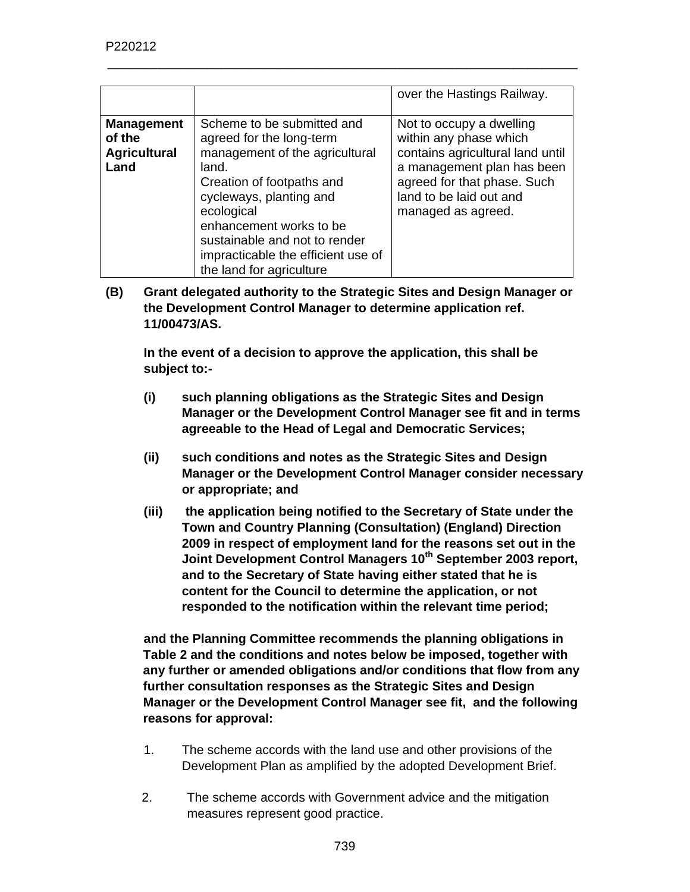| | | over the Hastings Railway. |
|---|---|---|
| **Management of the Agricultural Land** | Scheme to be submitted and agreed for the long-term management of the agricultural land.<br>Creation of footpaths and cycleways, planting and ecological enhancement works to be sustainable and not to render impracticable the efficient use of the land for agriculture | Not to occupy a dwelling within any phase which contains agricultural land until a management plan has been agreed for that phase. Such land to be laid out and managed as agreed. |

**(B) Grant delegated authority to the Strategic Sites and Design Manager or the Development Control Manager to determine application ref. 11/00473/AS.**

**In the event of a decision to approve the application, this shall be subject to:-**

**(i) such planning obligations as the Strategic Sites and Design Manager or the Development Control Manager see fit and in terms agreeable to the Head of Legal and Democratic Services;**

**(ii) such conditions and notes as the Strategic Sites and Design Manager or the Development Control Manager consider necessary or appropriate; and**

**(iii) the application being notified to the Secretary of State under the Town and Country Planning (Consultation) (England) Direction 2009 in respect of employment land for the reasons set out in the Joint Development Control Managers 10th September 2003 report, and to the Secretary of State having either stated that he is content for the Council to determine the application, or not responded to the notification within the relevant time period;**

**and the Planning Committee recommends the planning obligations in Table 2 and the conditions and notes below be imposed, together with any further or amended obligations and/or conditions that flow from any further consultation responses as the Strategic Sites and Design Manager or the Development Control Manager see fit, and the following reasons for approval:**

1. The scheme accords with the land use and other provisions of the Development Plan as amplified by the adopted Development Brief.

2. The scheme accords with Government advice and the mitigation measures represent good practice.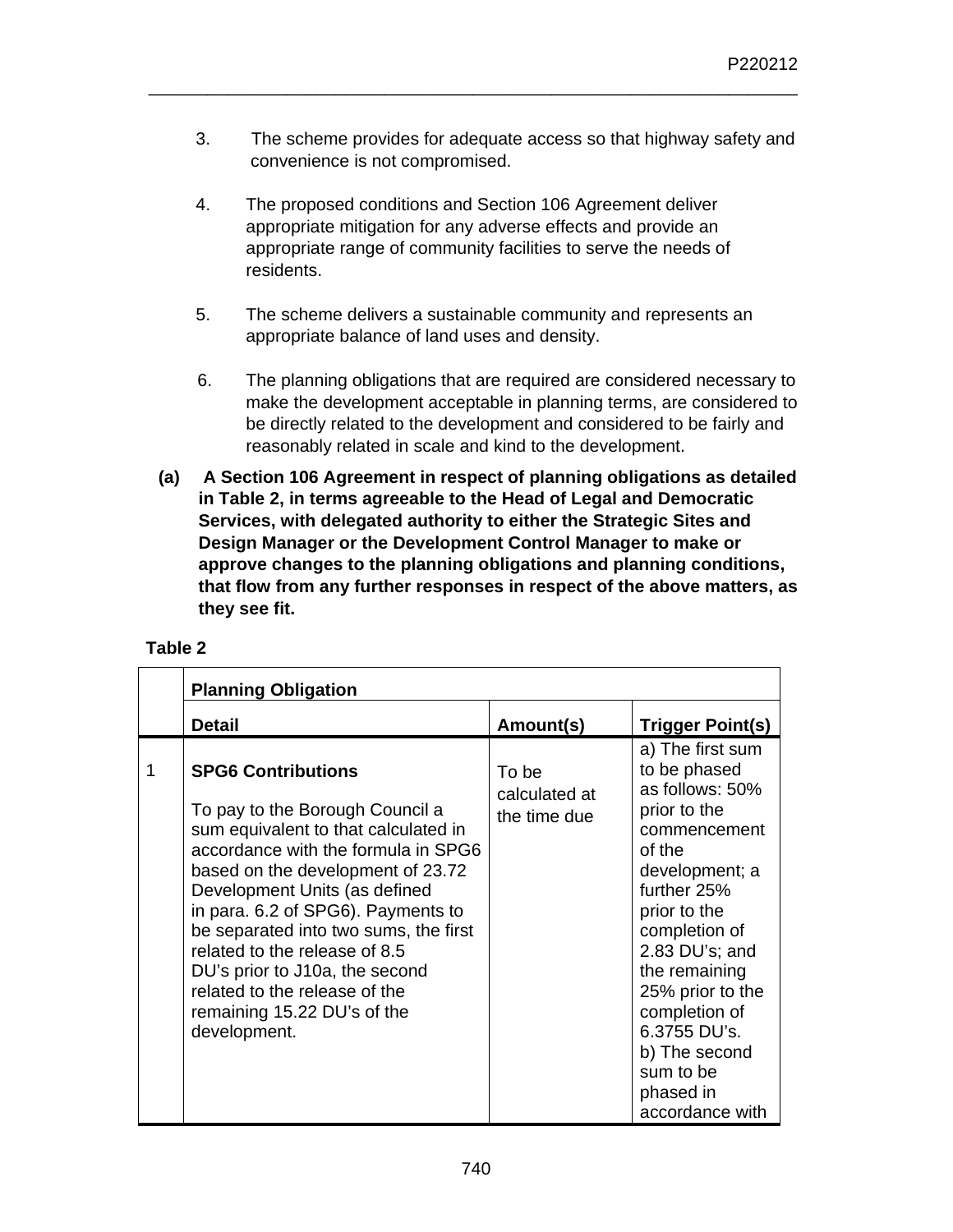3. The scheme provides for adequate access so that highway safety and convenience is not compromised.

4. The proposed conditions and Section 106 Agreement deliver appropriate mitigation for any adverse effects and provide an appropriate range of community facilities to serve the needs of residents.

5. The scheme delivers a sustainable community and represents an appropriate balance of land uses and density.

6. The planning obligations that are required are considered necessary to make the development acceptable in planning terms, are considered to be directly related to the development and considered to be fairly and reasonably related in scale and kind to the development.

**(a) A Section 106 Agreement in respect of planning obligations as detailed in Table 2, in terms agreeable to the Head of Legal and Democratic Services, with delegated authority to either the Strategic Sites and Design Manager or the Development Control Manager to make or approve changes to the planning obligations and planning conditions, that flow from any further responses in respect of the above matters, as they see fit.**

**Table 2**

| | **Planning Obligation** | | |
|---|---|---|---|
| | **Detail** | **Amount(s)** | **Trigger Point(s)** |
| 1 | **SPG6 Contributions**<br><br>To pay to the Borough Council a sum equivalent to that calculated in accordance with the formula in SPG6 based on the development of 23.72 Development Units (as defined in para. 6.2 of SPG6). Payments to be separated into two sums, the first related to the release of 8.5 DU's prior to J10a, the second related to the release of the remaining 15.22 DU's of the development. | To be calculated at the time due | a) The first sum to be phased as follows: 50% prior to the commencement of the development; a further 25% prior to the completion of 2.83 DU's; and the remaining 25% prior to the completion of 6.3755 DU's.<br>b) The second sum to be phased in accordance with |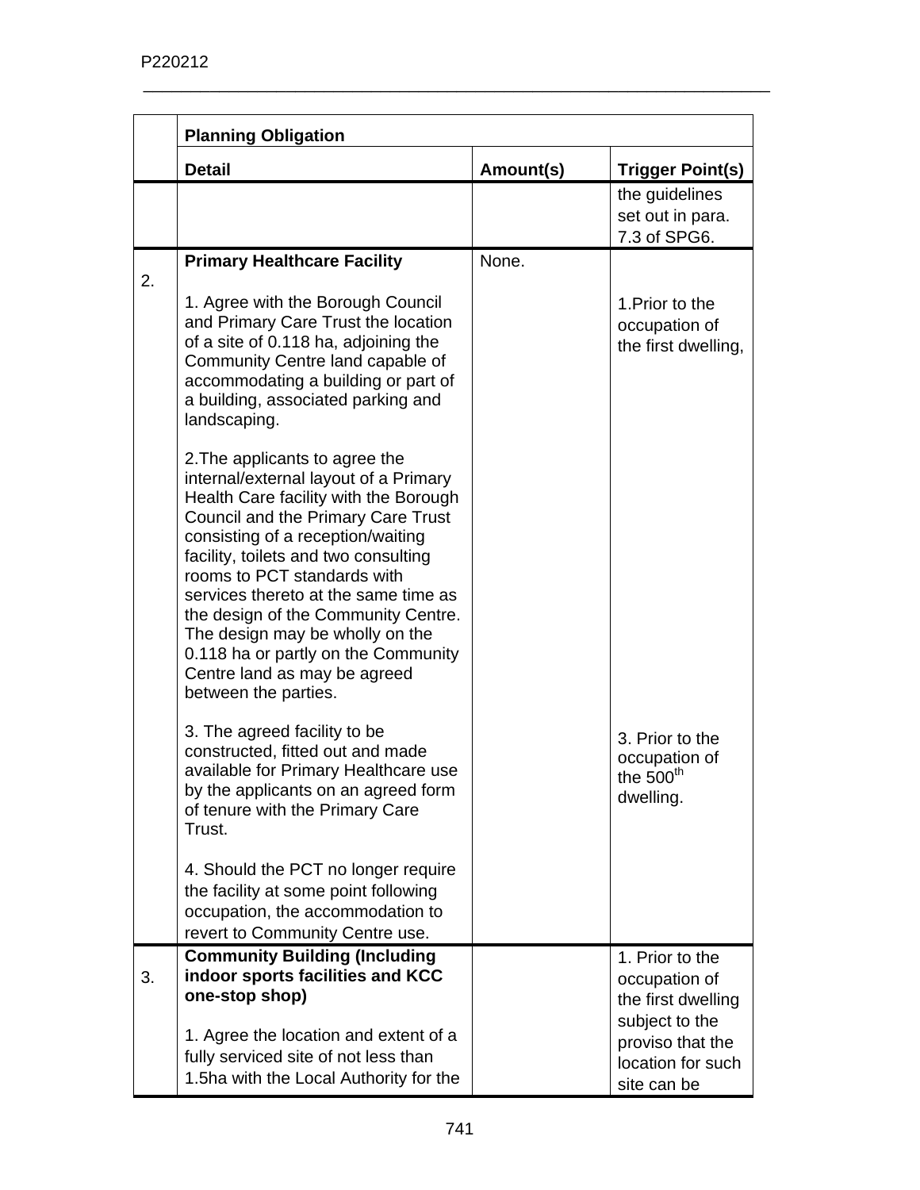| | Planning Obligation | | |
|---|---|---|---|
| | **Detail** | **Amount(s)** | **Trigger Point(s)** |
| | | | the guidelines set out in para. 7.3 of SPG6. |
| 2. | **Primary Healthcare Facility**<br><br>1. Agree with the Borough Council and Primary Care Trust the location of a site of 0.118 ha, adjoining the Community Centre land capable of accommodating a building or part of a building, associated parking and landscaping.<br><br>2.The applicants to agree the internal/external layout of a Primary Health Care facility with the Borough Council and the Primary Care Trust consisting of a reception/waiting facility, toilets and two consulting rooms to PCT standards with services thereto at the same time as the design of the Community Centre. The design may be wholly on the 0.118 ha or partly on the Community Centre land as may be agreed between the parties.<br><br>3. The agreed facility to be constructed, fitted out and made available for Primary Healthcare use by the applicants on an agreed form of tenure with the Primary Care Trust.<br><br>4. Should the PCT no longer require the facility at some point following occupation, the accommodation to revert to Community Centre use. | None. | 1.Prior to the occupation of the first dwelling,<br><br>3. Prior to the occupation of the 500th dwelling. |
| 3. | **Community Building (Including indoor sports facilities and KCC one-stop shop)**<br><br>1. Agree the location and extent of a fully serviced site of not less than 1.5ha with the Local Authority for the | | 1. Prior to the occupation of the first dwelling subject to the proviso that the location for such site can be |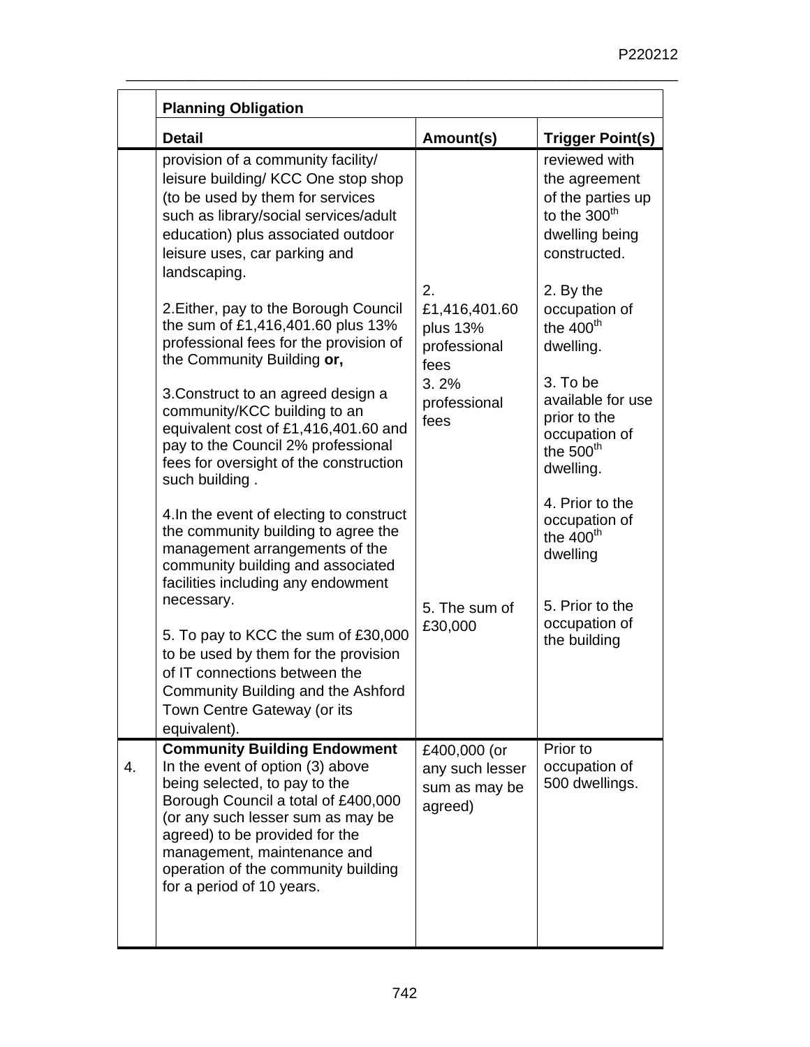| | Planning Obligation | | |
|---|---|---|---|
| | **Detail** | **Amount(s)** | **Trigger Point(s)** |
| | provision of a community facility/ leisure building/ KCC One stop shop (to be used by them for services such as library/social services/adult education) plus associated outdoor leisure uses, car parking and landscaping.<br><br>2.Either, pay to the Borough Council the sum of £1,416,401.60 plus 13% professional fees for the provision of the Community Building **or,**<br><br>3.Construct to an agreed design a community/KCC building to an equivalent cost of £1,416,401.60 and pay to the Council 2% professional fees for oversight of the construction such building .<br><br>4.In the event of electing to construct the community building to agree the management arrangements of the community building and associated facilities including any endowment necessary.<br><br>5. To pay to KCC the sum of £30,000 to be used by them for the provision of IT connections between the Community Building and the Ashford Town Centre Gateway (or its equivalent). | 2. £1,416,401.60 plus 13% professional fees<br><br>3. 2% professional fees<br><br>5. The sum of £30,000 | reviewed with the agreement of the parties up to the 300th dwelling being constructed.<br><br>2. By the occupation of the 400th dwelling.<br><br>3. To be available for use prior to the occupation of the 500th dwelling.<br><br>4. Prior to the occupation of the 400th dwelling<br><br>5. Prior to the occupation of the building |
| 4. | **Community Building Endowment** In the event of option (3) above being selected, to pay to the Borough Council a total of £400,000 (or any such lesser sum as may be agreed) to be provided for the management, maintenance and operation of the community building for a period of 10 years. | £400,000 (or any such lesser sum as may be agreed) | Prior to occupation of 500 dwellings. |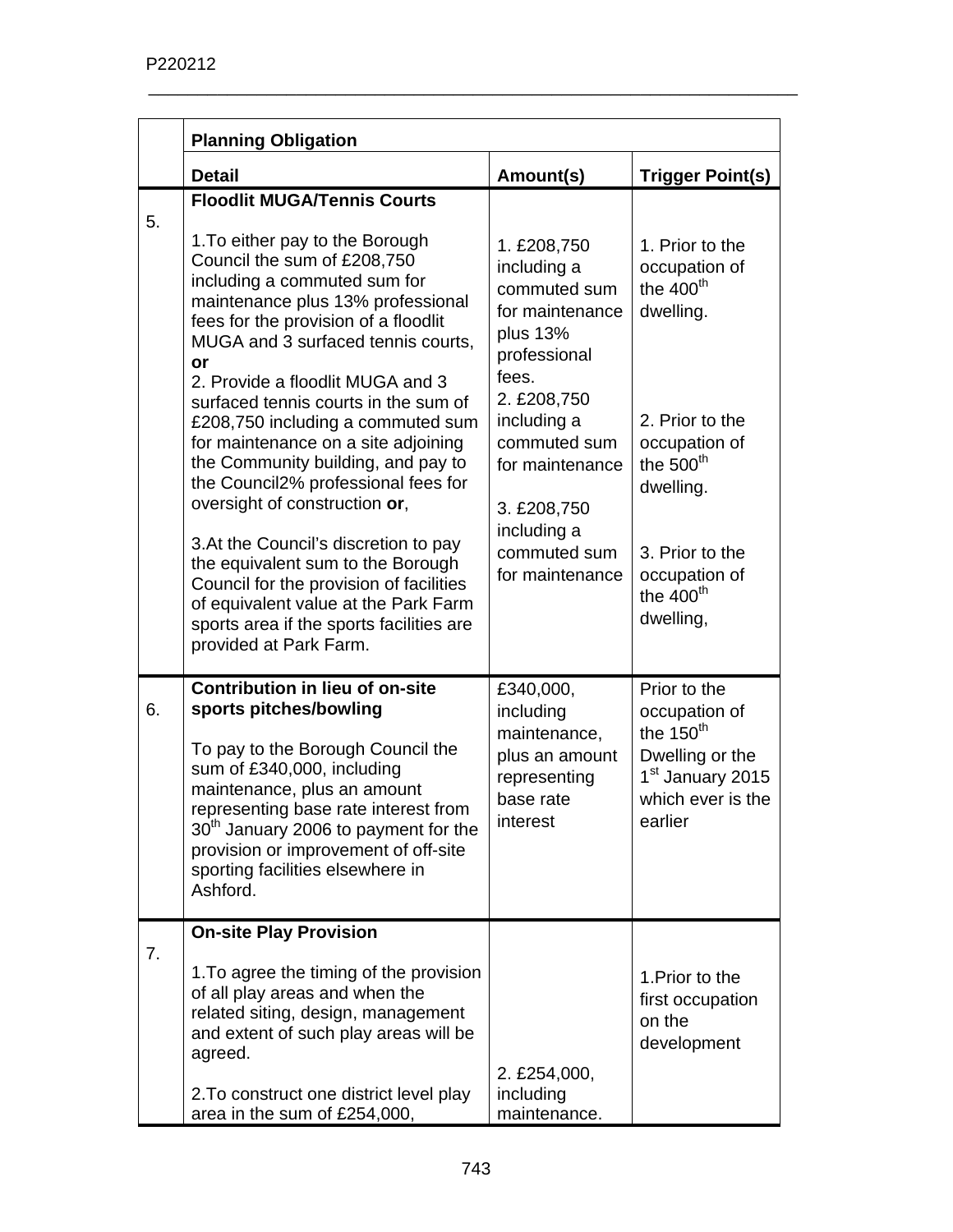| | Planning Obligation | | |
|---|---|---|---|
| | **Detail** | **Amount(s)** | **Trigger Point(s)** |
| 5. | **Floodlit MUGA/Tennis Courts**<br><br>1.To either pay to the Borough Council the sum of £208,750 including a commuted sum for maintenance plus 13% professional fees for the provision of a floodlit MUGA and 3 surfaced tennis courts, **or**<br>2. Provide a floodlit MUGA and 3 surfaced tennis courts in the sum of £208,750 including a commuted sum for maintenance on a site adjoining the Community building, and pay to the Council2% professional fees for oversight of construction **or**,<br><br>3.At the Council's discretion to pay the equivalent sum to the Borough Council for the provision of facilities of equivalent value at the Park Farm sports area if the sports facilities are provided at Park Farm. | 1. £208,750 including a commuted sum for maintenance plus 13% professional fees.<br>2. £208,750 including a commuted sum for maintenance<br><br>3. £208,750 including a commuted sum for maintenance | 1. Prior to the occupation of the 400th dwelling.<br><br>2. Prior to the occupation of the 500th dwelling.<br><br>3. Prior to the occupation of the 400th dwelling, |
| 6. | **Contribution in lieu of on-site sports pitches/bowling**<br><br>To pay to the Borough Council the sum of £340,000, including maintenance, plus an amount representing base rate interest from 30th January 2006 to payment for the provision or improvement of off-site sporting facilities elsewhere in Ashford. | £340,000, including maintenance, plus an amount representing base rate interest | Prior to the occupation of the 150th Dwelling or the 1st January 2015 which ever is the earlier |
| 7. | **On-site Play Provision**<br><br>1.To agree the timing of the provision of all play areas and when the related siting, design, management and extent of such play areas will be agreed.<br><br>2.To construct one district level play area in the sum of £254,000, | <br><br><br><br><br>2. £254,000, including maintenance. | <br><br>1.Prior to the first occupation on the development |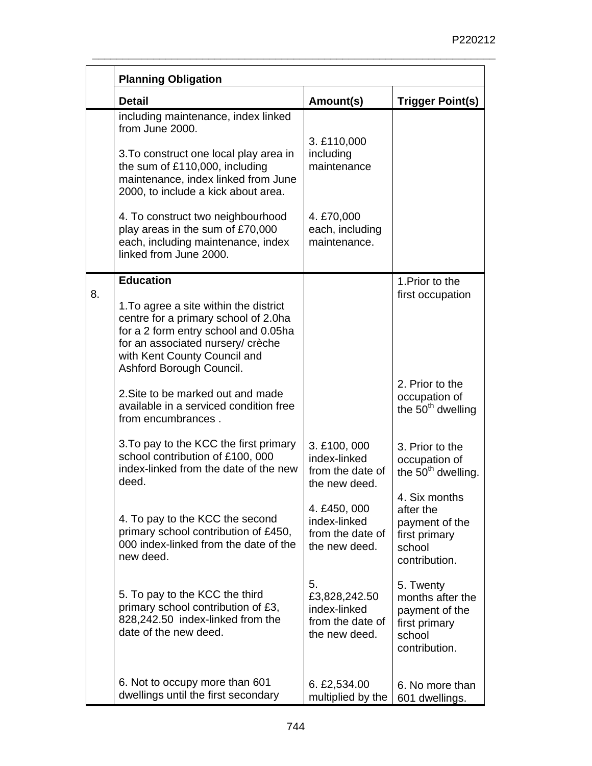| | Planning Obligation | | |
|---|---|---|---|
| | **Detail** | **Amount(s)** | **Trigger Point(s)** |
| | including maintenance, index linked from June 2000.<br><br>3.To construct one local play area in the sum of £110,000, including maintenance, index linked from June 2000, to include a kick about area.<br><br>4. To construct two neighbourhood play areas in the sum of £70,000 each, including maintenance, index linked from June 2000. | 3. £110,000 including maintenance<br><br>4. £70,000 each, including maintenance. | |
| 8. | **Education**<br><br>1.To agree a site within the district centre for a primary school of 2.0ha for a 2 form entry school and 0.05ha for an associated nursery/ crèche with Kent County Council and Ashford Borough Council.<br><br>2.Site to be marked out and made available in a serviced condition free from encumbrances .<br><br>3.To pay to the KCC the first primary school contribution of £100, 000 index-linked from the date of the new deed.<br><br>4. To pay to the KCC the second primary school contribution of £450, 000 index-linked from the date of the new deed.<br><br>5. To pay to the KCC the third primary school contribution of £3, 828,242.50 index-linked from the date of the new deed.<br><br>6. Not to occupy more than 601 dwellings until the first secondary | 3. £100, 000 index-linked from the date of the new deed.<br><br>4. £450, 000 index-linked from the date of the new deed.<br><br>5. £3,828,242.50 index-linked from the date of the new deed.<br><br>6. £2,534.00 multiplied by the | 1.Prior to the first occupation<br><br>2. Prior to the occupation of the 50th dwelling<br><br>3. Prior to the occupation of the 50th dwelling.<br><br>4. Six months after the payment of the first primary school contribution.<br><br>5. Twenty months after the payment of the first primary school contribution.<br><br>6. No more than 601 dwellings. |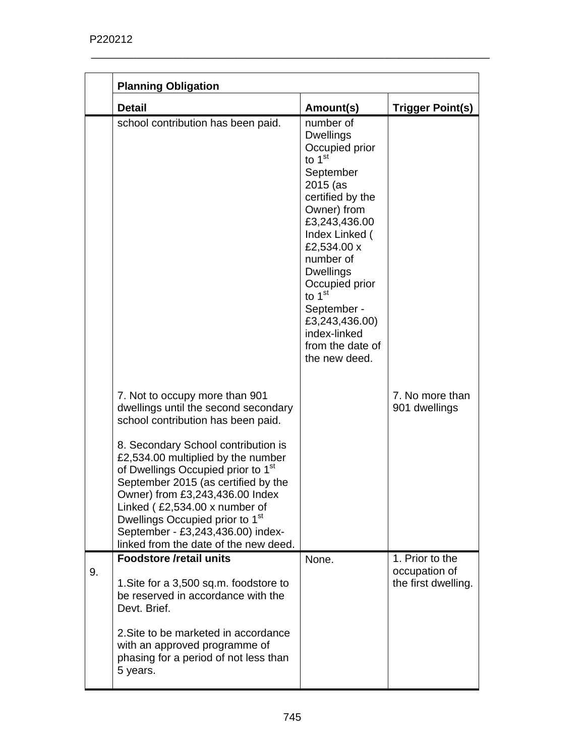| | Planning Obligation | | |
|---|---|---|---|
| | **Detail** | **Amount(s)** | **Trigger Point(s)** |
| | school contribution has been paid.<br><br>7. Not to occupy more than 901 dwellings until the second secondary school contribution has been paid.<br><br>8. Secondary School contribution is £2,534.00 multiplied by the number of Dwellings Occupied prior to 1st September 2015 (as certified by the Owner) from £3,243,436.00 Index Linked ( £2,534.00 x number of Dwellings Occupied prior to 1st September - £3,243,436.00) index-linked from the date of the new deed. | number of Dwellings Occupied prior to 1st September 2015 (as certified by the Owner) from £3,243,436.00 Index Linked ( £2,534.00 x number of Dwellings Occupied prior to 1st September - £3,243,436.00) index-linked from the date of the new deed. | 7. No more than 901 dwellings |
| 9. | **Foodstore /retail units**<br><br>1.Site for a 3,500 sq.m. foodstore to be reserved in accordance with the Devt. Brief.<br><br>2.Site to be marketed in accordance with an approved programme of phasing for a period of not less than 5 years. | None. | 1. Prior to the occupation of the first dwelling. |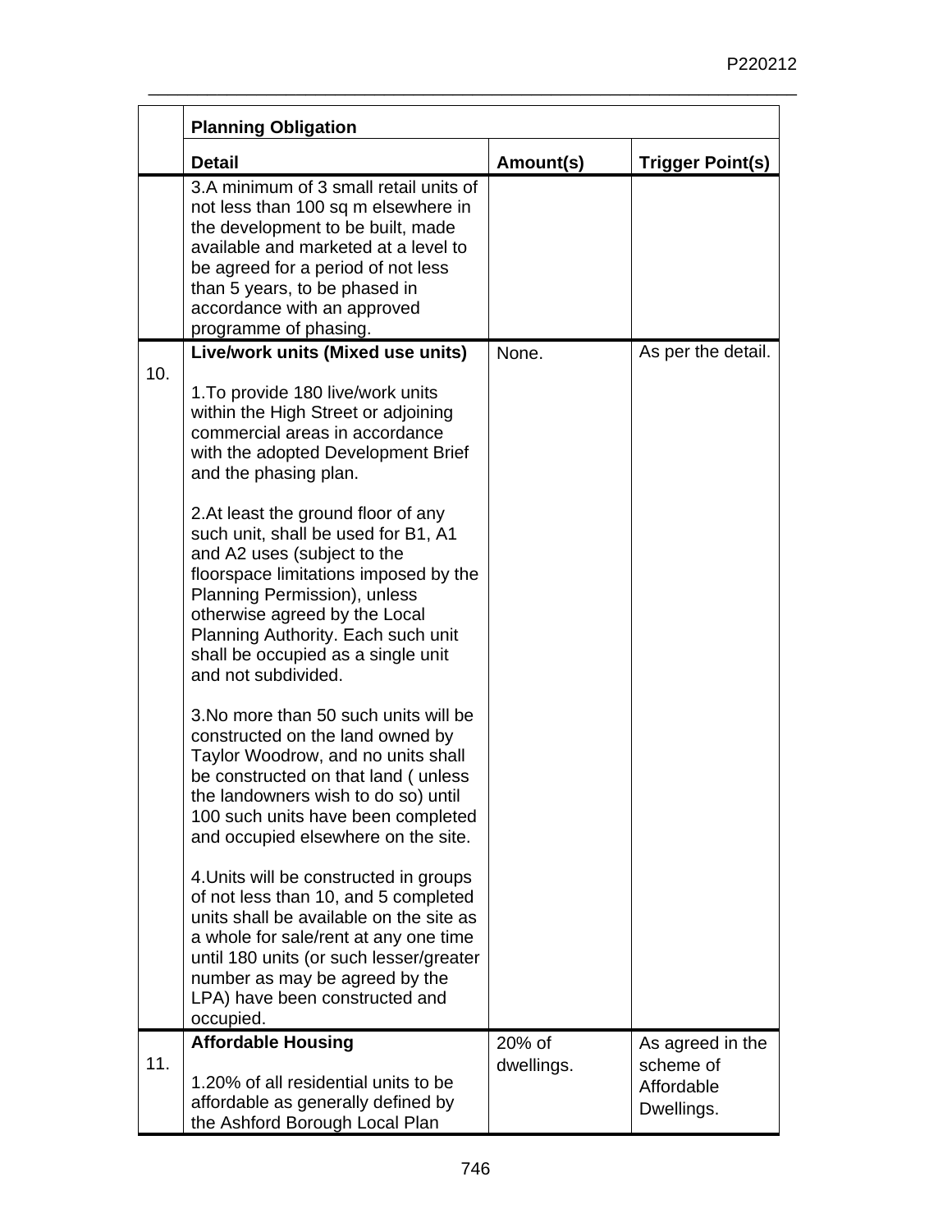| | Planning Obligation | | |
|---|---|---|---|
| | **Detail** | **Amount(s)** | **Trigger Point(s)** |
| | 3.A minimum of 3 small retail units of not less than 100 sq m elsewhere in the development to be built, made available and marketed at a level to be agreed for a period of not less than 5 years, to be phased in accordance with an approved programme of phasing. | | |
| 10. | **Live/work units (Mixed use units)**<br><br>1.To provide 180 live/work units within the High Street or adjoining commercial areas in accordance with the adopted Development Brief and the phasing plan.<br><br>2.At least the ground floor of any such unit, shall be used for B1, A1 and A2 uses (subject to the floorspace limitations imposed by the Planning Permission), unless otherwise agreed by the Local Planning Authority. Each such unit shall be occupied as a single unit and not subdivided.<br><br>3.No more than 50 such units will be constructed on the land owned by Taylor Woodrow, and no units shall be constructed on that land ( unless the landowners wish to do so) until 100 such units have been completed and occupied elsewhere on the site.<br><br>4.Units will be constructed in groups of not less than 10, and 5 completed units shall be available on the site as a whole for sale/rent at any one time until 180 units (or such lesser/greater number as may be agreed by the LPA) have been constructed and occupied. | None. | As per the detail. |
| 11. | **Affordable Housing**<br><br>1.20% of all residential units to be affordable as generally defined by the Ashford Borough Local Plan | 20% of dwellings. | As agreed in the scheme of Affordable Dwellings. |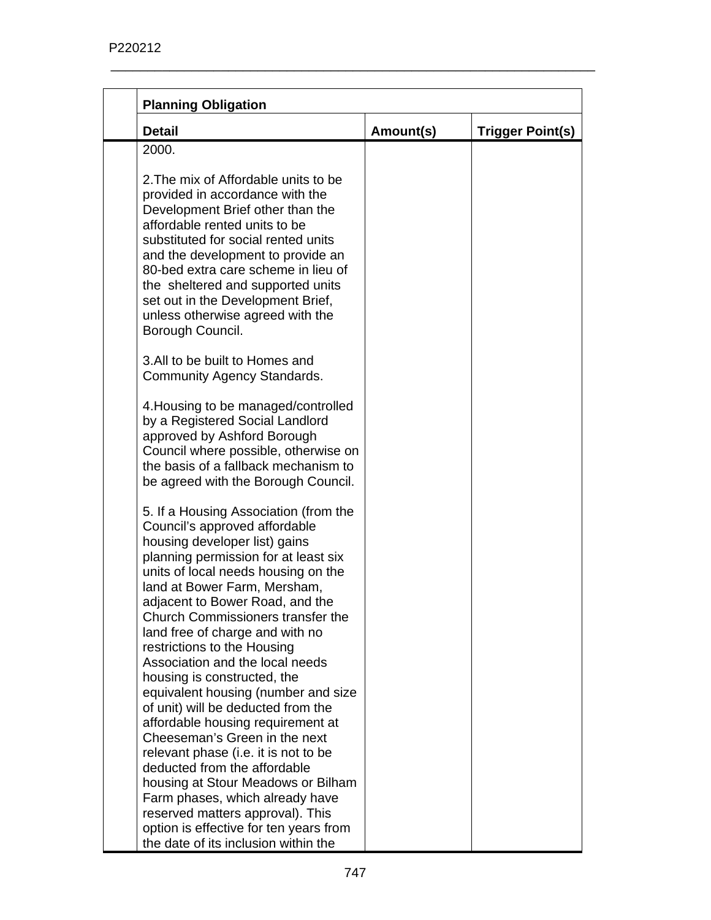| | Planning Obligation | | |
|---|---|---|---|
| | **Detail** | **Amount(s)** | **Trigger Point(s)** |
| | 2000.<br><br>2.The mix of Affordable units to be provided in accordance with the Development Brief other than the affordable rented units to be substituted for social rented units and the development to provide an 80-bed extra care scheme in lieu of the sheltered and supported units set out in the Development Brief, unless otherwise agreed with the Borough Council.<br><br>3.All to be built to Homes and Community Agency Standards.<br><br>4.Housing to be managed/controlled by a Registered Social Landlord approved by Ashford Borough Council where possible, otherwise on the basis of a fallback mechanism to be agreed with the Borough Council.<br><br>5. If a Housing Association (from the Council's approved affordable housing developer list) gains planning permission for at least six units of local needs housing on the land at Bower Farm, Mersham, adjacent to Bower Road, and the Church Commissioners transfer the land free of charge and with no restrictions to the Housing Association and the local needs housing is constructed, the equivalent housing (number and size of unit) will be deducted from the affordable housing requirement at Cheeseman's Green in the next relevant phase (i.e. it is not to be deducted from the affordable housing at Stour Meadows or Bilham Farm phases, which already have reserved matters approval). This option is effective for ten years from the date of its inclusion within the | | |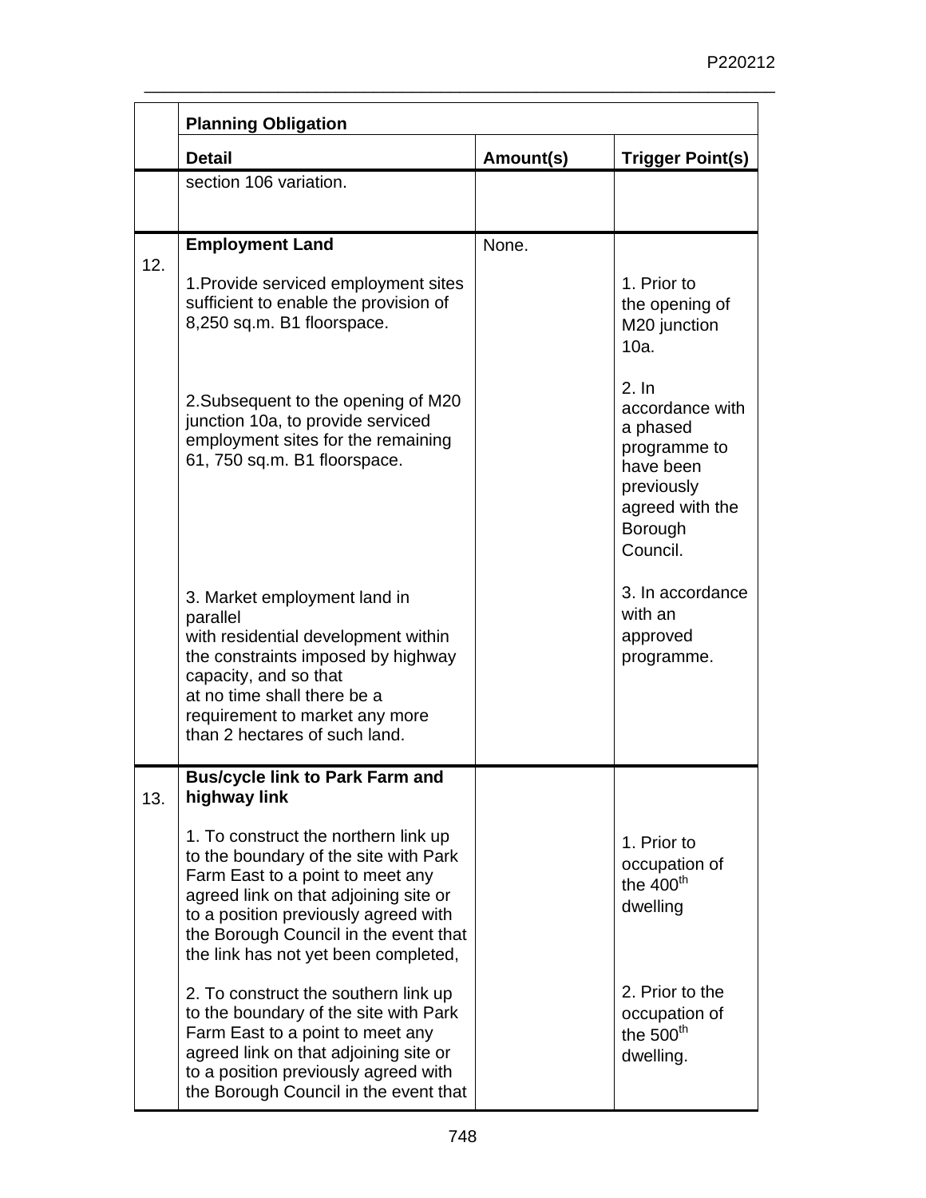| | **Planning Obligation** | | |
|---|---|---|---|
| | **Detail** | **Amount(s)** | **Trigger Point(s)** |
| | section 106 variation. | | |
| 12. | **Employment Land**<br><br>1.Provide serviced employment sites sufficient to enable the provision of 8,250 sq.m. B1 floorspace.<br><br>2.Subsequent to the opening of M20 junction 10a, to provide serviced employment sites for the remaining 61, 750 sq.m. B1 floorspace.<br><br>3. Market employment land in parallel with residential development within the constraints imposed by highway capacity, and so that at no time shall there be a requirement to market any more than 2 hectares of such land. | None. | 1. Prior to the opening of M20 junction 10a.<br><br>2. In accordance with a phased programme to have been previously agreed with the Borough Council.<br><br>3. In accordance with an approved programme. |
| 13. | **Bus/cycle link to Park Farm and highway link**<br><br>1. To construct the northern link up to the boundary of the site with Park Farm East to a point to meet any agreed link on that adjoining site or to a position previously agreed with the Borough Council in the event that the link has not yet been completed,<br><br>2. To construct the southern link up to the boundary of the site with Park Farm East to a point to meet any agreed link on that adjoining site or to a position previously agreed with the Borough Council in the event that | | 1. Prior to occupation of the 400th dwelling<br><br>2. Prior to the occupation of the 500th dwelling. |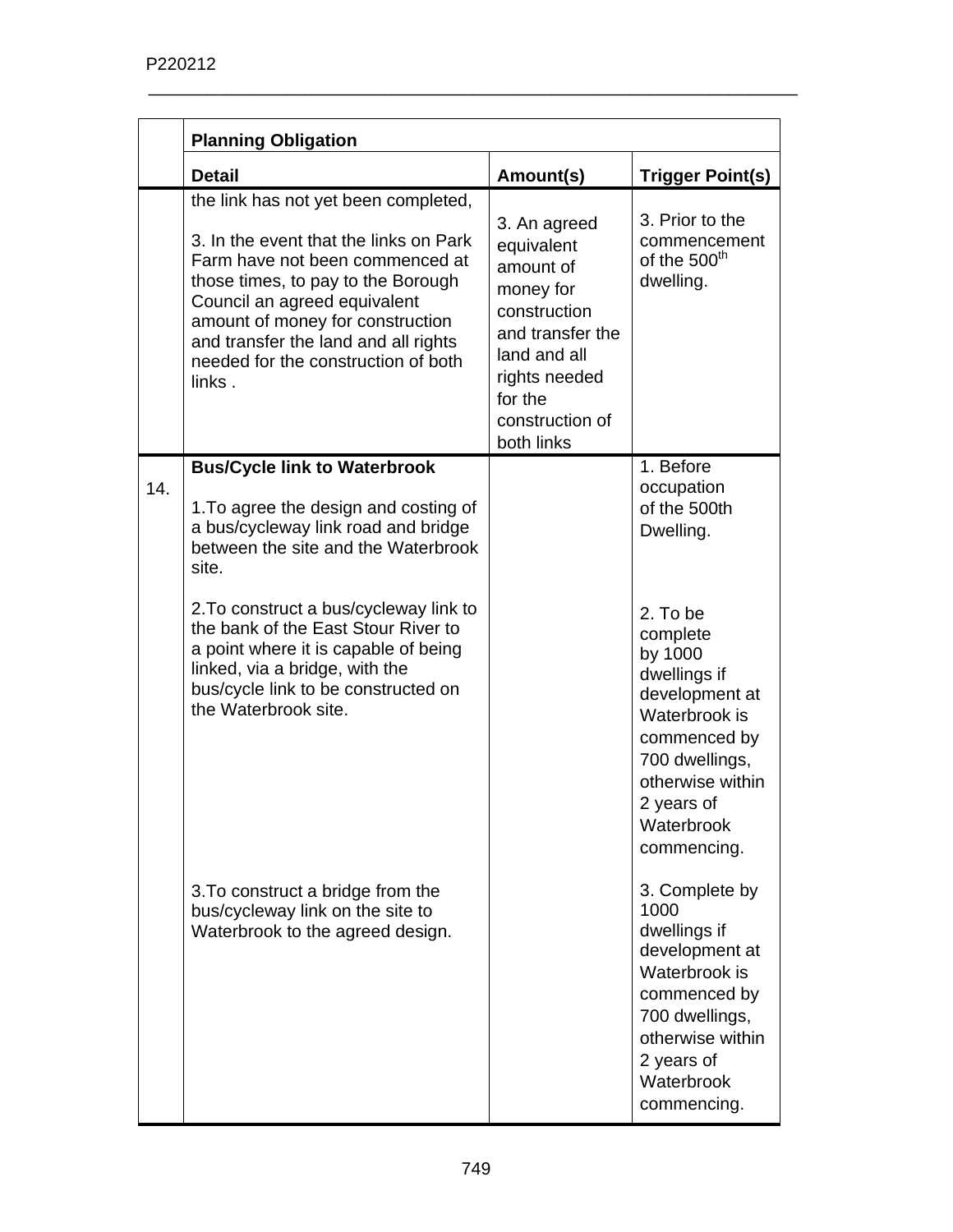| | Planning Obligation | | |
|---|---|---|---|
| | **Detail** | **Amount(s)** | **Trigger Point(s)** |
| | the link has not yet been completed,<br><br>3. In the event that the links on Park Farm have not been commenced at those times, to pay to the Borough Council an agreed equivalent amount of money for construction and transfer the land and all rights needed for the construction of both links . | 3. An agreed equivalent amount of money for construction and transfer the land and all rights needed for the construction of both links | 3. Prior to the commencement of the 500th dwelling. |
| 14. | **Bus/Cycle link to Waterbrook**<br><br>1.To agree the design and costing of a bus/cycleway link road and bridge between the site and the Waterbrook site.<br><br>2.To construct a bus/cycleway link to the bank of the East Stour River to a point where it is capable of being linked, via a bridge, with the bus/cycle link to be constructed on the Waterbrook site.<br><br>3.To construct a bridge from the bus/cycleway link on the site to Waterbrook to the agreed design. | | 1. Before occupation of the 500th Dwelling.<br><br>2. To be complete by 1000 dwellings if development at Waterbrook is commenced by 700 dwellings, otherwise within 2 years of Waterbrook commencing.<br><br>3. Complete by 1000 dwellings if development at Waterbrook is commenced by 700 dwellings, otherwise within 2 years of Waterbrook commencing. |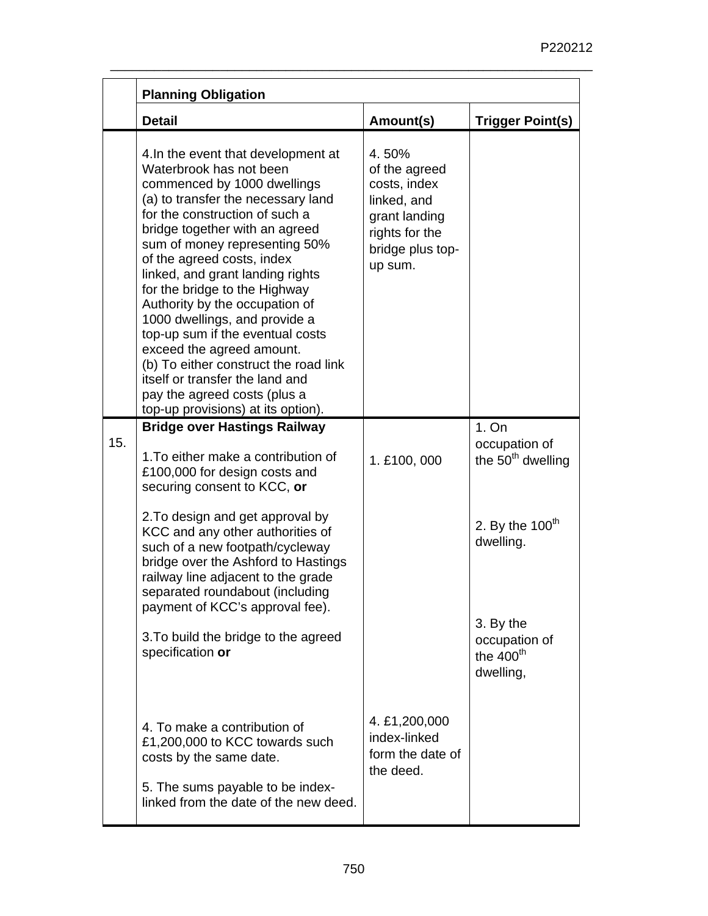| | Planning Obligation | | |
|---|---|---|---|
| | **Detail** | **Amount(s)** | **Trigger Point(s)** |
| | 4.In the event that development at Waterbrook has not been commenced by 1000 dwellings (a) to transfer the necessary land for the construction of such a bridge together with an agreed sum of money representing 50% of the agreed costs, index linked, and grant landing rights for the bridge to the Highway Authority by the occupation of 1000 dwellings, and provide a top-up sum if the eventual costs exceed the agreed amount. (b) To either construct the road link itself or transfer the land and pay the agreed costs (plus a top-up provisions) at its option). | 4. 50% of the agreed costs, index linked, and grant landing rights for the bridge plus top-up sum. | |
| 15. | **Bridge over Hastings Railway**<br><br>1.To either make a contribution of £100,000 for design costs and securing consent to KCC, **or**<br><br>2.To design and get approval by KCC and any other authorities of such of a new footpath/cycleway bridge over the Ashford to Hastings railway line adjacent to the grade separated roundabout (including payment of KCC's approval fee).<br><br>3.To build the bridge to the agreed specification **or**<br><br>4. To make a contribution of £1,200,000 to KCC towards such costs by the same date.<br><br>5. The sums payable to be index-linked from the date of the new deed. | 1. £100, 000<br><br>4. £1,200,000 index-linked form the date of the deed. | 1. On occupation of the 50th dwelling<br><br>2. By the 100th dwelling.<br><br>3. By the occupation of the 400th dwelling, |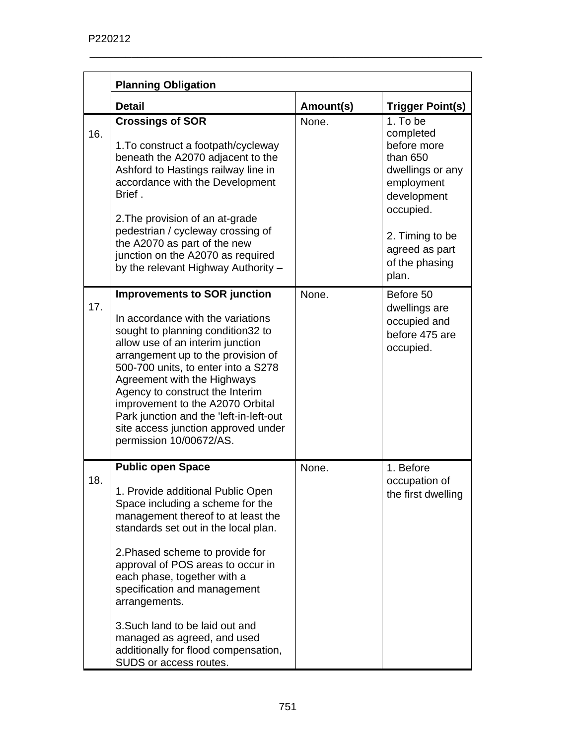| | Planning Obligation | | |
|---|---|---|---|
| | **Detail** | **Amount(s)** | **Trigger Point(s)** |
| 16. | **Crossings of SOR**<br><br>1.To construct a footpath/cycleway beneath the A2070 adjacent to the Ashford to Hastings railway line in accordance with the Development Brief .<br><br>2.The provision of an at-grade pedestrian / cycleway crossing of the A2070 as part of the new junction on the A2070 as required by the relevant Highway Authority – | None. | 1. To be completed before more than 650 dwellings or any employment development occupied.<br><br>2. Timing to be agreed as part of the phasing plan. |
| 17. | **Improvements to SOR junction**<br><br>In accordance with the variations sought to planning condition32 to allow use of an interim junction arrangement up to the provision of 500-700 units, to enter into a S278 Agreement with the Highways Agency to construct the Interim improvement to the A2070 Orbital Park junction and the 'left-in-left-out site access junction approved under permission 10/00672/AS. | None. | Before 50 dwellings are occupied and before 475 are occupied. |
| 18. | **Public open Space**<br><br>1. Provide additional Public Open Space including a scheme for the management thereof to at least the standards set out in the local plan.<br><br>2.Phased scheme to provide for approval of POS areas to occur in each phase, together with a specification and management arrangements.<br><br>3.Such land to be laid out and managed as agreed, and used additionally for flood compensation, SUDS or access routes. | None. | 1. Before occupation of the first dwelling |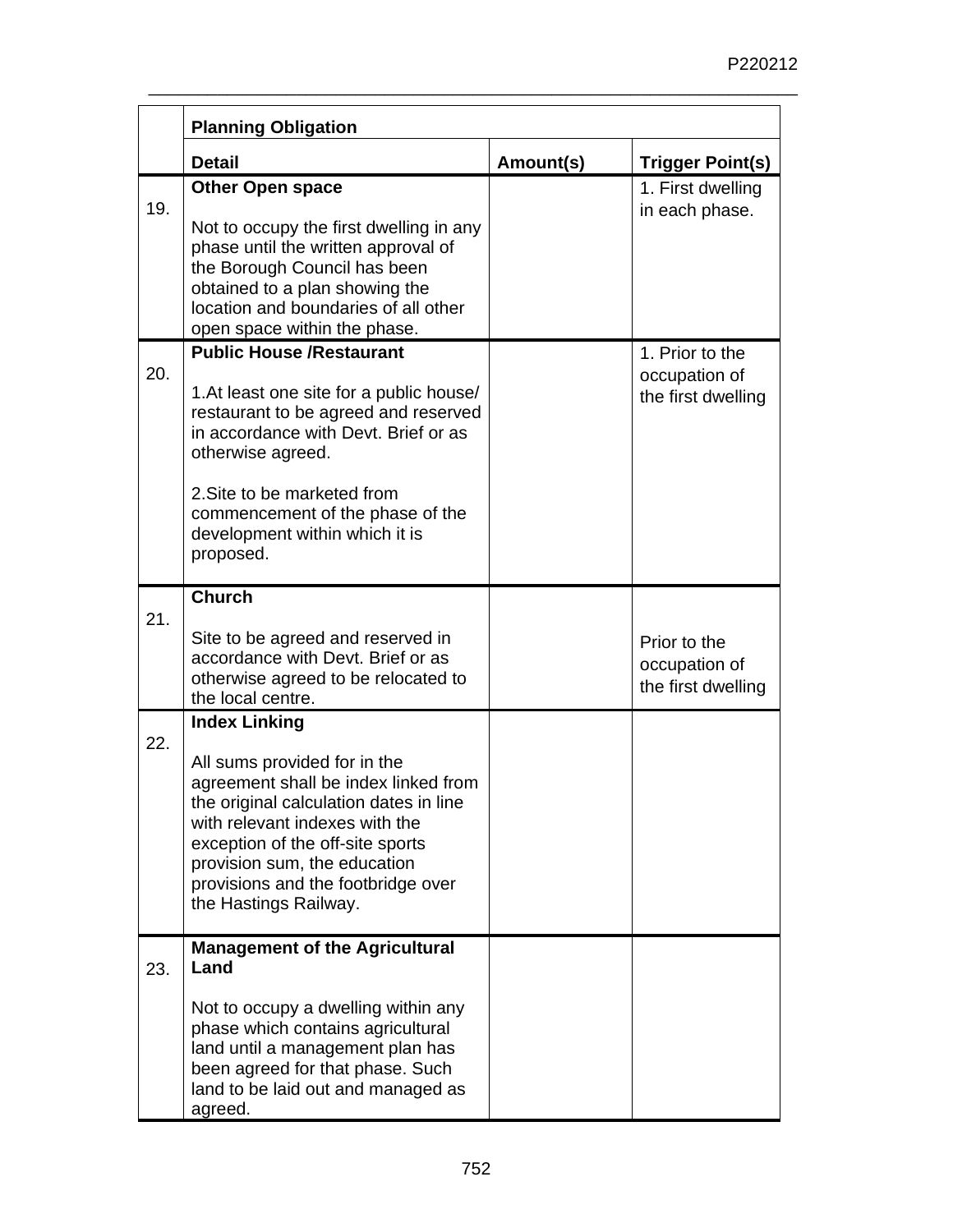| | Planning Obligation | | |
|---|---|---|---|
| | **Detail** | **Amount(s)** | **Trigger Point(s)** |
| 19. | **Other Open space**<br><br>Not to occupy the first dwelling in any phase until the written approval of the Borough Council has been obtained to a plan showing the location and boundaries of all other open space within the phase. | | 1. First dwelling in each phase. |
| 20. | **Public House /Restaurant**<br><br>1.At least one site for a public house/ restaurant to be agreed and reserved in accordance with Devt. Brief or as otherwise agreed.<br><br>2.Site to be marketed from commencement of the phase of the development within which it is proposed. | | 1. Prior to the occupation of the first dwelling |
| 21. | **Church**<br><br>Site to be agreed and reserved in accordance with Devt. Brief or as otherwise agreed to be relocated to the local centre. | | Prior to the occupation of the first dwelling |
| 22. | **Index Linking**<br><br>All sums provided for in the agreement shall be index linked from the original calculation dates in line with relevant indexes with the exception of the off-site sports provision sum, the education provisions and the footbridge over the Hastings Railway. | | |
| 23. | **Management of the Agricultural Land**<br><br>Not to occupy a dwelling within any phase which contains agricultural land until a management plan has been agreed for that phase. Such land to be laid out and managed as agreed. | | |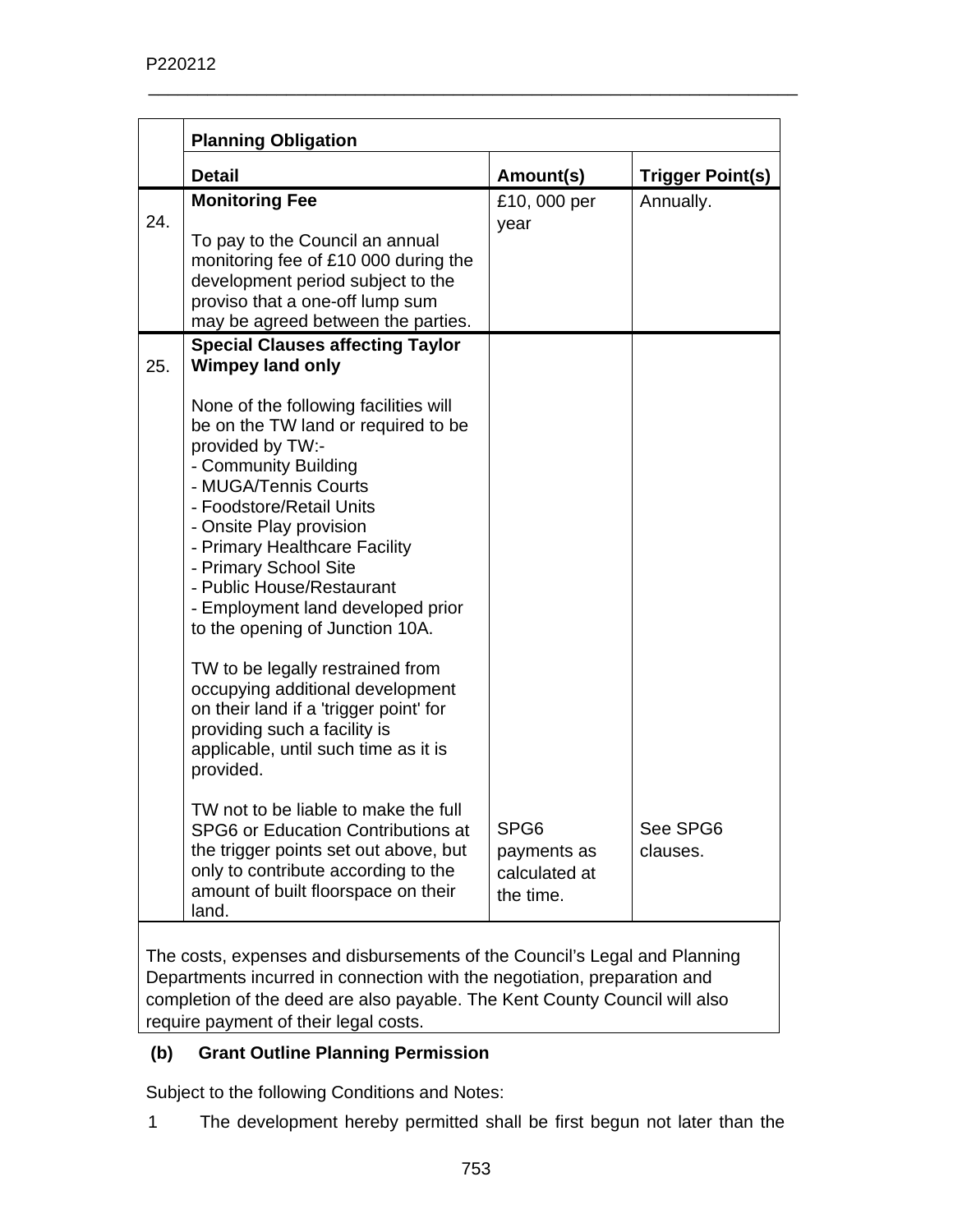| | Planning Obligation | | |
|---|---|---|---|
| | **Detail** | **Amount(s)** | **Trigger Point(s)** |
| 24. | **Monitoring Fee**<br><br>To pay to the Council an annual monitoring fee of £10 000 during the development period subject to the proviso that a one-off lump sum may be agreed between the parties. | £10, 000 per year | Annually. |
| 25. | **Special Clauses affecting Taylor Wimpey land only**<br><br>None of the following facilities will be on the TW land or required to be provided by TW:-<br>- Community Building<br>- MUGA/Tennis Courts<br>- Foodstore/Retail Units<br>- Onsite Play provision<br>- Primary Healthcare Facility<br>- Primary School Site<br>- Public House/Restaurant<br>- Employment land developed prior to the opening of Junction 10A.<br><br>TW to be legally restrained from occupying additional development on their land if a 'trigger point' for providing such a facility is applicable, until such time as it is provided.<br><br>TW not to be liable to make the full SPG6 or Education Contributions at the trigger points set out above, but only to contribute according to the amount of built floorspace on their land. | SPG6 payments as calculated at the time. | See SPG6 clauses. |

The costs, expenses and disbursements of the Council's Legal and Planning Departments incurred in connection with the negotiation, preparation and completion of the deed are also payable. The Kent County Council will also require payment of their legal costs.

**(b) Grant Outline Planning Permission**

Subject to the following Conditions and Notes:

1 The development hereby permitted shall be first begun not later than the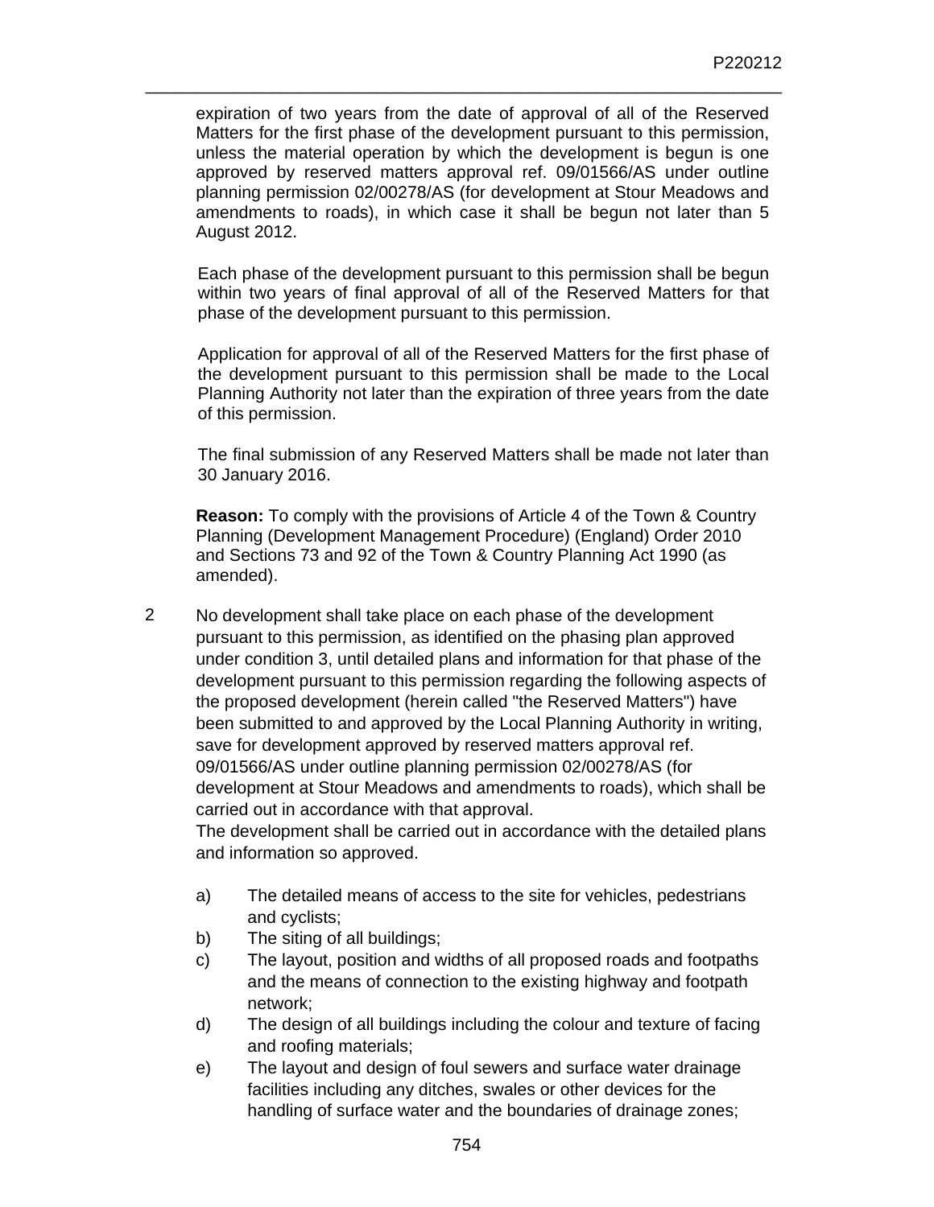expiration of two years from the date of approval of all of the Reserved Matters for the first phase of the development pursuant to this permission, unless the material operation by which the development is begun is one approved by reserved matters approval ref. 09/01566/AS under outline planning permission 02/00278/AS (for development at Stour Meadows and amendments to roads), in which case it shall be begun not later than 5 August 2012.

Each phase of the development pursuant to this permission shall be begun within two years of final approval of all of the Reserved Matters for that phase of the development pursuant to this permission.

Application for approval of all of the Reserved Matters for the first phase of the development pursuant to this permission shall be made to the Local Planning Authority not later than the expiration of three years from the date of this permission.

The final submission of any Reserved Matters shall be made not later than 30 January 2016.

**Reason:** To comply with the provisions of Article 4 of the Town & Country Planning (Development Management Procedure) (England) Order 2010 and Sections 73 and 92 of the Town & Country Planning Act 1990 (as amended).

2 No development shall take place on each phase of the development pursuant to this permission, as identified on the phasing plan approved under condition 3, until detailed plans and information for that phase of the development pursuant to this permission regarding the following aspects of the proposed development (herein called "the Reserved Matters") have been submitted to and approved by the Local Planning Authority in writing, save for development approved by reserved matters approval ref. 09/01566/AS under outline planning permission 02/00278/AS (for development at Stour Meadows and amendments to roads), which shall be carried out in accordance with that approval.
The development shall be carried out in accordance with the detailed plans and information so approved.

a) The detailed means of access to the site for vehicles, pedestrians and cyclists;
b) The siting of all buildings;
c) The layout, position and widths of all proposed roads and footpaths and the means of connection to the existing highway and footpath network;
d) The design of all buildings including the colour and texture of facing and roofing materials;
e) The layout and design of foul sewers and surface water drainage facilities including any ditches, swales or other devices for the handling of surface water and the boundaries of drainage zones;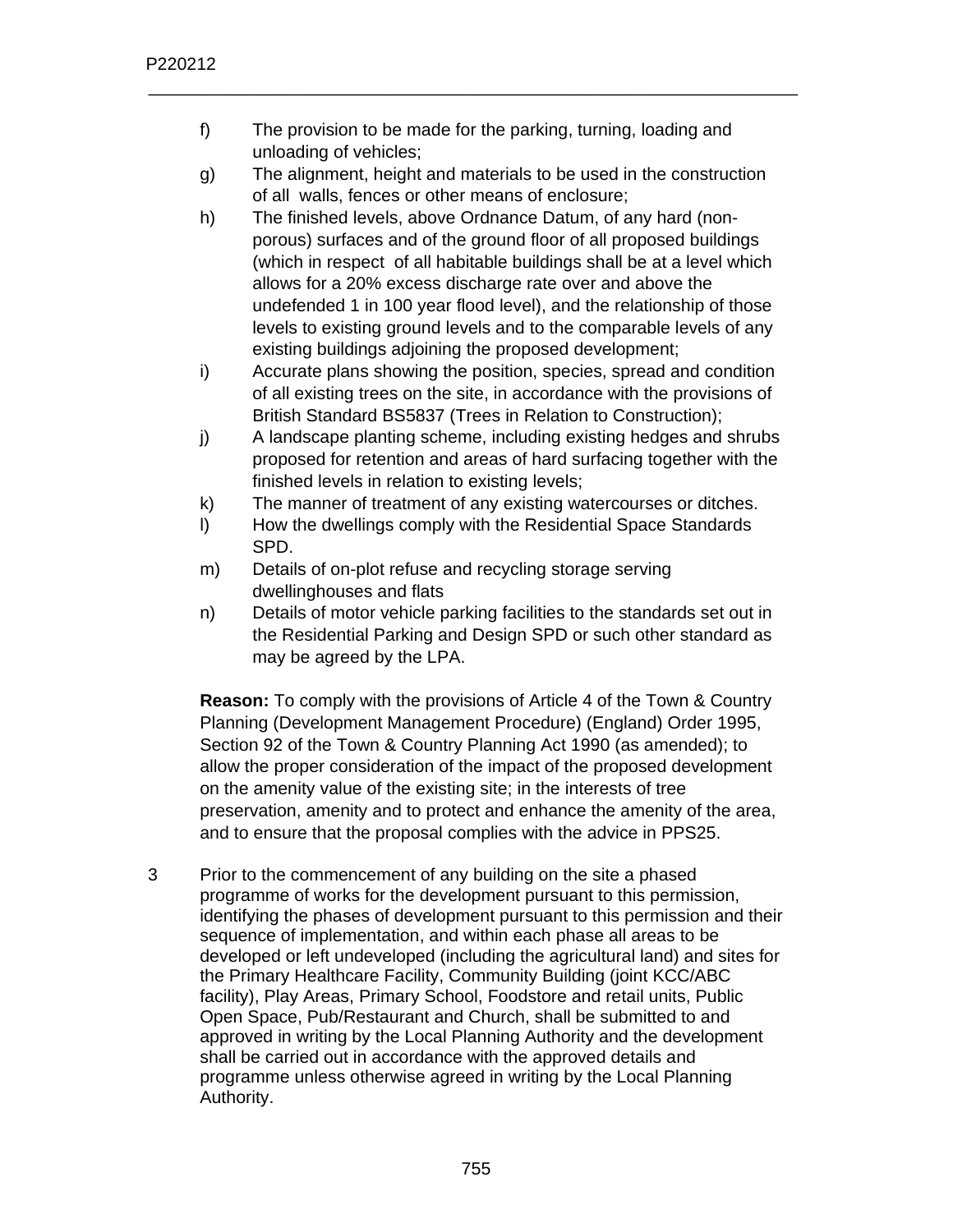f) The provision to be made for the parking, turning, loading and unloading of vehicles;

g) The alignment, height and materials to be used in the construction of all walls, fences or other means of enclosure;

h) The finished levels, above Ordnance Datum, of any hard (non-porous) surfaces and of the ground floor of all proposed buildings (which in respect of all habitable buildings shall be at a level which allows for a 20% excess discharge rate over and above the undefended 1 in 100 year flood level), and the relationship of those levels to existing ground levels and to the comparable levels of any existing buildings adjoining the proposed development;

i) Accurate plans showing the position, species, spread and condition of all existing trees on the site, in accordance with the provisions of British Standard BS5837 (Trees in Relation to Construction);

j) A landscape planting scheme, including existing hedges and shrubs proposed for retention and areas of hard surfacing together with the finished levels in relation to existing levels;

k) The manner of treatment of any existing watercourses or ditches.

l) How the dwellings comply with the Residential Space Standards SPD.

m) Details of on-plot refuse and recycling storage serving dwellinghouses and flats

n) Details of motor vehicle parking facilities to the standards set out in the Residential Parking and Design SPD or such other standard as may be agreed by the LPA.

**Reason:** To comply with the provisions of Article 4 of the Town & Country Planning (Development Management Procedure) (England) Order 1995, Section 92 of the Town & Country Planning Act 1990 (as amended); to allow the proper consideration of the impact of the proposed development on the amenity value of the existing site; in the interests of tree preservation, amenity and to protect and enhance the amenity of the area, and to ensure that the proposal complies with the advice in PPS25.

3 Prior to the commencement of any building on the site a phased programme of works for the development pursuant to this permission, identifying the phases of development pursuant to this permission and their sequence of implementation, and within each phase all areas to be developed or left undeveloped (including the agricultural land) and sites for the Primary Healthcare Facility, Community Building (joint KCC/ABC facility), Play Areas, Primary School, Foodstore and retail units, Public Open Space, Pub/Restaurant and Church, shall be submitted to and approved in writing by the Local Planning Authority and the development shall be carried out in accordance with the approved details and programme unless otherwise agreed in writing by the Local Planning Authority.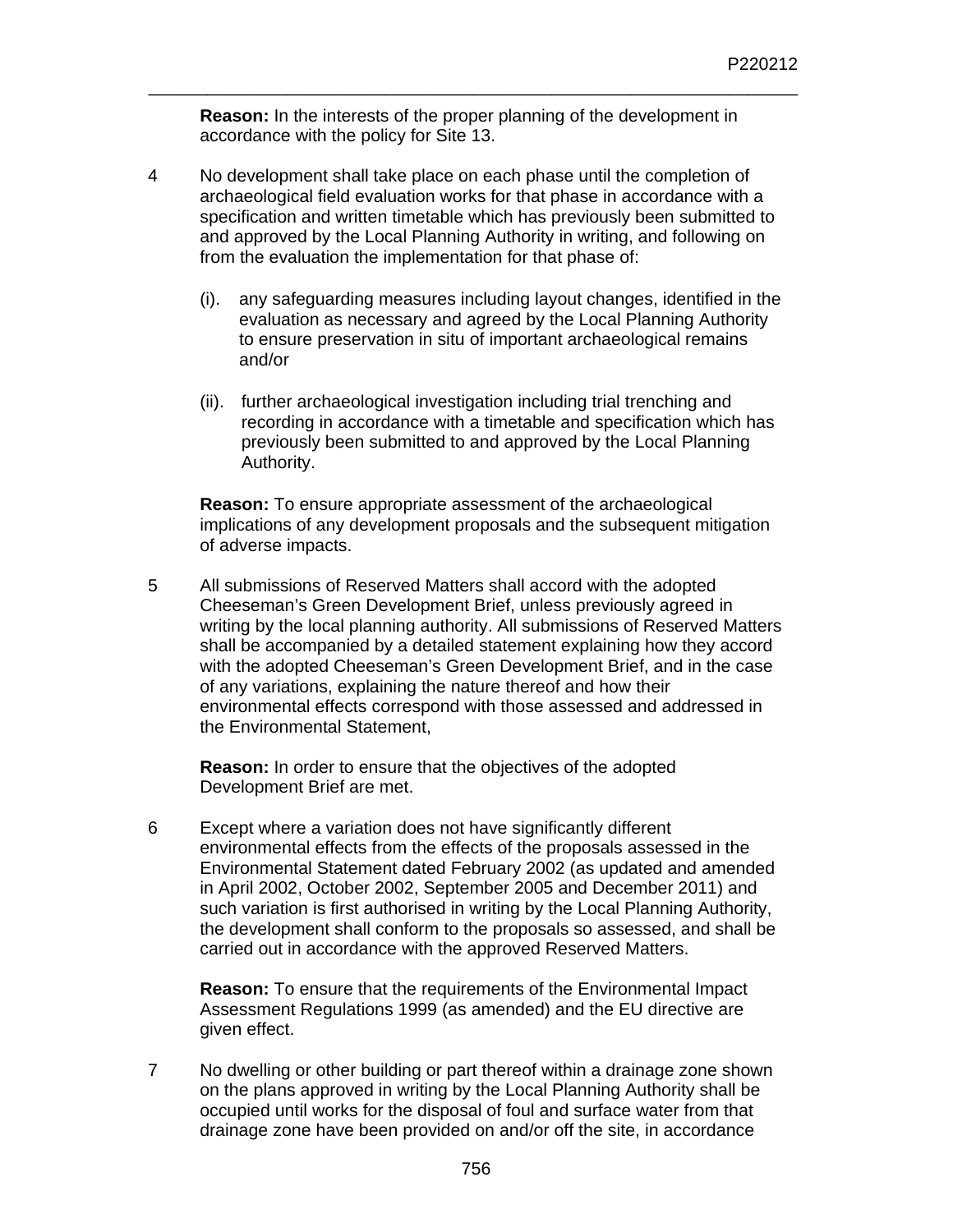**Reason:** In the interests of the proper planning of the development in accordance with the policy for Site 13.

4 No development shall take place on each phase until the completion of archaeological field evaluation works for that phase in accordance with a specification and written timetable which has previously been submitted to and approved by the Local Planning Authority in writing, and following on from the evaluation the implementation for that phase of:

(i). any safeguarding measures including layout changes, identified in the evaluation as necessary and agreed by the Local Planning Authority to ensure preservation in situ of important archaeological remains and/or

(ii). further archaeological investigation including trial trenching and recording in accordance with a timetable and specification which has previously been submitted to and approved by the Local Planning Authority.

**Reason:** To ensure appropriate assessment of the archaeological implications of any development proposals and the subsequent mitigation of adverse impacts.

5 All submissions of Reserved Matters shall accord with the adopted Cheeseman's Green Development Brief, unless previously agreed in writing by the local planning authority. All submissions of Reserved Matters shall be accompanied by a detailed statement explaining how they accord with the adopted Cheeseman's Green Development Brief, and in the case of any variations, explaining the nature thereof and how their environmental effects correspond with those assessed and addressed in the Environmental Statement,

**Reason:** In order to ensure that the objectives of the adopted Development Brief are met.

6 Except where a variation does not have significantly different environmental effects from the effects of the proposals assessed in the Environmental Statement dated February 2002 (as updated and amended in April 2002, October 2002, September 2005 and December 2011) and such variation is first authorised in writing by the Local Planning Authority, the development shall conform to the proposals so assessed, and shall be carried out in accordance with the approved Reserved Matters.

**Reason:** To ensure that the requirements of the Environmental Impact Assessment Regulations 1999 (as amended) and the EU directive are given effect.

7 No dwelling or other building or part thereof within a drainage zone shown on the plans approved in writing by the Local Planning Authority shall be occupied until works for the disposal of foul and surface water from that drainage zone have been provided on and/or off the site, in accordance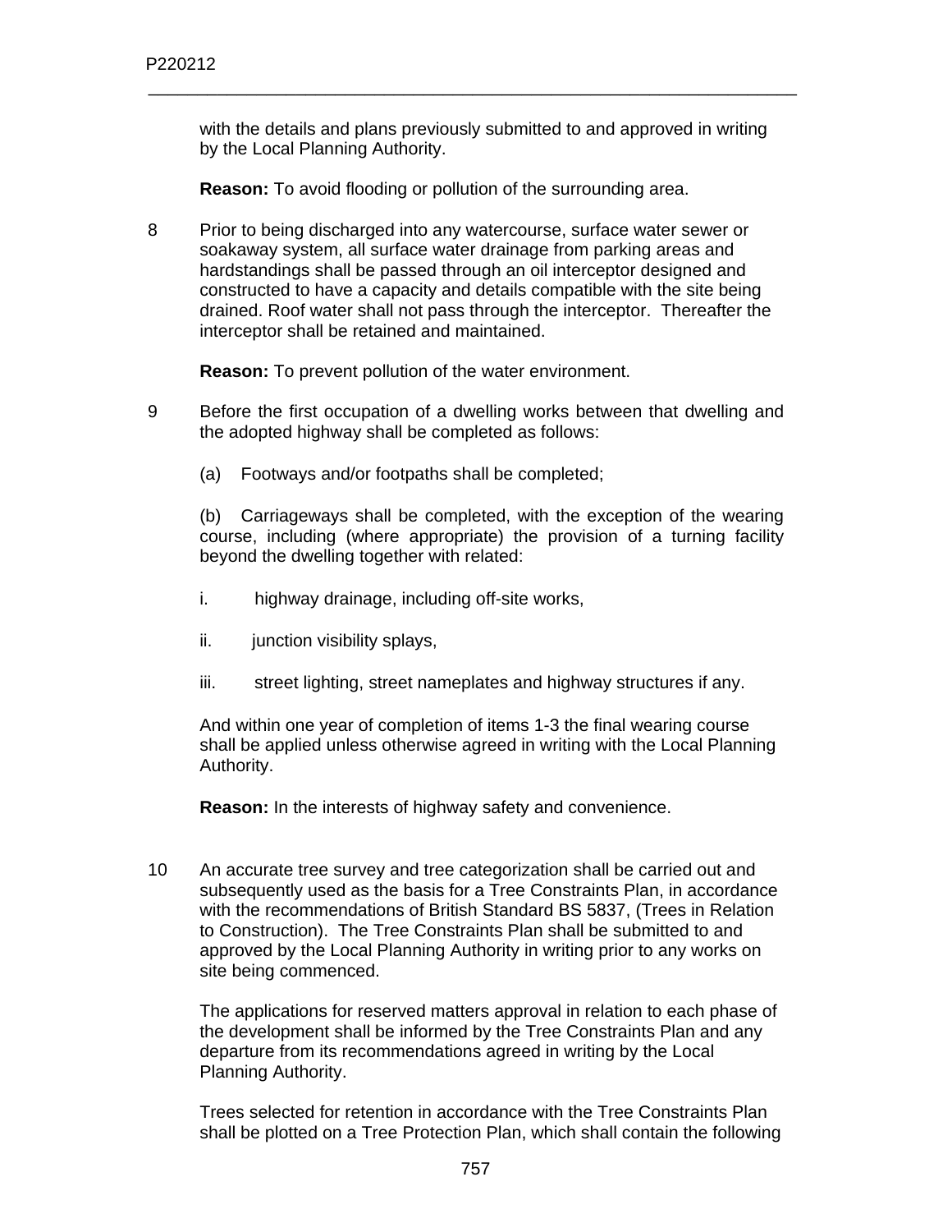with the details and plans previously submitted to and approved in writing by the Local Planning Authority.

**Reason:** To avoid flooding or pollution of the surrounding area.

8 Prior to being discharged into any watercourse, surface water sewer or soakaway system, all surface water drainage from parking areas and hardstandings shall be passed through an oil interceptor designed and constructed to have a capacity and details compatible with the site being drained. Roof water shall not pass through the interceptor. Thereafter the interceptor shall be retained and maintained.

**Reason:** To prevent pollution of the water environment.

9 Before the first occupation of a dwelling works between that dwelling and the adopted highway shall be completed as follows:

(a) Footways and/or footpaths shall be completed;

(b) Carriageways shall be completed, with the exception of the wearing course, including (where appropriate) the provision of a turning facility beyond the dwelling together with related:

i. highway drainage, including off-site works,

ii. junction visibility splays,

iii. street lighting, street nameplates and highway structures if any.

And within one year of completion of items 1-3 the final wearing course shall be applied unless otherwise agreed in writing with the Local Planning Authority.

**Reason:** In the interests of highway safety and convenience.

10 An accurate tree survey and tree categorization shall be carried out and subsequently used as the basis for a Tree Constraints Plan, in accordance with the recommendations of British Standard BS 5837, (Trees in Relation to Construction). The Tree Constraints Plan shall be submitted to and approved by the Local Planning Authority in writing prior to any works on site being commenced.

The applications for reserved matters approval in relation to each phase of the development shall be informed by the Tree Constraints Plan and any departure from its recommendations agreed in writing by the Local Planning Authority.

Trees selected for retention in accordance with the Tree Constraints Plan shall be plotted on a Tree Protection Plan, which shall contain the following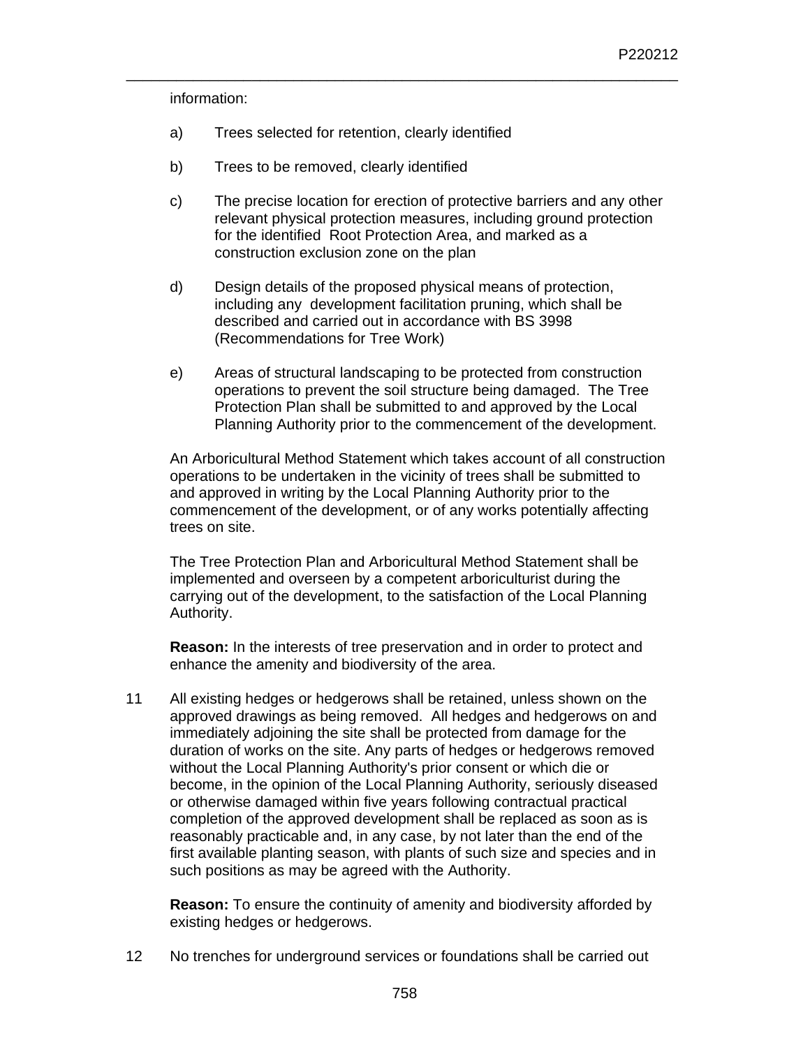information:

a) Trees selected for retention, clearly identified

b) Trees to be removed, clearly identified

c) The precise location for erection of protective barriers and any other relevant physical protection measures, including ground protection for the identified Root Protection Area, and marked as a construction exclusion zone on the plan

d) Design details of the proposed physical means of protection, including any development facilitation pruning, which shall be described and carried out in accordance with BS 3998 (Recommendations for Tree Work)

e) Areas of structural landscaping to be protected from construction operations to prevent the soil structure being damaged. The Tree Protection Plan shall be submitted to and approved by the Local Planning Authority prior to the commencement of the development.

An Arboricultural Method Statement which takes account of all construction operations to be undertaken in the vicinity of trees shall be submitted to and approved in writing by the Local Planning Authority prior to the commencement of the development, or of any works potentially affecting trees on site.

The Tree Protection Plan and Arboricultural Method Statement shall be implemented and overseen by a competent arboriculturist during the carrying out of the development, to the satisfaction of the Local Planning Authority.

**Reason:** In the interests of tree preservation and in order to protect and enhance the amenity and biodiversity of the area.

11 All existing hedges or hedgerows shall be retained, unless shown on the approved drawings as being removed. All hedges and hedgerows on and immediately adjoining the site shall be protected from damage for the duration of works on the site. Any parts of hedges or hedgerows removed without the Local Planning Authority's prior consent or which die or become, in the opinion of the Local Planning Authority, seriously diseased or otherwise damaged within five years following contractual practical completion of the approved development shall be replaced as soon as is reasonably practicable and, in any case, by not later than the end of the first available planting season, with plants of such size and species and in such positions as may be agreed with the Authority.

**Reason:** To ensure the continuity of amenity and biodiversity afforded by existing hedges or hedgerows.

12 No trenches for underground services or foundations shall be carried out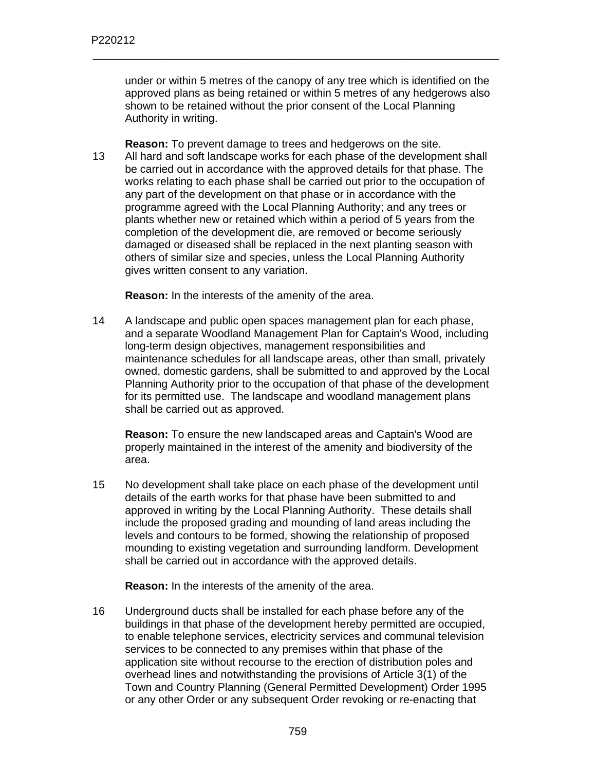under or within 5 metres of the canopy of any tree which is identified on the approved plans as being retained or within 5 metres of any hedgerows also shown to be retained without the prior consent of the Local Planning Authority in writing.

**Reason:** To prevent damage to trees and hedgerows on the site.

13 All hard and soft landscape works for each phase of the development shall be carried out in accordance with the approved details for that phase. The works relating to each phase shall be carried out prior to the occupation of any part of the development on that phase or in accordance with the programme agreed with the Local Planning Authority; and any trees or plants whether new or retained which within a period of 5 years from the completion of the development die, are removed or become seriously damaged or diseased shall be replaced in the next planting season with others of similar size and species, unless the Local Planning Authority gives written consent to any variation.

**Reason:** In the interests of the amenity of the area.

14 A landscape and public open spaces management plan for each phase, and a separate Woodland Management Plan for Captain's Wood, including long-term design objectives, management responsibilities and maintenance schedules for all landscape areas, other than small, privately owned, domestic gardens, shall be submitted to and approved by the Local Planning Authority prior to the occupation of that phase of the development for its permitted use. The landscape and woodland management plans shall be carried out as approved.

**Reason:** To ensure the new landscaped areas and Captain's Wood are properly maintained in the interest of the amenity and biodiversity of the area.

15 No development shall take place on each phase of the development until details of the earth works for that phase have been submitted to and approved in writing by the Local Planning Authority. These details shall include the proposed grading and mounding of land areas including the levels and contours to be formed, showing the relationship of proposed mounding to existing vegetation and surrounding landform. Development shall be carried out in accordance with the approved details.

**Reason:** In the interests of the amenity of the area.

16 Underground ducts shall be installed for each phase before any of the buildings in that phase of the development hereby permitted are occupied, to enable telephone services, electricity services and communal television services to be connected to any premises within that phase of the application site without recourse to the erection of distribution poles and overhead lines and notwithstanding the provisions of Article 3(1) of the Town and Country Planning (General Permitted Development) Order 1995 or any other Order or any subsequent Order revoking or re-enacting that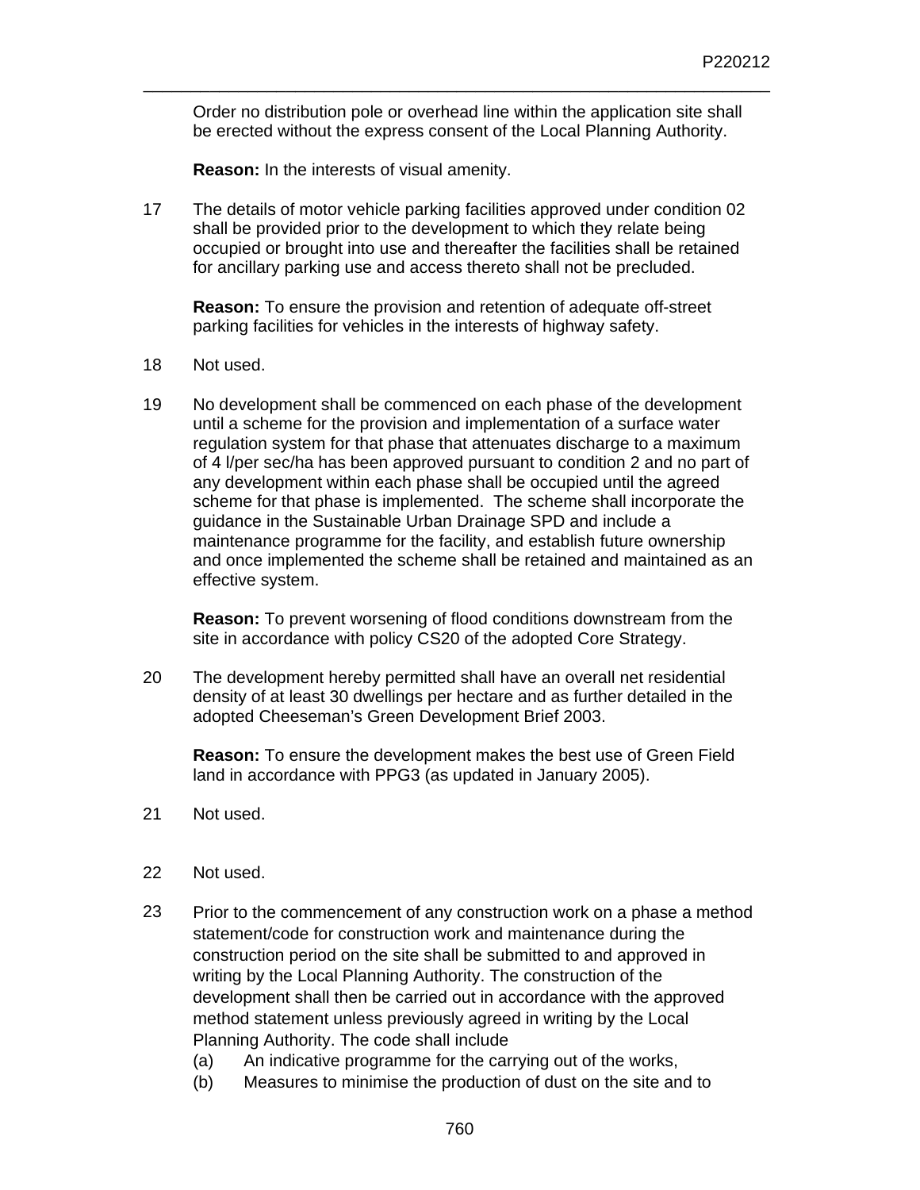Order no distribution pole or overhead line within the application site shall be erected without the express consent of the Local Planning Authority.

**Reason:** In the interests of visual amenity.

17 The details of motor vehicle parking facilities approved under condition 02 shall be provided prior to the development to which they relate being occupied or brought into use and thereafter the facilities shall be retained for ancillary parking use and access thereto shall not be precluded.

**Reason:** To ensure the provision and retention of adequate off-street parking facilities for vehicles in the interests of highway safety.

18 Not used.

19 No development shall be commenced on each phase of the development until a scheme for the provision and implementation of a surface water regulation system for that phase that attenuates discharge to a maximum of 4 l/per sec/ha has been approved pursuant to condition 2 and no part of any development within each phase shall be occupied until the agreed scheme for that phase is implemented. The scheme shall incorporate the guidance in the Sustainable Urban Drainage SPD and include a maintenance programme for the facility, and establish future ownership and once implemented the scheme shall be retained and maintained as an effective system.

**Reason:** To prevent worsening of flood conditions downstream from the site in accordance with policy CS20 of the adopted Core Strategy.

20 The development hereby permitted shall have an overall net residential density of at least 30 dwellings per hectare and as further detailed in the adopted Cheeseman's Green Development Brief 2003.

**Reason:** To ensure the development makes the best use of Green Field land in accordance with PPG3 (as updated in January 2005).

21 Not used.

22 Not used.

23 Prior to the commencement of any construction work on a phase a method statement/code for construction work and maintenance during the construction period on the site shall be submitted to and approved in writing by the Local Planning Authority. The construction of the development shall then be carried out in accordance with the approved method statement unless previously agreed in writing by the Local Planning Authority. The code shall include

(a) An indicative programme for the carrying out of the works,
(b) Measures to minimise the production of dust on the site and to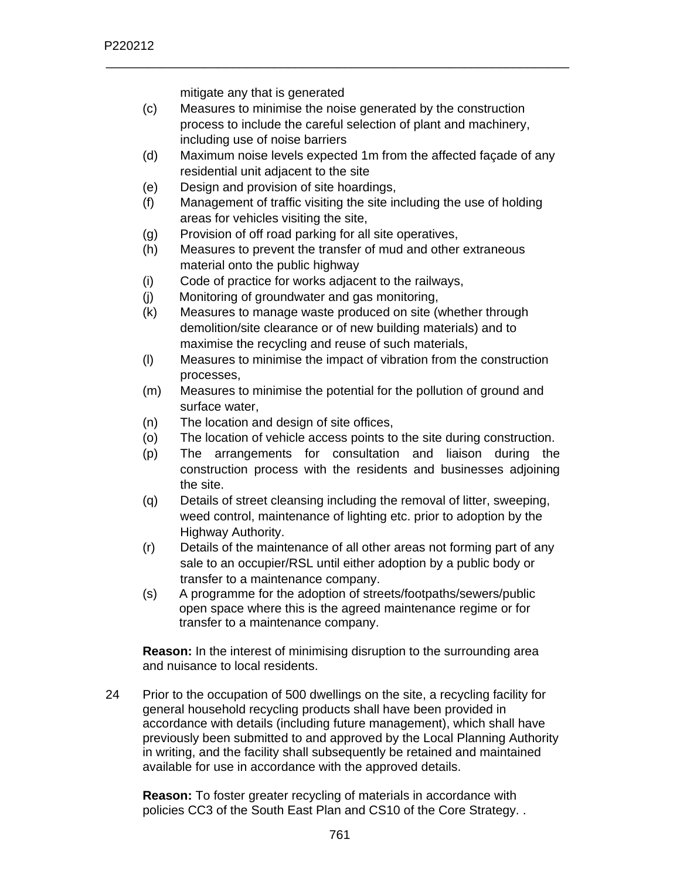mitigate any that is generated

(c) Measures to minimise the noise generated by the construction process to include the careful selection of plant and machinery, including use of noise barriers
(d) Maximum noise levels expected 1m from the affected façade of any residential unit adjacent to the site
(e) Design and provision of site hoardings,
(f) Management of traffic visiting the site including the use of holding areas for vehicles visiting the site,
(g) Provision of off road parking for all site operatives,
(h) Measures to prevent the transfer of mud and other extraneous material onto the public highway
(i) Code of practice for works adjacent to the railways,
(j) Monitoring of groundwater and gas monitoring,
(k) Measures to manage waste produced on site (whether through demolition/site clearance or of new building materials) and to maximise the recycling and reuse of such materials,
(l) Measures to minimise the impact of vibration from the construction processes,
(m) Measures to minimise the potential for the pollution of ground and surface water,
(n) The location and design of site offices,
(o) The location of vehicle access points to the site during construction.
(p) The arrangements for consultation and liaison during the construction process with the residents and businesses adjoining the site.
(q) Details of street cleansing including the removal of litter, sweeping, weed control, maintenance of lighting etc. prior to adoption by the Highway Authority.
(r) Details of the maintenance of all other areas not forming part of any sale to an occupier/RSL until either adoption by a public body or transfer to a maintenance company.
(s) A programme for the adoption of streets/footpaths/sewers/public open space where this is the agreed maintenance regime or for transfer to a maintenance company.

**Reason:** In the interest of minimising disruption to the surrounding area and nuisance to local residents.

24 Prior to the occupation of 500 dwellings on the site, a recycling facility for general household recycling products shall have been provided in accordance with details (including future management), which shall have previously been submitted to and approved by the Local Planning Authority in writing, and the facility shall subsequently be retained and maintained available for use in accordance with the approved details.

**Reason:** To foster greater recycling of materials in accordance with policies CC3 of the South East Plan and CS10 of the Core Strategy. .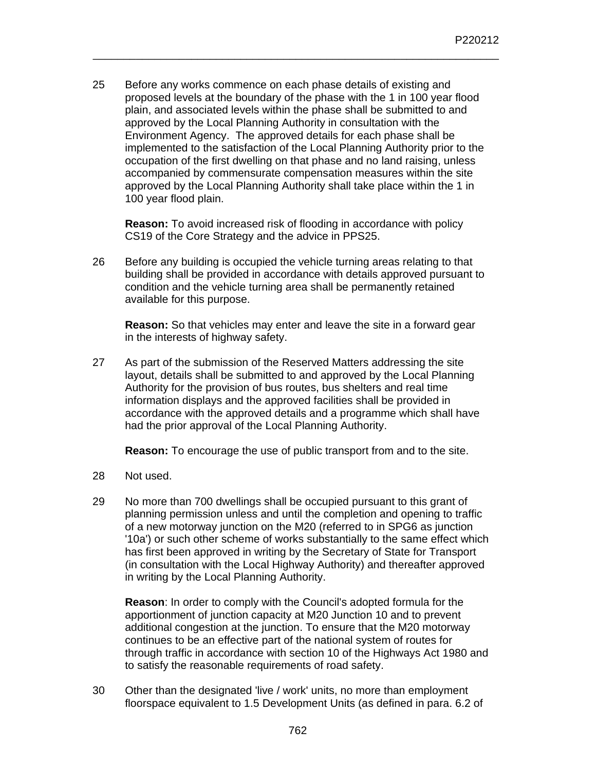25 Before any works commence on each phase details of existing and proposed levels at the boundary of the phase with the 1 in 100 year flood plain, and associated levels within the phase shall be submitted to and approved by the Local Planning Authority in consultation with the Environment Agency. The approved details for each phase shall be implemented to the satisfaction of the Local Planning Authority prior to the occupation of the first dwelling on that phase and no land raising, unless accompanied by commensurate compensation measures within the site approved by the Local Planning Authority shall take place within the 1 in 100 year flood plain.

**Reason:** To avoid increased risk of flooding in accordance with policy CS19 of the Core Strategy and the advice in PPS25.

26 Before any building is occupied the vehicle turning areas relating to that building shall be provided in accordance with details approved pursuant to condition and the vehicle turning area shall be permanently retained available for this purpose.

**Reason:** So that vehicles may enter and leave the site in a forward gear in the interests of highway safety.

27 As part of the submission of the Reserved Matters addressing the site layout, details shall be submitted to and approved by the Local Planning Authority for the provision of bus routes, bus shelters and real time information displays and the approved facilities shall be provided in accordance with the approved details and a programme which shall have had the prior approval of the Local Planning Authority.

**Reason:** To encourage the use of public transport from and to the site.

28 Not used.

29 No more than 700 dwellings shall be occupied pursuant to this grant of planning permission unless and until the completion and opening to traffic of a new motorway junction on the M20 (referred to in SPG6 as junction '10a') or such other scheme of works substantially to the same effect which has first been approved in writing by the Secretary of State for Transport (in consultation with the Local Highway Authority) and thereafter approved in writing by the Local Planning Authority.

**Reason**: In order to comply with the Council's adopted formula for the apportionment of junction capacity at M20 Junction 10 and to prevent additional congestion at the junction. To ensure that the M20 motorway continues to be an effective part of the national system of routes for through traffic in accordance with section 10 of the Highways Act 1980 and to satisfy the reasonable requirements of road safety.

30 Other than the designated 'live / work' units, no more than employment floorspace equivalent to 1.5 Development Units (as defined in para. 6.2 of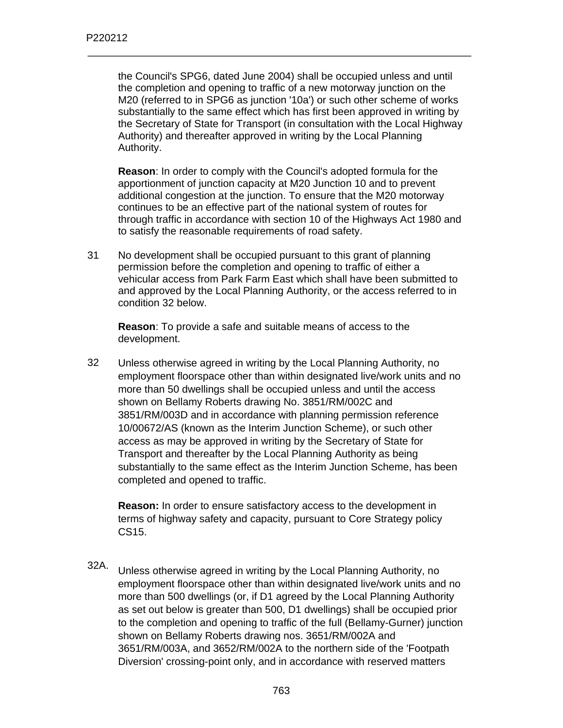the Council's SPG6, dated June 2004) shall be occupied unless and until the completion and opening to traffic of a new motorway junction on the M20 (referred to in SPG6 as junction '10a') or such other scheme of works substantially to the same effect which has first been approved in writing by the Secretary of State for Transport (in consultation with the Local Highway Authority) and thereafter approved in writing by the Local Planning Authority.

**Reason**: In order to comply with the Council's adopted formula for the apportionment of junction capacity at M20 Junction 10 and to prevent additional congestion at the junction. To ensure that the M20 motorway continues to be an effective part of the national system of routes for through traffic in accordance with section 10 of the Highways Act 1980 and to satisfy the reasonable requirements of road safety.

31 No development shall be occupied pursuant to this grant of planning permission before the completion and opening to traffic of either a vehicular access from Park Farm East which shall have been submitted to and approved by the Local Planning Authority, or the access referred to in condition 32 below.

**Reason**: To provide a safe and suitable means of access to the development.

32 Unless otherwise agreed in writing by the Local Planning Authority, no employment floorspace other than within designated live/work units and no more than 50 dwellings shall be occupied unless and until the access shown on Bellamy Roberts drawing No. 3851/RM/002C and 3851/RM/003D and in accordance with planning permission reference 10/00672/AS (known as the Interim Junction Scheme), or such other access as may be approved in writing by the Secretary of State for Transport and thereafter by the Local Planning Authority as being substantially to the same effect as the Interim Junction Scheme, has been completed and opened to traffic.

**Reason:** In order to ensure satisfactory access to the development in terms of highway safety and capacity, pursuant to Core Strategy policy CS15.

32A. Unless otherwise agreed in writing by the Local Planning Authority, no employment floorspace other than within designated live/work units and no more than 500 dwellings (or, if D1 agreed by the Local Planning Authority as set out below is greater than 500, D1 dwellings) shall be occupied prior to the completion and opening to traffic of the full (Bellamy-Gurner) junction shown on Bellamy Roberts drawing nos. 3651/RM/002A and 3651/RM/003A, and 3652/RM/002A to the northern side of the 'Footpath Diversion' crossing-point only, and in accordance with reserved matters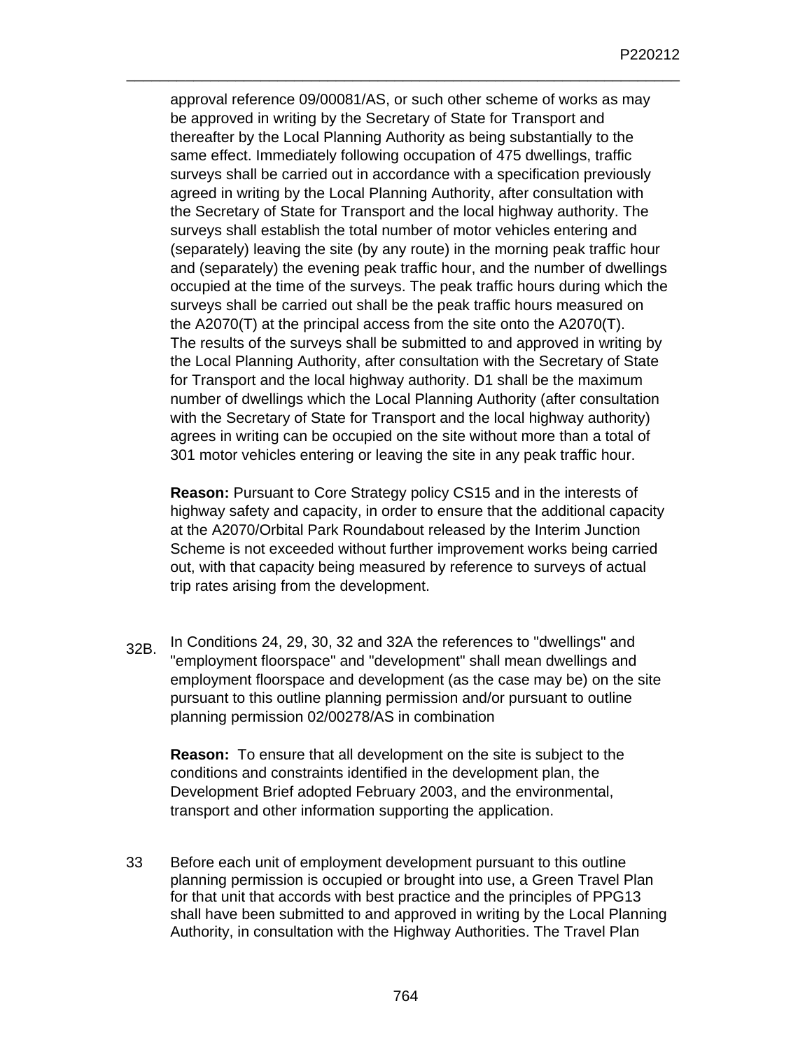approval reference 09/00081/AS, or such other scheme of works as may be approved in writing by the Secretary of State for Transport and thereafter by the Local Planning Authority as being substantially to the same effect. Immediately following occupation of 475 dwellings, traffic surveys shall be carried out in accordance with a specification previously agreed in writing by the Local Planning Authority, after consultation with the Secretary of State for Transport and the local highway authority. The surveys shall establish the total number of motor vehicles entering and (separately) leaving the site (by any route) in the morning peak traffic hour and (separately) the evening peak traffic hour, and the number of dwellings occupied at the time of the surveys. The peak traffic hours during which the surveys shall be carried out shall be the peak traffic hours measured on the A2070(T) at the principal access from the site onto the A2070(T). The results of the surveys shall be submitted to and approved in writing by the Local Planning Authority, after consultation with the Secretary of State for Transport and the local highway authority. D1 shall be the maximum number of dwellings which the Local Planning Authority (after consultation with the Secretary of State for Transport and the local highway authority) agrees in writing can be occupied on the site without more than a total of 301 motor vehicles entering or leaving the site in any peak traffic hour.

**Reason:** Pursuant to Core Strategy policy CS15 and in the interests of highway safety and capacity, in order to ensure that the additional capacity at the A2070/Orbital Park Roundabout released by the Interim Junction Scheme is not exceeded without further improvement works being carried out, with that capacity being measured by reference to surveys of actual trip rates arising from the development.

32B. In Conditions 24, 29, 30, 32 and 32A the references to "dwellings" and "employment floorspace" and "development" shall mean dwellings and employment floorspace and development (as the case may be) on the site pursuant to this outline planning permission and/or pursuant to outline planning permission 02/00278/AS in combination

**Reason:** To ensure that all development on the site is subject to the conditions and constraints identified in the development plan, the Development Brief adopted February 2003, and the environmental, transport and other information supporting the application.

33 Before each unit of employment development pursuant to this outline planning permission is occupied or brought into use, a Green Travel Plan for that unit that accords with best practice and the principles of PPG13 shall have been submitted to and approved in writing by the Local Planning Authority, in consultation with the Highway Authorities. The Travel Plan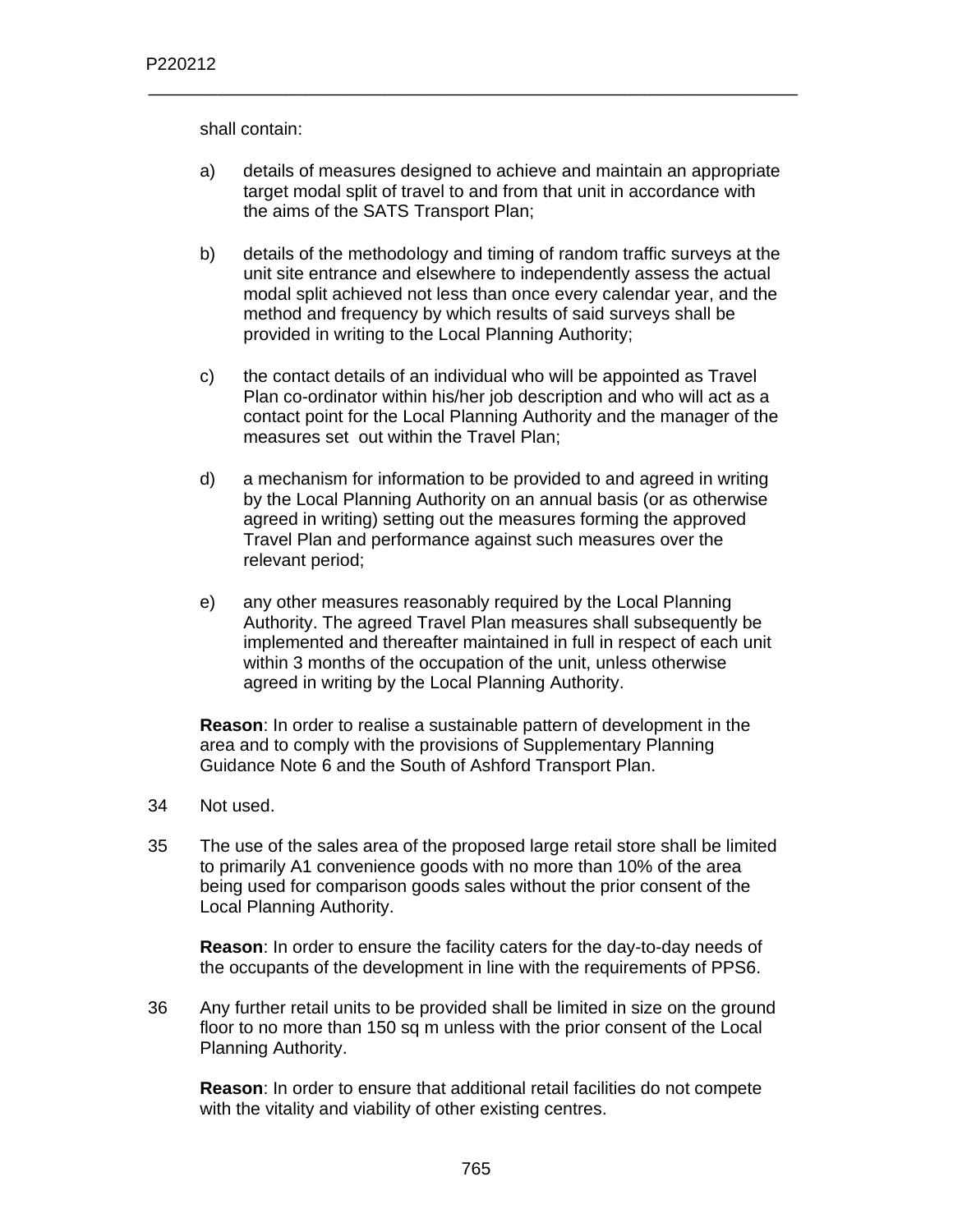shall contain:

a) details of measures designed to achieve and maintain an appropriate target modal split of travel to and from that unit in accordance with the aims of the SATS Transport Plan;

b) details of the methodology and timing of random traffic surveys at the unit site entrance and elsewhere to independently assess the actual modal split achieved not less than once every calendar year, and the method and frequency by which results of said surveys shall be provided in writing to the Local Planning Authority;

c) the contact details of an individual who will be appointed as Travel Plan co-ordinator within his/her job description and who will act as a contact point for the Local Planning Authority and the manager of the measures set out within the Travel Plan;

d) a mechanism for information to be provided to and agreed in writing by the Local Planning Authority on an annual basis (or as otherwise agreed in writing) setting out the measures forming the approved Travel Plan and performance against such measures over the relevant period;

e) any other measures reasonably required by the Local Planning Authority. The agreed Travel Plan measures shall subsequently be implemented and thereafter maintained in full in respect of each unit within 3 months of the occupation of the unit, unless otherwise agreed in writing by the Local Planning Authority.

**Reason**: In order to realise a sustainable pattern of development in the area and to comply with the provisions of Supplementary Planning Guidance Note 6 and the South of Ashford Transport Plan.

34 Not used.

35 The use of the sales area of the proposed large retail store shall be limited to primarily A1 convenience goods with no more than 10% of the area being used for comparison goods sales without the prior consent of the Local Planning Authority.

**Reason**: In order to ensure the facility caters for the day-to-day needs of the occupants of the development in line with the requirements of PPS6.

36 Any further retail units to be provided shall be limited in size on the ground floor to no more than 150 sq m unless with the prior consent of the Local Planning Authority.

**Reason**: In order to ensure that additional retail facilities do not compete with the vitality and viability of other existing centres.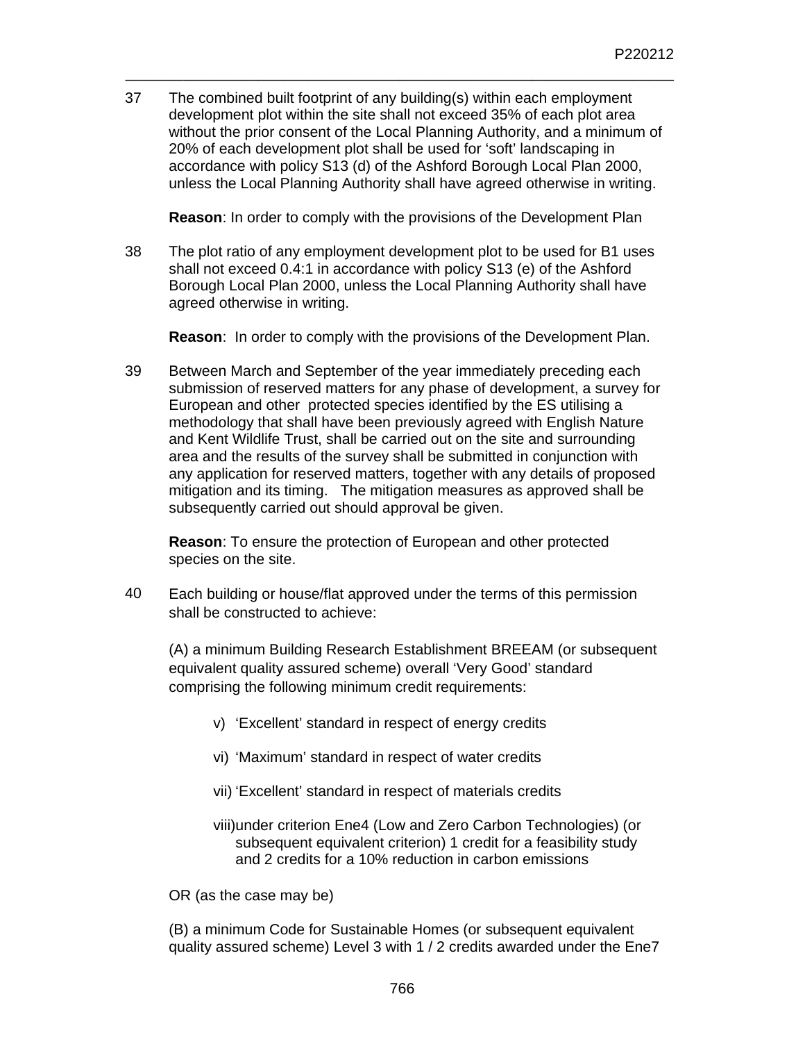37 The combined built footprint of any building(s) within each employment development plot within the site shall not exceed 35% of each plot area without the prior consent of the Local Planning Authority, and a minimum of 20% of each development plot shall be used for 'soft' landscaping in accordance with policy S13 (d) of the Ashford Borough Local Plan 2000, unless the Local Planning Authority shall have agreed otherwise in writing.

**Reason**: In order to comply with the provisions of the Development Plan

38 The plot ratio of any employment development plot to be used for B1 uses shall not exceed 0.4:1 in accordance with policy S13 (e) of the Ashford Borough Local Plan 2000, unless the Local Planning Authority shall have agreed otherwise in writing.

**Reason**: In order to comply with the provisions of the Development Plan.

39 Between March and September of the year immediately preceding each submission of reserved matters for any phase of development, a survey for European and other protected species identified by the ES utilising a methodology that shall have been previously agreed with English Nature and Kent Wildlife Trust, shall be carried out on the site and surrounding area and the results of the survey shall be submitted in conjunction with any application for reserved matters, together with any details of proposed mitigation and its timing. The mitigation measures as approved shall be subsequently carried out should approval be given.

**Reason**: To ensure the protection of European and other protected species on the site.

40 Each building or house/flat approved under the terms of this permission shall be constructed to achieve:

(A) a minimum Building Research Establishment BREEAM (or subsequent equivalent quality assured scheme) overall 'Very Good' standard comprising the following minimum credit requirements:

v) 'Excellent' standard in respect of energy credits

vi) 'Maximum' standard in respect of water credits

vii) 'Excellent' standard in respect of materials credits

viii) under criterion Ene4 (Low and Zero Carbon Technologies) (or subsequent equivalent criterion) 1 credit for a feasibility study and 2 credits for a 10% reduction in carbon emissions

OR (as the case may be)

(B) a minimum Code for Sustainable Homes (or subsequent equivalent quality assured scheme) Level 3 with 1 / 2 credits awarded under the Ene7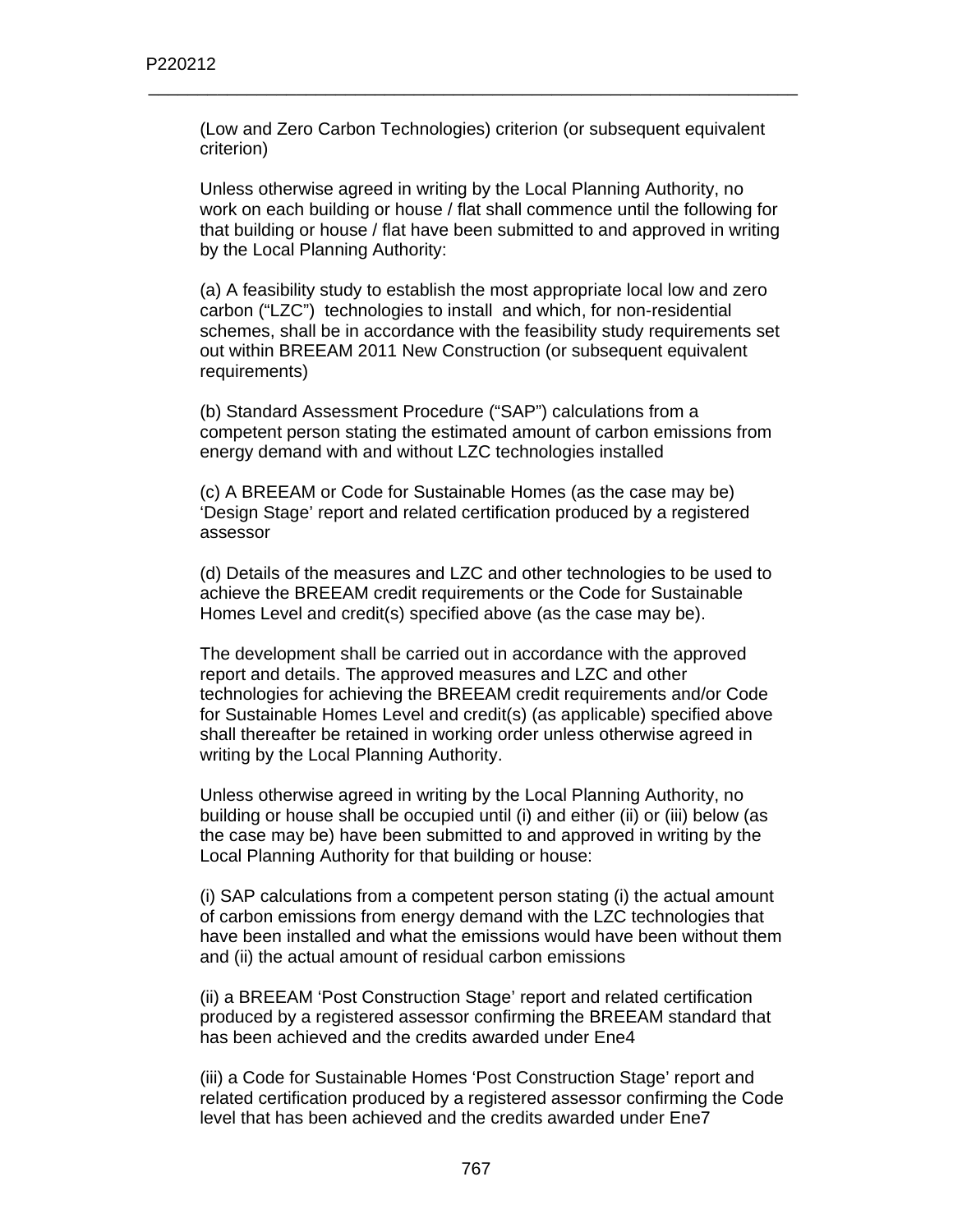(Low and Zero Carbon Technologies) criterion (or subsequent equivalent criterion)

Unless otherwise agreed in writing by the Local Planning Authority, no work on each building or house / flat shall commence until the following for that building or house / flat have been submitted to and approved in writing by the Local Planning Authority:

(a) A feasibility study to establish the most appropriate local low and zero carbon ("LZC") technologies to install and which, for non-residential schemes, shall be in accordance with the feasibility study requirements set out within BREEAM 2011 New Construction (or subsequent equivalent requirements)

(b) Standard Assessment Procedure ("SAP") calculations from a competent person stating the estimated amount of carbon emissions from energy demand with and without LZC technologies installed

(c) A BREEAM or Code for Sustainable Homes (as the case may be) 'Design Stage' report and related certification produced by a registered assessor

(d) Details of the measures and LZC and other technologies to be used to achieve the BREEAM credit requirements or the Code for Sustainable Homes Level and credit(s) specified above (as the case may be).

The development shall be carried out in accordance with the approved report and details. The approved measures and LZC and other technologies for achieving the BREEAM credit requirements and/or Code for Sustainable Homes Level and credit(s) (as applicable) specified above shall thereafter be retained in working order unless otherwise agreed in writing by the Local Planning Authority.

Unless otherwise agreed in writing by the Local Planning Authority, no building or house shall be occupied until (i) and either (ii) or (iii) below (as the case may be) have been submitted to and approved in writing by the Local Planning Authority for that building or house:

(i) SAP calculations from a competent person stating (i) the actual amount of carbon emissions from energy demand with the LZC technologies that have been installed and what the emissions would have been without them and (ii) the actual amount of residual carbon emissions

(ii) a BREEAM 'Post Construction Stage' report and related certification produced by a registered assessor confirming the BREEAM standard that has been achieved and the credits awarded under Ene4

(iii) a Code for Sustainable Homes 'Post Construction Stage' report and related certification produced by a registered assessor confirming the Code level that has been achieved and the credits awarded under Ene7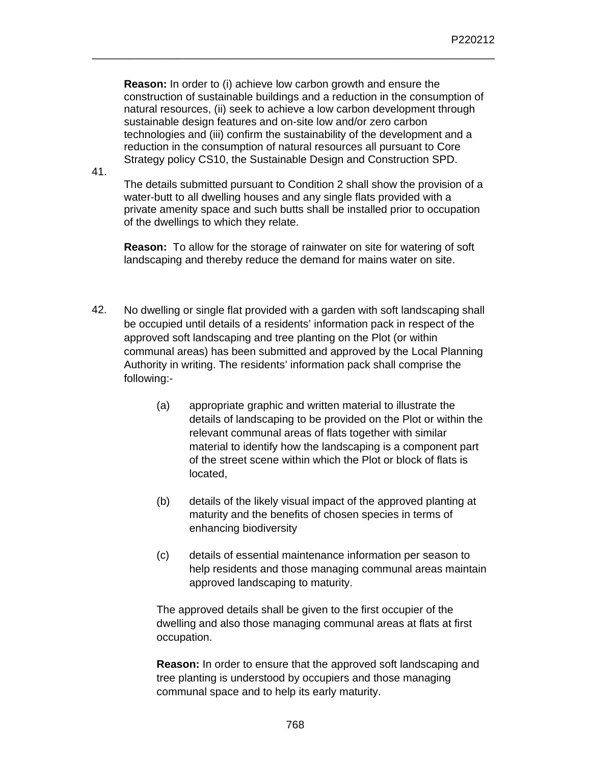**Reason:** In order to (i) achieve low carbon growth and ensure the construction of sustainable buildings and a reduction in the consumption of natural resources, (ii) seek to achieve a low carbon development through sustainable design features and on-site low and/or zero carbon technologies and (iii) confirm the sustainability of the development and a reduction in the consumption of natural resources all pursuant to Core Strategy policy CS10, the Sustainable Design and Construction SPD.

41. The details submitted pursuant to Condition 2 shall show the provision of a water-butt to all dwelling houses and any single flats provided with a private amenity space and such butts shall be installed prior to occupation of the dwellings to which they relate.

**Reason:** To allow for the storage of rainwater on site for watering of soft landscaping and thereby reduce the demand for mains water on site.

42. No dwelling or single flat provided with a garden with soft landscaping shall be occupied until details of a residents' information pack in respect of the approved soft landscaping and tree planting on the Plot (or within communal areas) has been submitted and approved by the Local Planning Authority in writing. The residents' information pack shall comprise the following:-

(a) appropriate graphic and written material to illustrate the details of landscaping to be provided on the Plot or within the relevant communal areas of flats together with similar material to identify how the landscaping is a component part of the street scene within which the Plot or block of flats is located,

(b) details of the likely visual impact of the approved planting at maturity and the benefits of chosen species in terms of enhancing biodiversity

(c) details of essential maintenance information per season to help residents and those managing communal areas maintain approved landscaping to maturity.

The approved details shall be given to the first occupier of the dwelling and also those managing communal areas at flats at first occupation.

**Reason:** In order to ensure that the approved soft landscaping and tree planting is understood by occupiers and those managing communal space and to help its early maturity.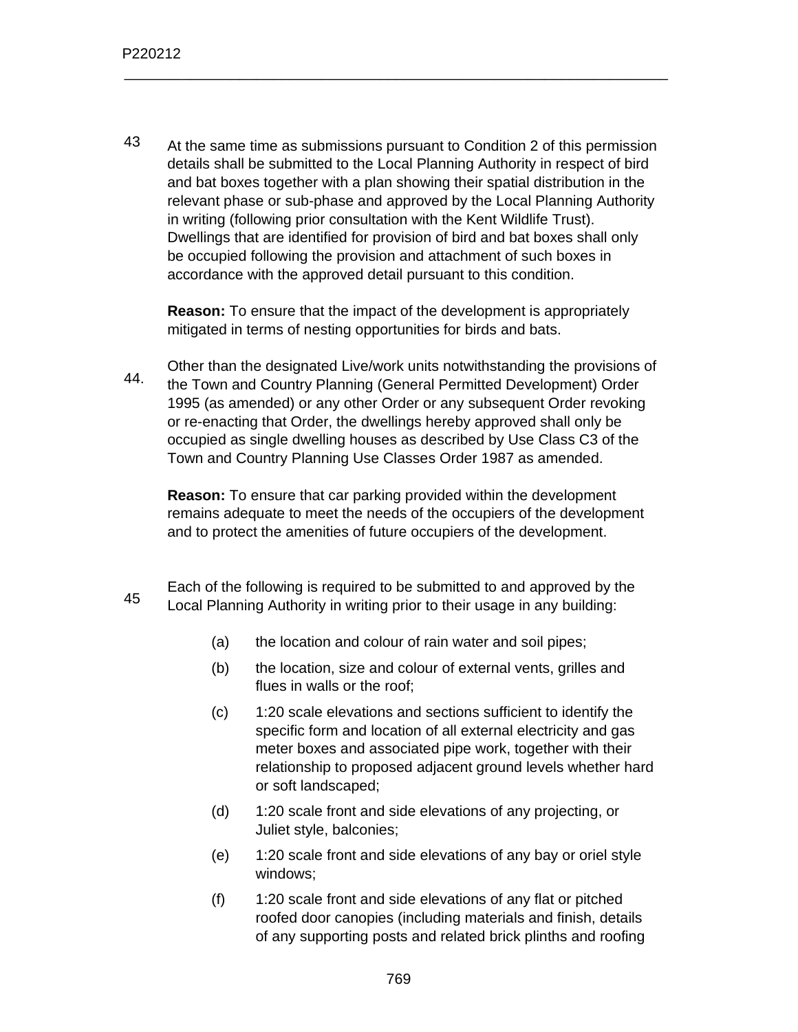43 At the same time as submissions pursuant to Condition 2 of this permission details shall be submitted to the Local Planning Authority in respect of bird and bat boxes together with a plan showing their spatial distribution in the relevant phase or sub-phase and approved by the Local Planning Authority in writing (following prior consultation with the Kent Wildlife Trust). Dwellings that are identified for provision of bird and bat boxes shall only be occupied following the provision and attachment of such boxes in accordance with the approved detail pursuant to this condition.

**Reason:** To ensure that the impact of the development is appropriately mitigated in terms of nesting opportunities for birds and bats.

44. Other than the designated Live/work units notwithstanding the provisions of the Town and Country Planning (General Permitted Development) Order 1995 (as amended) or any other Order or any subsequent Order revoking or re-enacting that Order, the dwellings hereby approved shall only be occupied as single dwelling houses as described by Use Class C3 of the Town and Country Planning Use Classes Order 1987 as amended.

**Reason:** To ensure that car parking provided within the development remains adequate to meet the needs of the occupiers of the development and to protect the amenities of future occupiers of the development.

45 Each of the following is required to be submitted to and approved by the Local Planning Authority in writing prior to their usage in any building:

(a) the location and colour of rain water and soil pipes;

(b) the location, size and colour of external vents, grilles and flues in walls or the roof;

(c) 1:20 scale elevations and sections sufficient to identify the specific form and location of all external electricity and gas meter boxes and associated pipe work, together with their relationship to proposed adjacent ground levels whether hard or soft landscaped;

(d) 1:20 scale front and side elevations of any projecting, or Juliet style, balconies;

(e) 1:20 scale front and side elevations of any bay or oriel style windows;

(f) 1:20 scale front and side elevations of any flat or pitched roofed door canopies (including materials and finish, details of any supporting posts and related brick plinths and roofing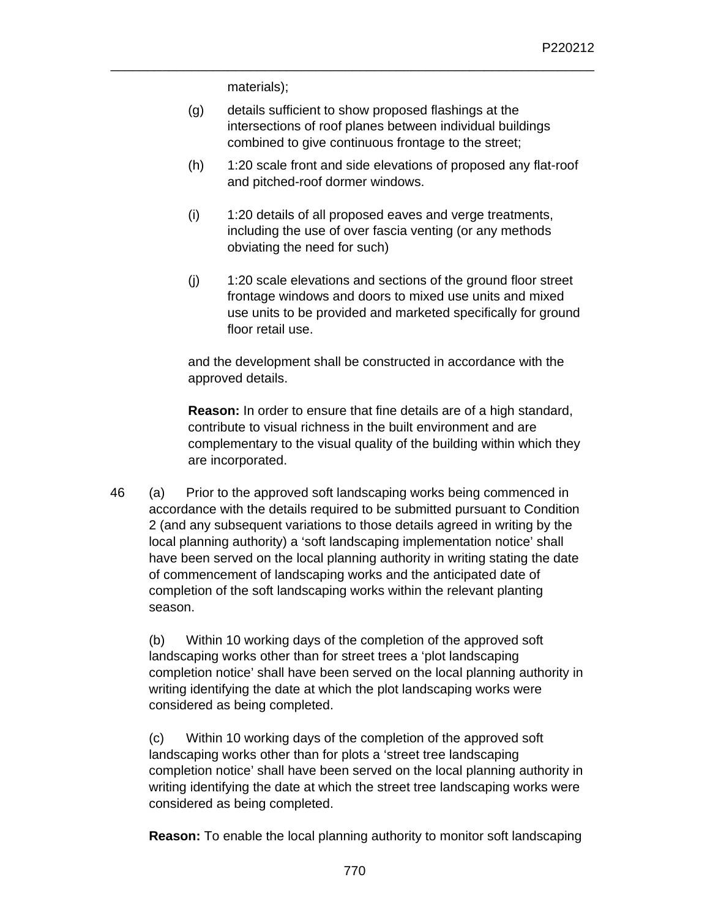materials);

(g) details sufficient to show proposed flashings at the intersections of roof planes between individual buildings combined to give continuous frontage to the street;

(h) 1:20 scale front and side elevations of proposed any flat-roof and pitched-roof dormer windows.

(i) 1:20 details of all proposed eaves and verge treatments, including the use of over fascia venting (or any methods obviating the need for such)

(j) 1:20 scale elevations and sections of the ground floor street frontage windows and doors to mixed use units and mixed use units to be provided and marketed specifically for ground floor retail use.

and the development shall be constructed in accordance with the approved details.

**Reason:** In order to ensure that fine details are of a high standard, contribute to visual richness in the built environment and are complementary to the visual quality of the building within which they are incorporated.

46 (a) Prior to the approved soft landscaping works being commenced in accordance with the details required to be submitted pursuant to Condition 2 (and any subsequent variations to those details agreed in writing by the local planning authority) a 'soft landscaping implementation notice' shall have been served on the local planning authority in writing stating the date of commencement of landscaping works and the anticipated date of completion of the soft landscaping works within the relevant planting season.

(b) Within 10 working days of the completion of the approved soft landscaping works other than for street trees a 'plot landscaping completion notice' shall have been served on the local planning authority in writing identifying the date at which the plot landscaping works were considered as being completed.

(c) Within 10 working days of the completion of the approved soft landscaping works other than for plots a 'street tree landscaping completion notice' shall have been served on the local planning authority in writing identifying the date at which the street tree landscaping works were considered as being completed.

**Reason:** To enable the local planning authority to monitor soft landscaping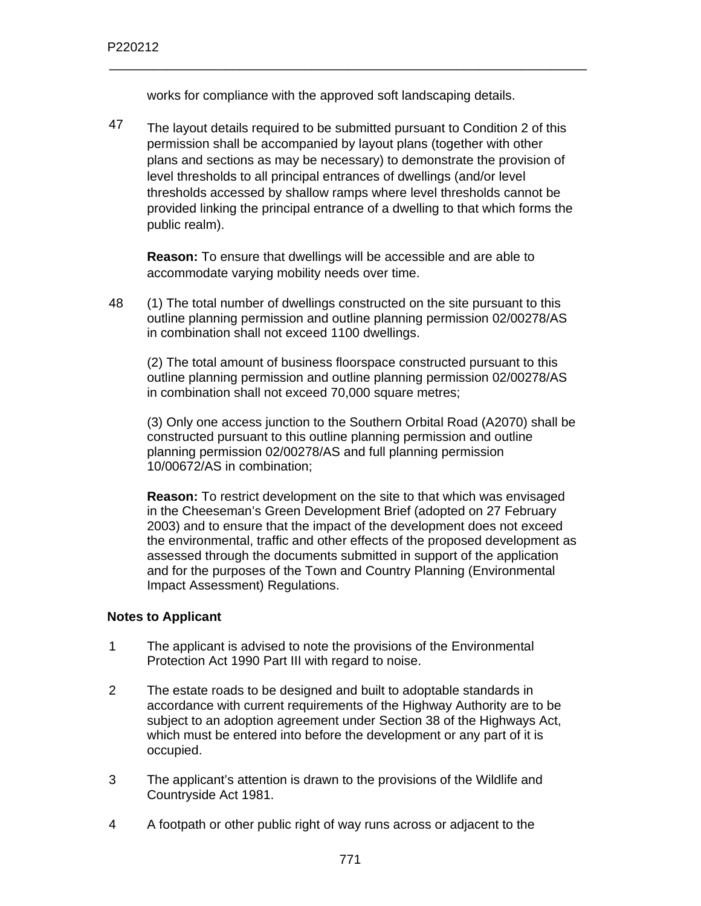works for compliance with the approved soft landscaping details.

47 The layout details required to be submitted pursuant to Condition 2 of this permission shall be accompanied by layout plans (together with other plans and sections as may be necessary) to demonstrate the provision of level thresholds to all principal entrances of dwellings (and/or level thresholds accessed by shallow ramps where level thresholds cannot be provided linking the principal entrance of a dwelling to that which forms the public realm).

**Reason:** To ensure that dwellings will be accessible and are able to accommodate varying mobility needs over time.

48 (1) The total number of dwellings constructed on the site pursuant to this outline planning permission and outline planning permission 02/00278/AS in combination shall not exceed 1100 dwellings.

(2) The total amount of business floorspace constructed pursuant to this outline planning permission and outline planning permission 02/00278/AS in combination shall not exceed 70,000 square metres;

(3) Only one access junction to the Southern Orbital Road (A2070) shall be constructed pursuant to this outline planning permission and outline planning permission 02/00278/AS and full planning permission 10/00672/AS in combination;

**Reason:** To restrict development on the site to that which was envisaged in the Cheeseman's Green Development Brief (adopted on 27 February 2003) and to ensure that the impact of the development does not exceed the environmental, traffic and other effects of the proposed development as assessed through the documents submitted in support of the application and for the purposes of the Town and Country Planning (Environmental Impact Assessment) Regulations.

**Notes to Applicant**

1 The applicant is advised to note the provisions of the Environmental Protection Act 1990 Part III with regard to noise.

2 The estate roads to be designed and built to adoptable standards in accordance with current requirements of the Highway Authority are to be subject to an adoption agreement under Section 38 of the Highways Act, which must be entered into before the development or any part of it is occupied.

3 The applicant's attention is drawn to the provisions of the Wildlife and Countryside Act 1981.

4 A footpath or other public right of way runs across or adjacent to the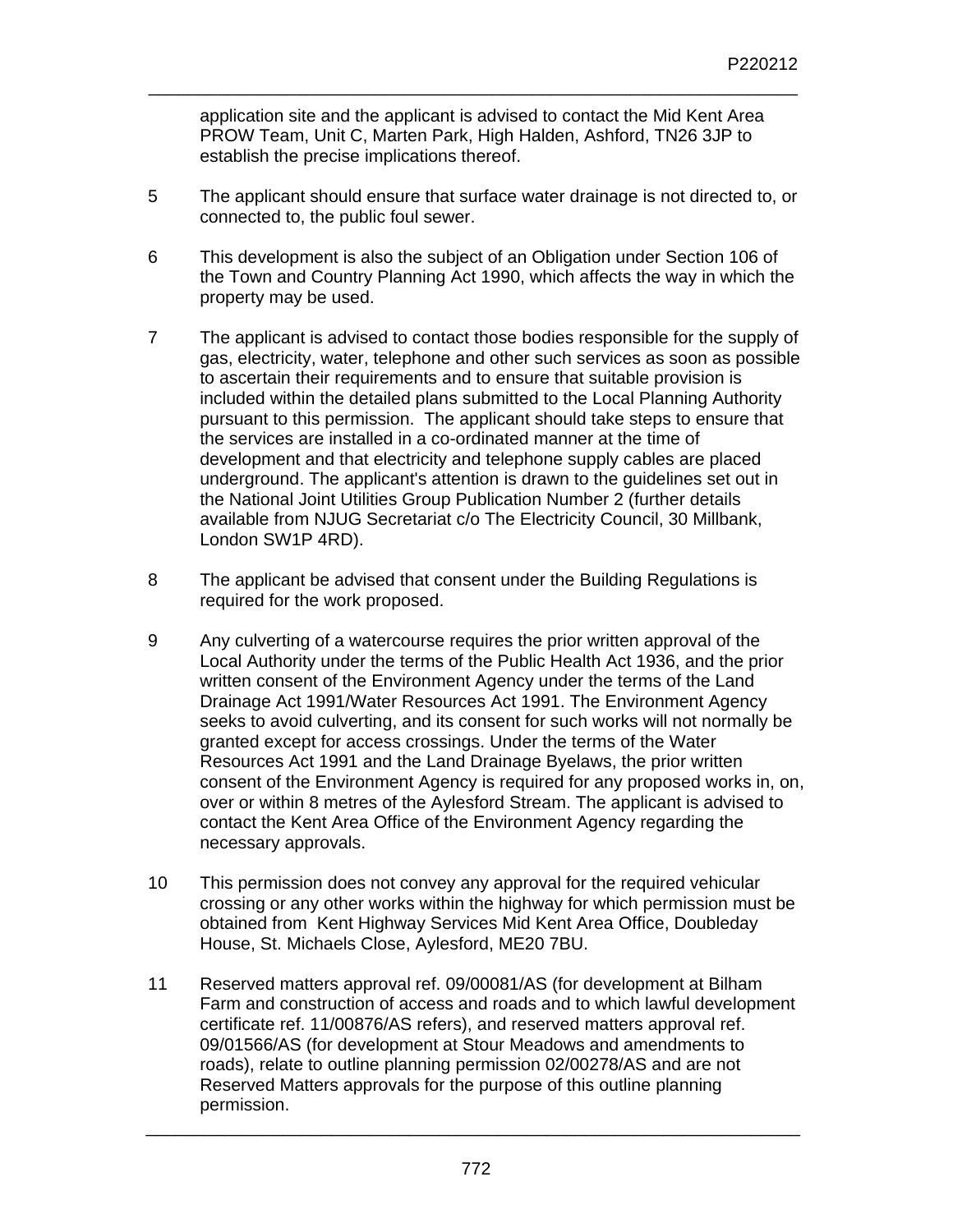application site and the applicant is advised to contact the Mid Kent Area PROW Team, Unit C, Marten Park, High Halden, Ashford, TN26 3JP to establish the precise implications thereof.

5 The applicant should ensure that surface water drainage is not directed to, or connected to, the public foul sewer.

6 This development is also the subject of an Obligation under Section 106 of the Town and Country Planning Act 1990, which affects the way in which the property may be used.

7 The applicant is advised to contact those bodies responsible for the supply of gas, electricity, water, telephone and other such services as soon as possible to ascertain their requirements and to ensure that suitable provision is included within the detailed plans submitted to the Local Planning Authority pursuant to this permission. The applicant should take steps to ensure that the services are installed in a co-ordinated manner at the time of development and that electricity and telephone supply cables are placed underground. The applicant's attention is drawn to the guidelines set out in the National Joint Utilities Group Publication Number 2 (further details available from NJUG Secretariat c/o The Electricity Council, 30 Millbank, London SW1P 4RD).

8 The applicant be advised that consent under the Building Regulations is required for the work proposed.

9 Any culverting of a watercourse requires the prior written approval of the Local Authority under the terms of the Public Health Act 1936, and the prior written consent of the Environment Agency under the terms of the Land Drainage Act 1991/Water Resources Act 1991. The Environment Agency seeks to avoid culverting, and its consent for such works will not normally be granted except for access crossings. Under the terms of the Water Resources Act 1991 and the Land Drainage Byelaws, the prior written consent of the Environment Agency is required for any proposed works in, on, over or within 8 metres of the Aylesford Stream. The applicant is advised to contact the Kent Area Office of the Environment Agency regarding the necessary approvals.

10 This permission does not convey any approval for the required vehicular crossing or any other works within the highway for which permission must be obtained from Kent Highway Services Mid Kent Area Office, Doubleday House, St. Michaels Close, Aylesford, ME20 7BU.

11 Reserved matters approval ref. 09/00081/AS (for development at Bilham Farm and construction of access and roads and to which lawful development certificate ref. 11/00876/AS refers), and reserved matters approval ref. 09/01566/AS (for development at Stour Meadows and amendments to roads), relate to outline planning permission 02/00278/AS and are not Reserved Matters approvals for the purpose of this outline planning permission.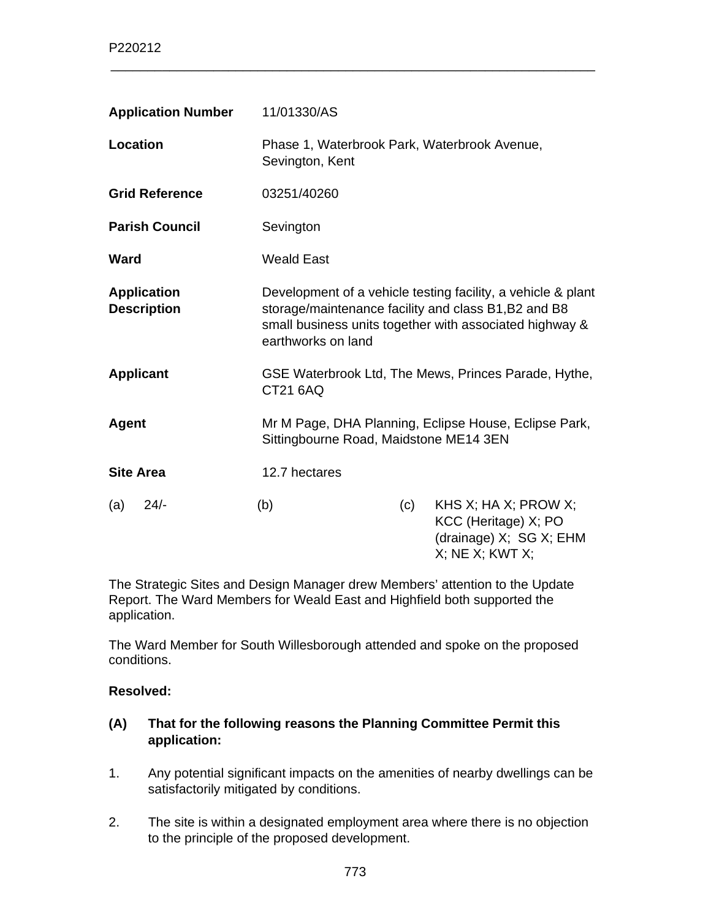| | |
|---|---|
| **Application Number** | 11/01330/AS |
| **Location** | Phase 1, Waterbrook Park, Waterbrook Avenue, Sevington, Kent |
| **Grid Reference** | 03251/40260 |
| **Parish Council** | Sevington |
| **Ward** | Weald East |
| **Application Description** | Development of a vehicle testing facility, a vehicle & plant storage/maintenance facility and class B1,B2 and B8 small business units together with associated highway & earthworks on land |
| **Applicant** | GSE Waterbrook Ltd, The Mews, Princes Parade, Hythe, CT21 6AQ |
| **Agent** | Mr M Page, DHA Planning, Eclipse House, Eclipse Park, Sittingbourne Road, Maidstone ME14 3EN |
| **Site Area** | 12.7 hectares |

| | | | |
|---|---|---|---|
| (a) 24/- | (b) | (c) | KHS X; HA X; PROW X; KCC (Heritage) X; PO (drainage) X; SG X; EHM X; NE X; KWT X; |

The Strategic Sites and Design Manager drew Members' attention to the Update Report. The Ward Members for Weald East and Highfield both supported the application.

The Ward Member for South Willesborough attended and spoke on the proposed conditions.

**Resolved:**

**(A) That for the following reasons the Planning Committee Permit this application:**

1. Any potential significant impacts on the amenities of nearby dwellings can be satisfactorily mitigated by conditions.

2. The site is within a designated employment area where there is no objection to the principle of the proposed development.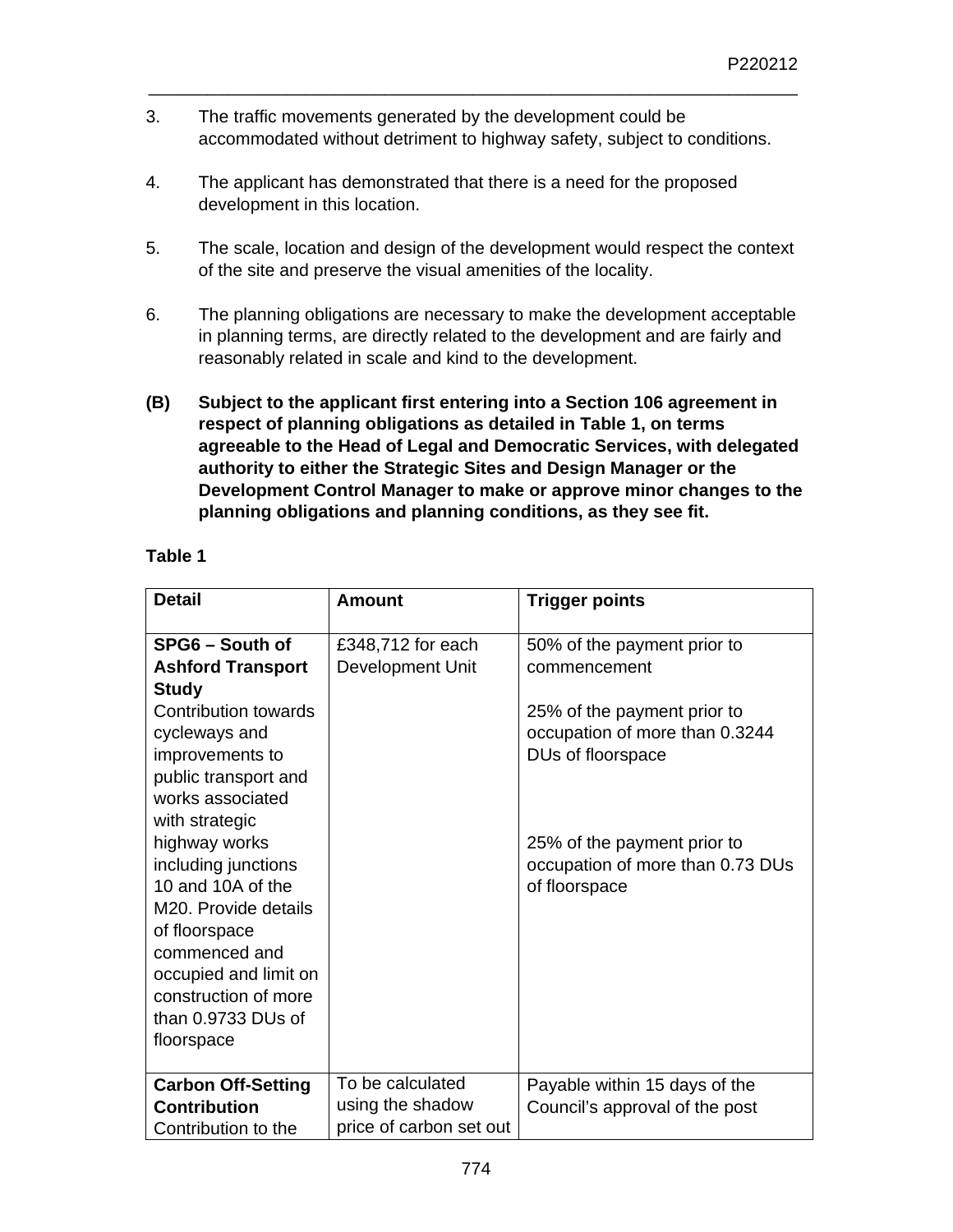3. The traffic movements generated by the development could be accommodated without detriment to highway safety, subject to conditions.

4. The applicant has demonstrated that there is a need for the proposed development in this location.

5. The scale, location and design of the development would respect the context of the site and preserve the visual amenities of the locality.

6. The planning obligations are necessary to make the development acceptable in planning terms, are directly related to the development and are fairly and reasonably related in scale and kind to the development.

**(B) Subject to the applicant first entering into a Section 106 agreement in respect of planning obligations as detailed in Table 1, on terms agreeable to the Head of Legal and Democratic Services, with delegated authority to either the Strategic Sites and Design Manager or the Development Control Manager to make or approve minor changes to the planning obligations and planning conditions, as they see fit.**

**Table 1**

| **Detail** | **Amount** | **Trigger points** |
|---|---|---|
| **SPG6 – South of Ashford Transport Study** Contribution towards cycleways and improvements to public transport and works associated with strategic highway works including junctions 10 and 10A of the M20. Provide details of floorspace commenced and occupied and limit on construction of more than 0.9733 DUs of floorspace | £348,712 for each Development Unit | 50% of the payment prior to commencement<br><br>25% of the payment prior to occupation of more than 0.3244 DUs of floorspace<br><br>25% of the payment prior to occupation of more than 0.73 DUs of floorspace |
| **Carbon Off-Setting Contribution** Contribution to the | To be calculated using the shadow price of carbon set out | Payable within 15 days of the Council's approval of the post |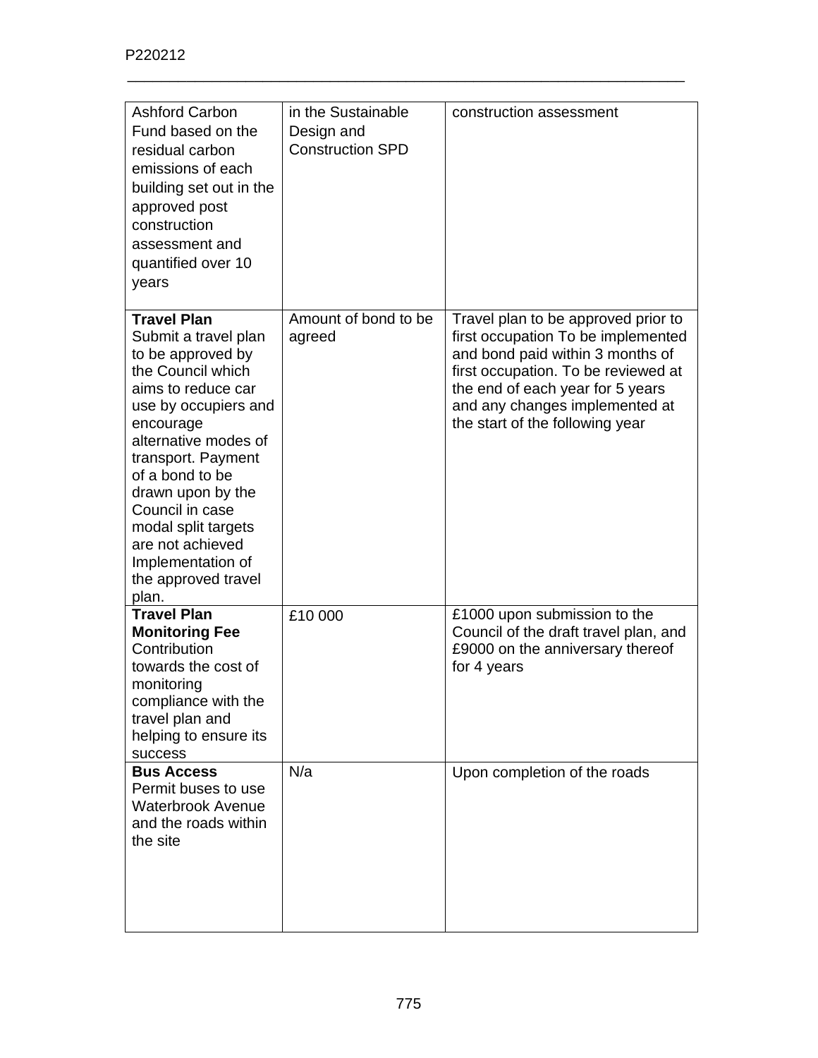| | | |
|---|---|---|
| Ashford Carbon Fund based on the residual carbon emissions of each building set out in the approved post construction assessment and quantified over 10 years | in the Sustainable Design and Construction SPD | construction assessment |
| **Travel Plan** Submit a travel plan to be approved by the Council which aims to reduce car use by occupiers and encourage alternative modes of transport. Payment of a bond to be drawn upon by the Council in case modal split targets are not achieved Implementation of the approved travel plan. | Amount of bond to be agreed | Travel plan to be approved prior to first occupation To be implemented and bond paid within 3 months of first occupation. To be reviewed at the end of each year for 5 years and any changes implemented at the start of the following year |
| **Travel Plan Monitoring Fee** Contribution towards the cost of monitoring compliance with the travel plan and helping to ensure its success | £10 000 | £1000 upon submission to the Council of the draft travel plan, and £9000 on the anniversary thereof for 4 years |
| **Bus Access** Permit buses to use Waterbrook Avenue and the roads within the site | N/a | Upon completion of the roads |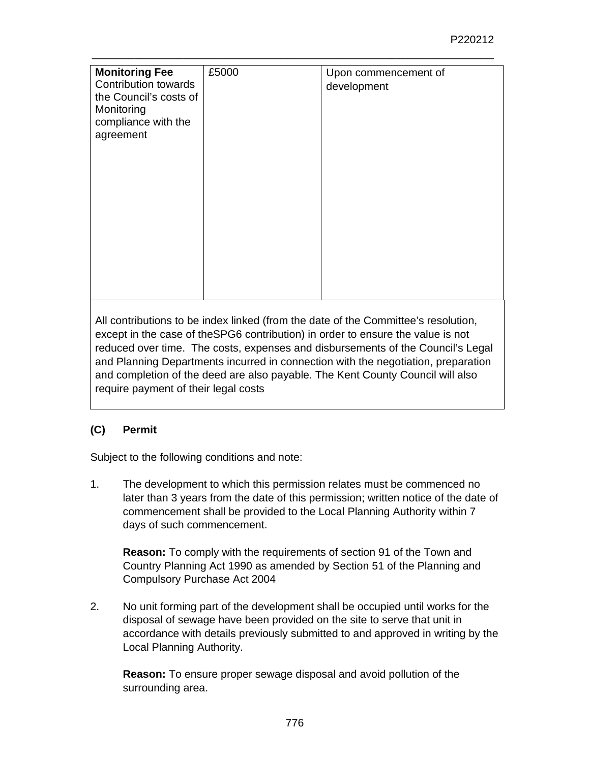| **Monitoring Fee** Contribution towards the Council's costs of Monitoring compliance with the agreement | £5000 | Upon commencement of development |
|---|---|---|
| All contributions to be index linked (from the date of the Committee's resolution, except in the case of theSPG6 contribution) in order to ensure the value is not reduced over time. The costs, expenses and disbursements of the Council's Legal and Planning Departments incurred in connection with the negotiation, preparation and completion of the deed are also payable. The Kent County Council will also require payment of their legal costs | | |

**(C) Permit**

Subject to the following conditions and note:

1. The development to which this permission relates must be commenced no later than 3 years from the date of this permission; written notice of the date of commencement shall be provided to the Local Planning Authority within 7 days of such commencement.

   **Reason:** To comply with the requirements of section 91 of the Town and Country Planning Act 1990 as amended by Section 51 of the Planning and Compulsory Purchase Act 2004

2. No unit forming part of the development shall be occupied until works for the disposal of sewage have been provided on the site to serve that unit in accordance with details previously submitted to and approved in writing by the Local Planning Authority.

   **Reason:** To ensure proper sewage disposal and avoid pollution of the surrounding area.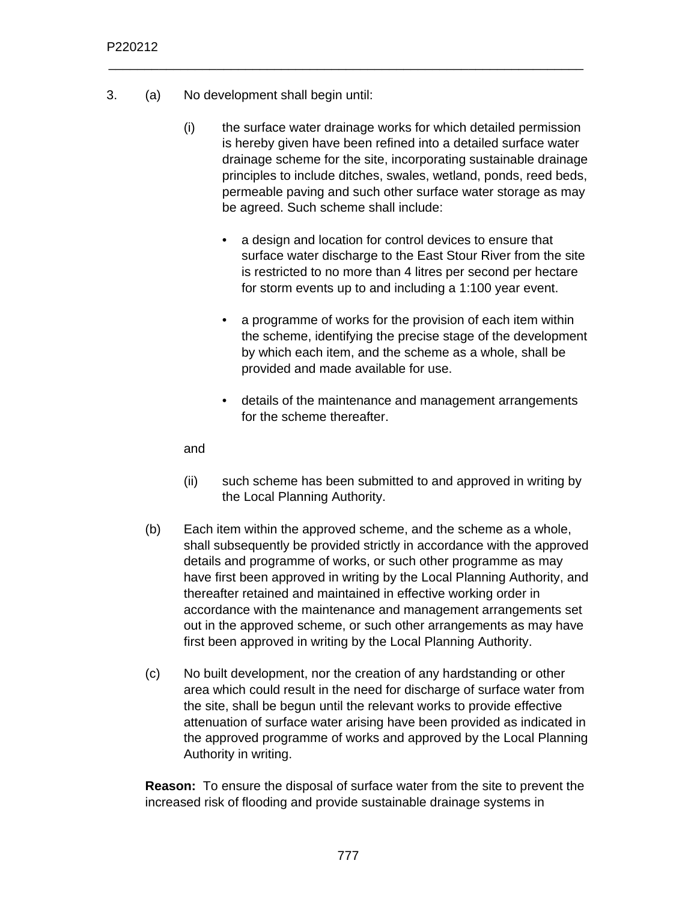3. (a) No development shall begin until:

   (i) the surface water drainage works for which detailed permission is hereby given have been refined into a detailed surface water drainage scheme for the site, incorporating sustainable drainage principles to include ditches, swales, wetland, ponds, reed beds, permeable paving and such other surface water storage as may be agreed. Such scheme shall include:

   - a design and location for control devices to ensure that surface water discharge to the East Stour River from the site is restricted to no more than 4 litres per second per hectare for storm events up to and including a 1:100 year event.

   - a programme of works for the provision of each item within the scheme, identifying the precise stage of the development by which each item, and the scheme as a whole, shall be provided and made available for use.

   - details of the maintenance and management arrangements for the scheme thereafter.

   and

   (ii) such scheme has been submitted to and approved in writing by the Local Planning Authority.

   (b) Each item within the approved scheme, and the scheme as a whole, shall subsequently be provided strictly in accordance with the approved details and programme of works, or such other programme as may have first been approved in writing by the Local Planning Authority, and thereafter retained and maintained in effective working order in accordance with the maintenance and management arrangements set out in the approved scheme, or such other arrangements as may have first been approved in writing by the Local Planning Authority.

   (c) No built development, nor the creation of any hardstanding or other area which could result in the need for discharge of surface water from the site, shall be begun until the relevant works to provide effective attenuation of surface water arising have been provided as indicated in the approved programme of works and approved by the Local Planning Authority in writing.

   **Reason:** To ensure the disposal of surface water from the site to prevent the increased risk of flooding and provide sustainable drainage systems in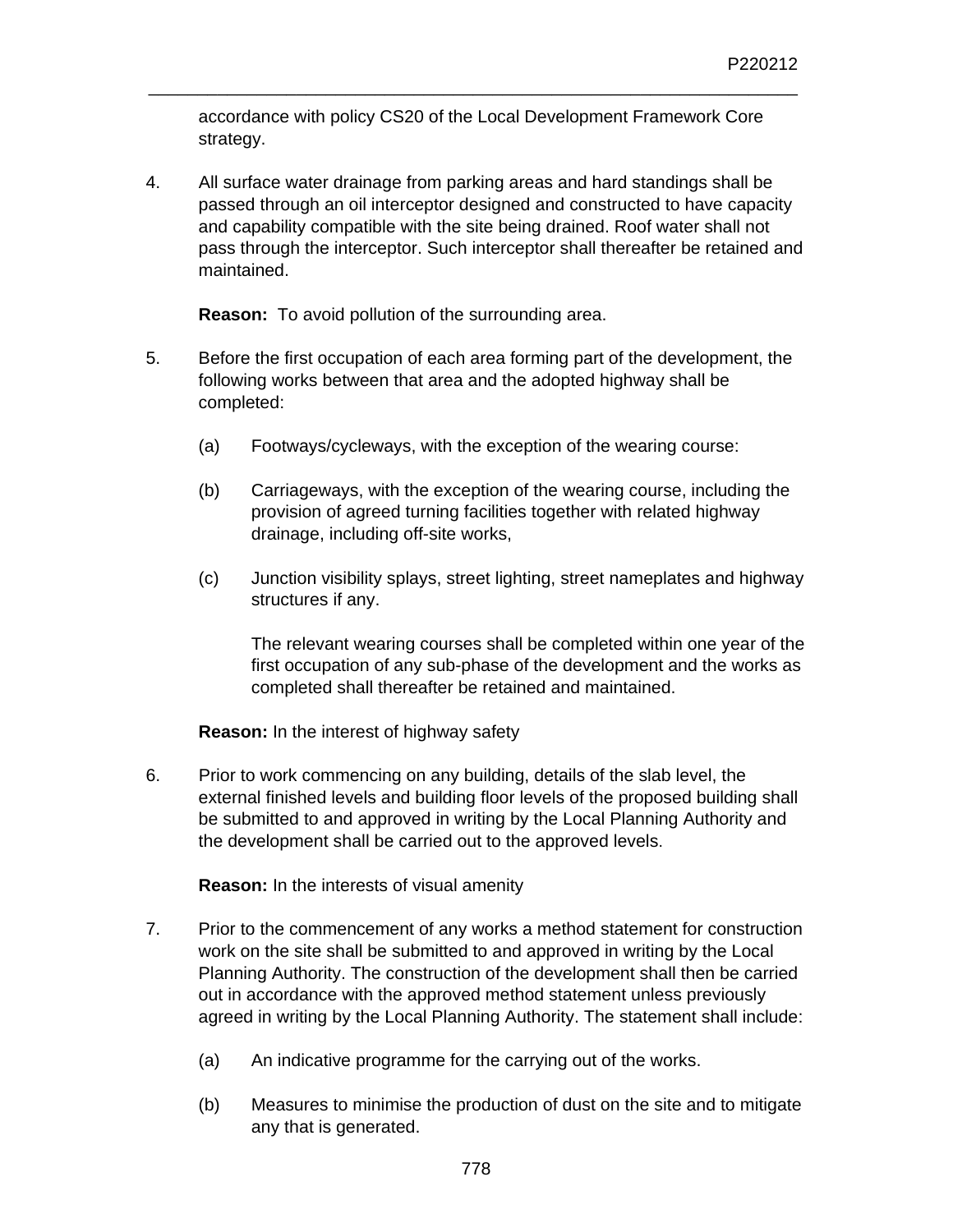accordance with policy CS20 of the Local Development Framework Core strategy.

4. All surface water drainage from parking areas and hard standings shall be passed through an oil interceptor designed and constructed to have capacity and capability compatible with the site being drained. Roof water shall not pass through the interceptor. Such interceptor shall thereafter be retained and maintained.

   **Reason:** To avoid pollution of the surrounding area.

5. Before the first occupation of each area forming part of the development, the following works between that area and the adopted highway shall be completed:

   (a) Footways/cycleways, with the exception of the wearing course:

   (b) Carriageways, with the exception of the wearing course, including the provision of agreed turning facilities together with related highway drainage, including off-site works,

   (c) Junction visibility splays, street lighting, street nameplates and highway structures if any.

   The relevant wearing courses shall be completed within one year of the first occupation of any sub-phase of the development and the works as completed shall thereafter be retained and maintained.

   **Reason:** In the interest of highway safety

6. Prior to work commencing on any building, details of the slab level, the external finished levels and building floor levels of the proposed building shall be submitted to and approved in writing by the Local Planning Authority and the development shall be carried out to the approved levels.

   **Reason:** In the interests of visual amenity

7. Prior to the commencement of any works a method statement for construction work on the site shall be submitted to and approved in writing by the Local Planning Authority. The construction of the development shall then be carried out in accordance with the approved method statement unless previously agreed in writing by the Local Planning Authority. The statement shall include:

   (a) An indicative programme for the carrying out of the works.

   (b) Measures to minimise the production of dust on the site and to mitigate any that is generated.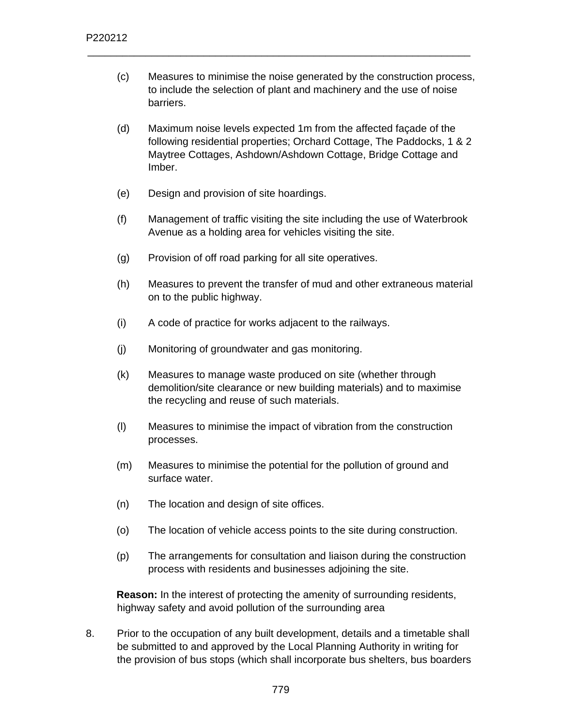(c) Measures to minimise the noise generated by the construction process, to include the selection of plant and machinery and the use of noise barriers.

(d) Maximum noise levels expected 1m from the affected façade of the following residential properties; Orchard Cottage, The Paddocks, 1 & 2 Maytree Cottages, Ashdown/Ashdown Cottage, Bridge Cottage and Imber.

(e) Design and provision of site hoardings.

(f) Management of traffic visiting the site including the use of Waterbrook Avenue as a holding area for vehicles visiting the site.

(g) Provision of off road parking for all site operatives.

(h) Measures to prevent the transfer of mud and other extraneous material on to the public highway.

(i) A code of practice for works adjacent to the railways.

(j) Monitoring of groundwater and gas monitoring.

(k) Measures to manage waste produced on site (whether through demolition/site clearance or new building materials) and to maximise the recycling and reuse of such materials.

(l) Measures to minimise the impact of vibration from the construction processes.

(m) Measures to minimise the potential for the pollution of ground and surface water.

(n) The location and design of site offices.

(o) The location of vehicle access points to the site during construction.

(p) The arrangements for consultation and liaison during the construction process with residents and businesses adjoining the site.

**Reason:** In the interest of protecting the amenity of surrounding residents, highway safety and avoid pollution of the surrounding area

8. Prior to the occupation of any built development, details and a timetable shall be submitted to and approved by the Local Planning Authority in writing for the provision of bus stops (which shall incorporate bus shelters, bus boarders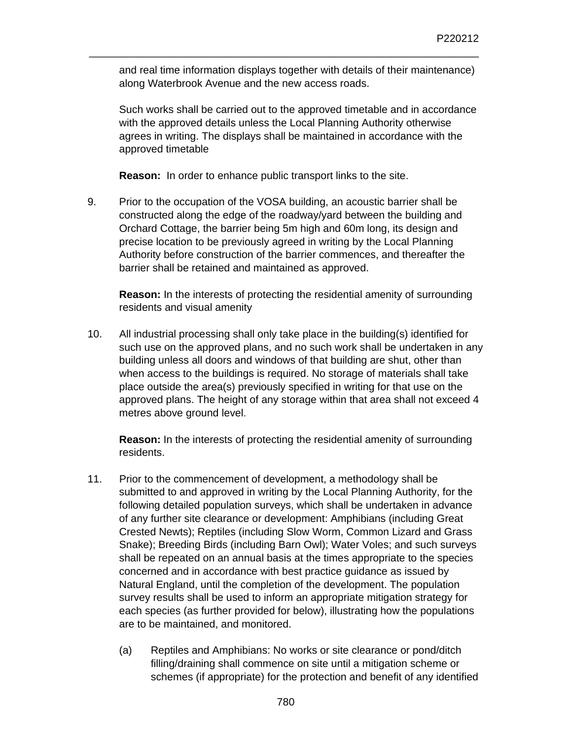and real time information displays together with details of their maintenance) along Waterbrook Avenue and the new access roads.

Such works shall be carried out to the approved timetable and in accordance with the approved details unless the Local Planning Authority otherwise agrees in writing. The displays shall be maintained in accordance with the approved timetable

**Reason:** In order to enhance public transport links to the site.

9. Prior to the occupation of the VOSA building, an acoustic barrier shall be constructed along the edge of the roadway/yard between the building and Orchard Cottage, the barrier being 5m high and 60m long, its design and precise location to be previously agreed in writing by the Local Planning Authority before construction of the barrier commences, and thereafter the barrier shall be retained and maintained as approved.

   **Reason:** In the interests of protecting the residential amenity of surrounding residents and visual amenity

10. All industrial processing shall only take place in the building(s) identified for such use on the approved plans, and no such work shall be undertaken in any building unless all doors and windows of that building are shut, other than when access to the buildings is required. No storage of materials shall take place outside the area(s) previously specified in writing for that use on the approved plans. The height of any storage within that area shall not exceed 4 metres above ground level.

    **Reason:** In the interests of protecting the residential amenity of surrounding residents.

11. Prior to the commencement of development, a methodology shall be submitted to and approved in writing by the Local Planning Authority, for the following detailed population surveys, which shall be undertaken in advance of any further site clearance or development: Amphibians (including Great Crested Newts); Reptiles (including Slow Worm, Common Lizard and Grass Snake); Breeding Birds (including Barn Owl); Water Voles; and such surveys shall be repeated on an annual basis at the times appropriate to the species concerned and in accordance with best practice guidance as issued by Natural England, until the completion of the development. The population survey results shall be used to inform an appropriate mitigation strategy for each species (as further provided for below), illustrating how the populations are to be maintained, and monitored.

    (a) Reptiles and Amphibians: No works or site clearance or pond/ditch filling/draining shall commence on site until a mitigation scheme or schemes (if appropriate) for the protection and benefit of any identified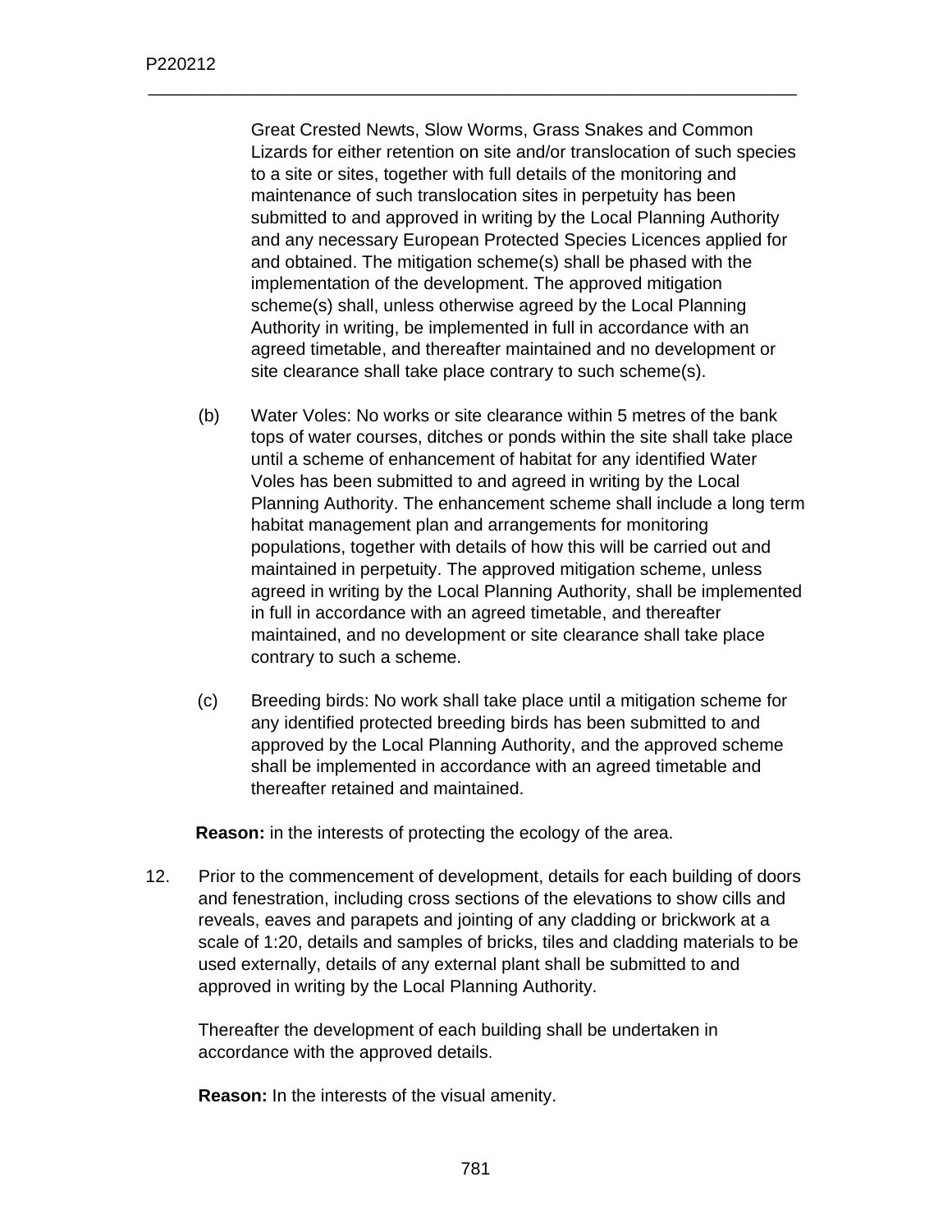Great Crested Newts, Slow Worms, Grass Snakes and Common Lizards for either retention on site and/or translocation of such species to a site or sites, together with full details of the monitoring and maintenance of such translocation sites in perpetuity has been submitted to and approved in writing by the Local Planning Authority and any necessary European Protected Species Licences applied for and obtained. The mitigation scheme(s) shall be phased with the implementation of the development. The approved mitigation scheme(s) shall, unless otherwise agreed by the Local Planning Authority in writing, be implemented in full in accordance with an agreed timetable, and thereafter maintained and no development or site clearance shall take place contrary to such scheme(s).

(b) Water Voles: No works or site clearance within 5 metres of the bank tops of water courses, ditches or ponds within the site shall take place until a scheme of enhancement of habitat for any identified Water Voles has been submitted to and agreed in writing by the Local Planning Authority. The enhancement scheme shall include a long term habitat management plan and arrangements for monitoring populations, together with details of how this will be carried out and maintained in perpetuity. The approved mitigation scheme, unless agreed in writing by the Local Planning Authority, shall be implemented in full in accordance with an agreed timetable, and thereafter maintained, and no development or site clearance shall take place contrary to such a scheme.

(c) Breeding birds: No work shall take place until a mitigation scheme for any identified protected breeding birds has been submitted to and approved by the Local Planning Authority, and the approved scheme shall be implemented in accordance with an agreed timetable and thereafter retained and maintained.

**Reason:** in the interests of protecting the ecology of the area.

12. Prior to the commencement of development, details for each building of doors and fenestration, including cross sections of the elevations to show cills and reveals, eaves and parapets and jointing of any cladding or brickwork at a scale of 1:20, details and samples of bricks, tiles and cladding materials to be used externally, details of any external plant shall be submitted to and approved in writing by the Local Planning Authority.

    Thereafter the development of each building shall be undertaken in accordance with the approved details.

    **Reason:** In the interests of the visual amenity.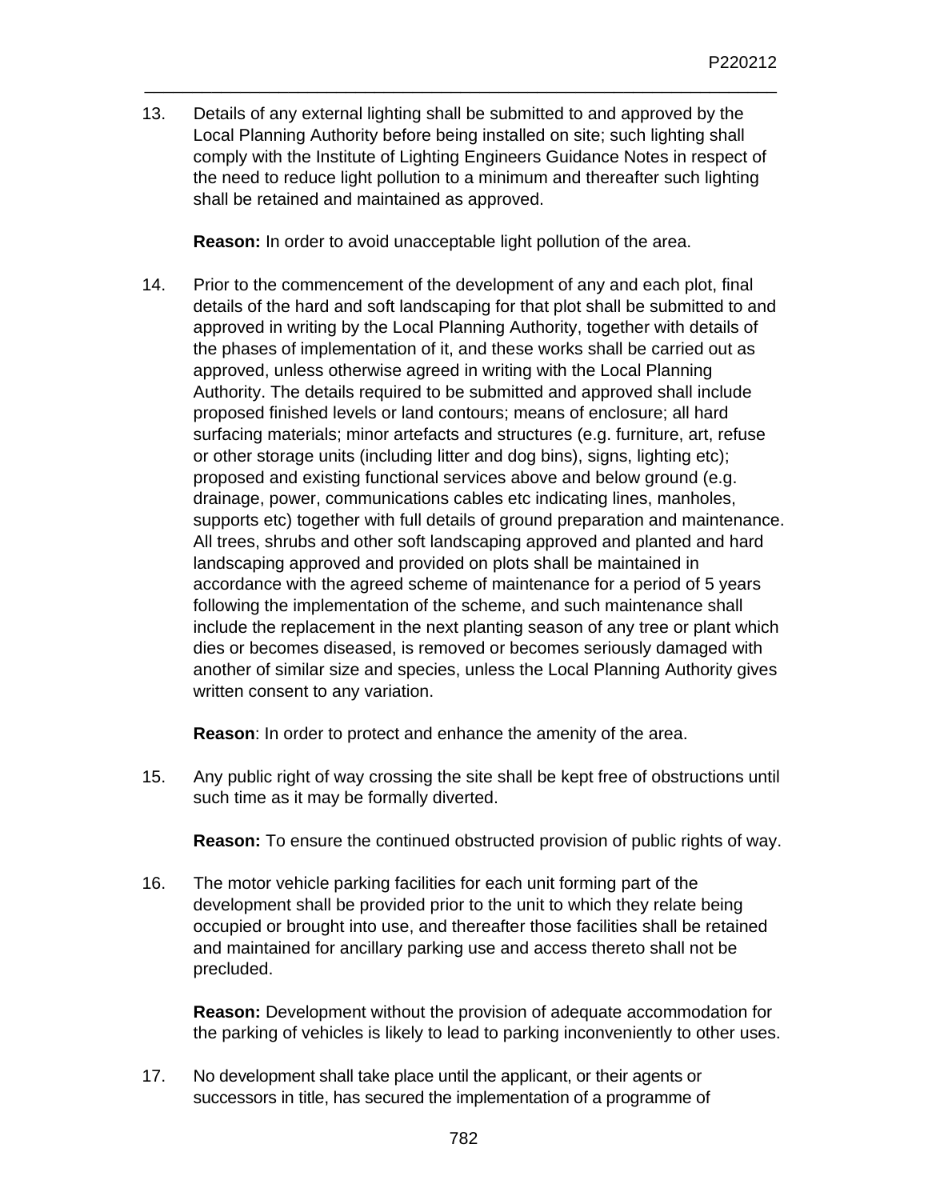13. Details of any external lighting shall be submitted to and approved by the Local Planning Authority before being installed on site; such lighting shall comply with the Institute of Lighting Engineers Guidance Notes in respect of the need to reduce light pollution to a minimum and thereafter such lighting shall be retained and maintained as approved.

    **Reason:** In order to avoid unacceptable light pollution of the area.

14. Prior to the commencement of the development of any and each plot, final details of the hard and soft landscaping for that plot shall be submitted to and approved in writing by the Local Planning Authority, together with details of the phases of implementation of it, and these works shall be carried out as approved, unless otherwise agreed in writing with the Local Planning Authority. The details required to be submitted and approved shall include proposed finished levels or land contours; means of enclosure; all hard surfacing materials; minor artefacts and structures (e.g. furniture, art, refuse or other storage units (including litter and dog bins), signs, lighting etc); proposed and existing functional services above and below ground (e.g. drainage, power, communications cables etc indicating lines, manholes, supports etc) together with full details of ground preparation and maintenance. All trees, shrubs and other soft landscaping approved and planted and hard landscaping approved and provided on plots shall be maintained in accordance with the agreed scheme of maintenance for a period of 5 years following the implementation of the scheme, and such maintenance shall include the replacement in the next planting season of any tree or plant which dies or becomes diseased, is removed or becomes seriously damaged with another of similar size and species, unless the Local Planning Authority gives written consent to any variation.

    **Reason**: In order to protect and enhance the amenity of the area.

15. Any public right of way crossing the site shall be kept free of obstructions until such time as it may be formally diverted.

    **Reason:** To ensure the continued obstructed provision of public rights of way.

16. The motor vehicle parking facilities for each unit forming part of the development shall be provided prior to the unit to which they relate being occupied or brought into use, and thereafter those facilities shall be retained and maintained for ancillary parking use and access thereto shall not be precluded.

    **Reason:** Development without the provision of adequate accommodation for the parking of vehicles is likely to lead to parking inconveniently to other uses.

17. No development shall take place until the applicant, or their agents or successors in title, has secured the implementation of a programme of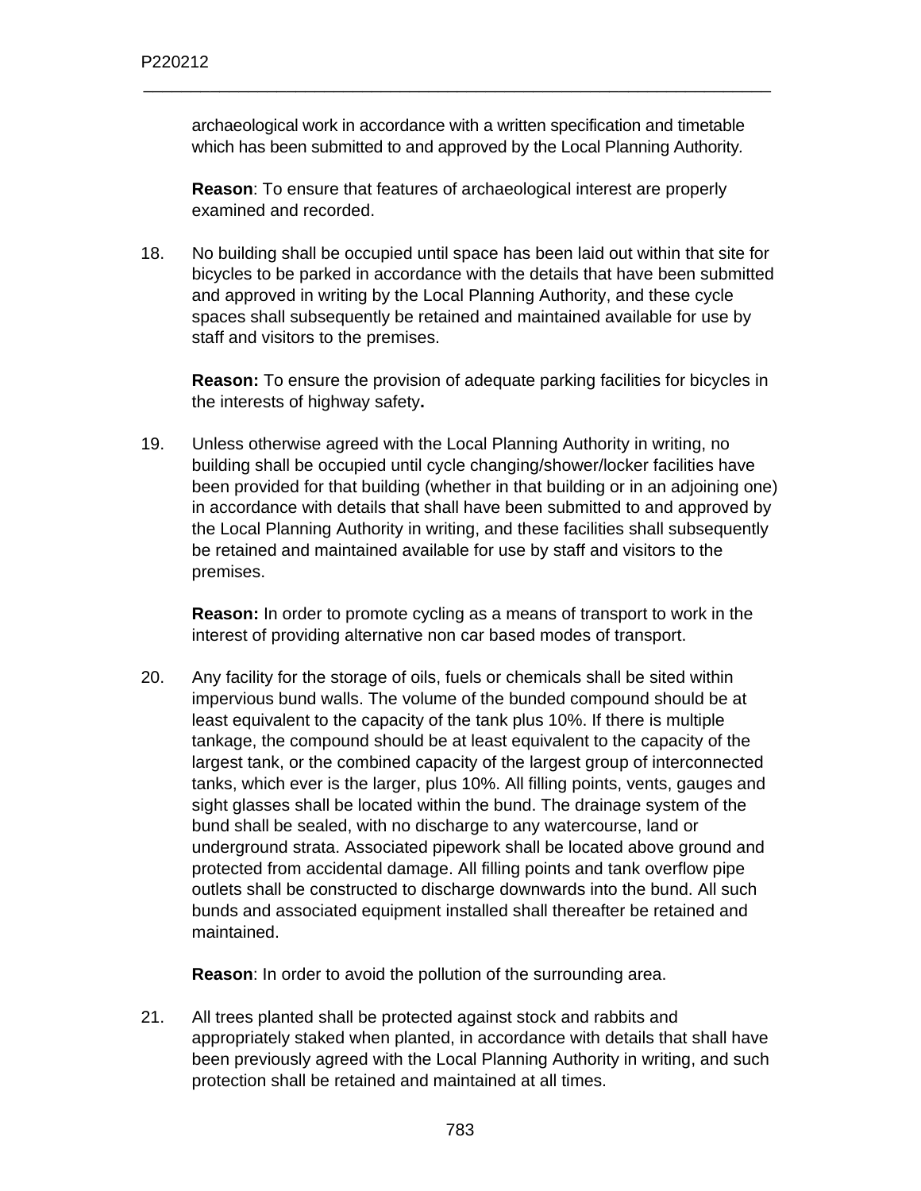archaeological work in accordance with a written specification and timetable which has been submitted to and approved by the Local Planning Authority.

**Reason**: To ensure that features of archaeological interest are properly examined and recorded.

18. No building shall be occupied until space has been laid out within that site for bicycles to be parked in accordance with the details that have been submitted and approved in writing by the Local Planning Authority, and these cycle spaces shall subsequently be retained and maintained available for use by staff and visitors to the premises.

    **Reason:** To ensure the provision of adequate parking facilities for bicycles in the interests of highway safety**.**

19. Unless otherwise agreed with the Local Planning Authority in writing, no building shall be occupied until cycle changing/shower/locker facilities have been provided for that building (whether in that building or in an adjoining one) in accordance with details that shall have been submitted to and approved by the Local Planning Authority in writing, and these facilities shall subsequently be retained and maintained available for use by staff and visitors to the premises.

    **Reason:** In order to promote cycling as a means of transport to work in the interest of providing alternative non car based modes of transport.

20. Any facility for the storage of oils, fuels or chemicals shall be sited within impervious bund walls. The volume of the bunded compound should be at least equivalent to the capacity of the tank plus 10%. If there is multiple tankage, the compound should be at least equivalent to the capacity of the largest tank, or the combined capacity of the largest group of interconnected tanks, which ever is the larger, plus 10%. All filling points, vents, gauges and sight glasses shall be located within the bund. The drainage system of the bund shall be sealed, with no discharge to any watercourse, land or underground strata. Associated pipework shall be located above ground and protected from accidental damage. All filling points and tank overflow pipe outlets shall be constructed to discharge downwards into the bund. All such bunds and associated equipment installed shall thereafter be retained and maintained.

    **Reason**: In order to avoid the pollution of the surrounding area.

21. All trees planted shall be protected against stock and rabbits and appropriately staked when planted, in accordance with details that shall have been previously agreed with the Local Planning Authority in writing, and such protection shall be retained and maintained at all times.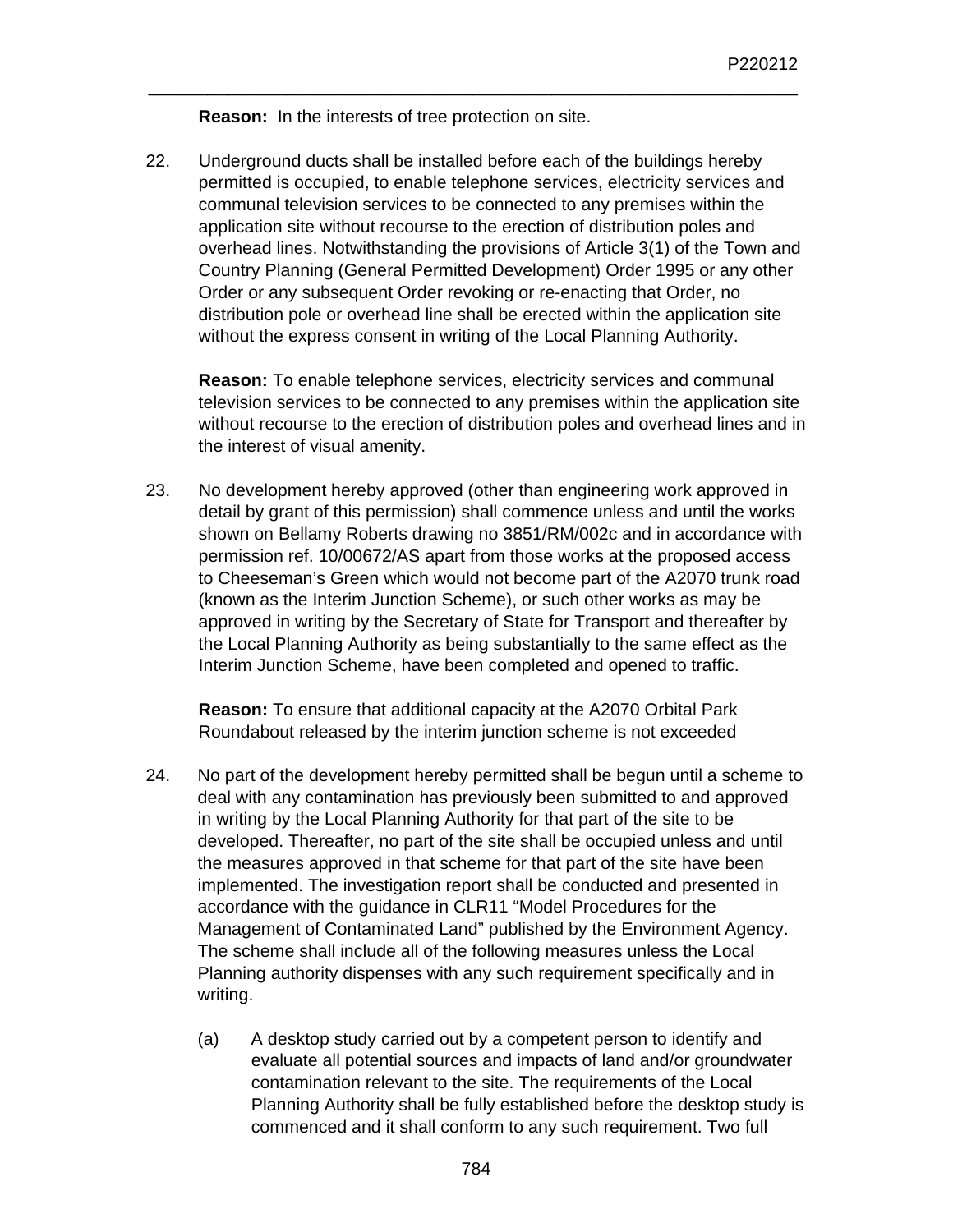**Reason:** In the interests of tree protection on site.

22. Underground ducts shall be installed before each of the buildings hereby permitted is occupied, to enable telephone services, electricity services and communal television services to be connected to any premises within the application site without recourse to the erection of distribution poles and overhead lines. Notwithstanding the provisions of Article 3(1) of the Town and Country Planning (General Permitted Development) Order 1995 or any other Order or any subsequent Order revoking or re-enacting that Order, no distribution pole or overhead line shall be erected within the application site without the express consent in writing of the Local Planning Authority.

    **Reason:** To enable telephone services, electricity services and communal television services to be connected to any premises within the application site without recourse to the erection of distribution poles and overhead lines and in the interest of visual amenity.

23. No development hereby approved (other than engineering work approved in detail by grant of this permission) shall commence unless and until the works shown on Bellamy Roberts drawing no 3851/RM/002c and in accordance with permission ref. 10/00672/AS apart from those works at the proposed access to Cheeseman's Green which would not become part of the A2070 trunk road (known as the Interim Junction Scheme), or such other works as may be approved in writing by the Secretary of State for Transport and thereafter by the Local Planning Authority as being substantially to the same effect as the Interim Junction Scheme, have been completed and opened to traffic.

    **Reason:** To ensure that additional capacity at the A2070 Orbital Park Roundabout released by the interim junction scheme is not exceeded

24. No part of the development hereby permitted shall be begun until a scheme to deal with any contamination has previously been submitted to and approved in writing by the Local Planning Authority for that part of the site to be developed. Thereafter, no part of the site shall be occupied unless and until the measures approved in that scheme for that part of the site have been implemented. The investigation report shall be conducted and presented in accordance with the guidance in CLR11 "Model Procedures for the Management of Contaminated Land" published by the Environment Agency. The scheme shall include all of the following measures unless the Local Planning authority dispenses with any such requirement specifically and in writing.

    (a) A desktop study carried out by a competent person to identify and evaluate all potential sources and impacts of land and/or groundwater contamination relevant to the site. The requirements of the Local Planning Authority shall be fully established before the desktop study is commenced and it shall conform to any such requirement. Two full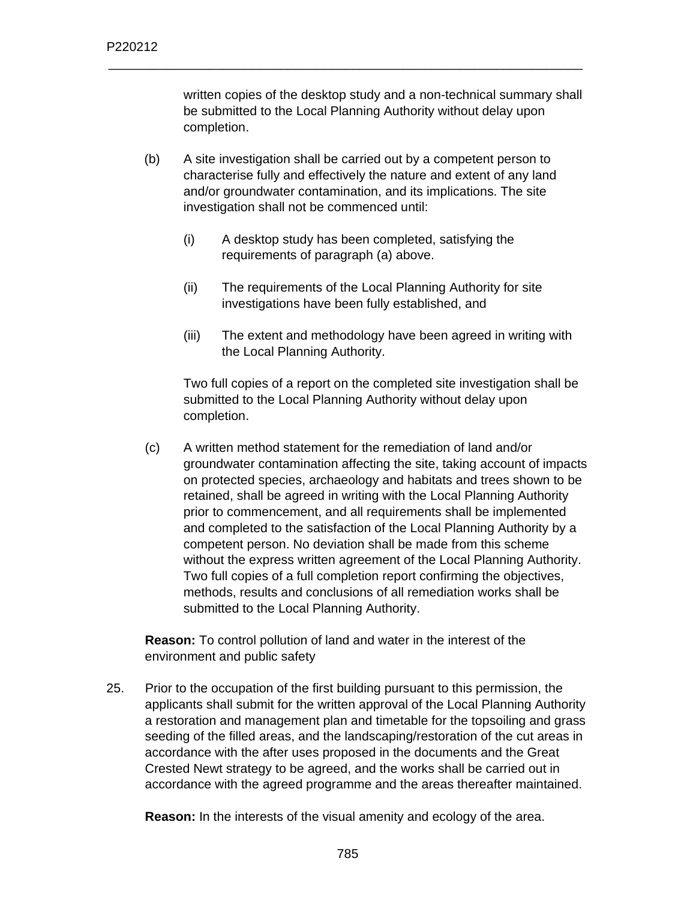written copies of the desktop study and a non-technical summary shall be submitted to the Local Planning Authority without delay upon completion.

(b) A site investigation shall be carried out by a competent person to characterise fully and effectively the nature and extent of any land and/or groundwater contamination, and its implications. The site investigation shall not be commenced until:

(i) A desktop study has been completed, satisfying the requirements of paragraph (a) above.

(ii) The requirements of the Local Planning Authority for site investigations have been fully established, and

(iii) The extent and methodology have been agreed in writing with the Local Planning Authority.

Two full copies of a report on the completed site investigation shall be submitted to the Local Planning Authority without delay upon completion.

(c) A written method statement for the remediation of land and/or groundwater contamination affecting the site, taking account of impacts on protected species, archaeology and habitats and trees shown to be retained, shall be agreed in writing with the Local Planning Authority prior to commencement, and all requirements shall be implemented and completed to the satisfaction of the Local Planning Authority by a competent person. No deviation shall be made from this scheme without the express written agreement of the Local Planning Authority. Two full copies of a full completion report confirming the objectives, methods, results and conclusions of all remediation works shall be submitted to the Local Planning Authority.

**Reason:** To control pollution of land and water in the interest of the environment and public safety

25. Prior to the occupation of the first building pursuant to this permission, the applicants shall submit for the written approval of the Local Planning Authority a restoration and management plan and timetable for the topsoiling and grass seeding of the filled areas, and the landscaping/restoration of the cut areas in accordance with the after uses proposed in the documents and the Great Crested Newt strategy to be agreed, and the works shall be carried out in accordance with the agreed programme and the areas thereafter maintained.

**Reason:** In the interests of the visual amenity and ecology of the area.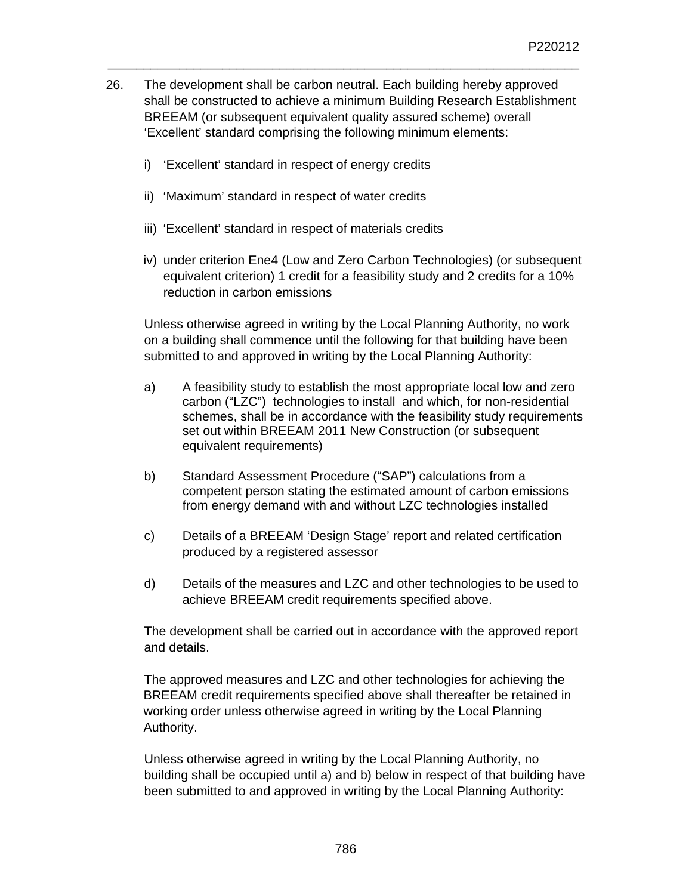26. The development shall be carbon neutral. Each building hereby approved shall be constructed to achieve a minimum Building Research Establishment BREEAM (or subsequent equivalent quality assured scheme) overall ‘Excellent’ standard comprising the following minimum elements:

    i) ‘Excellent’ standard in respect of energy credits

    ii) ‘Maximum’ standard in respect of water credits

    iii) ‘Excellent’ standard in respect of materials credits

    iv) under criterion Ene4 (Low and Zero Carbon Technologies) (or subsequent equivalent criterion) 1 credit for a feasibility study and 2 credits for a 10% reduction in carbon emissions

    Unless otherwise agreed in writing by the Local Planning Authority, no work on a building shall commence until the following for that building have been submitted to and approved in writing by the Local Planning Authority:

    a) A feasibility study to establish the most appropriate local low and zero carbon (“LZC”) technologies to install and which, for non-residential schemes, shall be in accordance with the feasibility study requirements set out within BREEAM 2011 New Construction (or subsequent equivalent requirements)

    b) Standard Assessment Procedure (“SAP”) calculations from a competent person stating the estimated amount of carbon emissions from energy demand with and without LZC technologies installed

    c) Details of a BREEAM ‘Design Stage’ report and related certification produced by a registered assessor

    d) Details of the measures and LZC and other technologies to be used to achieve BREEAM credit requirements specified above.

    The development shall be carried out in accordance with the approved report and details.

    The approved measures and LZC and other technologies for achieving the BREEAM credit requirements specified above shall thereafter be retained in working order unless otherwise agreed in writing by the Local Planning Authority.

    Unless otherwise agreed in writing by the Local Planning Authority, no building shall be occupied until a) and b) below in respect of that building have been submitted to and approved in writing by the Local Planning Authority: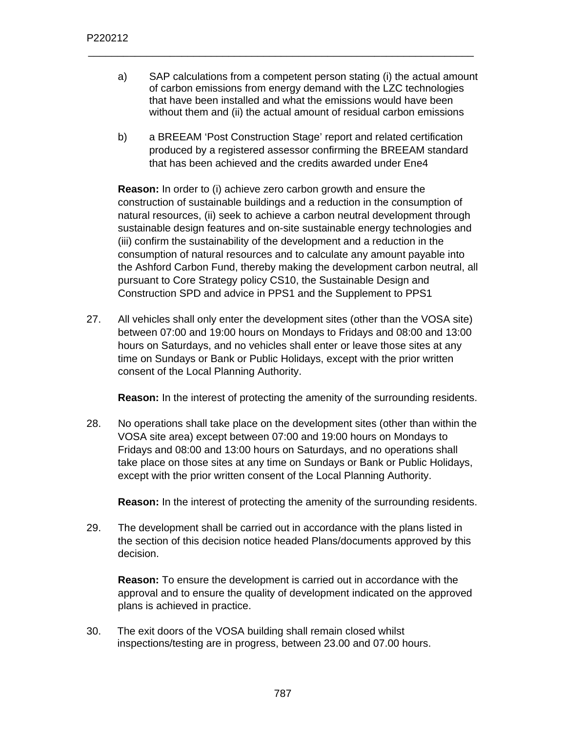a) SAP calculations from a competent person stating (i) the actual amount of carbon emissions from energy demand with the LZC technologies that have been installed and what the emissions would have been without them and (ii) the actual amount of residual carbon emissions

b) a BREEAM 'Post Construction Stage' report and related certification produced by a registered assessor confirming the BREEAM standard that has been achieved and the credits awarded under Ene4

**Reason:** In order to (i) achieve zero carbon growth and ensure the construction of sustainable buildings and a reduction in the consumption of natural resources, (ii) seek to achieve a carbon neutral development through sustainable design features and on-site sustainable energy technologies and (iii) confirm the sustainability of the development and a reduction in the consumption of natural resources and to calculate any amount payable into the Ashford Carbon Fund, thereby making the development carbon neutral, all pursuant to Core Strategy policy CS10, the Sustainable Design and Construction SPD and advice in PPS1 and the Supplement to PPS1

27. All vehicles shall only enter the development sites (other than the VOSA site) between 07:00 and 19:00 hours on Mondays to Fridays and 08:00 and 13:00 hours on Saturdays, and no vehicles shall enter or leave those sites at any time on Sundays or Bank or Public Holidays, except with the prior written consent of the Local Planning Authority.

    **Reason:** In the interest of protecting the amenity of the surrounding residents.

28. No operations shall take place on the development sites (other than within the VOSA site area) except between 07:00 and 19:00 hours on Mondays to Fridays and 08:00 and 13:00 hours on Saturdays, and no operations shall take place on those sites at any time on Sundays or Bank or Public Holidays, except with the prior written consent of the Local Planning Authority.

    **Reason:** In the interest of protecting the amenity of the surrounding residents.

29. The development shall be carried out in accordance with the plans listed in the section of this decision notice headed Plans/documents approved by this decision.

    **Reason:** To ensure the development is carried out in accordance with the approval and to ensure the quality of development indicated on the approved plans is achieved in practice.

30. The exit doors of the VOSA building shall remain closed whilst inspections/testing are in progress, between 23.00 and 07.00 hours.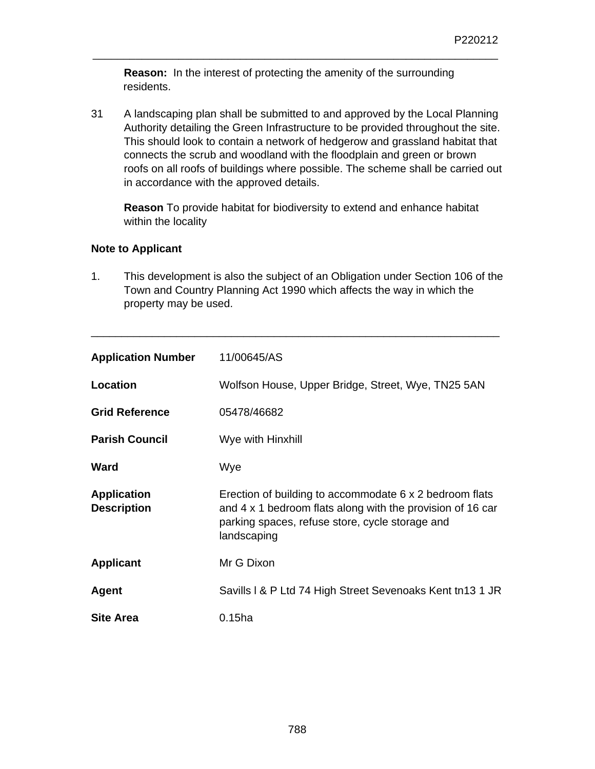**Reason:** In the interest of protecting the amenity of the surrounding residents.

31 A landscaping plan shall be submitted to and approved by the Local Planning Authority detailing the Green Infrastructure to be provided throughout the site. This should look to contain a network of hedgerow and grassland habitat that connects the scrub and woodland with the floodplain and green or brown roofs on all roofs of buildings where possible. The scheme shall be carried out in accordance with the approved details.

**Reason** To provide habitat for biodiversity to extend and enhance habitat within the locality

**Note to Applicant**

1. This development is also the subject of an Obligation under Section 106 of the Town and Country Planning Act 1990 which affects the way in which the property may be used.

---

| | |
|---|---|
| **Application Number** | 11/00645/AS |
| **Location** | Wolfson House, Upper Bridge, Street, Wye, TN25 5AN |
| **Grid Reference** | 05478/46682 |
| **Parish Council** | Wye with Hinxhill |
| **Ward** | Wye |
| **Application Description** | Erection of building to accommodate 6 x 2 bedroom flats and 4 x 1 bedroom flats along with the provision of 16 car parking spaces, refuse store, cycle storage and landscaping |
| **Applicant** | Mr G Dixon |
| **Agent** | Savills I & P Ltd 74 High Street Sevenoaks Kent tn13 1 JR |
| **Site Area** | 0.15ha |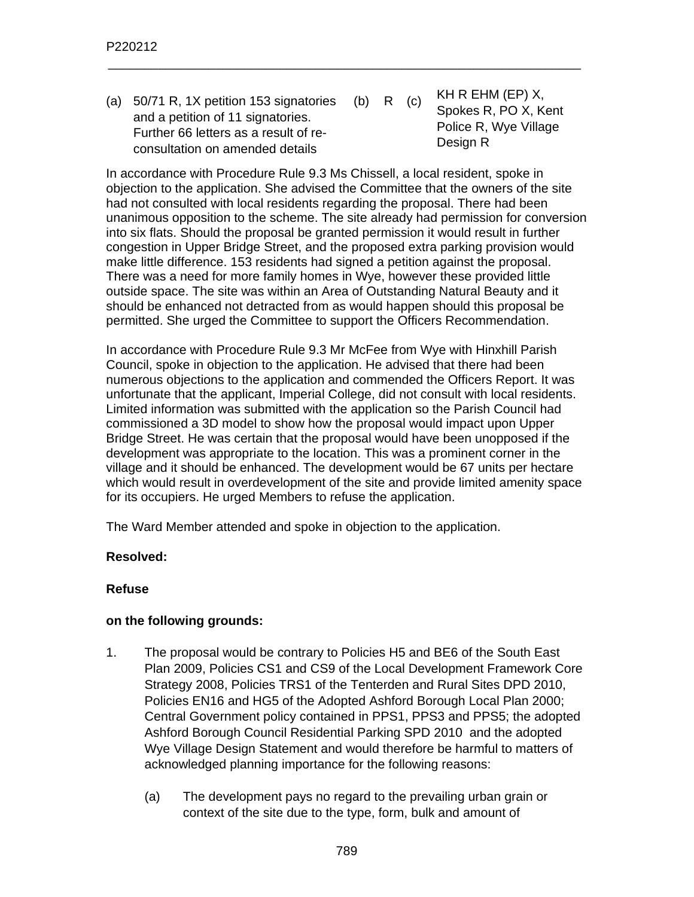| (a) | 50/71 R, 1X petition 153 signatories and a petition of 11 signatories. Further 66 letters as a result of re-consultation on amended details | (b) | R | (c) | KH R EHM (EP) X, Spokes R, PO X, Kent Police R, Wye Village Design R |
|---|---|---|---|---|---|

In accordance with Procedure Rule 9.3 Ms Chissell, a local resident, spoke in objection to the application. She advised the Committee that the owners of the site had not consulted with local residents regarding the proposal. There had been unanimous opposition to the scheme. The site already had permission for conversion into six flats. Should the proposal be granted permission it would result in further congestion in Upper Bridge Street, and the proposed extra parking provision would make little difference. 153 residents had signed a petition against the proposal. There was a need for more family homes in Wye, however these provided little outside space. The site was within an Area of Outstanding Natural Beauty and it should be enhanced not detracted from as would happen should this proposal be permitted. She urged the Committee to support the Officers Recommendation.

In accordance with Procedure Rule 9.3 Mr McFee from Wye with Hinxhill Parish Council, spoke in objection to the application. He advised that there had been numerous objections to the application and commended the Officers Report. It was unfortunate that the applicant, Imperial College, did not consult with local residents. Limited information was submitted with the application so the Parish Council had commissioned a 3D model to show how the proposal would impact upon Upper Bridge Street. He was certain that the proposal would have been unopposed if the development was appropriate to the location. This was a prominent corner in the village and it should be enhanced. The development would be 67 units per hectare which would result in overdevelopment of the site and provide limited amenity space for its occupiers. He urged Members to refuse the application.

The Ward Member attended and spoke in objection to the application.

**Resolved:**

**Refuse**

**on the following grounds:**

1. The proposal would be contrary to Policies H5 and BE6 of the South East Plan 2009, Policies CS1 and CS9 of the Local Development Framework Core Strategy 2008, Policies TRS1 of the Tenterden and Rural Sites DPD 2010, Policies EN16 and HG5 of the Adopted Ashford Borough Local Plan 2000; Central Government policy contained in PPS1, PPS3 and PPS5; the adopted Ashford Borough Council Residential Parking SPD 2010 and the adopted Wye Village Design Statement and would therefore be harmful to matters of acknowledged planning importance for the following reasons:

    (a) The development pays no regard to the prevailing urban grain or context of the site due to the type, form, bulk and amount of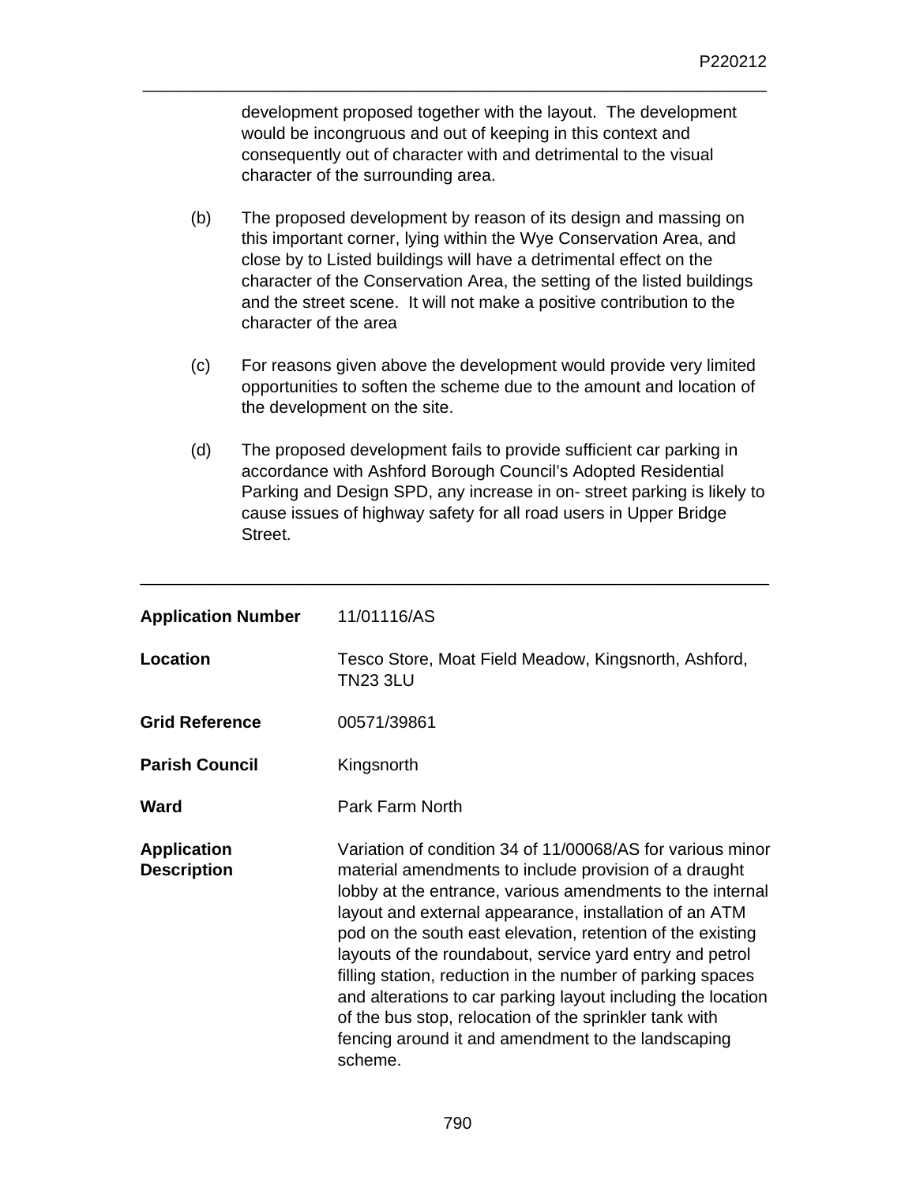development proposed together with the layout. The development would be incongruous and out of keeping in this context and consequently out of character with and detrimental to the visual character of the surrounding area.

(b) The proposed development by reason of its design and massing on this important corner, lying within the Wye Conservation Area, and close by to Listed buildings will have a detrimental effect on the character of the Conservation Area, the setting of the listed buildings and the street scene. It will not make a positive contribution to the character of the area

(c) For reasons given above the development would provide very limited opportunities to soften the scheme due to the amount and location of the development on the site.

(d) The proposed development fails to provide sufficient car parking in accordance with Ashford Borough Council's Adopted Residential Parking and Design SPD, any increase in on- street parking is likely to cause issues of highway safety for all road users in Upper Bridge Street.

---

| | |
|---|---|
| **Application Number** | 11/01116/AS |
| **Location** | Tesco Store, Moat Field Meadow, Kingsnorth, Ashford, TN23 3LU |
| **Grid Reference** | 00571/39861 |
| **Parish Council** | Kingsnorth |
| **Ward** | Park Farm North |
| **Application Description** | Variation of condition 34 of 11/00068/AS for various minor material amendments to include provision of a draught lobby at the entrance, various amendments to the internal layout and external appearance, installation of an ATM pod on the south east elevation, retention of the existing layouts of the roundabout, service yard entry and petrol filling station, reduction in the number of parking spaces and alterations to car parking layout including the location of the bus stop, relocation of the sprinkler tank with fencing around it and amendment to the landscaping scheme. |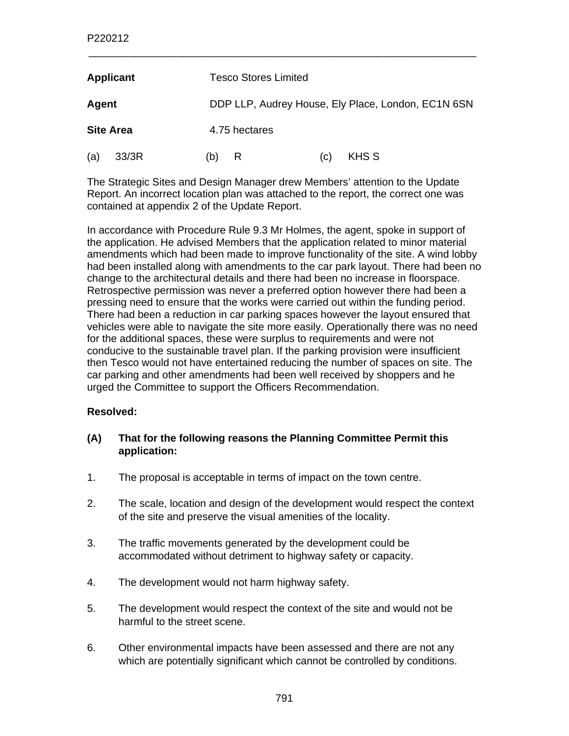P220212

| | |
|---|---|
| **Applicant** | Tesco Stores Limited |
| **Agent** | DDP LLP, Audrey House, Ely Place, London, EC1N 6SN |
| **Site Area** | 4.75 hectares |

(a) 33/3R (b) R (c) KHS S

The Strategic Sites and Design Manager drew Members' attention to the Update Report. An incorrect location plan was attached to the report, the correct one was contained at appendix 2 of the Update Report.

In accordance with Procedure Rule 9.3 Mr Holmes, the agent, spoke in support of the application. He advised Members that the application related to minor material amendments which had been made to improve functionality of the site. A wind lobby had been installed along with amendments to the car park layout. There had been no change to the architectural details and there had been no increase in floorspace. Retrospective permission was never a preferred option however there had been a pressing need to ensure that the works were carried out within the funding period. There had been a reduction in car parking spaces however the layout ensured that vehicles were able to navigate the site more easily. Operationally there was no need for the additional spaces, these were surplus to requirements and were not conducive to the sustainable travel plan. If the parking provision were insufficient then Tesco would not have entertained reducing the number of spaces on site. The car parking and other amendments had been well received by shoppers and he urged the Committee to support the Officers Recommendation.

**Resolved:**

**(A) That for the following reasons the Planning Committee Permit this application:**

1. The proposal is acceptable in terms of impact on the town centre.

2. The scale, location and design of the development would respect the context of the site and preserve the visual amenities of the locality.

3. The traffic movements generated by the development could be accommodated without detriment to highway safety or capacity.

4. The development would not harm highway safety.

5. The development would respect the context of the site and would not be harmful to the street scene.

6. Other environmental impacts have been assessed and there are not any which are potentially significant which cannot be controlled by conditions.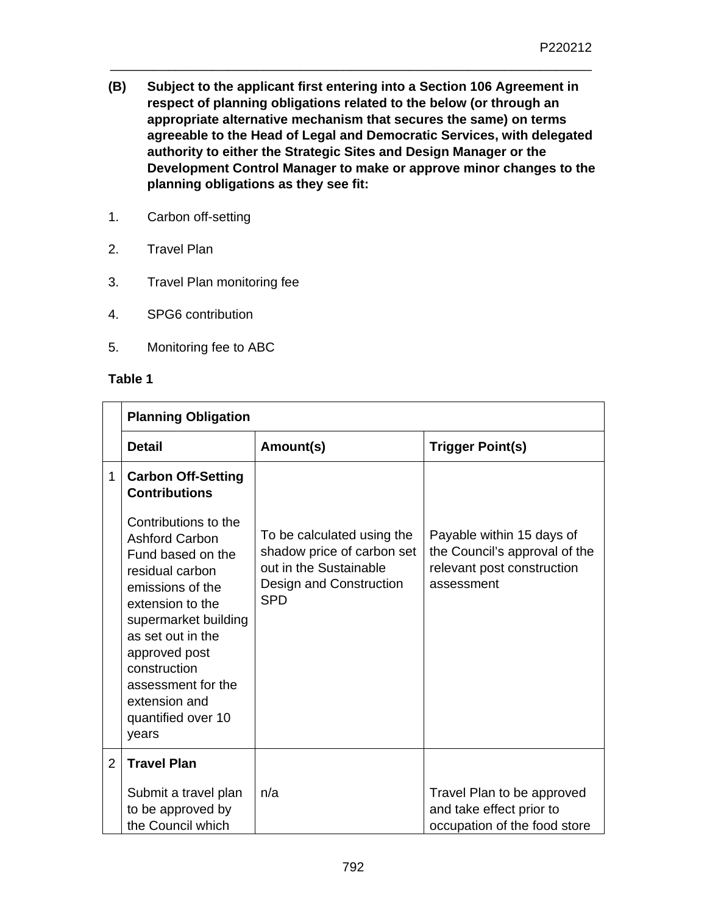**(B) Subject to the applicant first entering into a Section 106 Agreement in respect of planning obligations related to the below (or through an appropriate alternative mechanism that secures the same) on terms agreeable to the Head of Legal and Democratic Services, with delegated authority to either the Strategic Sites and Design Manager or the Development Control Manager to make or approve minor changes to the planning obligations as they see fit:**

1. Carbon off-setting
2. Travel Plan
3. Travel Plan monitoring fee
4. SPG6 contribution
5. Monitoring fee to ABC

**Table 1**

| | **Planning Obligation** | | |
|---|---|---|---|
| | **Detail** | **Amount(s)** | **Trigger Point(s)** |
| 1 | **Carbon Off-Setting Contributions**<br><br>Contributions to the Ashford Carbon Fund based on the residual carbon emissions of the extension to the supermarket building as set out in the approved post construction assessment for the extension and quantified over 10 years | To be calculated using the shadow price of carbon set out in the Sustainable Design and Construction SPD | Payable within 15 days of the Council's approval of the relevant post construction assessment |
| 2 | **Travel Plan**<br><br>Submit a travel plan to be approved by the Council which | n/a | Travel Plan to be approved and take effect prior to occupation of the food store |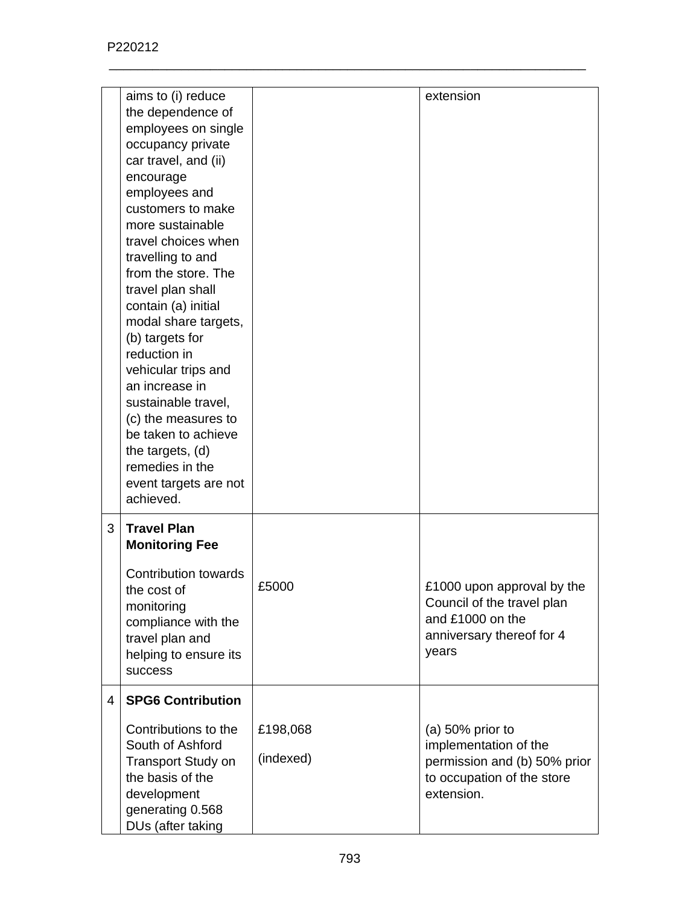| | | | |
|---|---|---|---|
| | aims to (i) reduce the dependence of employees on single occupancy private car travel, and (ii) encourage employees and customers to make more sustainable travel choices when travelling to and from the store. The travel plan shall contain (a) initial modal share targets, (b) targets for reduction in vehicular trips and an increase in sustainable travel, (c) the measures to be taken to achieve the targets, (d) remedies in the event targets are not achieved. | | extension |
| 3 | **Travel Plan Monitoring Fee**<br><br>Contribution towards the cost of monitoring compliance with the travel plan and helping to ensure its success | £5000 | £1000 upon approval by the Council of the travel plan and £1000 on the anniversary thereof for 4 years |
| 4 | **SPG6 Contribution**<br><br>Contributions to the South of Ashford Transport Study on the basis of the development generating 0.568 DUs (after taking | £198,068<br><br>(indexed) | (a) 50% prior to implementation of the permission and (b) 50% prior to occupation of the store extension. |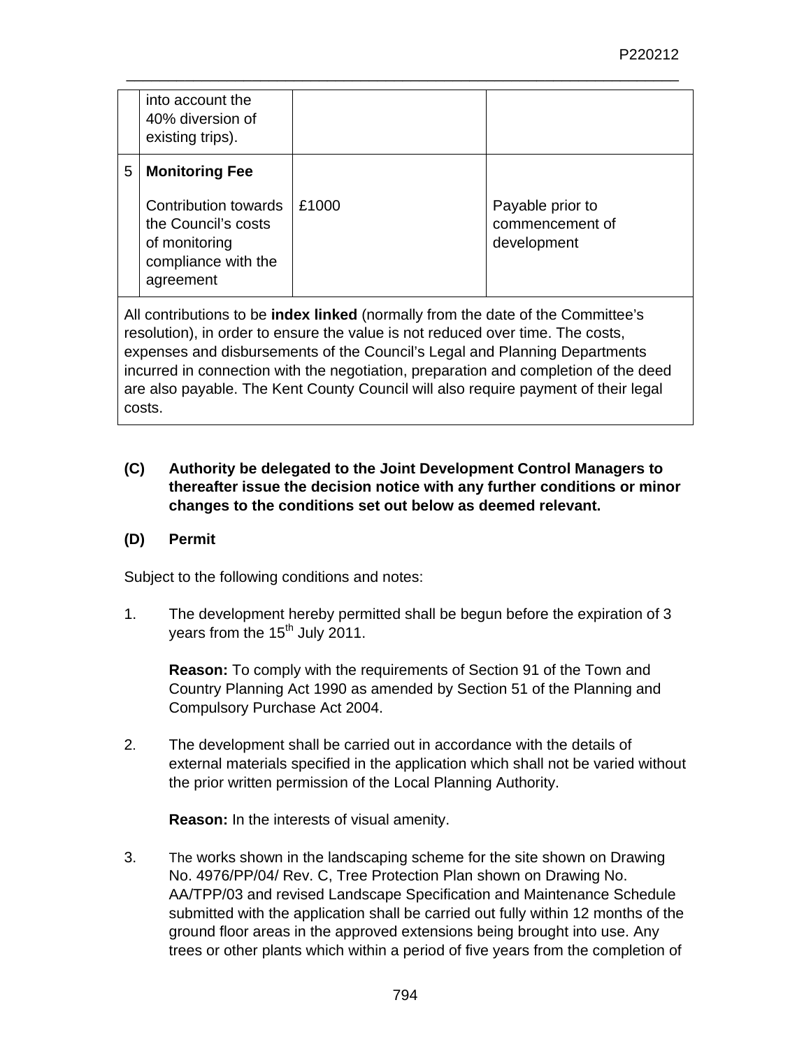|  | into account the 40% diversion of existing trips). |  |  |
|---|---|---|---|
| 5 | **Monitoring Fee**<br><br>Contribution towards the Council's costs of monitoring compliance with the agreement | £1000 | Payable prior to commencement of development |
| All contributions to be **index linked** (normally from the date of the Committee's resolution), in order to ensure the value is not reduced over time. The costs, expenses and disbursements of the Council's Legal and Planning Departments incurred in connection with the negotiation, preparation and completion of the deed are also payable. The Kent County Council will also require payment of their legal costs. | | | |

**(C) Authority be delegated to the Joint Development Control Managers to thereafter issue the decision notice with any further conditions or minor changes to the conditions set out below as deemed relevant.**

**(D) Permit**

Subject to the following conditions and notes:

1. The development hereby permitted shall be begun before the expiration of 3 years from the 15th July 2011.

   **Reason:** To comply with the requirements of Section 91 of the Town and Country Planning Act 1990 as amended by Section 51 of the Planning and Compulsory Purchase Act 2004.

2. The development shall be carried out in accordance with the details of external materials specified in the application which shall not be varied without the prior written permission of the Local Planning Authority.

   **Reason:** In the interests of visual amenity.

3. The works shown in the landscaping scheme for the site shown on Drawing No. 4976/PP/04/ Rev. C, Tree Protection Plan shown on Drawing No. AA/TPP/03 and revised Landscape Specification and Maintenance Schedule submitted with the application shall be carried out fully within 12 months of the ground floor areas in the approved extensions being brought into use. Any trees or other plants which within a period of five years from the completion of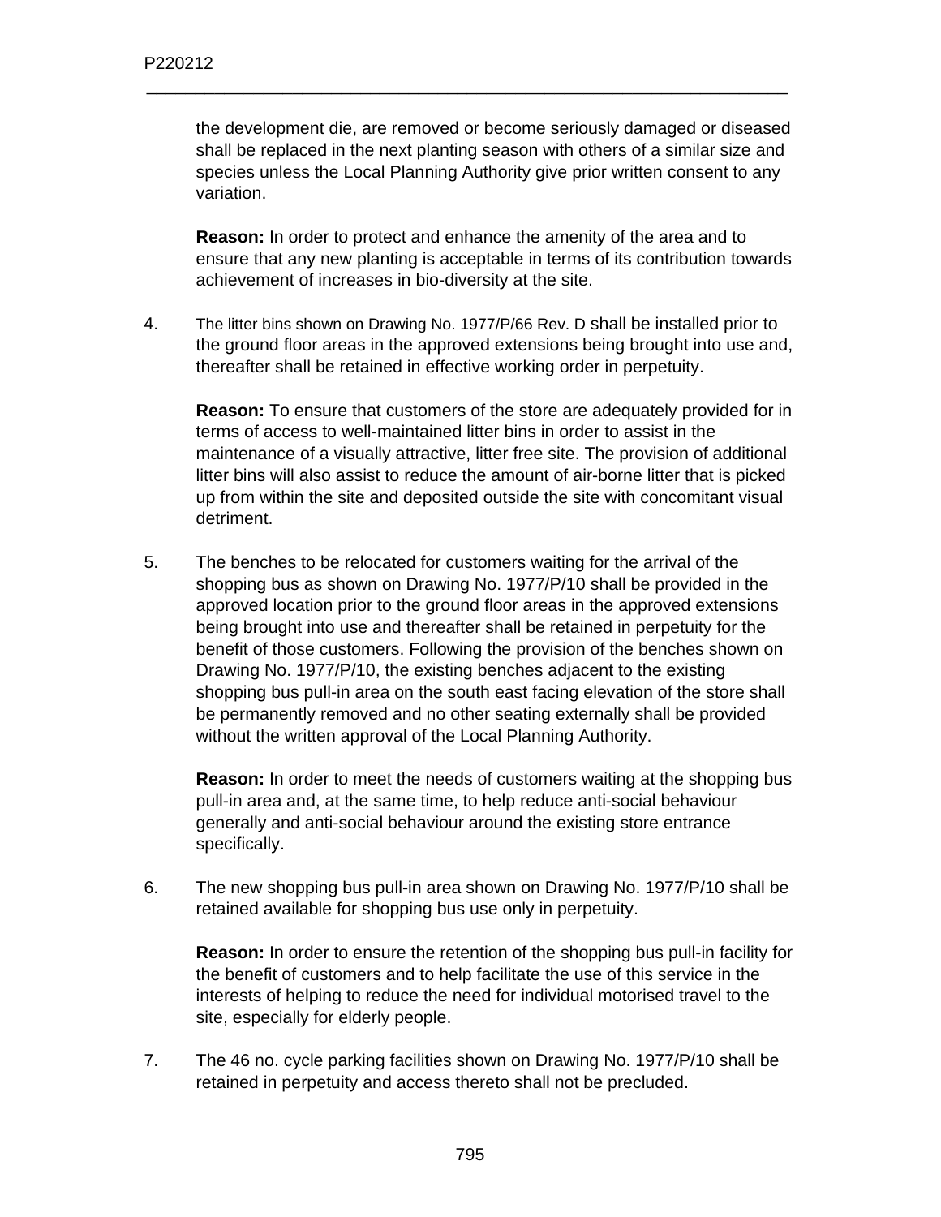the development die, are removed or become seriously damaged or diseased shall be replaced in the next planting season with others of a similar size and species unless the Local Planning Authority give prior written consent to any variation.

**Reason:** In order to protect and enhance the amenity of the area and to ensure that any new planting is acceptable in terms of its contribution towards achievement of increases in bio-diversity at the site.

4. The litter bins shown on Drawing No. 1977/P/66 Rev. D shall be installed prior to the ground floor areas in the approved extensions being brought into use and, thereafter shall be retained in effective working order in perpetuity.

   **Reason:** To ensure that customers of the store are adequately provided for in terms of access to well-maintained litter bins in order to assist in the maintenance of a visually attractive, litter free site. The provision of additional litter bins will also assist to reduce the amount of air-borne litter that is picked up from within the site and deposited outside the site with concomitant visual detriment.

5. The benches to be relocated for customers waiting for the arrival of the shopping bus as shown on Drawing No. 1977/P/10 shall be provided in the approved location prior to the ground floor areas in the approved extensions being brought into use and thereafter shall be retained in perpetuity for the benefit of those customers. Following the provision of the benches shown on Drawing No. 1977/P/10, the existing benches adjacent to the existing shopping bus pull-in area on the south east facing elevation of the store shall be permanently removed and no other seating externally shall be provided without the written approval of the Local Planning Authority.

   **Reason:** In order to meet the needs of customers waiting at the shopping bus pull-in area and, at the same time, to help reduce anti-social behaviour generally and anti-social behaviour around the existing store entrance specifically.

6. The new shopping bus pull-in area shown on Drawing No. 1977/P/10 shall be retained available for shopping bus use only in perpetuity.

   **Reason:** In order to ensure the retention of the shopping bus pull-in facility for the benefit of customers and to help facilitate the use of this service in the interests of helping to reduce the need for individual motorised travel to the site, especially for elderly people.

7. The 46 no. cycle parking facilities shown on Drawing No. 1977/P/10 shall be retained in perpetuity and access thereto shall not be precluded.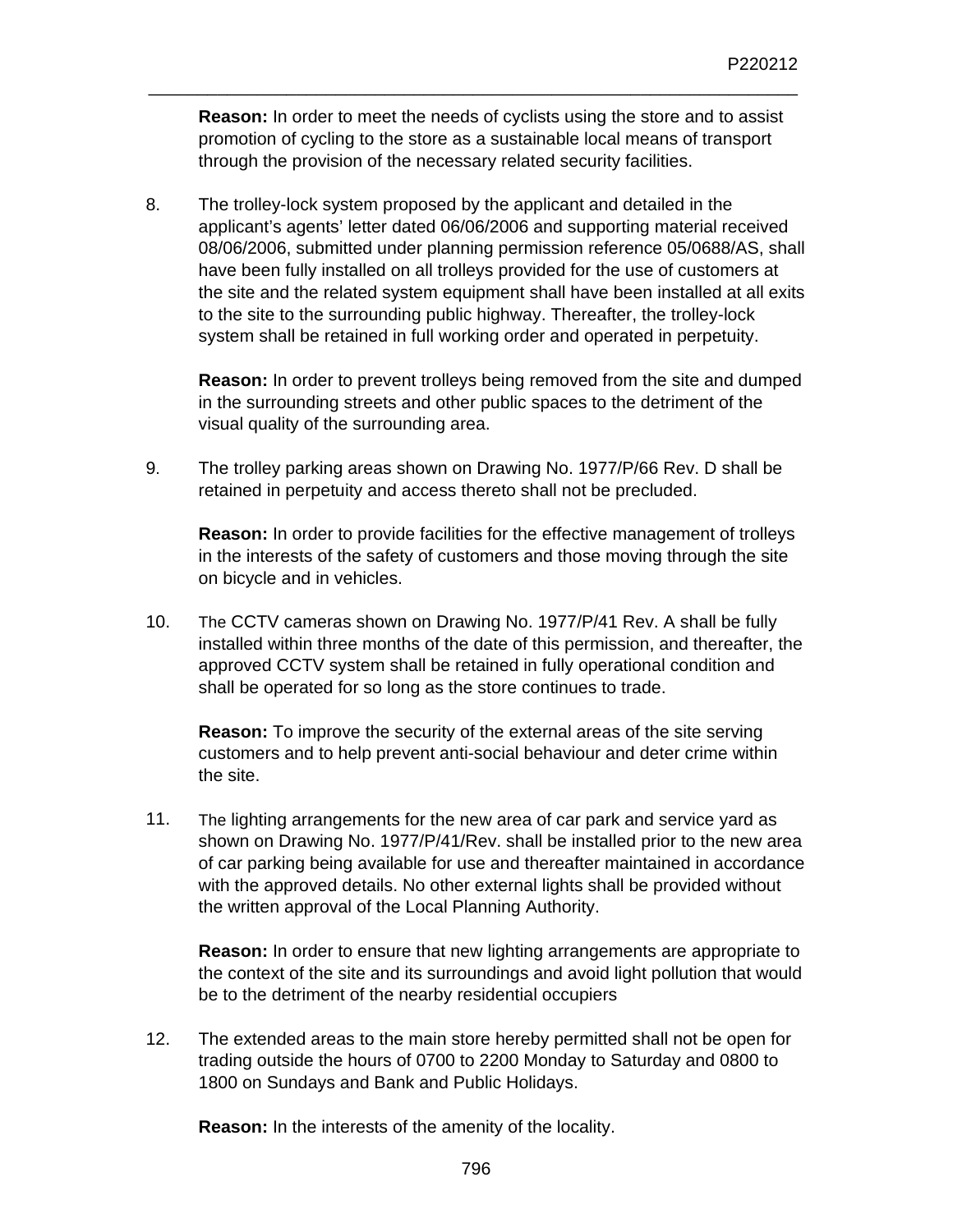**Reason:** In order to meet the needs of cyclists using the store and to assist promotion of cycling to the store as a sustainable local means of transport through the provision of the necessary related security facilities.

8. The trolley-lock system proposed by the applicant and detailed in the applicant's agents' letter dated 06/06/2006 and supporting material received 08/06/2006, submitted under planning permission reference 05/0688/AS, shall have been fully installed on all trolleys provided for the use of customers at the site and the related system equipment shall have been installed at all exits to the site to the surrounding public highway. Thereafter, the trolley-lock system shall be retained in full working order and operated in perpetuity.

   **Reason:** In order to prevent trolleys being removed from the site and dumped in the surrounding streets and other public spaces to the detriment of the visual quality of the surrounding area.

9. The trolley parking areas shown on Drawing No. 1977/P/66 Rev. D shall be retained in perpetuity and access thereto shall not be precluded.

   **Reason:** In order to provide facilities for the effective management of trolleys in the interests of the safety of customers and those moving through the site on bicycle and in vehicles.

10. The CCTV cameras shown on Drawing No. 1977/P/41 Rev. A shall be fully installed within three months of the date of this permission, and thereafter, the approved CCTV system shall be retained in fully operational condition and shall be operated for so long as the store continues to trade.

    **Reason:** To improve the security of the external areas of the site serving customers and to help prevent anti-social behaviour and deter crime within the site.

11. The lighting arrangements for the new area of car park and service yard as shown on Drawing No. 1977/P/41/Rev. shall be installed prior to the new area of car parking being available for use and thereafter maintained in accordance with the approved details. No other external lights shall be provided without the written approval of the Local Planning Authority.

    **Reason:** In order to ensure that new lighting arrangements are appropriate to the context of the site and its surroundings and avoid light pollution that would be to the detriment of the nearby residential occupiers

12. The extended areas to the main store hereby permitted shall not be open for trading outside the hours of 0700 to 2200 Monday to Saturday and 0800 to 1800 on Sundays and Bank and Public Holidays.

    **Reason:** In the interests of the amenity of the locality.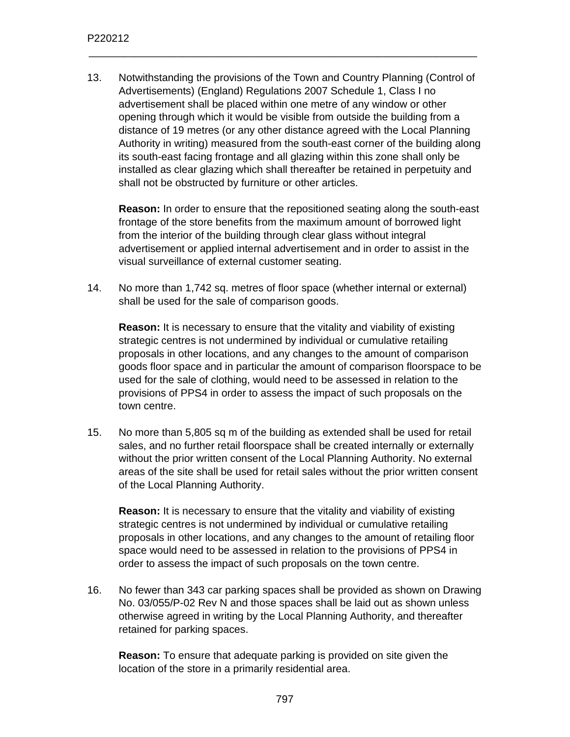13. Notwithstanding the provisions of the Town and Country Planning (Control of Advertisements) (England) Regulations 2007 Schedule 1, Class I no advertisement shall be placed within one metre of any window or other opening through which it would be visible from outside the building from a distance of 19 metres (or any other distance agreed with the Local Planning Authority in writing) measured from the south-east corner of the building along its south-east facing frontage and all glazing within this zone shall only be installed as clear glazing which shall thereafter be retained in perpetuity and shall not be obstructed by furniture or other articles.

    **Reason:** In order to ensure that the repositioned seating along the south-east frontage of the store benefits from the maximum amount of borrowed light from the interior of the building through clear glass without integral advertisement or applied internal advertisement and in order to assist in the visual surveillance of external customer seating.

14. No more than 1,742 sq. metres of floor space (whether internal or external) shall be used for the sale of comparison goods.

    **Reason:** It is necessary to ensure that the vitality and viability of existing strategic centres is not undermined by individual or cumulative retailing proposals in other locations, and any changes to the amount of comparison goods floor space and in particular the amount of comparison floorspace to be used for the sale of clothing, would need to be assessed in relation to the provisions of PPS4 in order to assess the impact of such proposals on the town centre.

15. No more than 5,805 sq m of the building as extended shall be used for retail sales, and no further retail floorspace shall be created internally or externally without the prior written consent of the Local Planning Authority. No external areas of the site shall be used for retail sales without the prior written consent of the Local Planning Authority.

    **Reason:** It is necessary to ensure that the vitality and viability of existing strategic centres is not undermined by individual or cumulative retailing proposals in other locations, and any changes to the amount of retailing floor space would need to be assessed in relation to the provisions of PPS4 in order to assess the impact of such proposals on the town centre.

16. No fewer than 343 car parking spaces shall be provided as shown on Drawing No. 03/055/P-02 Rev N and those spaces shall be laid out as shown unless otherwise agreed in writing by the Local Planning Authority, and thereafter retained for parking spaces.

    **Reason:** To ensure that adequate parking is provided on site given the location of the store in a primarily residential area.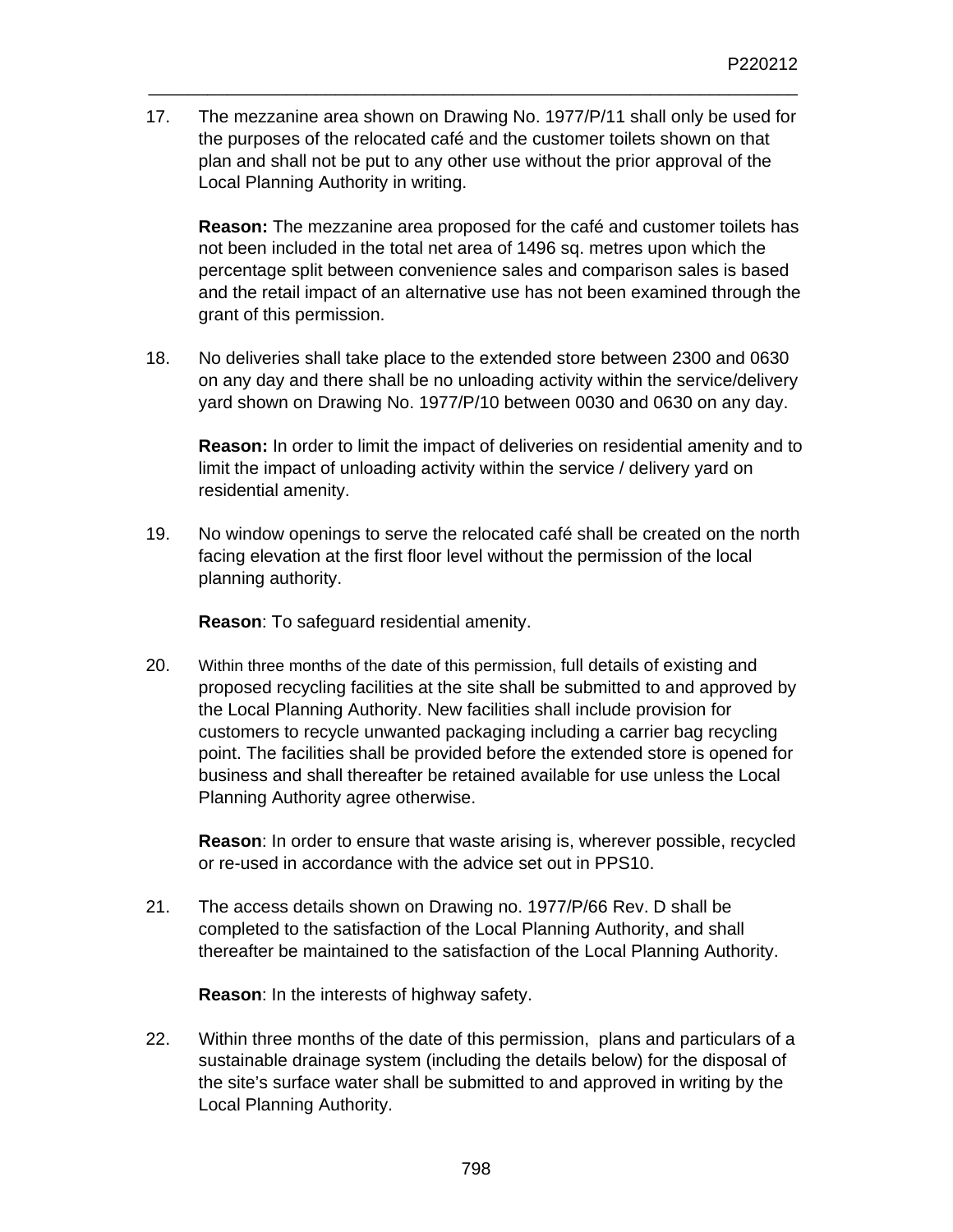17. The mezzanine area shown on Drawing No. 1977/P/11 shall only be used for the purposes of the relocated café and the customer toilets shown on that plan and shall not be put to any other use without the prior approval of the Local Planning Authority in writing.

    **Reason:** The mezzanine area proposed for the café and customer toilets has not been included in the total net area of 1496 sq. metres upon which the percentage split between convenience sales and comparison sales is based and the retail impact of an alternative use has not been examined through the grant of this permission.

18. No deliveries shall take place to the extended store between 2300 and 0630 on any day and there shall be no unloading activity within the service/delivery yard shown on Drawing No. 1977/P/10 between 0030 and 0630 on any day.

    **Reason:** In order to limit the impact of deliveries on residential amenity and to limit the impact of unloading activity within the service / delivery yard on residential amenity.

19. No window openings to serve the relocated café shall be created on the north facing elevation at the first floor level without the permission of the local planning authority.

    **Reason**: To safeguard residential amenity.

20. Within three months of the date of this permission, full details of existing and proposed recycling facilities at the site shall be submitted to and approved by the Local Planning Authority. New facilities shall include provision for customers to recycle unwanted packaging including a carrier bag recycling point. The facilities shall be provided before the extended store is opened for business and shall thereafter be retained available for use unless the Local Planning Authority agree otherwise.

    **Reason**: In order to ensure that waste arising is, wherever possible, recycled or re-used in accordance with the advice set out in PPS10.

21. The access details shown on Drawing no. 1977/P/66 Rev. D shall be completed to the satisfaction of the Local Planning Authority, and shall thereafter be maintained to the satisfaction of the Local Planning Authority.

    **Reason**: In the interests of highway safety.

22. Within three months of the date of this permission, plans and particulars of a sustainable drainage system (including the details below) for the disposal of the site's surface water shall be submitted to and approved in writing by the Local Planning Authority.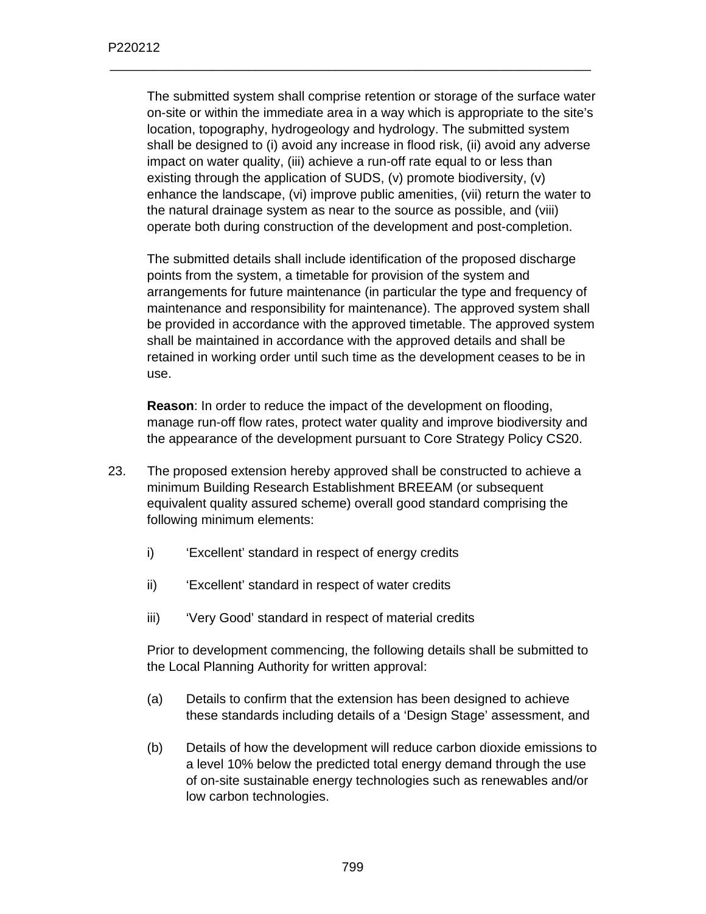The submitted system shall comprise retention or storage of the surface water on-site or within the immediate area in a way which is appropriate to the site's location, topography, hydrogeology and hydrology. The submitted system shall be designed to (i) avoid any increase in flood risk, (ii) avoid any adverse impact on water quality, (iii) achieve a run-off rate equal to or less than existing through the application of SUDS, (v) promote biodiversity, (v) enhance the landscape, (vi) improve public amenities, (vii) return the water to the natural drainage system as near to the source as possible, and (viii) operate both during construction of the development and post-completion.

The submitted details shall include identification of the proposed discharge points from the system, a timetable for provision of the system and arrangements for future maintenance (in particular the type and frequency of maintenance and responsibility for maintenance). The approved system shall be provided in accordance with the approved timetable. The approved system shall be maintained in accordance with the approved details and shall be retained in working order until such time as the development ceases to be in use.

**Reason**: In order to reduce the impact of the development on flooding, manage run-off flow rates, protect water quality and improve biodiversity and the appearance of the development pursuant to Core Strategy Policy CS20.

23. The proposed extension hereby approved shall be constructed to achieve a minimum Building Research Establishment BREEAM (or subsequent equivalent quality assured scheme) overall good standard comprising the following minimum elements:

    i) 'Excellent' standard in respect of energy credits

    ii) 'Excellent' standard in respect of water credits

    iii) 'Very Good' standard in respect of material credits

    Prior to development commencing, the following details shall be submitted to the Local Planning Authority for written approval:

    (a) Details to confirm that the extension has been designed to achieve these standards including details of a 'Design Stage' assessment, and

    (b) Details of how the development will reduce carbon dioxide emissions to a level 10% below the predicted total energy demand through the use of on-site sustainable energy technologies such as renewables and/or low carbon technologies.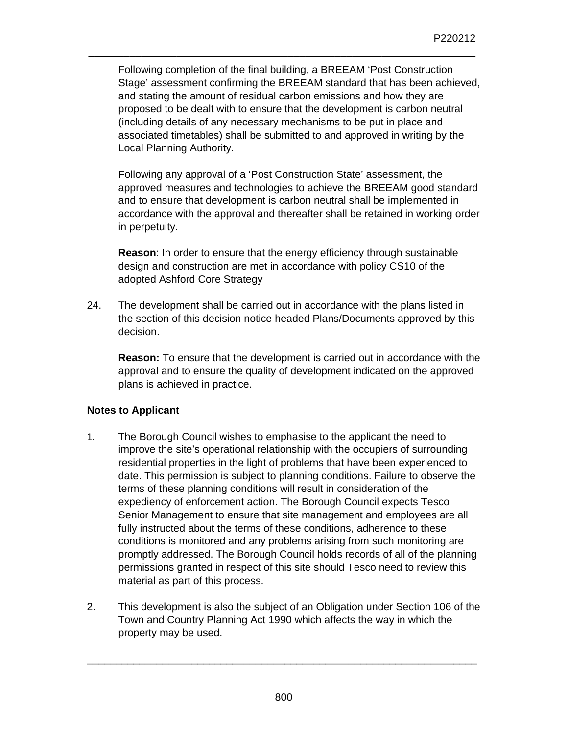Following completion of the final building, a BREEAM 'Post Construction Stage' assessment confirming the BREEAM standard that has been achieved, and stating the amount of residual carbon emissions and how they are proposed to be dealt with to ensure that the development is carbon neutral (including details of any necessary mechanisms to be put in place and associated timetables) shall be submitted to and approved in writing by the Local Planning Authority.

Following any approval of a 'Post Construction State' assessment, the approved measures and technologies to achieve the BREEAM good standard and to ensure that development is carbon neutral shall be implemented in accordance with the approval and thereafter shall be retained in working order in perpetuity.

**Reason**: In order to ensure that the energy efficiency through sustainable design and construction are met in accordance with policy CS10 of the adopted Ashford Core Strategy

24. The development shall be carried out in accordance with the plans listed in the section of this decision notice headed Plans/Documents approved by this decision.

    **Reason:** To ensure that the development is carried out in accordance with the approval and to ensure the quality of development indicated on the approved plans is achieved in practice.

### Notes to Applicant

1. The Borough Council wishes to emphasise to the applicant the need to improve the site's operational relationship with the occupiers of surrounding residential properties in the light of problems that have been experienced to date. This permission is subject to planning conditions. Failure to observe the terms of these planning conditions will result in consideration of the expediency of enforcement action. The Borough Council expects Tesco Senior Management to ensure that site management and employees are all fully instructed about the terms of these conditions, adherence to these conditions is monitored and any problems arising from such monitoring are promptly addressed. The Borough Council holds records of all of the planning permissions granted in respect of this site should Tesco need to review this material as part of this process.

2. This development is also the subject of an Obligation under Section 106 of the Town and Country Planning Act 1990 which affects the way in which the property may be used.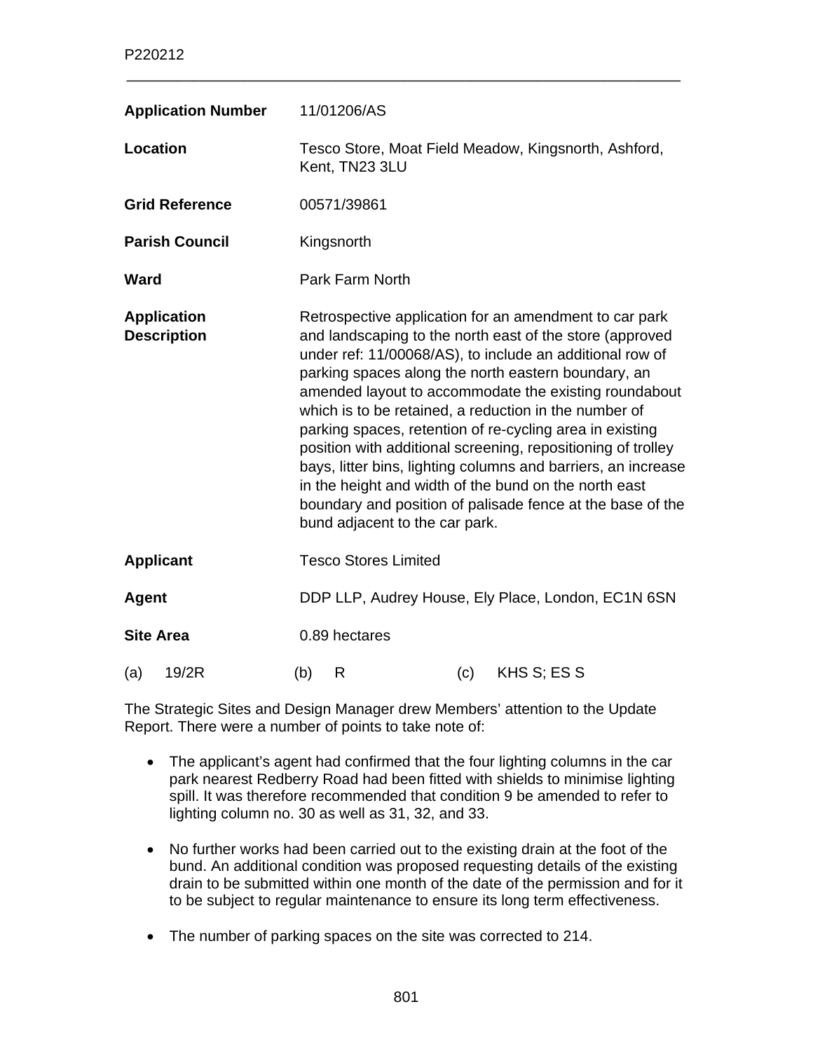| | |
|---|---|
| **Application Number** | 11/01206/AS |
| **Location** | Tesco Store, Moat Field Meadow, Kingsnorth, Ashford, Kent, TN23 3LU |
| **Grid Reference** | 00571/39861 |
| **Parish Council** | Kingsnorth |
| **Ward** | Park Farm North |
| **Application Description** | Retrospective application for an amendment to car park and landscaping to the north east of the store (approved under ref: 11/00068/AS), to include an additional row of parking spaces along the north eastern boundary, an amended layout to accommodate the existing roundabout which is to be retained, a reduction in the number of parking spaces, retention of re-cycling area in existing position with additional screening, repositioning of trolley bays, litter bins, lighting columns and barriers, an increase in the height and width of the bund on the north east boundary and position of palisade fence at the base of the bund adjacent to the car park. |
| **Applicant** | Tesco Stores Limited |
| **Agent** | DDP LLP, Audrey House, Ely Place, London, EC1N 6SN |
| **Site Area** | 0.89 hectares |

(a) 19/2R (b) R (c) KHS S; ES S

The Strategic Sites and Design Manager drew Members' attention to the Update Report. There were a number of points to take note of:

- The applicant's agent had confirmed that the four lighting columns in the car park nearest Redberry Road had been fitted with shields to minimise lighting spill. It was therefore recommended that condition 9 be amended to refer to lighting column no. 30 as well as 31, 32, and 33.

- No further works had been carried out to the existing drain at the foot of the bund. An additional condition was proposed requesting details of the existing drain to be submitted within one month of the date of the permission and for it to be subject to regular maintenance to ensure its long term effectiveness.

- The number of parking spaces on the site was corrected to 214.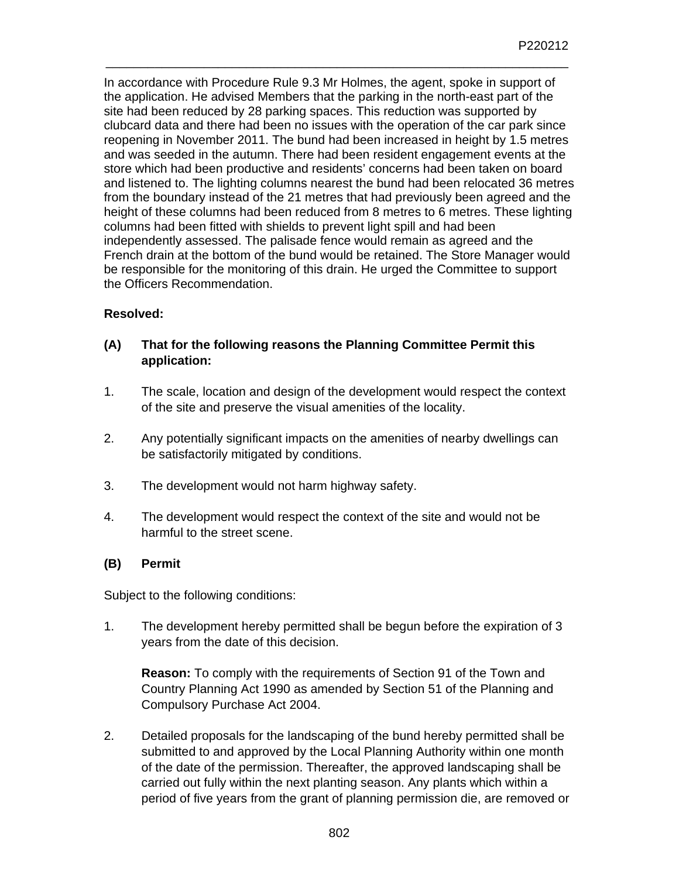In accordance with Procedure Rule 9.3 Mr Holmes, the agent, spoke in support of the application. He advised Members that the parking in the north-east part of the site had been reduced by 28 parking spaces. This reduction was supported by clubcard data and there had been no issues with the operation of the car park since reopening in November 2011. The bund had been increased in height by 1.5 metres and was seeded in the autumn. There had been resident engagement events at the store which had been productive and residents' concerns had been taken on board and listened to. The lighting columns nearest the bund had been relocated 36 metres from the boundary instead of the 21 metres that had previously been agreed and the height of these columns had been reduced from 8 metres to 6 metres. These lighting columns had been fitted with shields to prevent light spill and had been independently assessed. The palisade fence would remain as agreed and the French drain at the bottom of the bund would be retained. The Store Manager would be responsible for the monitoring of this drain. He urged the Committee to support the Officers Recommendation.

**Resolved:**

**(A) That for the following reasons the Planning Committee Permit this application:**

1. The scale, location and design of the development would respect the context of the site and preserve the visual amenities of the locality.

2. Any potentially significant impacts on the amenities of nearby dwellings can be satisfactorily mitigated by conditions.

3. The development would not harm highway safety.

4. The development would respect the context of the site and would not be harmful to the street scene.

**(B) Permit**

Subject to the following conditions:

1. The development hereby permitted shall be begun before the expiration of 3 years from the date of this decision.

   **Reason:** To comply with the requirements of Section 91 of the Town and Country Planning Act 1990 as amended by Section 51 of the Planning and Compulsory Purchase Act 2004.

2. Detailed proposals for the landscaping of the bund hereby permitted shall be submitted to and approved by the Local Planning Authority within one month of the date of the permission. Thereafter, the approved landscaping shall be carried out fully within the next planting season. Any plants which within a period of five years from the grant of planning permission die, are removed or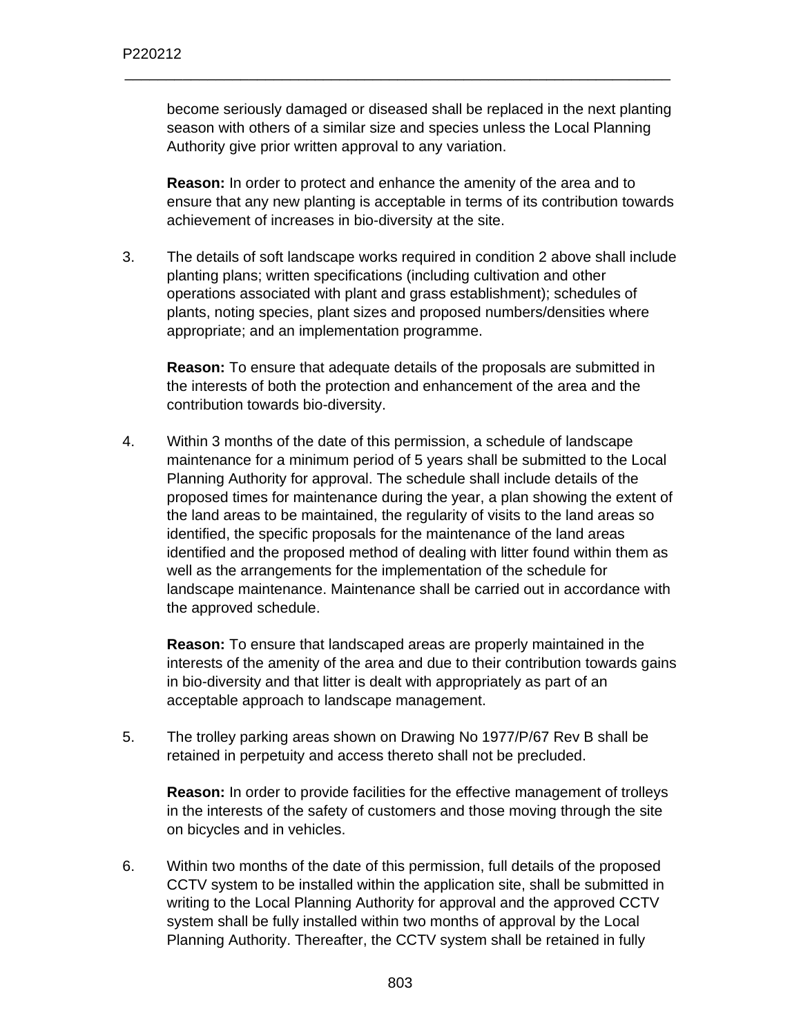become seriously damaged or diseased shall be replaced in the next planting season with others of a similar size and species unless the Local Planning Authority give prior written approval to any variation.

**Reason:** In order to protect and enhance the amenity of the area and to ensure that any new planting is acceptable in terms of its contribution towards achievement of increases in bio-diversity at the site.

3. The details of soft landscape works required in condition 2 above shall include planting plans; written specifications (including cultivation and other operations associated with plant and grass establishment); schedules of plants, noting species, plant sizes and proposed numbers/densities where appropriate; and an implementation programme.

   **Reason:** To ensure that adequate details of the proposals are submitted in the interests of both the protection and enhancement of the area and the contribution towards bio-diversity.

4. Within 3 months of the date of this permission, a schedule of landscape maintenance for a minimum period of 5 years shall be submitted to the Local Planning Authority for approval. The schedule shall include details of the proposed times for maintenance during the year, a plan showing the extent of the land areas to be maintained, the regularity of visits to the land areas so identified, the specific proposals for the maintenance of the land areas identified and the proposed method of dealing with litter found within them as well as the arrangements for the implementation of the schedule for landscape maintenance. Maintenance shall be carried out in accordance with the approved schedule.

   **Reason:** To ensure that landscaped areas are properly maintained in the interests of the amenity of the area and due to their contribution towards gains in bio-diversity and that litter is dealt with appropriately as part of an acceptable approach to landscape management.

5. The trolley parking areas shown on Drawing No 1977/P/67 Rev B shall be retained in perpetuity and access thereto shall not be precluded.

   **Reason:** In order to provide facilities for the effective management of trolleys in the interests of the safety of customers and those moving through the site on bicycles and in vehicles.

6. Within two months of the date of this permission, full details of the proposed CCTV system to be installed within the application site, shall be submitted in writing to the Local Planning Authority for approval and the approved CCTV system shall be fully installed within two months of approval by the Local Planning Authority. Thereafter, the CCTV system shall be retained in fully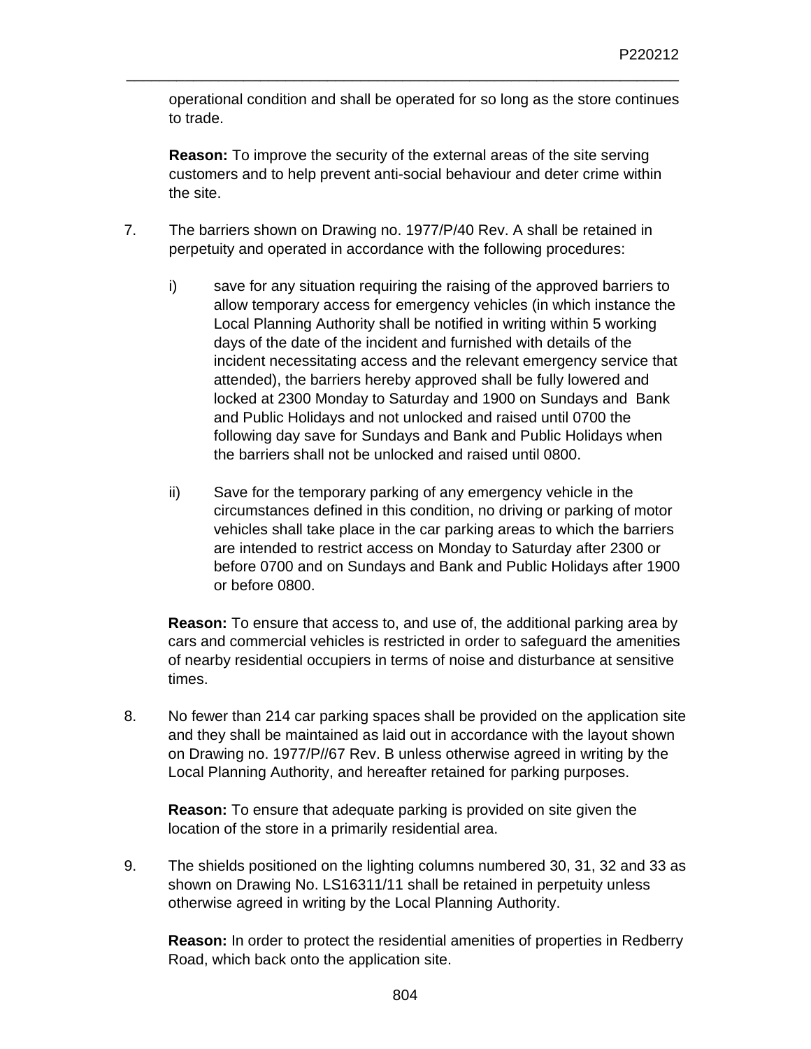operational condition and shall be operated for so long as the store continues to trade.

**Reason:** To improve the security of the external areas of the site serving customers and to help prevent anti-social behaviour and deter crime within the site.

7. The barriers shown on Drawing no. 1977/P/40 Rev. A shall be retained in perpetuity and operated in accordance with the following procedures:

   i) save for any situation requiring the raising of the approved barriers to allow temporary access for emergency vehicles (in which instance the Local Planning Authority shall be notified in writing within 5 working days of the date of the incident and furnished with details of the incident necessitating access and the relevant emergency service that attended), the barriers hereby approved shall be fully lowered and locked at 2300 Monday to Saturday and 1900 on Sundays and Bank and Public Holidays and not unlocked and raised until 0700 the following day save for Sundays and Bank and Public Holidays when the barriers shall not be unlocked and raised until 0800.

   ii) Save for the temporary parking of any emergency vehicle in the circumstances defined in this condition, no driving or parking of motor vehicles shall take place in the car parking areas to which the barriers are intended to restrict access on Monday to Saturday after 2300 or before 0700 and on Sundays and Bank and Public Holidays after 1900 or before 0800.

   **Reason:** To ensure that access to, and use of, the additional parking area by cars and commercial vehicles is restricted in order to safeguard the amenities of nearby residential occupiers in terms of noise and disturbance at sensitive times.

8. No fewer than 214 car parking spaces shall be provided on the application site and they shall be maintained as laid out in accordance with the layout shown on Drawing no. 1977/P//67 Rev. B unless otherwise agreed in writing by the Local Planning Authority, and hereafter retained for parking purposes.

   **Reason:** To ensure that adequate parking is provided on site given the location of the store in a primarily residential area.

9. The shields positioned on the lighting columns numbered 30, 31, 32 and 33 as shown on Drawing No. LS16311/11 shall be retained in perpetuity unless otherwise agreed in writing by the Local Planning Authority.

   **Reason:** In order to protect the residential amenities of properties in Redberry Road, which back onto the application site.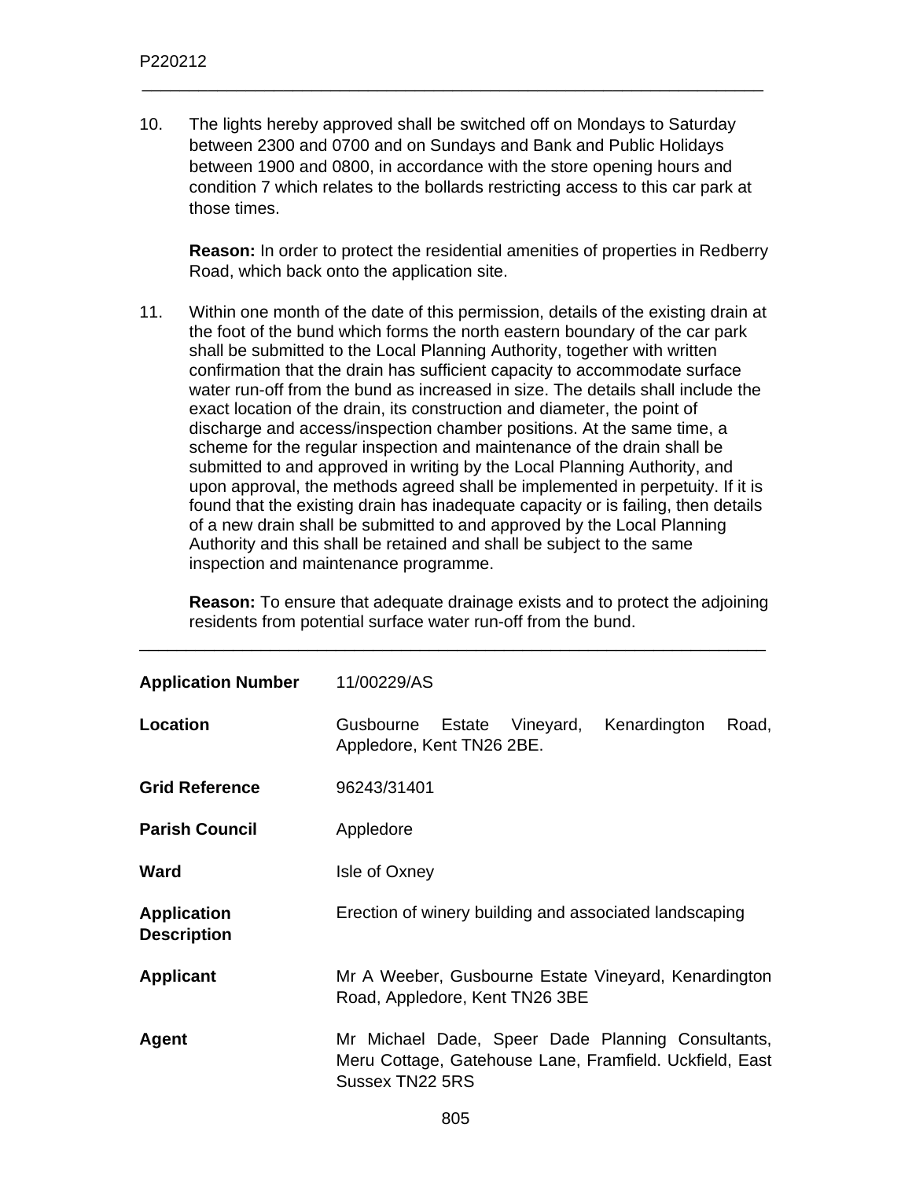10. The lights hereby approved shall be switched off on Mondays to Saturday between 2300 and 0700 and on Sundays and Bank and Public Holidays between 1900 and 0800, in accordance with the store opening hours and condition 7 which relates to the bollards restricting access to this car park at those times.

    **Reason:** In order to protect the residential amenities of properties in Redberry Road, which back onto the application site.

11. Within one month of the date of this permission, details of the existing drain at the foot of the bund which forms the north eastern boundary of the car park shall be submitted to the Local Planning Authority, together with written confirmation that the drain has sufficient capacity to accommodate surface water run-off from the bund as increased in size. The details shall include the exact location of the drain, its construction and diameter, the point of discharge and access/inspection chamber positions. At the same time, a scheme for the regular inspection and maintenance of the drain shall be submitted to and approved in writing by the Local Planning Authority, and upon approval, the methods agreed shall be implemented in perpetuity. If it is found that the existing drain has inadequate capacity or is failing, then details of a new drain shall be submitted to and approved by the Local Planning Authority and this shall be retained and shall be subject to the same inspection and maintenance programme.

    **Reason:** To ensure that adequate drainage exists and to protect the adjoining residents from potential surface water run-off from the bund.

---

| | |
|---|---|
| **Application Number** | 11/00229/AS |
| **Location** | Gusbourne Estate Vineyard, Kenardington Road, Appledore, Kent TN26 2BE. |
| **Grid Reference** | 96243/31401 |
| **Parish Council** | Appledore |
| **Ward** | Isle of Oxney |
| **Application Description** | Erection of winery building and associated landscaping |
| **Applicant** | Mr A Weeber, Gusbourne Estate Vineyard, Kenardington Road, Appledore, Kent TN26 3BE |
| **Agent** | Mr Michael Dade, Speer Dade Planning Consultants, Meru Cottage, Gatehouse Lane, Framfield. Uckfield, East Sussex TN22 5RS |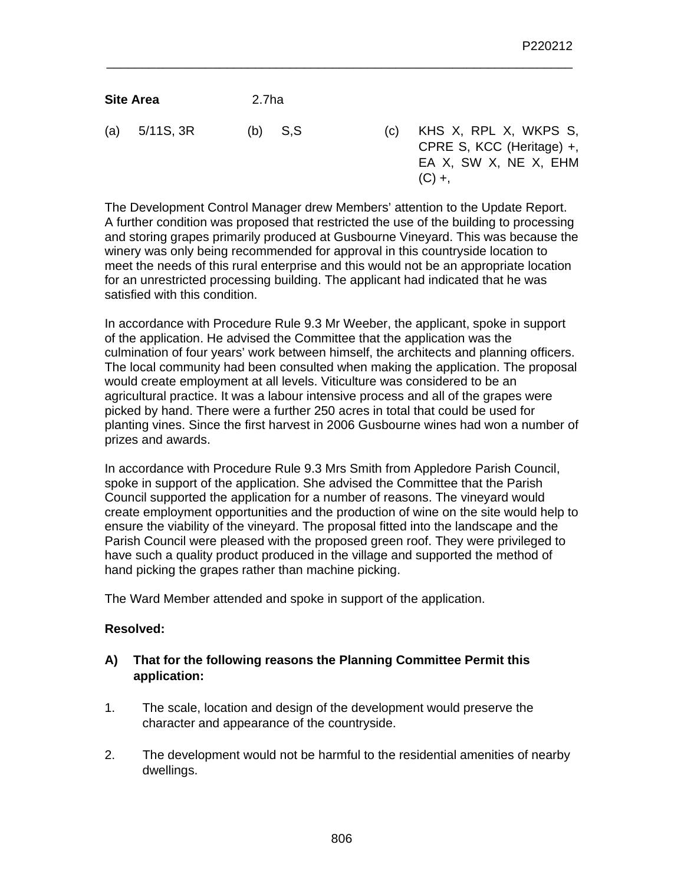**Site Area** 2.7ha

| | | | | | |
|---|---|---|---|---|---|
| (a) | 5/11S, 3R | (b) | S,S | (c) | KHS X, RPL X, WKPS S, CPRE S, KCC (Heritage) +, EA X, SW X, NE X, EHM (C) +, |

The Development Control Manager drew Members' attention to the Update Report. A further condition was proposed that restricted the use of the building to processing and storing grapes primarily produced at Gusbourne Vineyard. This was because the winery was only being recommended for approval in this countryside location to meet the needs of this rural enterprise and this would not be an appropriate location for an unrestricted processing building. The applicant had indicated that he was satisfied with this condition.

In accordance with Procedure Rule 9.3 Mr Weeber, the applicant, spoke in support of the application. He advised the Committee that the application was the culmination of four years' work between himself, the architects and planning officers. The local community had been consulted when making the application. The proposal would create employment at all levels. Viticulture was considered to be an agricultural practice. It was a labour intensive process and all of the grapes were picked by hand. There were a further 250 acres in total that could be used for planting vines. Since the first harvest in 2006 Gusbourne wines had won a number of prizes and awards.

In accordance with Procedure Rule 9.3 Mrs Smith from Appledore Parish Council, spoke in support of the application. She advised the Committee that the Parish Council supported the application for a number of reasons. The vineyard would create employment opportunities and the production of wine on the site would help to ensure the viability of the vineyard. The proposal fitted into the landscape and the Parish Council were pleased with the proposed green roof. They were privileged to have such a quality product produced in the village and supported the method of hand picking the grapes rather than machine picking.

The Ward Member attended and spoke in support of the application.

**Resolved:**

**A) That for the following reasons the Planning Committee Permit this application:**

1. The scale, location and design of the development would preserve the character and appearance of the countryside.

2. The development would not be harmful to the residential amenities of nearby dwellings.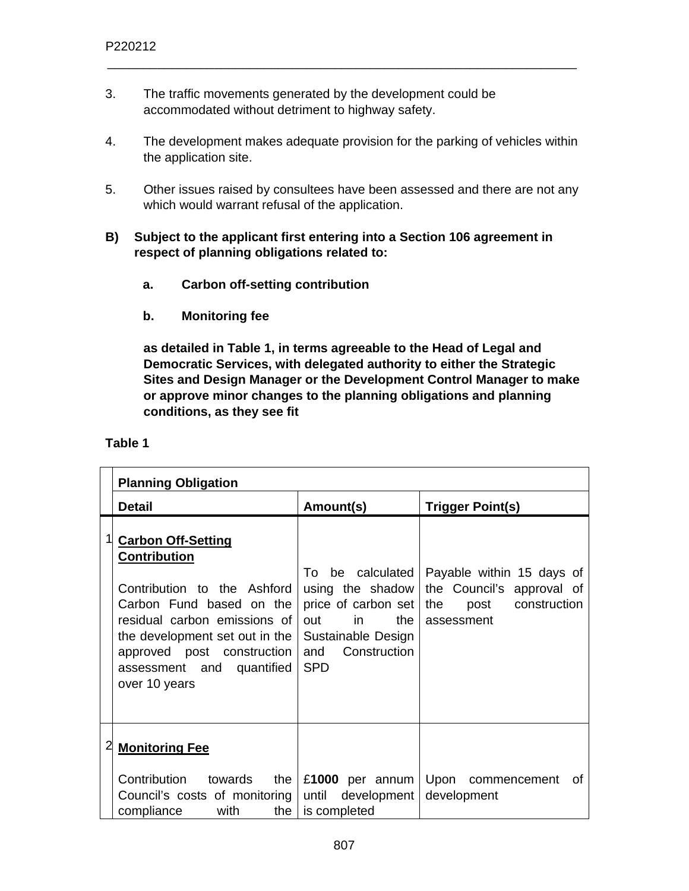3. The traffic movements generated by the development could be accommodated without detriment to highway safety.

4. The development makes adequate provision for the parking of vehicles within the application site.

5. Other issues raised by consultees have been assessed and there are not any which would warrant refusal of the application.

**B) Subject to the applicant first entering into a Section 106 agreement in respect of planning obligations related to:**

**a. Carbon off-setting contribution**

**b. Monitoring fee**

**as detailed in Table 1, in terms agreeable to the Head of Legal and Democratic Services, with delegated authority to either the Strategic Sites and Design Manager or the Development Control Manager to make or approve minor changes to the planning obligations and planning conditions, as they see fit**

**Table 1**

| | **Planning Obligation** | | |
|---|---|---|---|
| | **Detail** | **Amount(s)** | **Trigger Point(s)** |
| 1 | **Carbon Off-Setting Contribution**<br><br>Contribution to the Ashford Carbon Fund based on the residual carbon emissions of the development set out in the approved post construction assessment and quantified over 10 years | To be calculated using the shadow price of carbon set out in the Sustainable Design and Construction SPD | Payable within 15 days of the Council's approval of the post construction assessment |
| 2 | **Monitoring Fee**<br><br>Contribution towards the Council's costs of monitoring compliance with the | £**1000** per annum until development is completed | Upon commencement of development |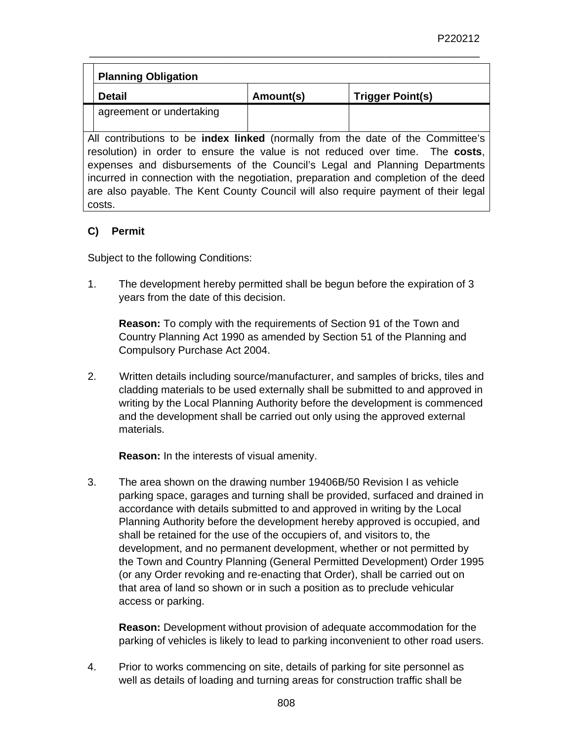| Planning Obligation | | |
|---|---|---|
| **Detail** | **Amount(s)** | **Trigger Point(s)** |
| agreement or undertaking | | |

All contributions to be **index linked** (normally from the date of the Committee's resolution) in order to ensure the value is not reduced over time. The **costs**, expenses and disbursements of the Council's Legal and Planning Departments incurred in connection with the negotiation, preparation and completion of the deed are also payable. The Kent County Council will also require payment of their legal costs.

**C) Permit**

Subject to the following Conditions:

1. The development hereby permitted shall be begun before the expiration of 3 years from the date of this decision.

   **Reason:** To comply with the requirements of Section 91 of the Town and Country Planning Act 1990 as amended by Section 51 of the Planning and Compulsory Purchase Act 2004.

2. Written details including source/manufacturer, and samples of bricks, tiles and cladding materials to be used externally shall be submitted to and approved in writing by the Local Planning Authority before the development is commenced and the development shall be carried out only using the approved external materials.

   **Reason:** In the interests of visual amenity.

3. The area shown on the drawing number 19406B/50 Revision I as vehicle parking space, garages and turning shall be provided, surfaced and drained in accordance with details submitted to and approved in writing by the Local Planning Authority before the development hereby approved is occupied, and shall be retained for the use of the occupiers of, and visitors to, the development, and no permanent development, whether or not permitted by the Town and Country Planning (General Permitted Development) Order 1995 (or any Order revoking and re-enacting that Order), shall be carried out on that area of land so shown or in such a position as to preclude vehicular access or parking.

   **Reason:** Development without provision of adequate accommodation for the parking of vehicles is likely to lead to parking inconvenient to other road users.

4. Prior to works commencing on site, details of parking for site personnel as well as details of loading and turning areas for construction traffic shall be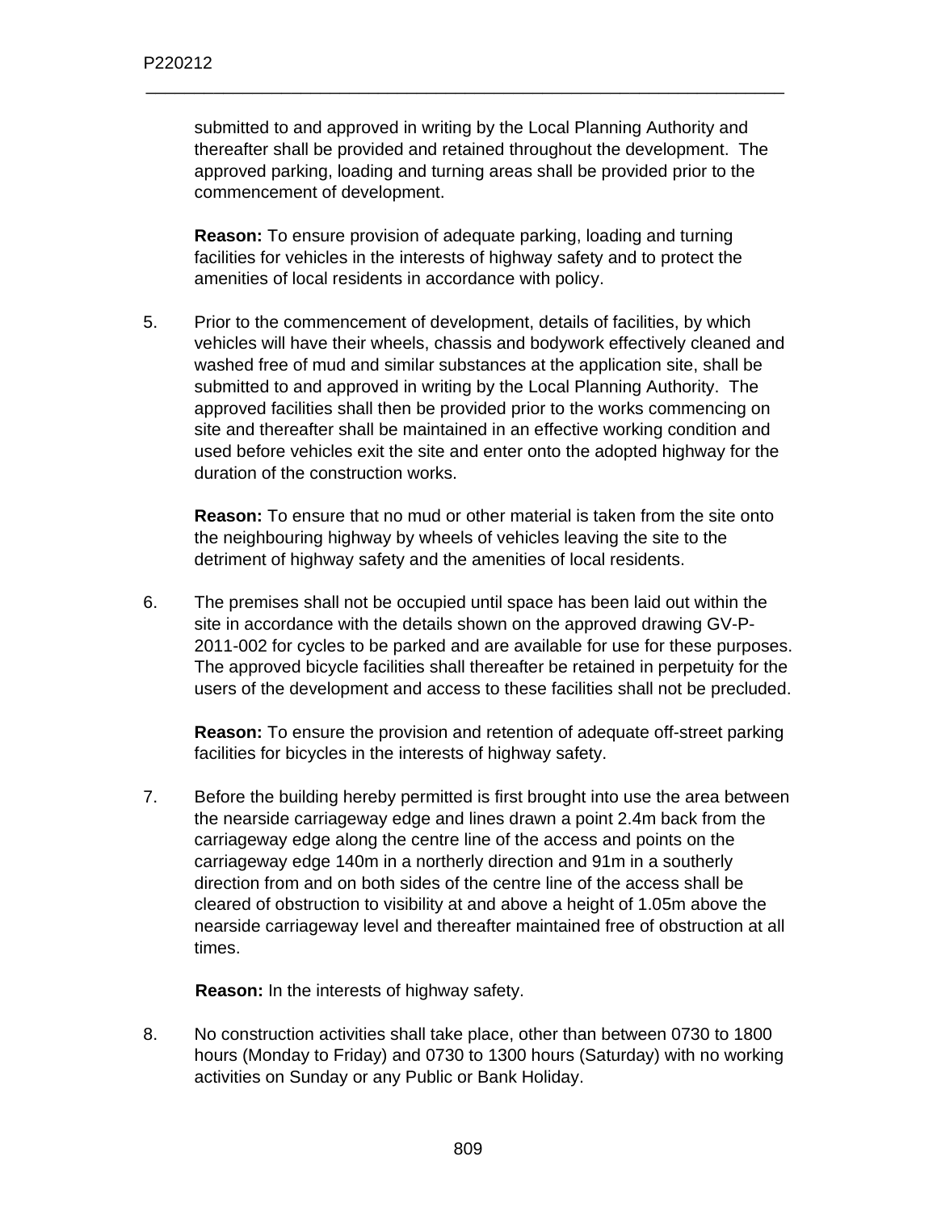submitted to and approved in writing by the Local Planning Authority and thereafter shall be provided and retained throughout the development. The approved parking, loading and turning areas shall be provided prior to the commencement of development.

**Reason:** To ensure provision of adequate parking, loading and turning facilities for vehicles in the interests of highway safety and to protect the amenities of local residents in accordance with policy.

5. Prior to the commencement of development, details of facilities, by which vehicles will have their wheels, chassis and bodywork effectively cleaned and washed free of mud and similar substances at the application site, shall be submitted to and approved in writing by the Local Planning Authority. The approved facilities shall then be provided prior to the works commencing on site and thereafter shall be maintained in an effective working condition and used before vehicles exit the site and enter onto the adopted highway for the duration of the construction works.

   **Reason:** To ensure that no mud or other material is taken from the site onto the neighbouring highway by wheels of vehicles leaving the site to the detriment of highway safety and the amenities of local residents.

6. The premises shall not be occupied until space has been laid out within the site in accordance with the details shown on the approved drawing GV-P-2011-002 for cycles to be parked and are available for use for these purposes. The approved bicycle facilities shall thereafter be retained in perpetuity for the users of the development and access to these facilities shall not be precluded.

   **Reason:** To ensure the provision and retention of adequate off-street parking facilities for bicycles in the interests of highway safety.

7. Before the building hereby permitted is first brought into use the area between the nearside carriageway edge and lines drawn a point 2.4m back from the carriageway edge along the centre line of the access and points on the carriageway edge 140m in a northerly direction and 91m in a southerly direction from and on both sides of the centre line of the access shall be cleared of obstruction to visibility at and above a height of 1.05m above the nearside carriageway level and thereafter maintained free of obstruction at all times.

   **Reason:** In the interests of highway safety.

8. No construction activities shall take place, other than between 0730 to 1800 hours (Monday to Friday) and 0730 to 1300 hours (Saturday) with no working activities on Sunday or any Public or Bank Holiday.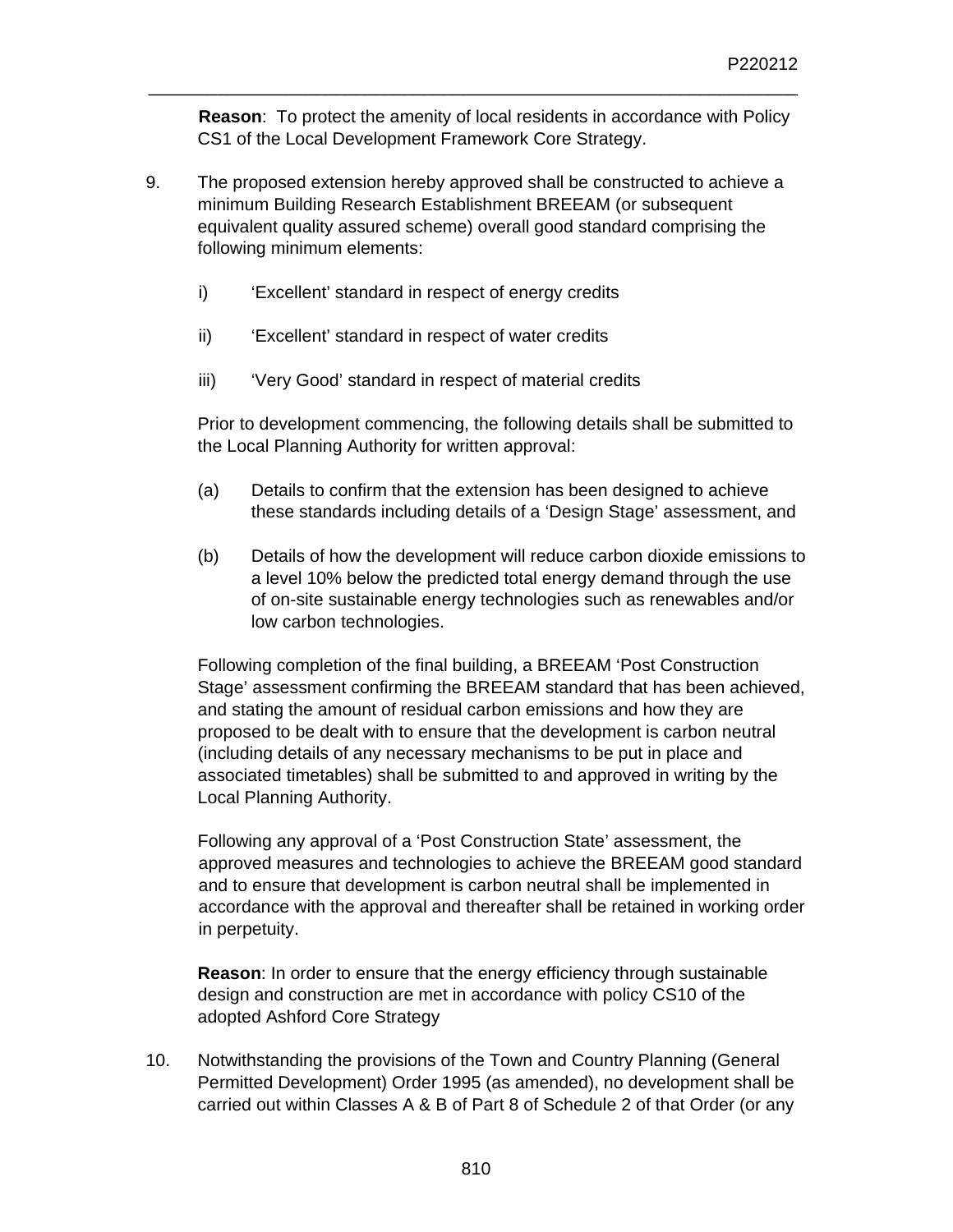**Reason**: To protect the amenity of local residents in accordance with Policy CS1 of the Local Development Framework Core Strategy.

9. The proposed extension hereby approved shall be constructed to achieve a minimum Building Research Establishment BREEAM (or subsequent equivalent quality assured scheme) overall good standard comprising the following minimum elements:

   i) 'Excellent' standard in respect of energy credits

   ii) 'Excellent' standard in respect of water credits

   iii) 'Very Good' standard in respect of material credits

   Prior to development commencing, the following details shall be submitted to the Local Planning Authority for written approval:

   (a) Details to confirm that the extension has been designed to achieve these standards including details of a 'Design Stage' assessment, and

   (b) Details of how the development will reduce carbon dioxide emissions to a level 10% below the predicted total energy demand through the use of on-site sustainable energy technologies such as renewables and/or low carbon technologies.

   Following completion of the final building, a BREEAM 'Post Construction Stage' assessment confirming the BREEAM standard that has been achieved, and stating the amount of residual carbon emissions and how they are proposed to be dealt with to ensure that the development is carbon neutral (including details of any necessary mechanisms to be put in place and associated timetables) shall be submitted to and approved in writing by the Local Planning Authority.

   Following any approval of a 'Post Construction State' assessment, the approved measures and technologies to achieve the BREEAM good standard and to ensure that development is carbon neutral shall be implemented in accordance with the approval and thereafter shall be retained in working order in perpetuity.

   **Reason**: In order to ensure that the energy efficiency through sustainable design and construction are met in accordance with policy CS10 of the adopted Ashford Core Strategy

10. Notwithstanding the provisions of the Town and Country Planning (General Permitted Development) Order 1995 (as amended), no development shall be carried out within Classes A & B of Part 8 of Schedule 2 of that Order (or any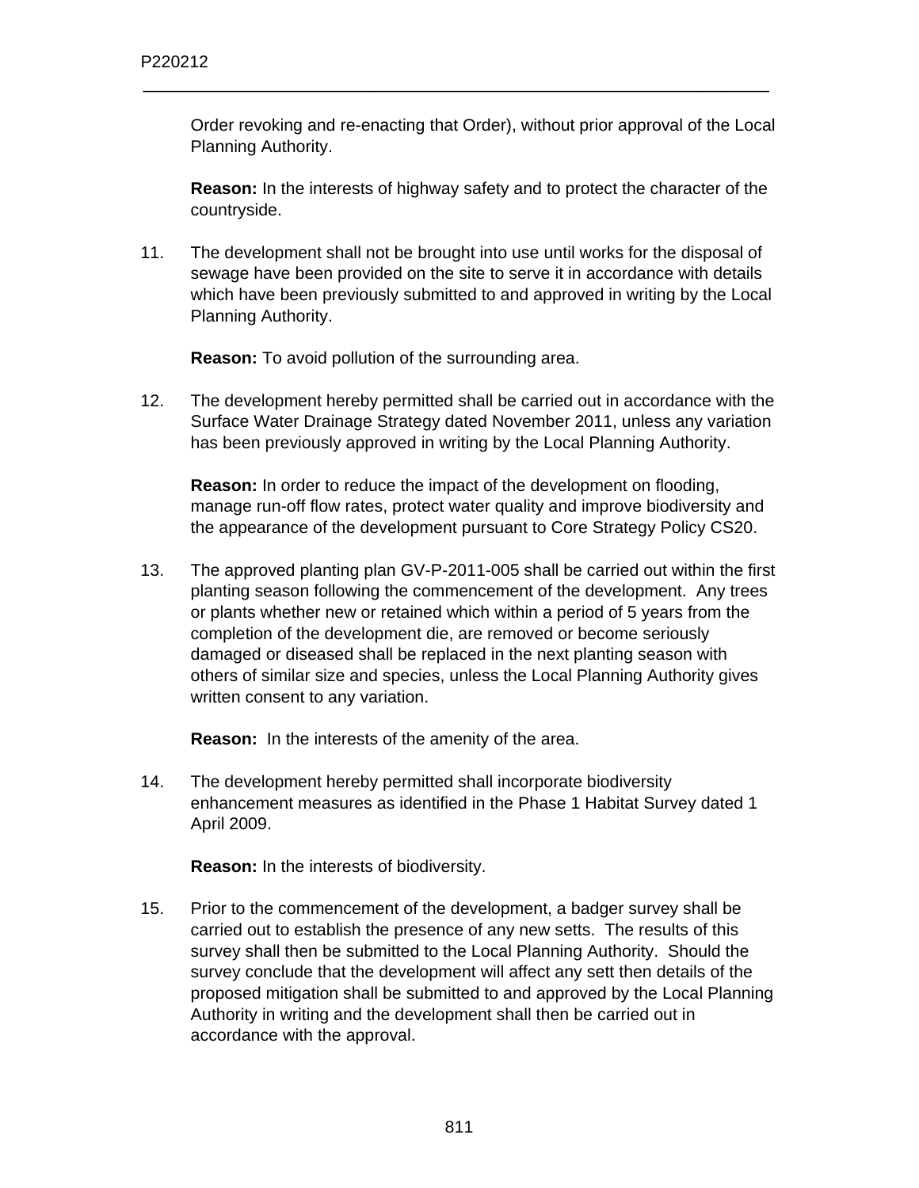Order revoking and re-enacting that Order), without prior approval of the Local Planning Authority.

**Reason:** In the interests of highway safety and to protect the character of the countryside.

11. The development shall not be brought into use until works for the disposal of sewage have been provided on the site to serve it in accordance with details which have been previously submitted to and approved in writing by the Local Planning Authority.

    **Reason:** To avoid pollution of the surrounding area.

12. The development hereby permitted shall be carried out in accordance with the Surface Water Drainage Strategy dated November 2011, unless any variation has been previously approved in writing by the Local Planning Authority.

    **Reason:** In order to reduce the impact of the development on flooding, manage run-off flow rates, protect water quality and improve biodiversity and the appearance of the development pursuant to Core Strategy Policy CS20.

13. The approved planting plan GV-P-2011-005 shall be carried out within the first planting season following the commencement of the development. Any trees or plants whether new or retained which within a period of 5 years from the completion of the development die, are removed or become seriously damaged or diseased shall be replaced in the next planting season with others of similar size and species, unless the Local Planning Authority gives written consent to any variation.

    **Reason:** In the interests of the amenity of the area.

14. The development hereby permitted shall incorporate biodiversity enhancement measures as identified in the Phase 1 Habitat Survey dated 1 April 2009.

    **Reason:** In the interests of biodiversity.

15. Prior to the commencement of the development, a badger survey shall be carried out to establish the presence of any new setts. The results of this survey shall then be submitted to the Local Planning Authority. Should the survey conclude that the development will affect any sett then details of the proposed mitigation shall be submitted to and approved by the Local Planning Authority in writing and the development shall then be carried out in accordance with the approval.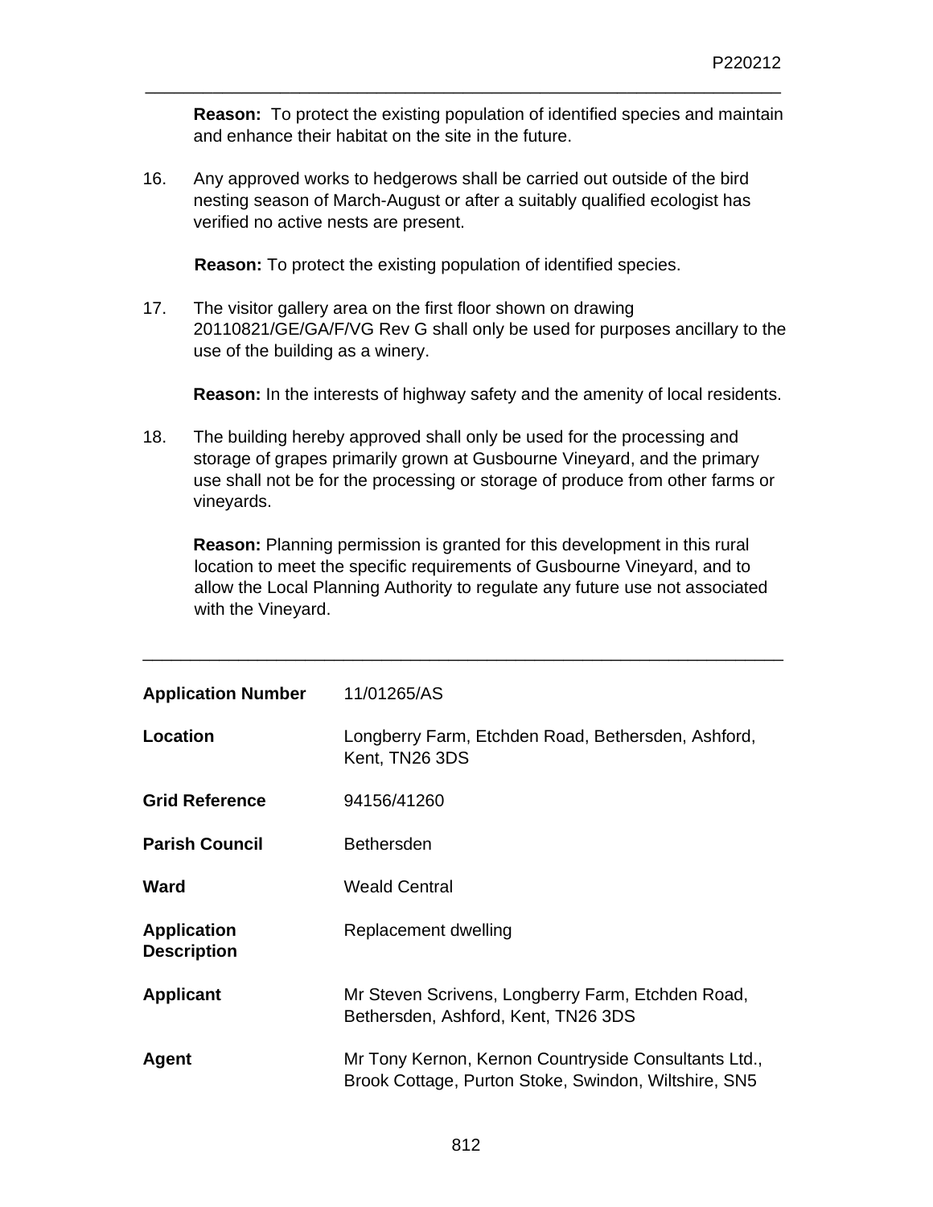**Reason:** To protect the existing population of identified species and maintain and enhance their habitat on the site in the future.

16. Any approved works to hedgerows shall be carried out outside of the bird nesting season of March-August or after a suitably qualified ecologist has verified no active nests are present.

    **Reason:** To protect the existing population of identified species.

17. The visitor gallery area on the first floor shown on drawing 20110821/GE/GA/F/VG Rev G shall only be used for purposes ancillary to the use of the building as a winery.

    **Reason:** In the interests of highway safety and the amenity of local residents.

18. The building hereby approved shall only be used for the processing and storage of grapes primarily grown at Gusbourne Vineyard, and the primary use shall not be for the processing or storage of produce from other farms or vineyards.

    **Reason:** Planning permission is granted for this development in this rural location to meet the specific requirements of Gusbourne Vineyard, and to allow the Local Planning Authority to regulate any future use not associated with the Vineyard.

---

| | |
|---|---|
| **Application Number** | 11/01265/AS |
| **Location** | Longberry Farm, Etchden Road, Bethersden, Ashford, Kent, TN26 3DS |
| **Grid Reference** | 94156/41260 |
| **Parish Council** | Bethersden |
| **Ward** | Weald Central |
| **Application Description** | Replacement dwelling |
| **Applicant** | Mr Steven Scrivens, Longberry Farm, Etchden Road, Bethersden, Ashford, Kent, TN26 3DS |
| **Agent** | Mr Tony Kernon, Kernon Countryside Consultants Ltd., Brook Cottage, Purton Stoke, Swindon, Wiltshire, SN5 |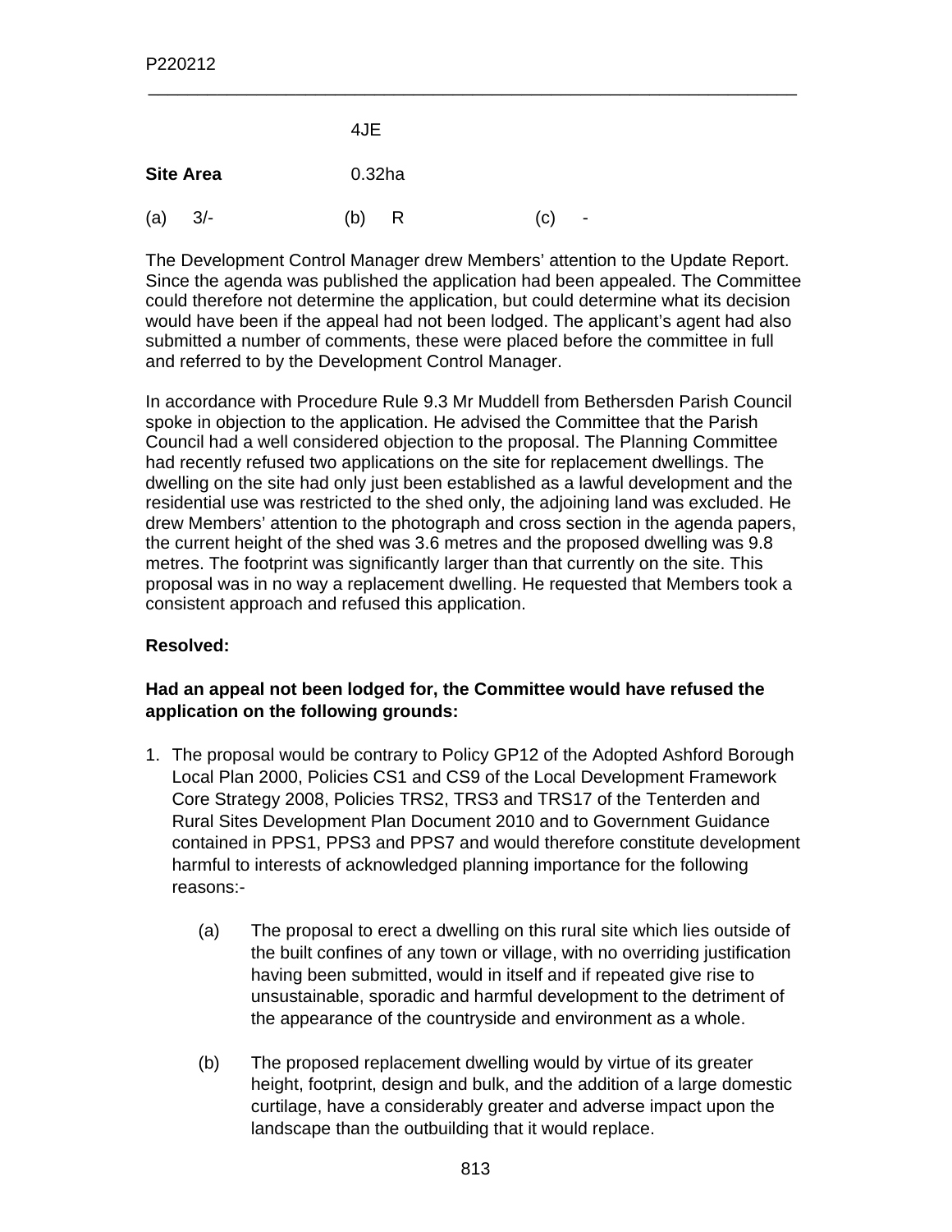4JE

**Site Area** 0.32ha

(a) 3/- (b) R (c) -

The Development Control Manager drew Members' attention to the Update Report. Since the agenda was published the application had been appealed. The Committee could therefore not determine the application, but could determine what its decision would have been if the appeal had not been lodged. The applicant's agent had also submitted a number of comments, these were placed before the committee in full and referred to by the Development Control Manager.

In accordance with Procedure Rule 9.3 Mr Muddell from Bethersden Parish Council spoke in objection to the application. He advised the Committee that the Parish Council had a well considered objection to the proposal. The Planning Committee had recently refused two applications on the site for replacement dwellings. The dwelling on the site had only just been established as a lawful development and the residential use was restricted to the shed only, the adjoining land was excluded. He drew Members' attention to the photograph and cross section in the agenda papers, the current height of the shed was 3.6 metres and the proposed dwelling was 9.8 metres. The footprint was significantly larger than that currently on the site. This proposal was in no way a replacement dwelling. He requested that Members took a consistent approach and refused this application.

**Resolved:**

**Had an appeal not been lodged for, the Committee would have refused the application on the following grounds:**

1. The proposal would be contrary to Policy GP12 of the Adopted Ashford Borough Local Plan 2000, Policies CS1 and CS9 of the Local Development Framework Core Strategy 2008, Policies TRS2, TRS3 and TRS17 of the Tenterden and Rural Sites Development Plan Document 2010 and to Government Guidance contained in PPS1, PPS3 and PPS7 and would therefore constitute development harmful to interests of acknowledged planning importance for the following reasons:-

    (a) The proposal to erect a dwelling on this rural site which lies outside of the built confines of any town or village, with no overriding justification having been submitted, would in itself and if repeated give rise to unsustainable, sporadic and harmful development to the detriment of the appearance of the countryside and environment as a whole.

    (b) The proposed replacement dwelling would by virtue of its greater height, footprint, design and bulk, and the addition of a large domestic curtilage, have a considerably greater and adverse impact upon the landscape than the outbuilding that it would replace.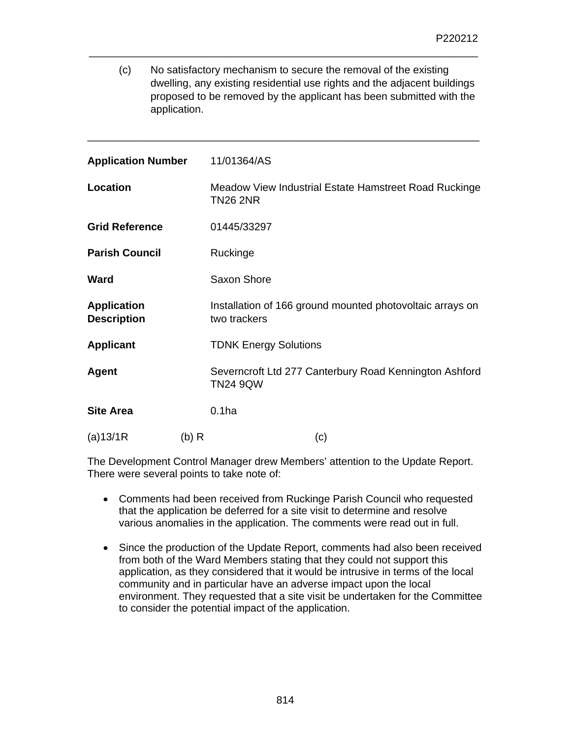(c) No satisfactory mechanism to secure the removal of the existing dwelling, any existing residential use rights and the adjacent buildings proposed to be removed by the applicant has been submitted with the application.

---

| | |
|---|---|
| **Application Number** | 11/01364/AS |
| **Location** | Meadow View Industrial Estate Hamstreet Road Ruckinge TN26 2NR |
| **Grid Reference** | 01445/33297 |
| **Parish Council** | Ruckinge |
| **Ward** | Saxon Shore |
| **Application Description** | Installation of 166 ground mounted photovoltaic arrays on two trackers |
| **Applicant** | TDNK Energy Solutions |
| **Agent** | Severncroft Ltd 277 Canterbury Road Kennington Ashford TN24 9QW |
| **Site Area** | 0.1ha |

(a)13/1R (b) R (c)

The Development Control Manager drew Members' attention to the Update Report. There were several points to take note of:

- Comments had been received from Ruckinge Parish Council who requested that the application be deferred for a site visit to determine and resolve various anomalies in the application. The comments were read out in full.
- Since the production of the Update Report, comments had also been received from both of the Ward Members stating that they could not support this application, as they considered that it would be intrusive in terms of the local community and in particular have an adverse impact upon the local environment. They requested that a site visit be undertaken for the Committee to consider the potential impact of the application.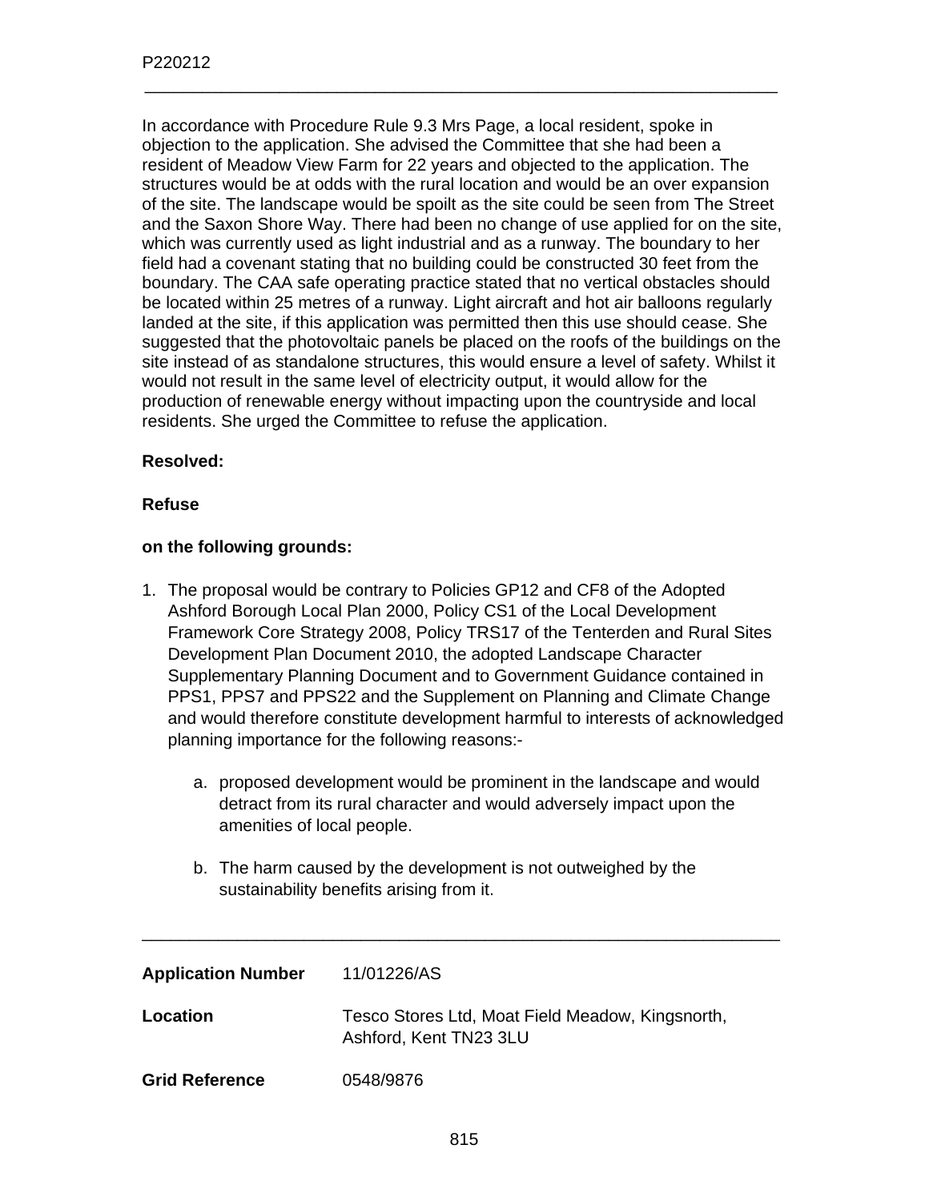In accordance with Procedure Rule 9.3 Mrs Page, a local resident, spoke in objection to the application. She advised the Committee that she had been a resident of Meadow View Farm for 22 years and objected to the application. The structures would be at odds with the rural location and would be an over expansion of the site. The landscape would be spoilt as the site could be seen from The Street and the Saxon Shore Way. There had been no change of use applied for on the site, which was currently used as light industrial and as a runway. The boundary to her field had a covenant stating that no building could be constructed 30 feet from the boundary. The CAA safe operating practice stated that no vertical obstacles should be located within 25 metres of a runway. Light aircraft and hot air balloons regularly landed at the site, if this application was permitted then this use should cease. She suggested that the photovoltaic panels be placed on the roofs of the buildings on the site instead of as standalone structures, this would ensure a level of safety. Whilst it would not result in the same level of electricity output, it would allow for the production of renewable energy without impacting upon the countryside and local residents. She urged the Committee to refuse the application.

**Resolved:**

**Refuse**

**on the following grounds:**

1. The proposal would be contrary to Policies GP12 and CF8 of the Adopted Ashford Borough Local Plan 2000, Policy CS1 of the Local Development Framework Core Strategy 2008, Policy TRS17 of the Tenterden and Rural Sites Development Plan Document 2010, the adopted Landscape Character Supplementary Planning Document and to Government Guidance contained in PPS1, PPS7 and PPS22 and the Supplement on Planning and Climate Change and would therefore constitute development harmful to interests of acknowledged planning importance for the following reasons:-

    a. proposed development would be prominent in the landscape and would detract from its rural character and would adversely impact upon the amenities of local people.

    b. The harm caused by the development is not outweighed by the sustainability benefits arising from it.

---

| | |
|---|---|
| **Application Number** | 11/01226/AS |
| **Location** | Tesco Stores Ltd, Moat Field Meadow, Kingsnorth, Ashford, Kent TN23 3LU |
| **Grid Reference** | 0548/9876 |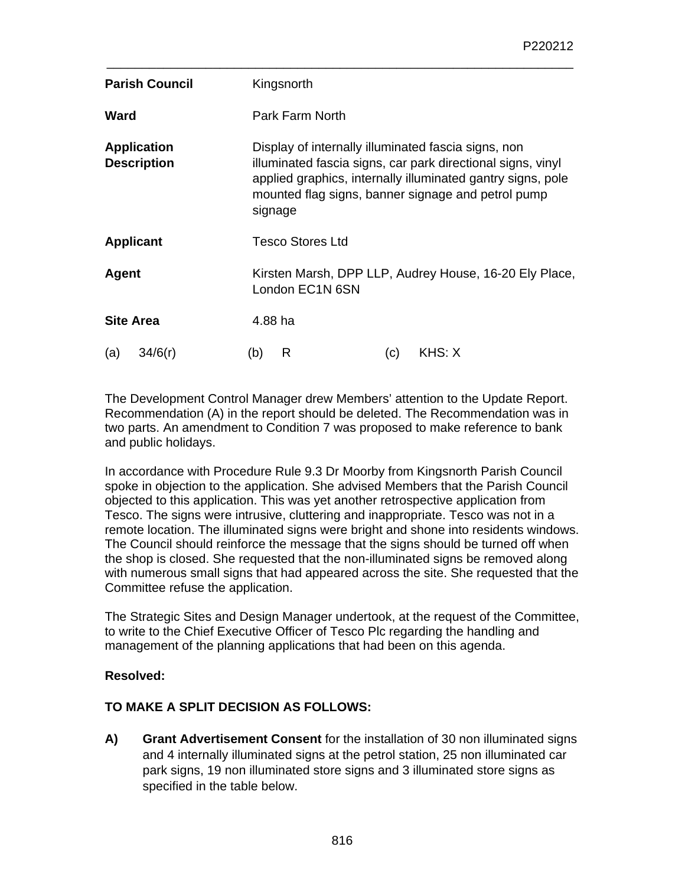P220212

| | |
|---|---|
| **Parish Council** | Kingsnorth |
| **Ward** | Park Farm North |
| **Application Description** | Display of internally illuminated fascia signs, non illuminated fascia signs, car park directional signs, vinyl applied graphics, internally illuminated gantry signs, pole mounted flag signs, banner signage and petrol pump signage |
| **Applicant** | Tesco Stores Ltd |
| **Agent** | Kirsten Marsh, DPP LLP, Audrey House, 16-20 Ely Place, London EC1N 6SN |
| **Site Area** | 4.88 ha |

(a) 34/6(r) (b) R (c) KHS: X

The Development Control Manager drew Members' attention to the Update Report. Recommendation (A) in the report should be deleted. The Recommendation was in two parts. An amendment to Condition 7 was proposed to make reference to bank and public holidays.

In accordance with Procedure Rule 9.3 Dr Moorby from Kingsnorth Parish Council spoke in objection to the application. She advised Members that the Parish Council objected to this application. This was yet another retrospective application from Tesco. The signs were intrusive, cluttering and inappropriate. Tesco was not in a remote location. The illuminated signs were bright and shone into residents windows. The Council should reinforce the message that the signs should be turned off when the shop is closed. She requested that the non-illuminated signs be removed along with numerous small signs that had appeared across the site. She requested that the Committee refuse the application.

The Strategic Sites and Design Manager undertook, at the request of the Committee, to write to the Chief Executive Officer of Tesco Plc regarding the handling and management of the planning applications that had been on this agenda.

**Resolved:**

**TO MAKE A SPLIT DECISION AS FOLLOWS:**

**A)** **Grant Advertisement Consent** for the installation of 30 non illuminated signs and 4 internally illuminated signs at the petrol station, 25 non illuminated car park signs, 19 non illuminated store signs and 3 illuminated store signs as specified in the table below.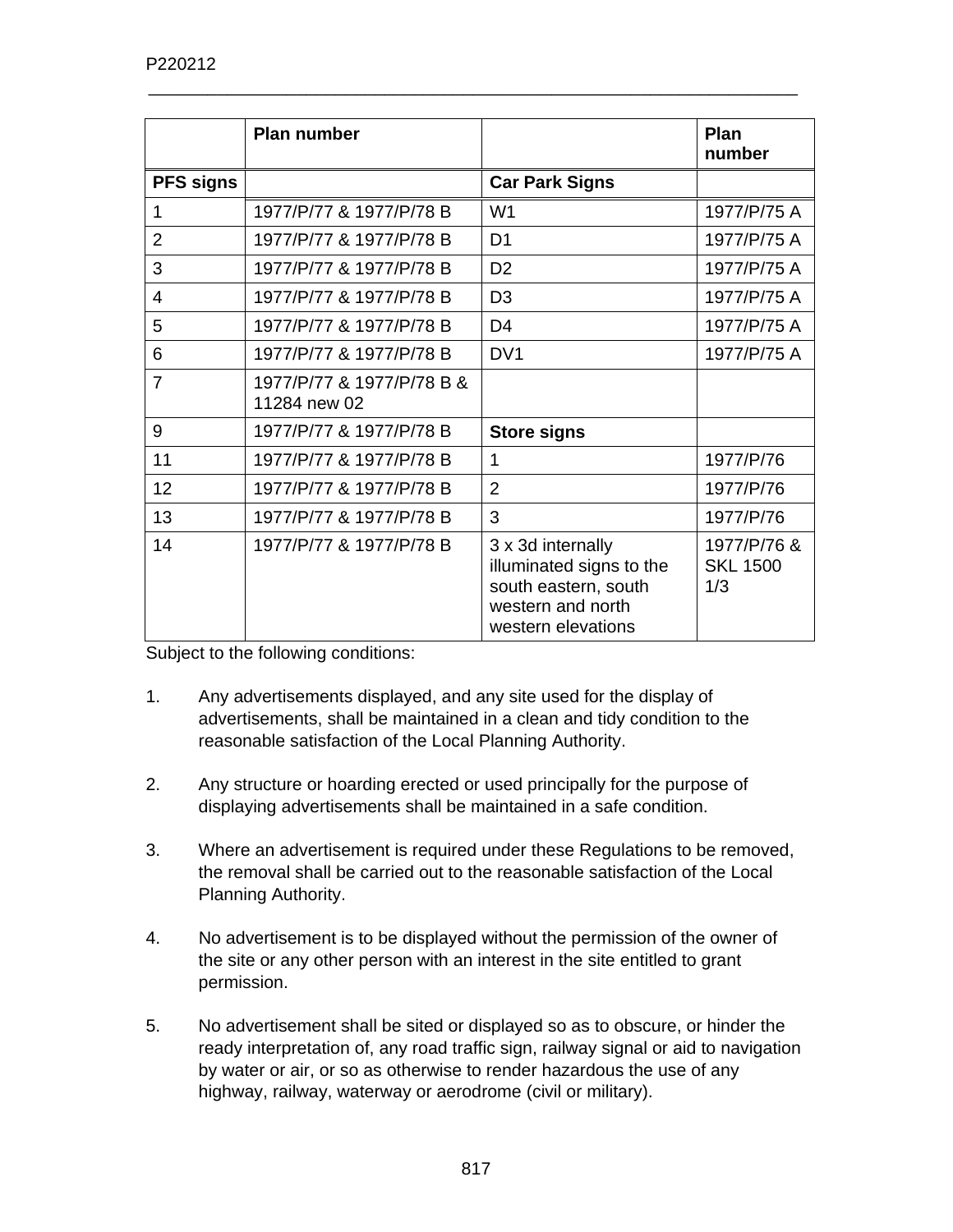| | Plan number | | Plan number |
|---|---|---|---|
| **PFS signs** | | **Car Park Signs** | |
| 1 | 1977/P/77 & 1977/P/78 B | W1 | 1977/P/75 A |
| 2 | 1977/P/77 & 1977/P/78 B | D1 | 1977/P/75 A |
| 3 | 1977/P/77 & 1977/P/78 B | D2 | 1977/P/75 A |
| 4 | 1977/P/77 & 1977/P/78 B | D3 | 1977/P/75 A |
| 5 | 1977/P/77 & 1977/P/78 B | D4 | 1977/P/75 A |
| 6 | 1977/P/77 & 1977/P/78 B | DV1 | 1977/P/75 A |
| 7 | 1977/P/77 & 1977/P/78 B & 11284 new 02 | | |
| 9 | 1977/P/77 & 1977/P/78 B | **Store signs** | |
| 11 | 1977/P/77 & 1977/P/78 B | 1 | 1977/P/76 |
| 12 | 1977/P/77 & 1977/P/78 B | 2 | 1977/P/76 |
| 13 | 1977/P/77 & 1977/P/78 B | 3 | 1977/P/76 |
| 14 | 1977/P/77 & 1977/P/78 B | 3 x 3d internally illuminated signs to the south eastern, south western and north western elevations | 1977/P/76 & SKL 1500 1/3 |

Subject to the following conditions:

1. Any advertisements displayed, and any site used for the display of advertisements, shall be maintained in a clean and tidy condition to the reasonable satisfaction of the Local Planning Authority.

2. Any structure or hoarding erected or used principally for the purpose of displaying advertisements shall be maintained in a safe condition.

3. Where an advertisement is required under these Regulations to be removed, the removal shall be carried out to the reasonable satisfaction of the Local Planning Authority.

4. No advertisement is to be displayed without the permission of the owner of the site or any other person with an interest in the site entitled to grant permission.

5. No advertisement shall be sited or displayed so as to obscure, or hinder the ready interpretation of, any road traffic sign, railway signal or aid to navigation by water or air, or so as otherwise to render hazardous the use of any highway, railway, waterway or aerodrome (civil or military).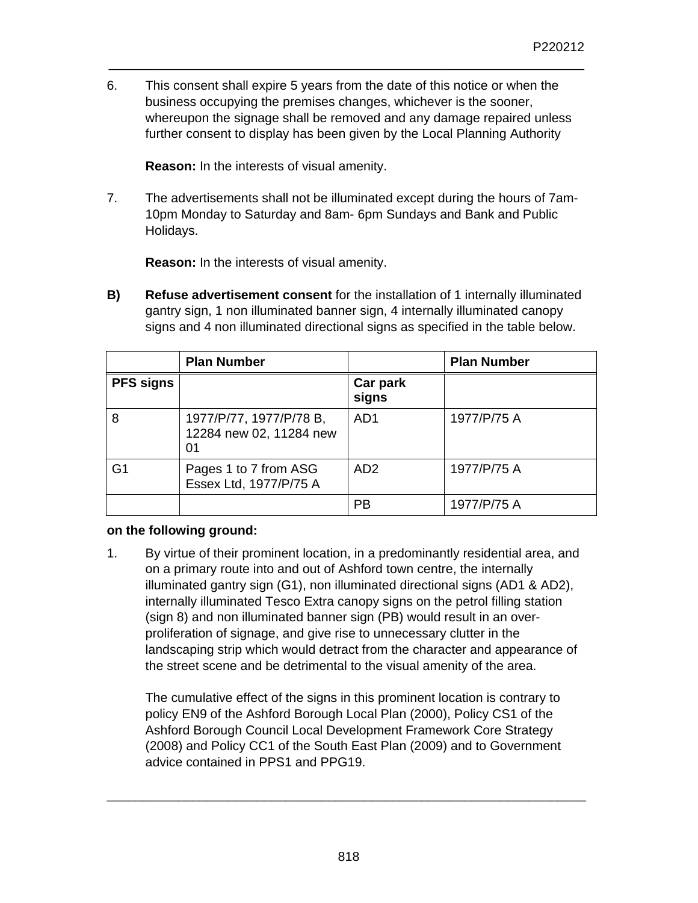6. This consent shall expire 5 years from the date of this notice or when the business occupying the premises changes, whichever is the sooner, whereupon the signage shall be removed and any damage repaired unless further consent to display has been given by the Local Planning Authority

   **Reason:** In the interests of visual amenity.

7. The advertisements shall not be illuminated except during the hours of 7am-10pm Monday to Saturday and 8am- 6pm Sundays and Bank and Public Holidays.

   **Reason:** In the interests of visual amenity.

**B)** **Refuse advertisement consent** for the installation of 1 internally illuminated gantry sign, 1 non illuminated banner sign, 4 internally illuminated canopy signs and 4 non illuminated directional signs as specified in the table below.

| | Plan Number | | Plan Number |
|---|---|---|---|
| **PFS signs** | | **Car park signs** | |
| 8 | 1977/P/77, 1977/P/78 B, 12284 new 02, 11284 new 01 | AD1 | 1977/P/75 A |
| G1 | Pages 1 to 7 from ASG Essex Ltd, 1977/P/75 A | AD2 | 1977/P/75 A |
| | | PB | 1977/P/75 A |

**on the following ground:**

1. By virtue of their prominent location, in a predominantly residential area, and on a primary route into and out of Ashford town centre, the internally illuminated gantry sign (G1), non illuminated directional signs (AD1 & AD2), internally illuminated Tesco Extra canopy signs on the petrol filling station (sign 8) and non illuminated banner sign (PB) would result in an over-proliferation of signage, and give rise to unnecessary clutter in the landscaping strip which would detract from the character and appearance of the street scene and be detrimental to the visual amenity of the area.

   The cumulative effect of the signs in this prominent location is contrary to policy EN9 of the Ashford Borough Local Plan (2000), Policy CS1 of the Ashford Borough Council Local Development Framework Core Strategy (2008) and Policy CC1 of the South East Plan (2009) and to Government advice contained in PPS1 and PPG19.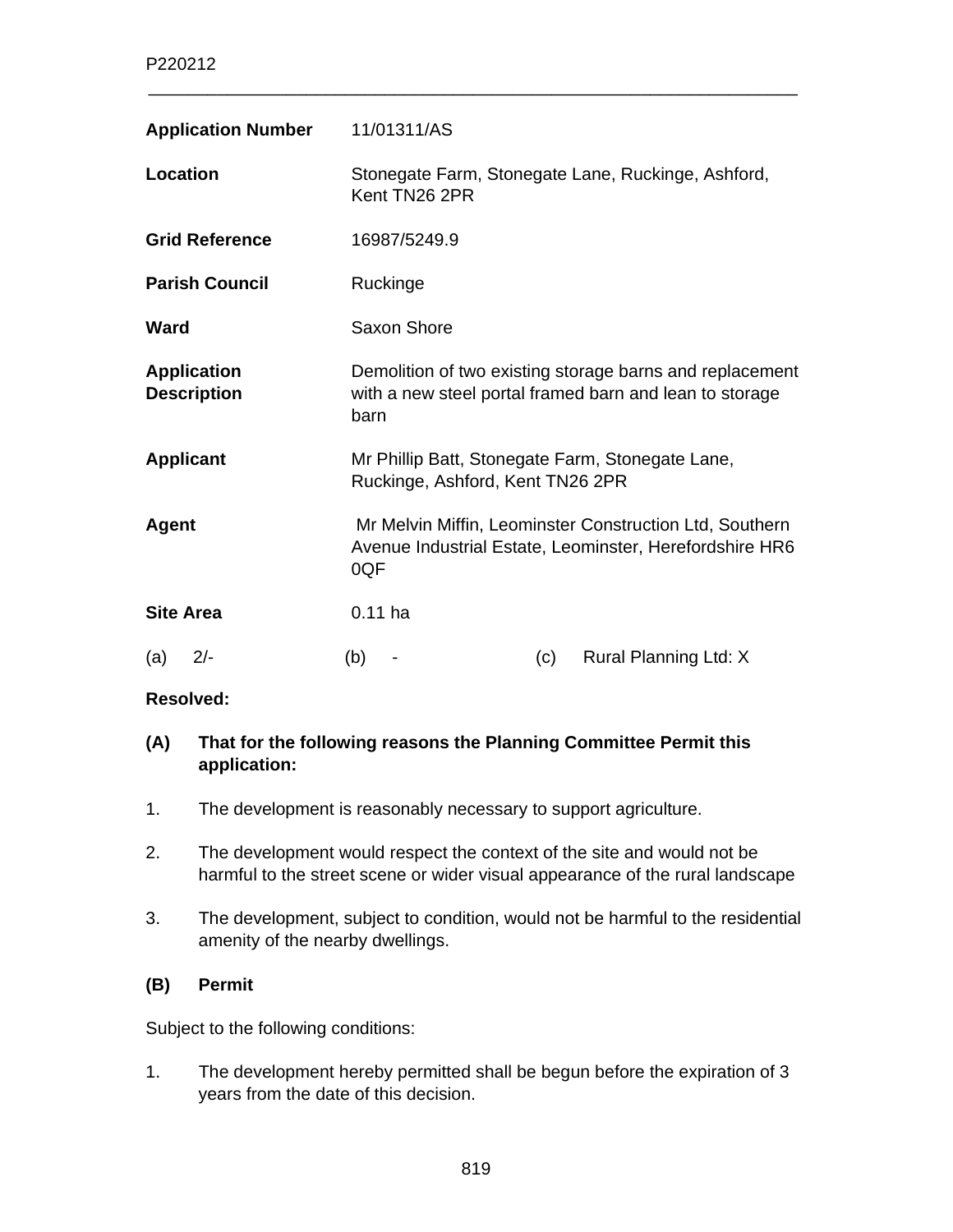P220212

| | |
|---|---|
| **Application Number** | 11/01311/AS |
| **Location** | Stonegate Farm, Stonegate Lane, Ruckinge, Ashford, Kent TN26 2PR |
| **Grid Reference** | 16987/5249.9 |
| **Parish Council** | Ruckinge |
| **Ward** | Saxon Shore |
| **Application Description** | Demolition of two existing storage barns and replacement with a new steel portal framed barn and lean to storage barn |
| **Applicant** | Mr Phillip Batt, Stonegate Farm, Stonegate Lane, Ruckinge, Ashford, Kent TN26 2PR |
| **Agent** | Mr Melvin Miffin, Leominster Construction Ltd, Southern Avenue Industrial Estate, Leominster, Herefordshire HR6 0QF |
| **Site Area** | 0.11 ha |

(a) 2/- (b) - (c) Rural Planning Ltd: X

**Resolved:**

**(A) That for the following reasons the Planning Committee Permit this application:**

1. The development is reasonably necessary to support agriculture.
2. The development would respect the context of the site and would not be harmful to the street scene or wider visual appearance of the rural landscape
3. The development, subject to condition, would not be harmful to the residential amenity of the nearby dwellings.

**(B) Permit**

Subject to the following conditions:

1. The development hereby permitted shall be begun before the expiration of 3 years from the date of this decision.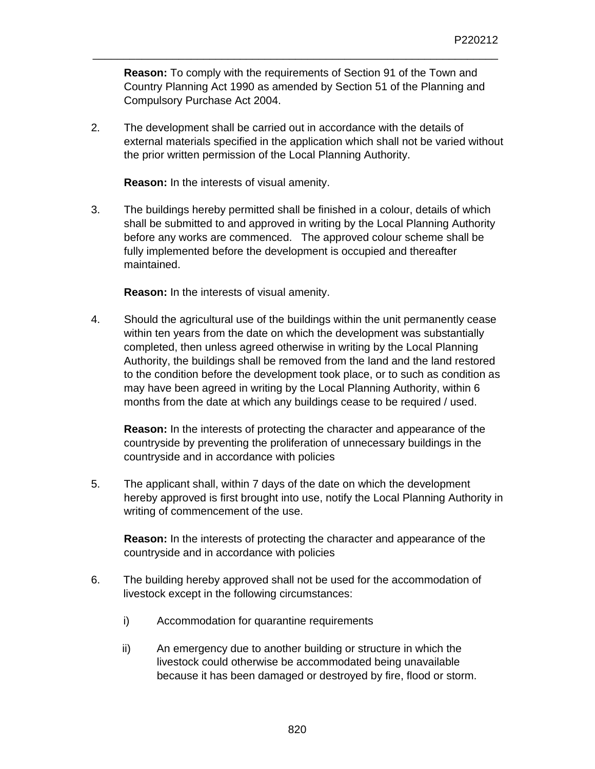**Reason:** To comply with the requirements of Section 91 of the Town and Country Planning Act 1990 as amended by Section 51 of the Planning and Compulsory Purchase Act 2004.

2. The development shall be carried out in accordance with the details of external materials specified in the application which shall not be varied without the prior written permission of the Local Planning Authority.

   **Reason:** In the interests of visual amenity.

3. The buildings hereby permitted shall be finished in a colour, details of which shall be submitted to and approved in writing by the Local Planning Authority before any works are commenced. The approved colour scheme shall be fully implemented before the development is occupied and thereafter maintained.

   **Reason:** In the interests of visual amenity.

4. Should the agricultural use of the buildings within the unit permanently cease within ten years from the date on which the development was substantially completed, then unless agreed otherwise in writing by the Local Planning Authority, the buildings shall be removed from the land and the land restored to the condition before the development took place, or to such as condition as may have been agreed in writing by the Local Planning Authority, within 6 months from the date at which any buildings cease to be required / used.

   **Reason:** In the interests of protecting the character and appearance of the countryside by preventing the proliferation of unnecessary buildings in the countryside and in accordance with policies

5. The applicant shall, within 7 days of the date on which the development hereby approved is first brought into use, notify the Local Planning Authority in writing of commencement of the use.

   **Reason:** In the interests of protecting the character and appearance of the countryside and in accordance with policies

6. The building hereby approved shall not be used for the accommodation of livestock except in the following circumstances:

   i) Accommodation for quarantine requirements

   ii) An emergency due to another building or structure in which the livestock could otherwise be accommodated being unavailable because it has been damaged or destroyed by fire, flood or storm.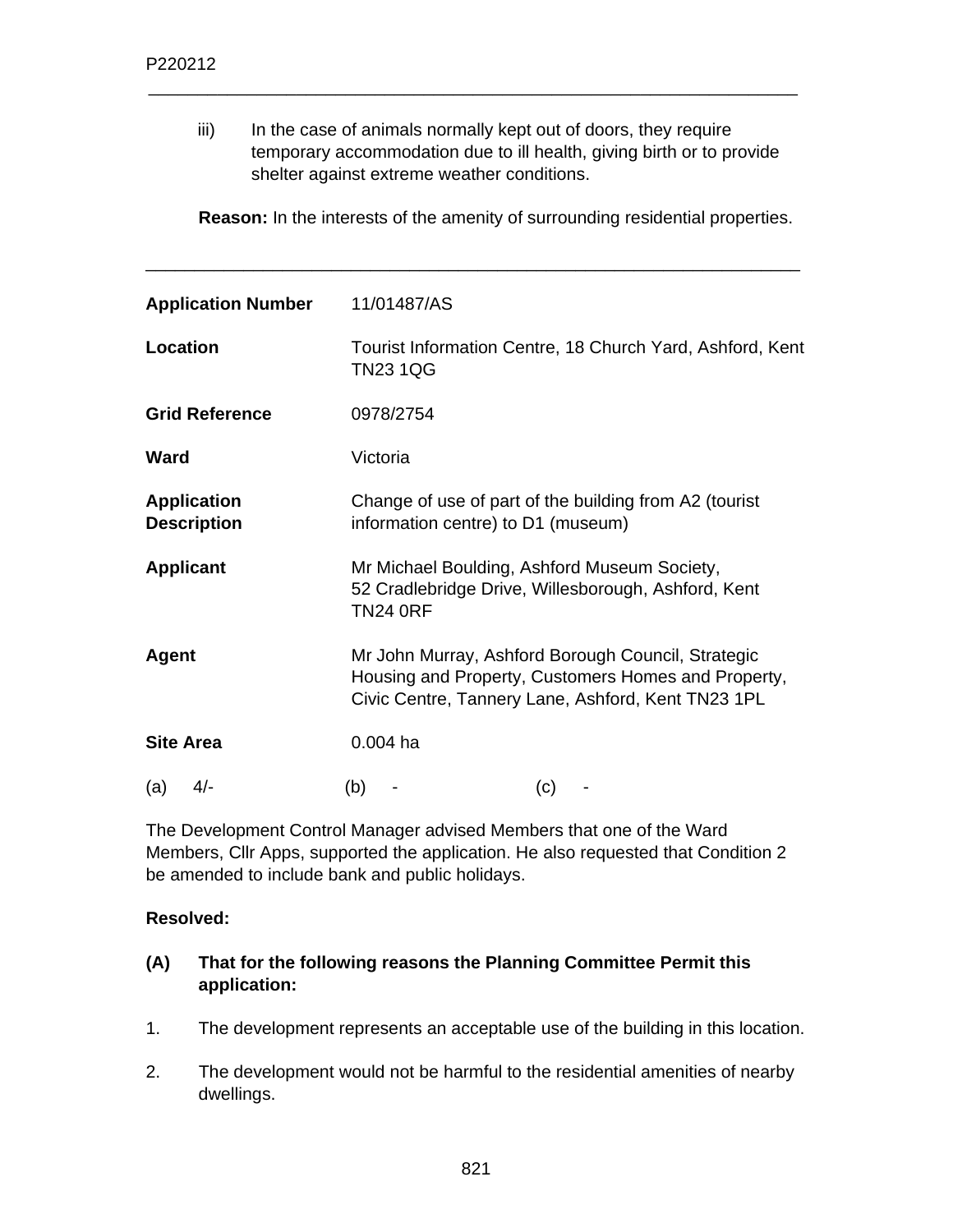iii) In the case of animals normally kept out of doors, they require temporary accommodation due to ill health, giving birth or to provide shelter against extreme weather conditions.

**Reason:** In the interests of the amenity of surrounding residential properties.

---

| | |
|---|---|
| **Application Number** | 11/01487/AS |
| **Location** | Tourist Information Centre, 18 Church Yard, Ashford, Kent TN23 1QG |
| **Grid Reference** | 0978/2754 |
| **Ward** | Victoria |
| **Application Description** | Change of use of part of the building from A2 (tourist information centre) to D1 (museum) |
| **Applicant** | Mr Michael Boulding, Ashford Museum Society, 52 Cradlebridge Drive, Willesborough, Ashford, Kent TN24 0RF |
| **Agent** | Mr John Murray, Ashford Borough Council, Strategic Housing and Property, Customers Homes and Property, Civic Centre, Tannery Lane, Ashford, Kent TN23 1PL |
| **Site Area** | 0.004 ha |

(a) 4/- (b) - (c) -

The Development Control Manager advised Members that one of the Ward Members, Cllr Apps, supported the application. He also requested that Condition 2 be amended to include bank and public holidays.

**Resolved:**

**(A) That for the following reasons the Planning Committee Permit this application:**

1. The development represents an acceptable use of the building in this location.

2. The development would not be harmful to the residential amenities of nearby dwellings.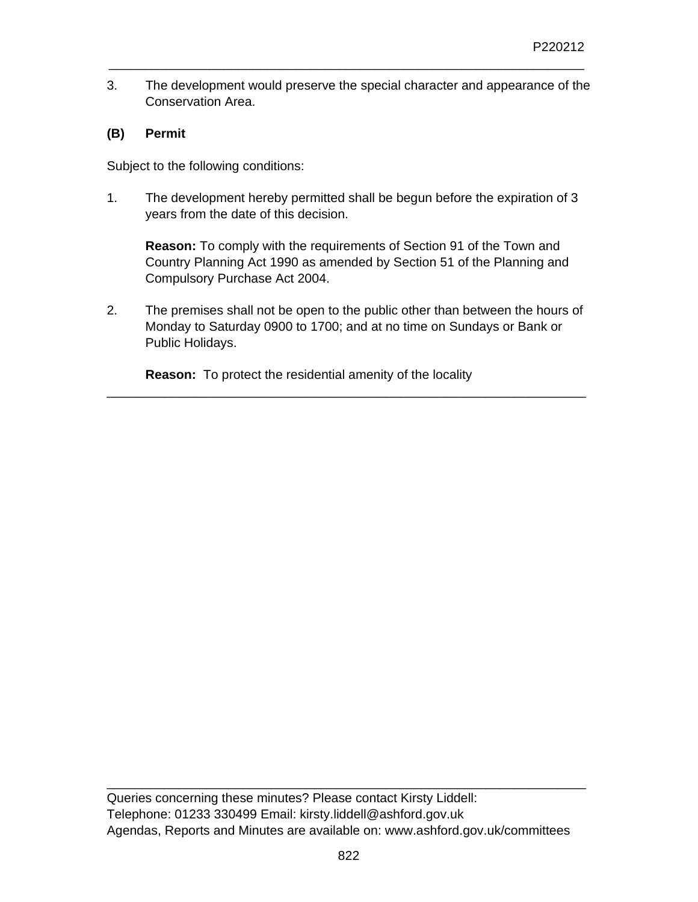3. The development would preserve the special character and appearance of the Conservation Area.

**(B) Permit**

Subject to the following conditions:

1. The development hereby permitted shall be begun before the expiration of 3 years from the date of this decision.

   **Reason:** To comply with the requirements of Section 91 of the Town and Country Planning Act 1990 as amended by Section 51 of the Planning and Compulsory Purchase Act 2004.

2. The premises shall not be open to the public other than between the hours of Monday to Saturday 0900 to 1700; and at no time on Sundays or Bank or Public Holidays.

   **Reason:** To protect the residential amenity of the locality

---

Queries concerning these minutes? Please contact Kirsty Liddell:
Telephone: 01233 330499 Email: kirsty.liddell@ashford.gov.uk
Agendas, Reports and Minutes are available on: www.ashford.gov.uk/committees